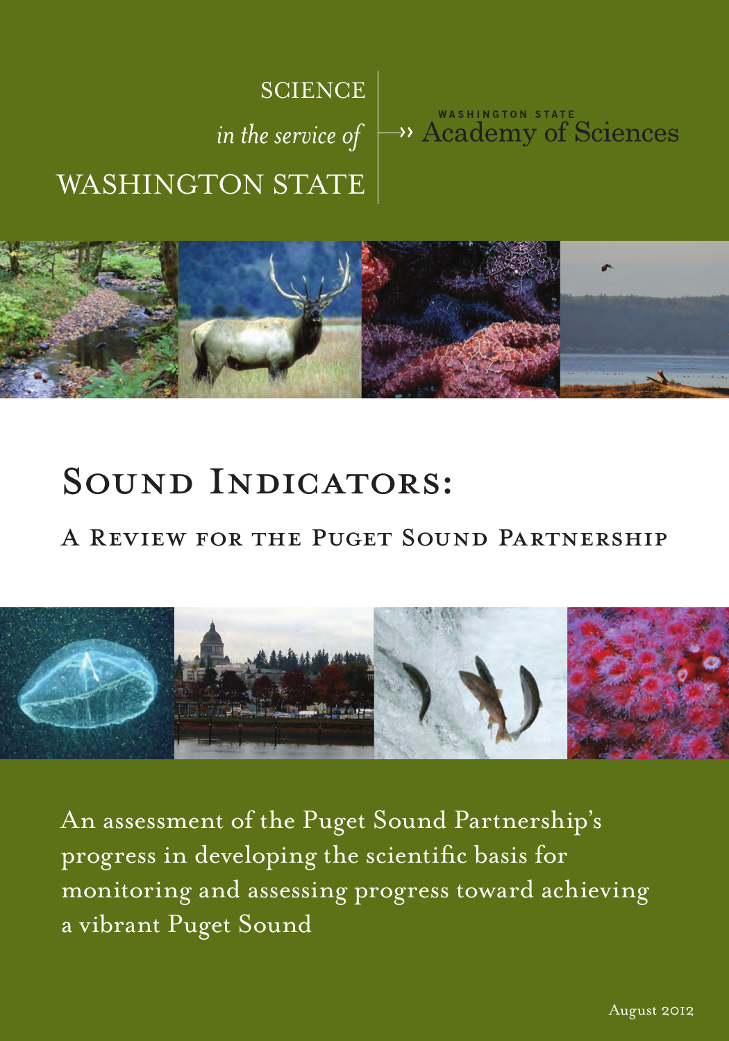SCIENCE
*in the service of*
WASHINGTON STATE

WASHINGTON STATE Academy of Sciences

# Sound Indicators:

## A Review for the Puget Sound Partnership

An assessment of the Puget Sound Partnership's progress in developing the scientific basis for monitoring and assessing progress toward achieving a vibrant Puget Sound

August 2012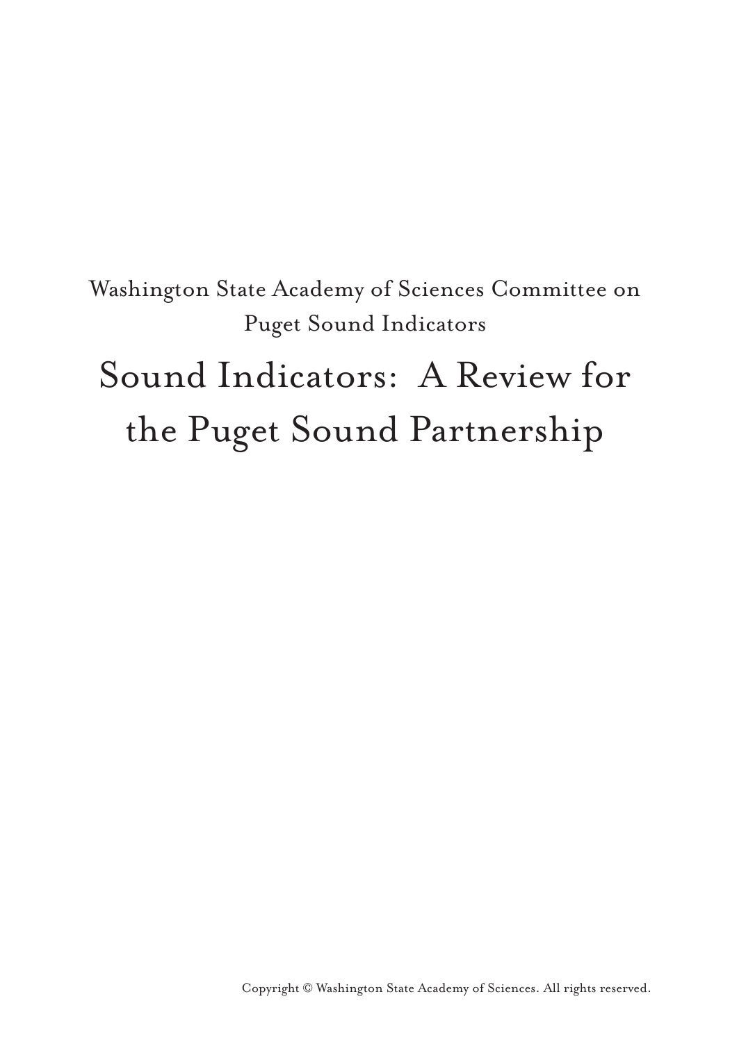Washington State Academy of Sciences Committee on Puget Sound Indicators

# Sound Indicators: A Review for the Puget Sound Partnership

Copyright © Washington State Academy of Sciences. All rights reserved.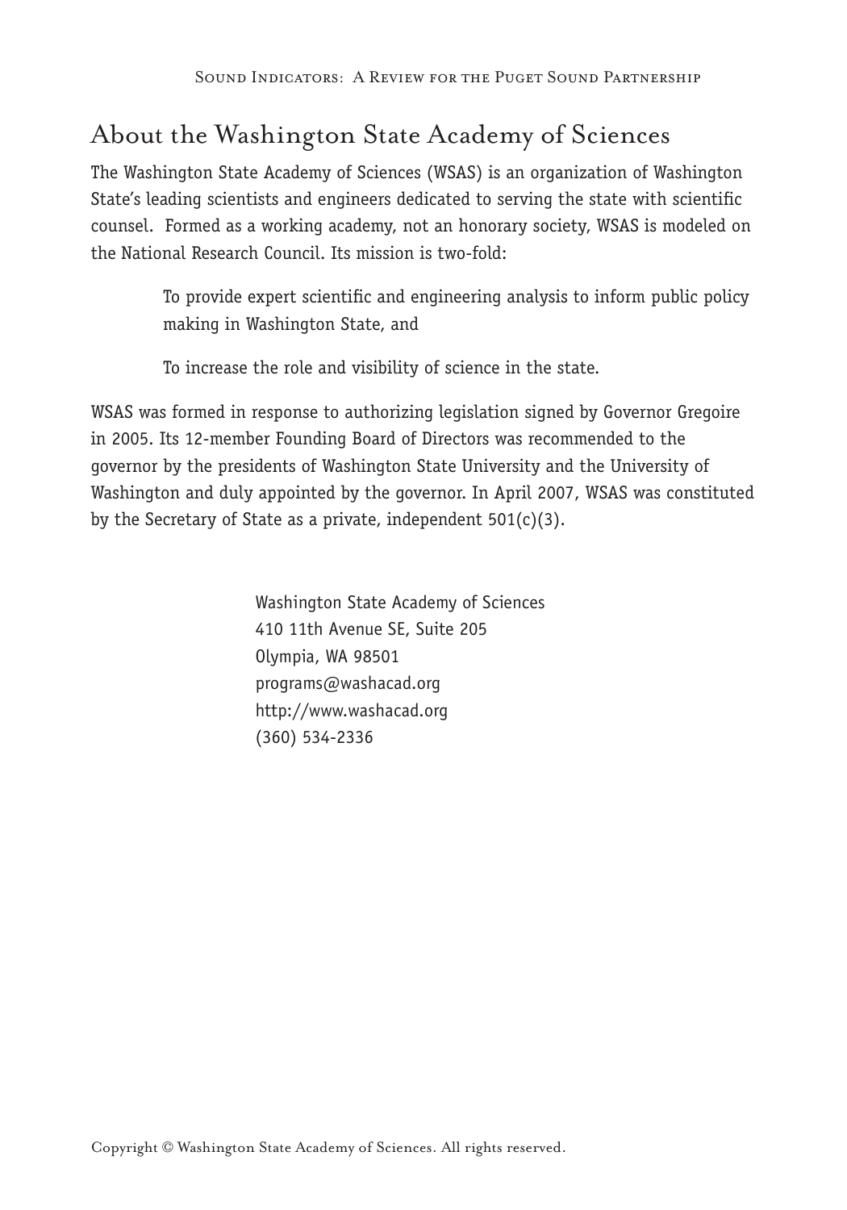## About the Washington State Academy of Sciences

The Washington State Academy of Sciences (WSAS) is an organization of Washington State's leading scientists and engineers dedicated to serving the state with scientific counsel. Formed as a working academy, not an honorary society, WSAS is modeled on the National Research Council. Its mission is two-fold:

> To provide expert scientific and engineering analysis to inform public policy making in Washington State, and
>
> To increase the role and visibility of science in the state.

WSAS was formed in response to authorizing legislation signed by Governor Gregoire in 2005. Its 12-member Founding Board of Directors was recommended to the governor by the presidents of Washington State University and the University of Washington and duly appointed by the governor. In April 2007, WSAS was constituted by the Secretary of State as a private, independent 501(c)(3).

Washington State Academy of Sciences
410 11th Avenue SE, Suite 205
Olympia, WA 98501
programs@washacad.org
http://www.washacad.org
(360) 534-2336

Copyright © Washington State Academy of Sciences. All rights reserved.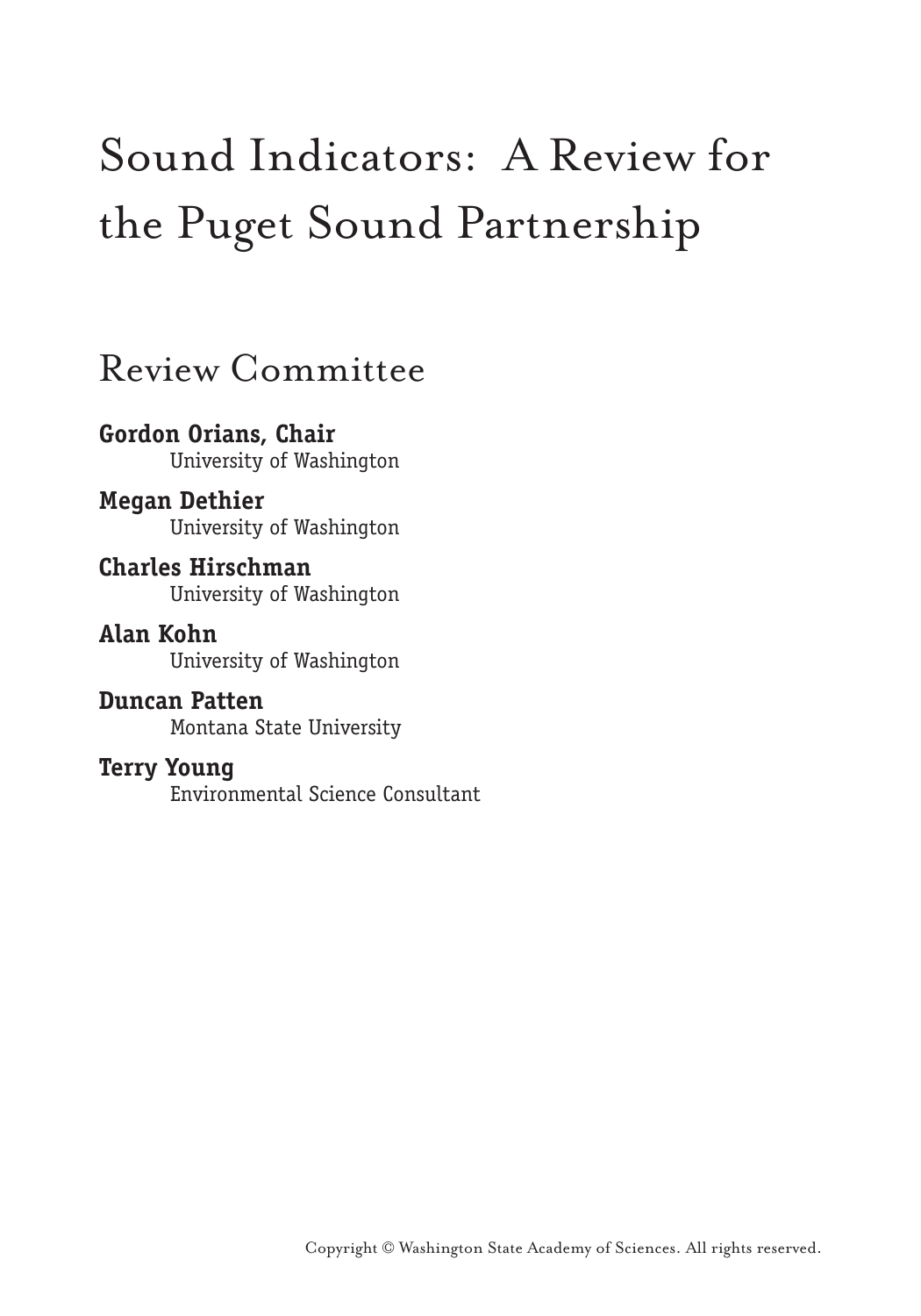# Sound Indicators: A Review for the Puget Sound Partnership

## Review Committee

**Gordon Orians, Chair**
University of Washington

**Megan Dethier**
University of Washington

**Charles Hirschman**
University of Washington

**Alan Kohn**
University of Washington

**Duncan Patten**
Montana State University

**Terry Young**
Environmental Science Consultant

Copyright © Washington State Academy of Sciences. All rights reserved.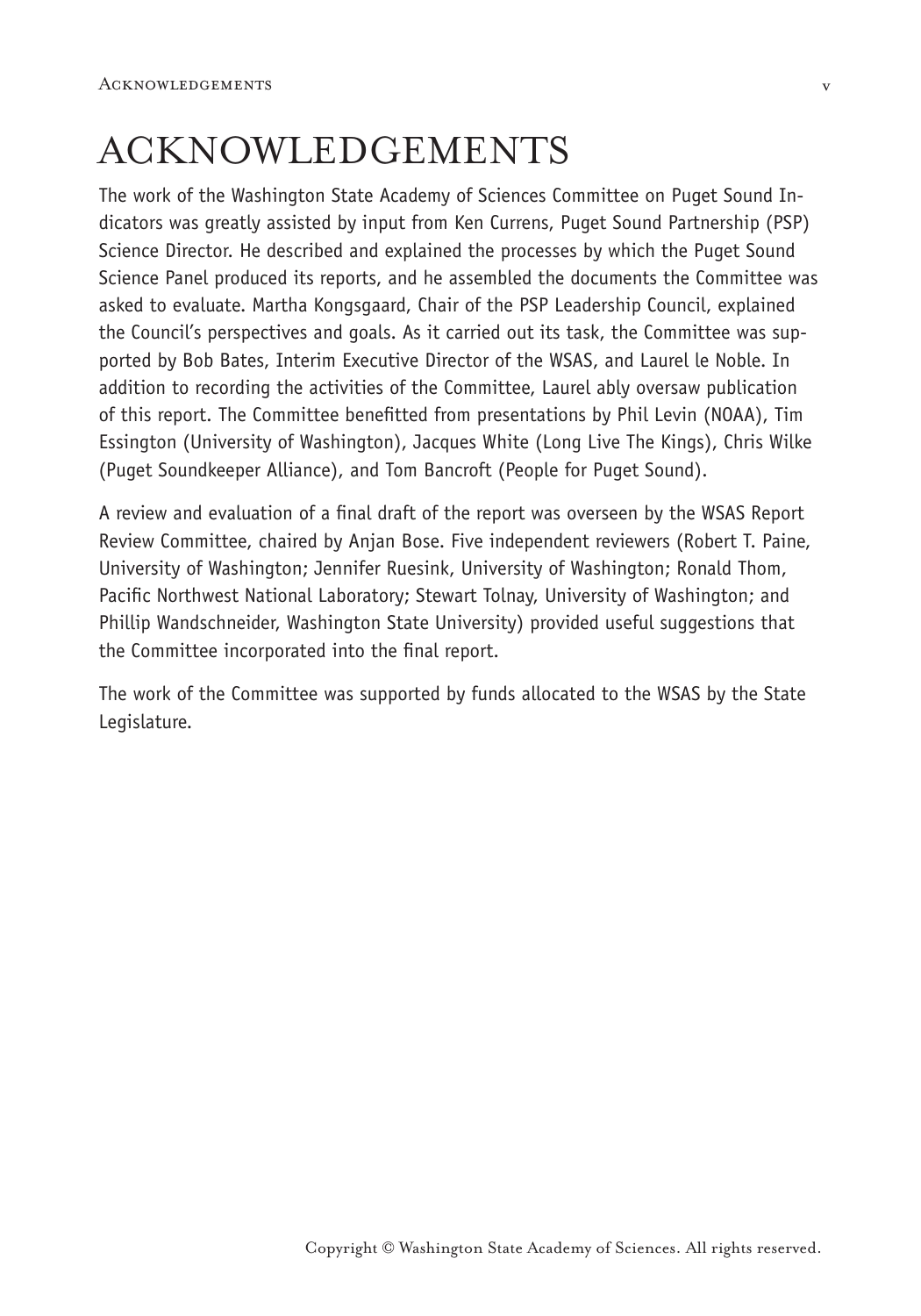# ACKNOWLEDGEMENTS

The work of the Washington State Academy of Sciences Committee on Puget Sound Indicators was greatly assisted by input from Ken Currens, Puget Sound Partnership (PSP) Science Director. He described and explained the processes by which the Puget Sound Science Panel produced its reports, and he assembled the documents the Committee was asked to evaluate. Martha Kongsgaard, Chair of the PSP Leadership Council, explained the Council's perspectives and goals. As it carried out its task, the Committee was supported by Bob Bates, Interim Executive Director of the WSAS, and Laurel le Noble. In addition to recording the activities of the Committee, Laurel ably oversaw publication of this report. The Committee benefitted from presentations by Phil Levin (NOAA), Tim Essington (University of Washington), Jacques White (Long Live The Kings), Chris Wilke (Puget Soundkeeper Alliance), and Tom Bancroft (People for Puget Sound).

A review and evaluation of a final draft of the report was overseen by the WSAS Report Review Committee, chaired by Anjan Bose. Five independent reviewers (Robert T. Paine, University of Washington; Jennifer Ruesink, University of Washington; Ronald Thom, Pacific Northwest National Laboratory; Stewart Tolnay, University of Washington; and Phillip Wandschneider, Washington State University) provided useful suggestions that the Committee incorporated into the final report.

The work of the Committee was supported by funds allocated to the WSAS by the State Legislature.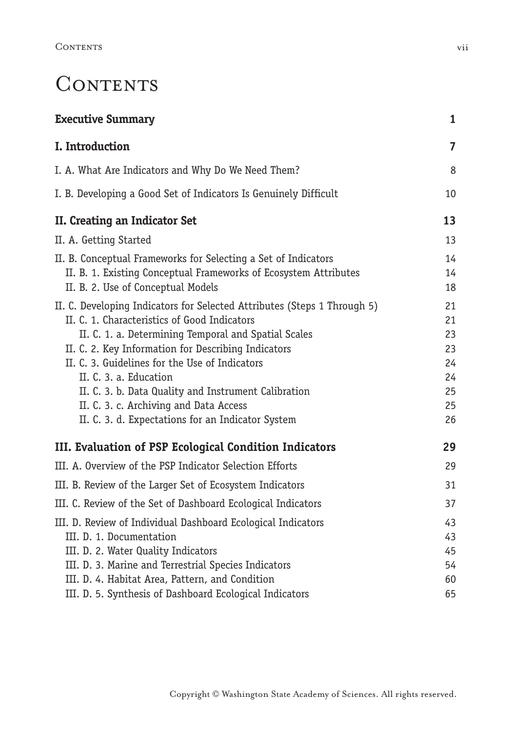# Contents

| | |
|---|---|
| **Executive Summary** | **1** |
| **I. Introduction** | **7** |
| I. A. What Are Indicators and Why Do We Need Them? | 8 |
| I. B. Developing a Good Set of Indicators Is Genuinely Difficult | 10 |
| **II. Creating an Indicator Set** | **13** |
| II. A. Getting Started | 13 |
| II. B. Conceptual Frameworks for Selecting a Set of Indicators | 14 |
| II. B. 1. Existing Conceptual Frameworks of Ecosystem Attributes | 14 |
| II. B. 2. Use of Conceptual Models | 18 |
| II. C. Developing Indicators for Selected Attributes (Steps 1 Through 5) | 21 |
| II. C. 1. Characteristics of Good Indicators | 21 |
| II. C. 1. a. Determining Temporal and Spatial Scales | 23 |
| II. C. 2. Key Information for Describing Indicators | 23 |
| II. C. 3. Guidelines for the Use of Indicators | 24 |
| II. C. 3. a. Education | 24 |
| II. C. 3. b. Data Quality and Instrument Calibration | 25 |
| II. C. 3. c. Archiving and Data Access | 25 |
| II. C. 3. d. Expectations for an Indicator System | 26 |
| **III. Evaluation of PSP Ecological Condition Indicators** | **29** |
| III. A. Overview of the PSP Indicator Selection Efforts | 29 |
| III. B. Review of the Larger Set of Ecosystem Indicators | 31 |
| III. C. Review of the Set of Dashboard Ecological Indicators | 37 |
| III. D. Review of Individual Dashboard Ecological Indicators | 43 |
| III. D. 1. Documentation | 43 |
| III. D. 2. Water Quality Indicators | 45 |
| III. D. 3. Marine and Terrestrial Species Indicators | 54 |
| III. D. 4. Habitat Area, Pattern, and Condition | 60 |
| III. D. 5. Synthesis of Dashboard Ecological Indicators | 65 |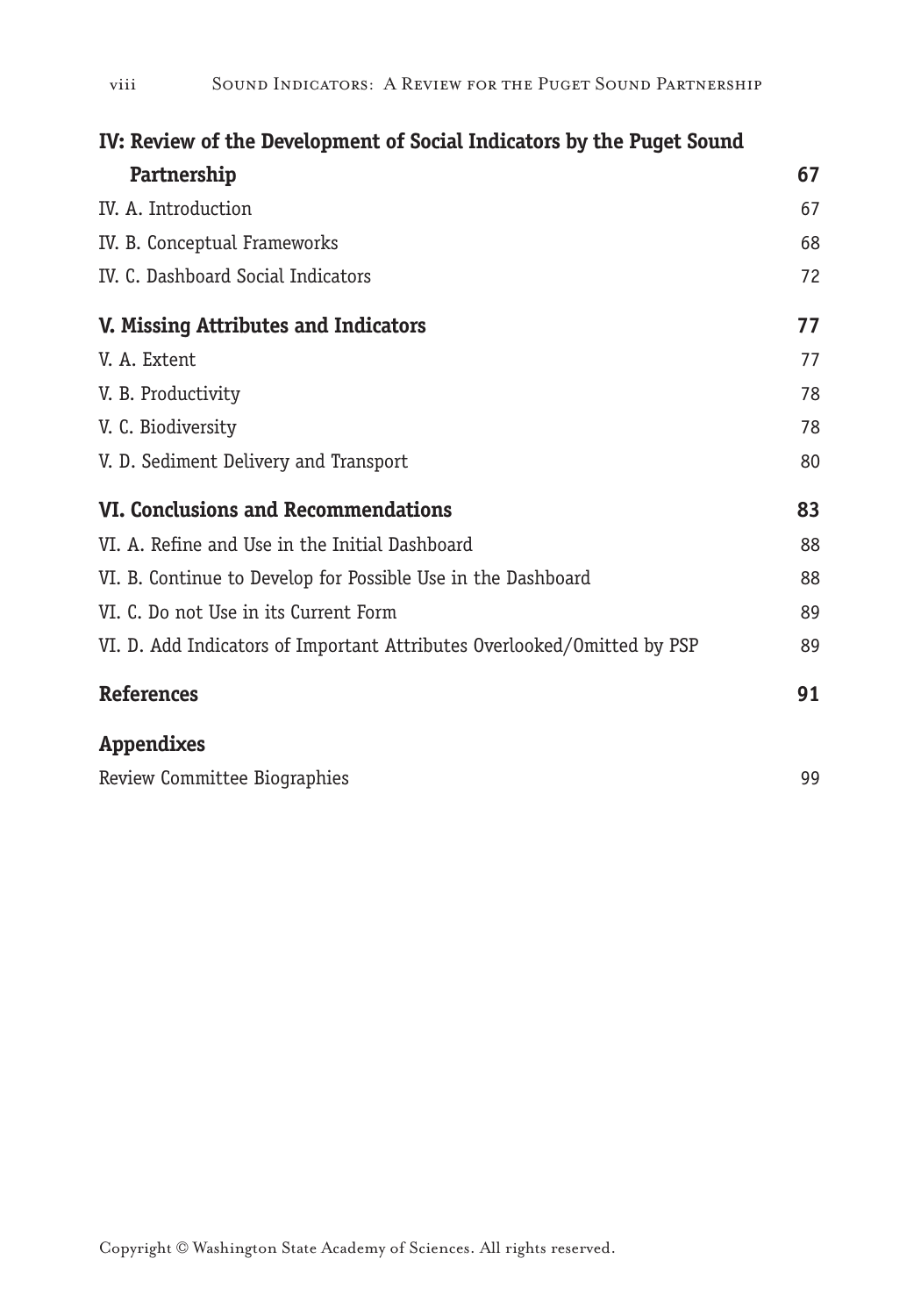**IV: Review of the Development of Social Indicators by the Puget Sound Partnership** **67**

IV. A. Introduction 67

IV. B. Conceptual Frameworks 68

IV. C. Dashboard Social Indicators 72

**V. Missing Attributes and Indicators** **77**

V. A. Extent 77

V. B. Productivity 78

V. C. Biodiversity 78

V. D. Sediment Delivery and Transport 80

**VI. Conclusions and Recommendations** **83**

VI. A. Refine and Use in the Initial Dashboard 88

VI. B. Continue to Develop for Possible Use in the Dashboard 88

VI. C. Do not Use in its Current Form 89

VI. D. Add Indicators of Important Attributes Overlooked/Omitted by PSP 89

**References** **91**

**Appendixes**

Review Committee Biographies 99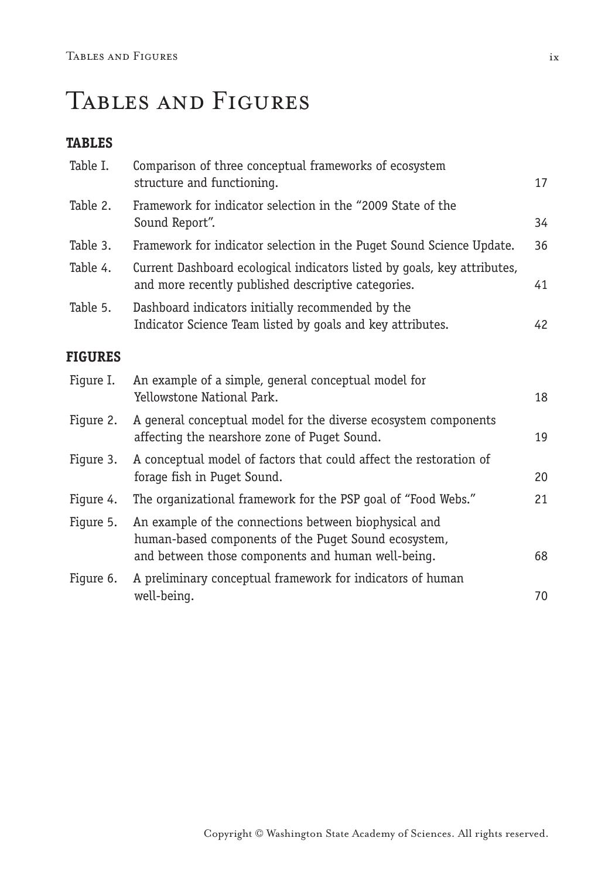# Tables and Figures

## TABLES

| | | |
|---|---|---|
| Table I. | Comparison of three conceptual frameworks of ecosystem structure and functioning. | 17 |
| Table 2. | Framework for indicator selection in the "2009 State of the Sound Report". | 34 |
| Table 3. | Framework for indicator selection in the Puget Sound Science Update. | 36 |
| Table 4. | Current Dashboard ecological indicators listed by goals, key attributes, and more recently published descriptive categories. | 41 |
| Table 5. | Dashboard indicators initially recommended by the Indicator Science Team listed by goals and key attributes. | 42 |

## FIGURES

| | | |
|---|---|---|
| Figure I. | An example of a simple, general conceptual model for Yellowstone National Park. | 18 |
| Figure 2. | A general conceptual model for the diverse ecosystem components affecting the nearshore zone of Puget Sound. | 19 |
| Figure 3. | A conceptual model of factors that could affect the restoration of forage fish in Puget Sound. | 20 |
| Figure 4. | The organizational framework for the PSP goal of "Food Webs." | 21 |
| Figure 5. | An example of the connections between biophysical and human-based components of the Puget Sound ecosystem, and between those components and human well-being. | 68 |
| Figure 6. | A preliminary conceptual framework for indicators of human well-being. | 70 |

Copyright © Washington State Academy of Sciences. All rights reserved.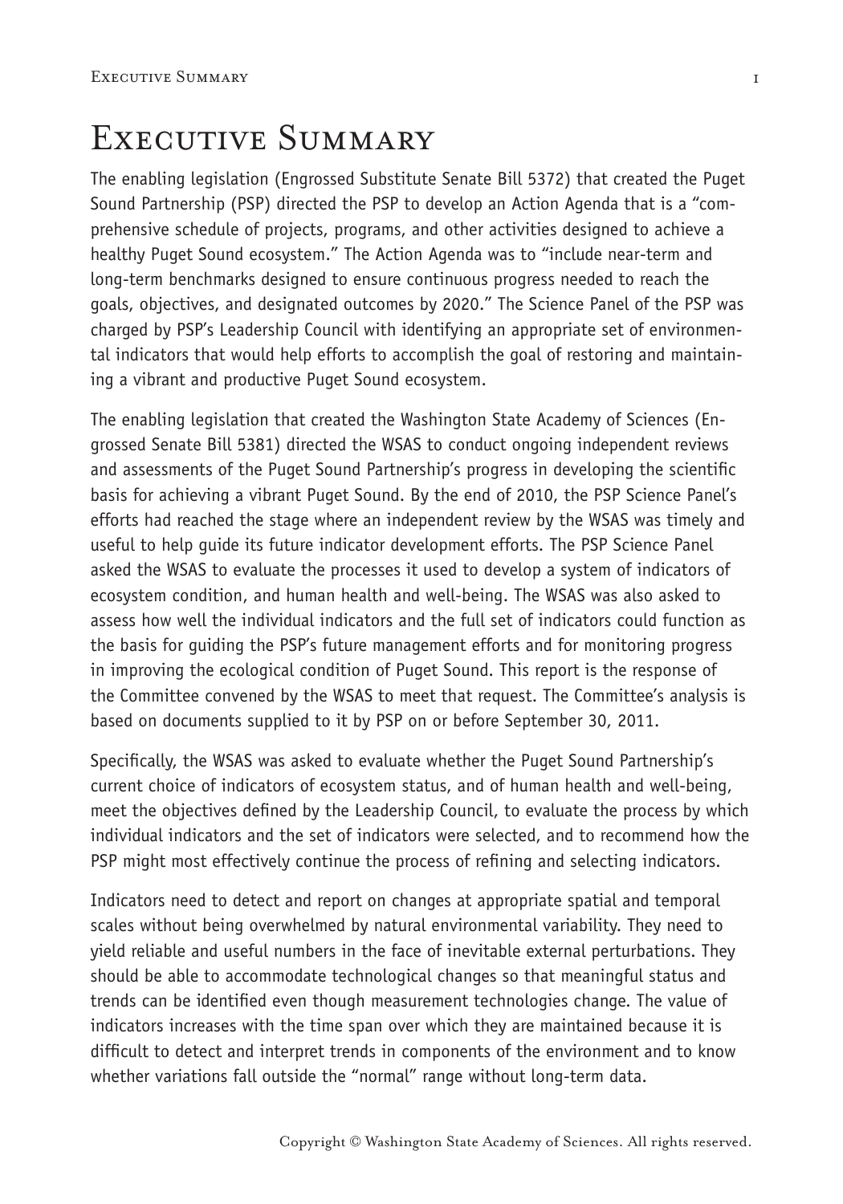# Executive Summary

The enabling legislation (Engrossed Substitute Senate Bill 5372) that created the Puget Sound Partnership (PSP) directed the PSP to develop an Action Agenda that is a "comprehensive schedule of projects, programs, and other activities designed to achieve a healthy Puget Sound ecosystem." The Action Agenda was to "include near-term and long-term benchmarks designed to ensure continuous progress needed to reach the goals, objectives, and designated outcomes by 2020." The Science Panel of the PSP was charged by PSP's Leadership Council with identifying an appropriate set of environmental indicators that would help efforts to accomplish the goal of restoring and maintaining a vibrant and productive Puget Sound ecosystem.

The enabling legislation that created the Washington State Academy of Sciences (Engrossed Senate Bill 5381) directed the WSAS to conduct ongoing independent reviews and assessments of the Puget Sound Partnership's progress in developing the scientific basis for achieving a vibrant Puget Sound. By the end of 2010, the PSP Science Panel's efforts had reached the stage where an independent review by the WSAS was timely and useful to help guide its future indicator development efforts. The PSP Science Panel asked the WSAS to evaluate the processes it used to develop a system of indicators of ecosystem condition, and human health and well-being. The WSAS was also asked to assess how well the individual indicators and the full set of indicators could function as the basis for guiding the PSP's future management efforts and for monitoring progress in improving the ecological condition of Puget Sound. This report is the response of the Committee convened by the WSAS to meet that request. The Committee's analysis is based on documents supplied to it by PSP on or before September 30, 2011.

Specifically, the WSAS was asked to evaluate whether the Puget Sound Partnership's current choice of indicators of ecosystem status, and of human health and well-being, meet the objectives defined by the Leadership Council, to evaluate the process by which individual indicators and the set of indicators were selected, and to recommend how the PSP might most effectively continue the process of refining and selecting indicators.

Indicators need to detect and report on changes at appropriate spatial and temporal scales without being overwhelmed by natural environmental variability. They need to yield reliable and useful numbers in the face of inevitable external perturbations. They should be able to accommodate technological changes so that meaningful status and trends can be identified even though measurement technologies change. The value of indicators increases with the time span over which they are maintained because it is difficult to detect and interpret trends in components of the environment and to know whether variations fall outside the "normal" range without long-term data.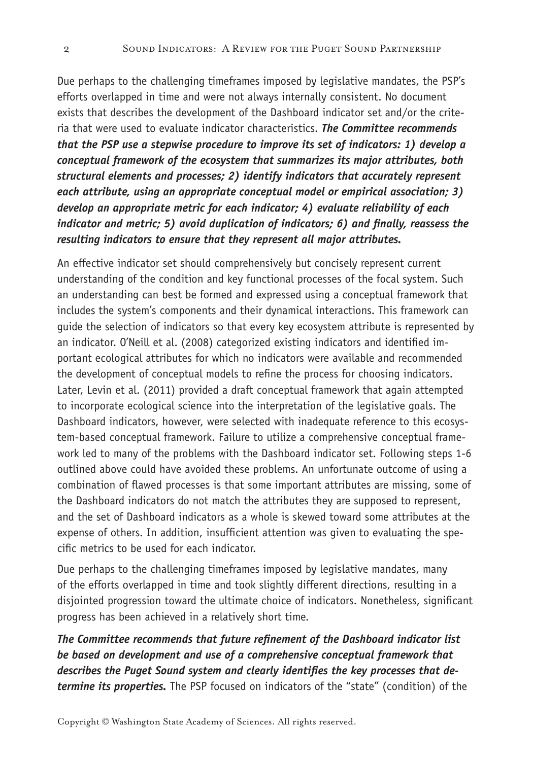Due perhaps to the challenging timeframes imposed by legislative mandates, the PSP's efforts overlapped in time and were not always internally consistent. No document exists that describes the development of the Dashboard indicator set and/or the criteria that were used to evaluate indicator characteristics. ***The Committee recommends that the PSP use a stepwise procedure to improve its set of indicators: 1) develop a conceptual framework of the ecosystem that summarizes its major attributes, both structural elements and processes; 2) identify indicators that accurately represent each attribute, using an appropriate conceptual model or empirical association; 3) develop an appropriate metric for each indicator; 4) evaluate reliability of each indicator and metric; 5) avoid duplication of indicators; 6) and finally, reassess the resulting indicators to ensure that they represent all major attributes.***

An effective indicator set should comprehensively but concisely represent current understanding of the condition and key functional processes of the focal system. Such an understanding can best be formed and expressed using a conceptual framework that includes the system's components and their dynamical interactions. This framework can guide the selection of indicators so that every key ecosystem attribute is represented by an indicator. O'Neill et al. (2008) categorized existing indicators and identified important ecological attributes for which no indicators were available and recommended the development of conceptual models to refine the process for choosing indicators. Later, Levin et al. (2011) provided a draft conceptual framework that again attempted to incorporate ecological science into the interpretation of the legislative goals. The Dashboard indicators, however, were selected with inadequate reference to this ecosystem-based conceptual framework. Failure to utilize a comprehensive conceptual framework led to many of the problems with the Dashboard indicator set. Following steps 1-6 outlined above could have avoided these problems. An unfortunate outcome of using a combination of flawed processes is that some important attributes are missing, some of the Dashboard indicators do not match the attributes they are supposed to represent, and the set of Dashboard indicators as a whole is skewed toward some attributes at the expense of others. In addition, insufficient attention was given to evaluating the specific metrics to be used for each indicator.

Due perhaps to the challenging timeframes imposed by legislative mandates, many of the efforts overlapped in time and took slightly different directions, resulting in a disjointed progression toward the ultimate choice of indicators. Nonetheless, significant progress has been achieved in a relatively short time.

***The Committee recommends that future refinement of the Dashboard indicator list be based on development and use of a comprehensive conceptual framework that describes the Puget Sound system and clearly identifies the key processes that determine its properties.*** The PSP focused on indicators of the "state" (condition) of the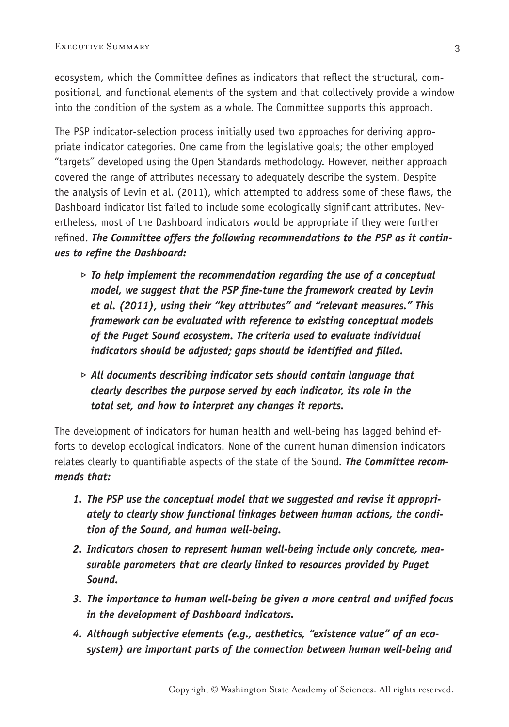ecosystem, which the Committee defines as indicators that reflect the structural, compositional, and functional elements of the system and that collectively provide a window into the condition of the system as a whole. The Committee supports this approach.

The PSP indicator-selection process initially used two approaches for deriving appropriate indicator categories. One came from the legislative goals; the other employed "targets" developed using the Open Standards methodology. However, neither approach covered the range of attributes necessary to adequately describe the system. Despite the analysis of Levin et al. (2011), which attempted to address some of these flaws, the Dashboard indicator list failed to include some ecologically significant attributes. Nevertheless, most of the Dashboard indicators would be appropriate if they were further refined. ***The Committee offers the following recommendations to the PSP as it continues to refine the Dashboard:***

- ***To help implement the recommendation regarding the use of a conceptual model, we suggest that the PSP fine-tune the framework created by Levin et al. (2011), using their "key attributes" and "relevant measures." This framework can be evaluated with reference to existing conceptual models of the Puget Sound ecosystem. The criteria used to evaluate individual indicators should be adjusted; gaps should be identified and filled.***
- ***All documents describing indicator sets should contain language that clearly describes the purpose served by each indicator, its role in the total set, and how to interpret any changes it reports.***

The development of indicators for human health and well-being has lagged behind efforts to develop ecological indicators. None of the current human dimension indicators relates clearly to quantifiable aspects of the state of the Sound. ***The Committee recommends that:***

1. ***The PSP use the conceptual model that we suggested and revise it appropriately to clearly show functional linkages between human actions, the condition of the Sound, and human well-being.***
2. ***Indicators chosen to represent human well-being include only concrete, measurable parameters that are clearly linked to resources provided by Puget Sound.***
3. ***The importance to human well-being be given a more central and unified focus in the development of Dashboard indicators.***
4. ***Although subjective elements (e.g., aesthetics, "existence value" of an ecosystem) are important parts of the connection between human well-being and***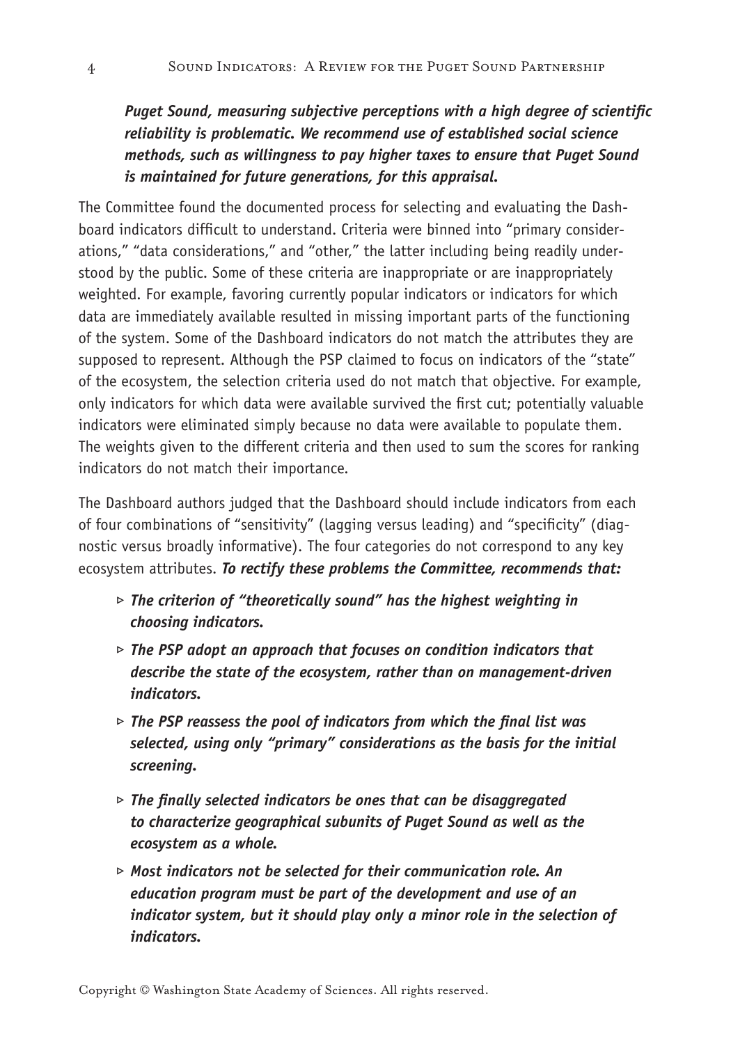***Puget Sound, measuring subjective perceptions with a high degree of scientific reliability is problematic. We recommend use of established social science methods, such as willingness to pay higher taxes to ensure that Puget Sound is maintained for future generations, for this appraisal.***

The Committee found the documented process for selecting and evaluating the Dashboard indicators difficult to understand. Criteria were binned into "primary considerations," "data considerations," and "other," the latter including being readily understood by the public. Some of these criteria are inappropriate or are inappropriately weighted. For example, favoring currently popular indicators or indicators for which data are immediately available resulted in missing important parts of the functioning of the system. Some of the Dashboard indicators do not match the attributes they are supposed to represent. Although the PSP claimed to focus on indicators of the "state" of the ecosystem, the selection criteria used do not match that objective. For example, only indicators for which data were available survived the first cut; potentially valuable indicators were eliminated simply because no data were available to populate them. The weights given to the different criteria and then used to sum the scores for ranking indicators do not match their importance.

The Dashboard authors judged that the Dashboard should include indicators from each of four combinations of "sensitivity" (lagging versus leading) and "specificity" (diagnostic versus broadly informative). The four categories do not correspond to any key ecosystem attributes. ***To rectify these problems the Committee, recommends that:***

- ***The criterion of "theoretically sound" has the highest weighting in choosing indicators.***
- ***The PSP adopt an approach that focuses on condition indicators that describe the state of the ecosystem, rather than on management-driven indicators.***
- ***The PSP reassess the pool of indicators from which the final list was selected, using only "primary" considerations as the basis for the initial screening.***
- ***The finally selected indicators be ones that can be disaggregated to characterize geographical subunits of Puget Sound as well as the ecosystem as a whole.***
- ***Most indicators not be selected for their communication role. An education program must be part of the development and use of an indicator system, but it should play only a minor role in the selection of indicators.***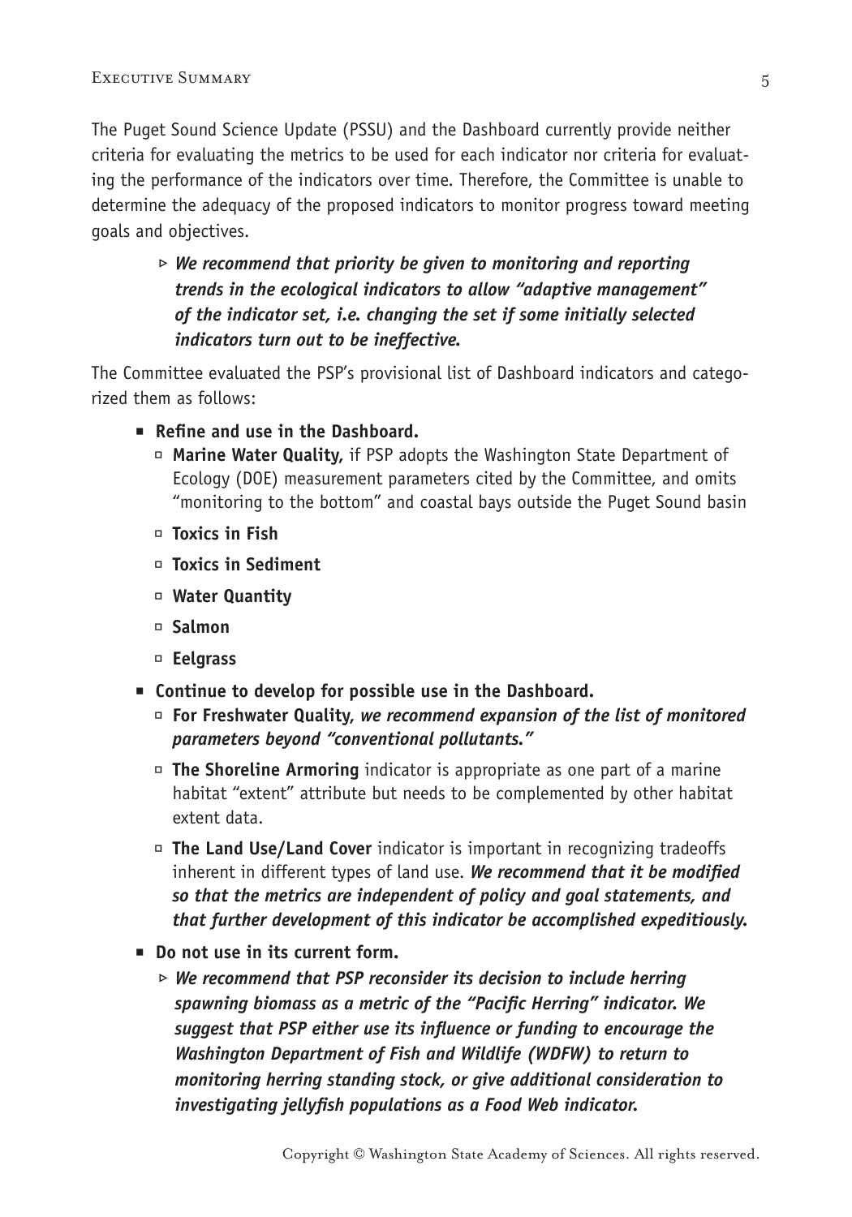The Puget Sound Science Update (PSSU) and the Dashboard currently provide neither criteria for evaluating the metrics to be used for each indicator nor criteria for evaluating the performance of the indicators over time. Therefore, the Committee is unable to determine the adequacy of the proposed indicators to monitor progress toward meeting goals and objectives.

> ▹ ***We recommend that priority be given to monitoring and reporting trends in the ecological indicators to allow "adaptive management" of the indicator set, i.e. changing the set if some initially selected indicators turn out to be ineffective.***

The Committee evaluated the PSP's provisional list of Dashboard indicators and categorized them as follows:

- **Refine and use in the Dashboard.**
  - **Marine Water Quality,** if PSP adopts the Washington State Department of Ecology (DOE) measurement parameters cited by the Committee, and omits "monitoring to the bottom" and coastal bays outside the Puget Sound basin
  - **Toxics in Fish**
  - **Toxics in Sediment**
  - **Water Quantity**
  - **Salmon**
  - **Eelgrass**
- **Continue to develop for possible use in the Dashboard.**
  - **For Freshwater Quality,** ***we recommend expansion of the list of monitored parameters beyond "conventional pollutants."***
  - **The Shoreline Armoring** indicator is appropriate as one part of a marine habitat "extent" attribute but needs to be complemented by other habitat extent data.
  - **The Land Use/Land Cover** indicator is important in recognizing tradeoffs inherent in different types of land use. ***We recommend that it be modified so that the metrics are independent of policy and goal statements, and that further development of this indicator be accomplished expeditiously.***
- **Do not use in its current form.**
  - ▹ ***We recommend that PSP reconsider its decision to include herring spawning biomass as a metric of the "Pacific Herring" indicator. We suggest that PSP either use its influence or funding to encourage the Washington Department of Fish and Wildlife (WDFW) to return to monitoring herring standing stock, or give additional consideration to investigating jellyfish populations as a Food Web indicator.***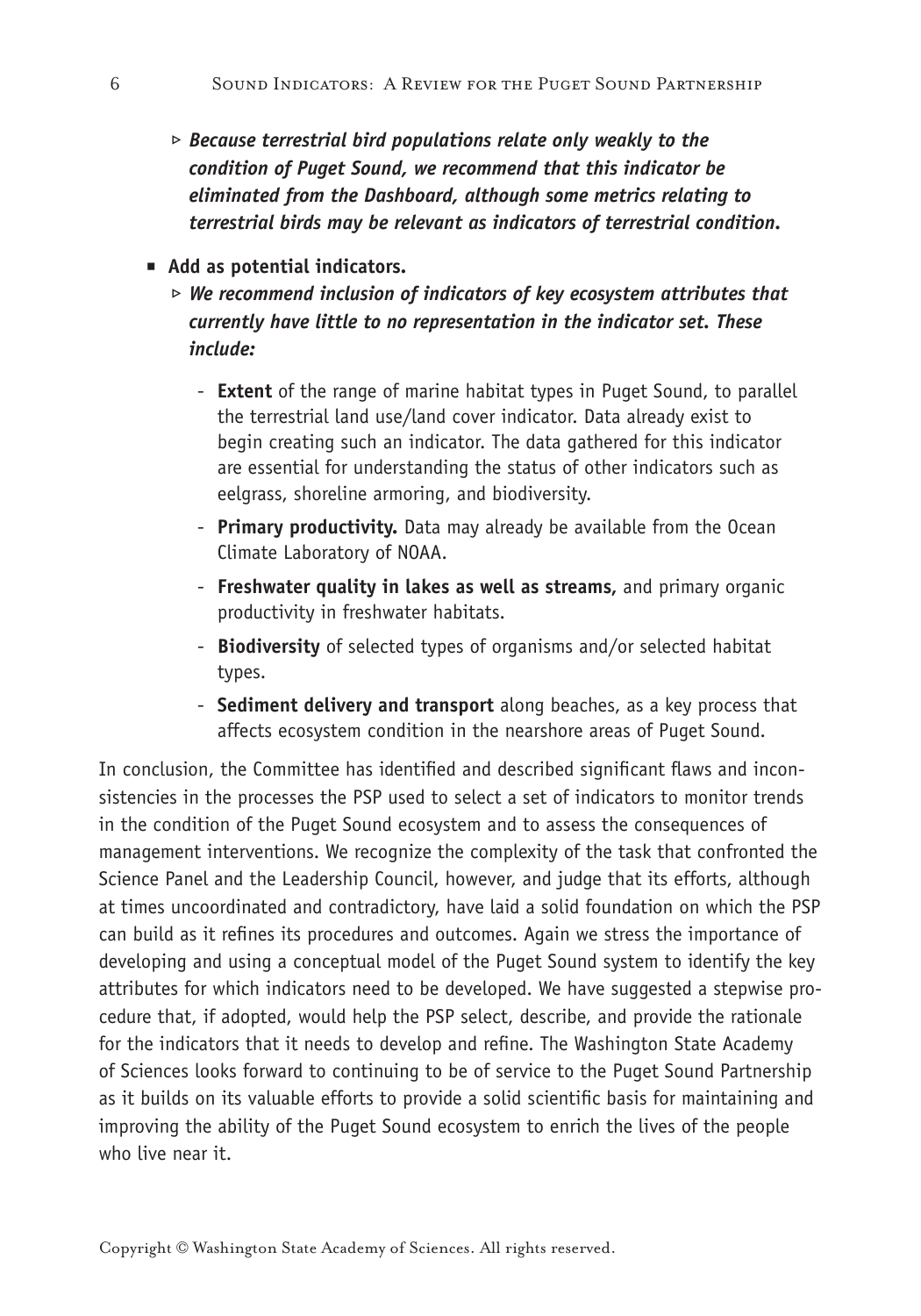- ▹ ***Because terrestrial bird populations relate only weakly to the condition of Puget Sound, we recommend that this indicator be eliminated from the Dashboard, although some metrics relating to terrestrial birds may be relevant as indicators of terrestrial condition.***

- **Add as potential indicators.**
  - ▹ ***We recommend inclusion of indicators of key ecosystem attributes that currently have little to no representation in the indicator set. These include:***
    - **Extent** of the range of marine habitat types in Puget Sound, to parallel the terrestrial land use/land cover indicator. Data already exist to begin creating such an indicator. The data gathered for this indicator are essential for understanding the status of other indicators such as eelgrass, shoreline armoring, and biodiversity.
    - **Primary productivity.** Data may already be available from the Ocean Climate Laboratory of NOAA.
    - **Freshwater quality in lakes as well as streams,** and primary organic productivity in freshwater habitats.
    - **Biodiversity** of selected types of organisms and/or selected habitat types.
    - **Sediment delivery and transport** along beaches, as a key process that affects ecosystem condition in the nearshore areas of Puget Sound.

In conclusion, the Committee has identified and described significant flaws and inconsistencies in the processes the PSP used to select a set of indicators to monitor trends in the condition of the Puget Sound ecosystem and to assess the consequences of management interventions. We recognize the complexity of the task that confronted the Science Panel and the Leadership Council, however, and judge that its efforts, although at times uncoordinated and contradictory, have laid a solid foundation on which the PSP can build as it refines its procedures and outcomes. Again we stress the importance of developing and using a conceptual model of the Puget Sound system to identify the key attributes for which indicators need to be developed. We have suggested a stepwise procedure that, if adopted, would help the PSP select, describe, and provide the rationale for the indicators that it needs to develop and refine. The Washington State Academy of Sciences looks forward to continuing to be of service to the Puget Sound Partnership as it builds on its valuable efforts to provide a solid scientific basis for maintaining and improving the ability of the Puget Sound ecosystem to enrich the lives of the people who live near it.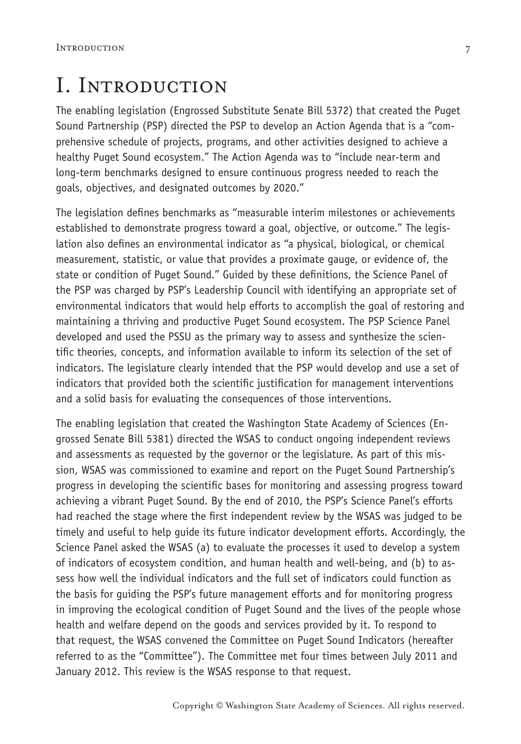# I. Introduction

The enabling legislation (Engrossed Substitute Senate Bill 5372) that created the Puget Sound Partnership (PSP) directed the PSP to develop an Action Agenda that is a "comprehensive schedule of projects, programs, and other activities designed to achieve a healthy Puget Sound ecosystem." The Action Agenda was to "include near-term and long-term benchmarks designed to ensure continuous progress needed to reach the goals, objectives, and designated outcomes by 2020."

The legislation defines benchmarks as "measurable interim milestones or achievements established to demonstrate progress toward a goal, objective, or outcome." The legislation also defines an environmental indicator as "a physical, biological, or chemical measurement, statistic, or value that provides a proximate gauge, or evidence of, the state or condition of Puget Sound." Guided by these definitions, the Science Panel of the PSP was charged by PSP's Leadership Council with identifying an appropriate set of environmental indicators that would help efforts to accomplish the goal of restoring and maintaining a thriving and productive Puget Sound ecosystem. The PSP Science Panel developed and used the PSSU as the primary way to assess and synthesize the scientific theories, concepts, and information available to inform its selection of the set of indicators. The legislature clearly intended that the PSP would develop and use a set of indicators that provided both the scientific justification for management interventions and a solid basis for evaluating the consequences of those interventions.

The enabling legislation that created the Washington State Academy of Sciences (Engrossed Senate Bill 5381) directed the WSAS to conduct ongoing independent reviews and assessments as requested by the governor or the legislature. As part of this mission, WSAS was commissioned to examine and report on the Puget Sound Partnership's progress in developing the scientific bases for monitoring and assessing progress toward achieving a vibrant Puget Sound. By the end of 2010, the PSP's Science Panel's efforts had reached the stage where the first independent review by the WSAS was judged to be timely and useful to help guide its future indicator development efforts. Accordingly, the Science Panel asked the WSAS (a) to evaluate the processes it used to develop a system of indicators of ecosystem condition, and human health and well-being, and (b) to assess how well the individual indicators and the full set of indicators could function as the basis for guiding the PSP's future management efforts and for monitoring progress in improving the ecological condition of Puget Sound and the lives of the people whose health and welfare depend on the goods and services provided by it. To respond to that request, the WSAS convened the Committee on Puget Sound Indicators (hereafter referred to as the "Committee"). The Committee met four times between July 2011 and January 2012. This review is the WSAS response to that request.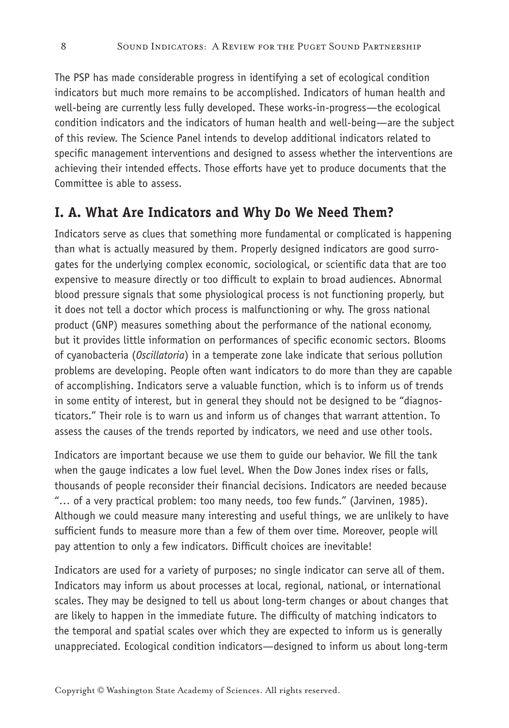The PSP has made considerable progress in identifying a set of ecological condition indicators but much more remains to be accomplished. Indicators of human health and well-being are currently less fully developed. These works-in-progress—the ecological condition indicators and the indicators of human health and well-being—are the subject of this review. The Science Panel intends to develop additional indicators related to specific management interventions and designed to assess whether the interventions are achieving their intended effects. Those efforts have yet to produce documents that the Committee is able to assess.

## I. A. What Are Indicators and Why Do We Need Them?

Indicators serve as clues that something more fundamental or complicated is happening than what is actually measured by them. Properly designed indicators are good surrogates for the underlying complex economic, sociological, or scientific data that are too expensive to measure directly or too difficult to explain to broad audiences. Abnormal blood pressure signals that some physiological process is not functioning properly, but it does not tell a doctor which process is malfunctioning or why. The gross national product (GNP) measures something about the performance of the national economy, but it provides little information on performances of specific economic sectors. Blooms of cyanobacteria (*Oscillatoria*) in a temperate zone lake indicate that serious pollution problems are developing. People often want indicators to do more than they are capable of accomplishing. Indicators serve a valuable function, which is to inform us of trends in some entity of interest, but in general they should not be designed to be "diagnosticators." Their role is to warn us and inform us of changes that warrant attention. To assess the causes of the trends reported by indicators, we need and use other tools.

Indicators are important because we use them to guide our behavior. We fill the tank when the gauge indicates a low fuel level. When the Dow Jones index rises or falls, thousands of people reconsider their financial decisions. Indicators are needed because "… of a very practical problem: too many needs, too few funds." (Jarvinen, 1985). Although we could measure many interesting and useful things, we are unlikely to have sufficient funds to measure more than a few of them over time. Moreover, people will pay attention to only a few indicators. Difficult choices are inevitable!

Indicators are used for a variety of purposes; no single indicator can serve all of them. Indicators may inform us about processes at local, regional, national, or international scales. They may be designed to tell us about long-term changes or about changes that are likely to happen in the immediate future. The difficulty of matching indicators to the temporal and spatial scales over which they are expected to inform us is generally unappreciated. Ecological condition indicators—designed to inform us about long-term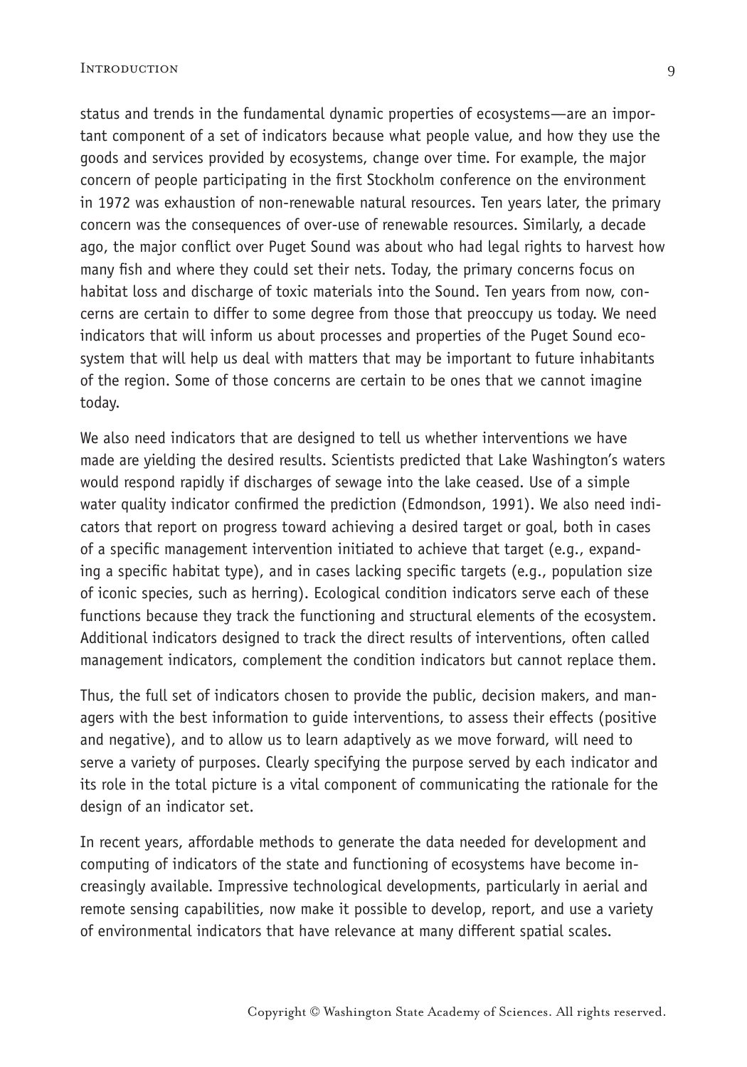status and trends in the fundamental dynamic properties of ecosystems—are an important component of a set of indicators because what people value, and how they use the goods and services provided by ecosystems, change over time. For example, the major concern of people participating in the first Stockholm conference on the environment in 1972 was exhaustion of non-renewable natural resources. Ten years later, the primary concern was the consequences of over-use of renewable resources. Similarly, a decade ago, the major conflict over Puget Sound was about who had legal rights to harvest how many fish and where they could set their nets. Today, the primary concerns focus on habitat loss and discharge of toxic materials into the Sound. Ten years from now, concerns are certain to differ to some degree from those that preoccupy us today. We need indicators that will inform us about processes and properties of the Puget Sound ecosystem that will help us deal with matters that may be important to future inhabitants of the region. Some of those concerns are certain to be ones that we cannot imagine today.

We also need indicators that are designed to tell us whether interventions we have made are yielding the desired results. Scientists predicted that Lake Washington's waters would respond rapidly if discharges of sewage into the lake ceased. Use of a simple water quality indicator confirmed the prediction (Edmondson, 1991). We also need indicators that report on progress toward achieving a desired target or goal, both in cases of a specific management intervention initiated to achieve that target (e.g., expanding a specific habitat type), and in cases lacking specific targets (e.g., population size of iconic species, such as herring). Ecological condition indicators serve each of these functions because they track the functioning and structural elements of the ecosystem. Additional indicators designed to track the direct results of interventions, often called management indicators, complement the condition indicators but cannot replace them.

Thus, the full set of indicators chosen to provide the public, decision makers, and managers with the best information to guide interventions, to assess their effects (positive and negative), and to allow us to learn adaptively as we move forward, will need to serve a variety of purposes. Clearly specifying the purpose served by each indicator and its role in the total picture is a vital component of communicating the rationale for the design of an indicator set.

In recent years, affordable methods to generate the data needed for development and computing of indicators of the state and functioning of ecosystems have become increasingly available. Impressive technological developments, particularly in aerial and remote sensing capabilities, now make it possible to develop, report, and use a variety of environmental indicators that have relevance at many different spatial scales.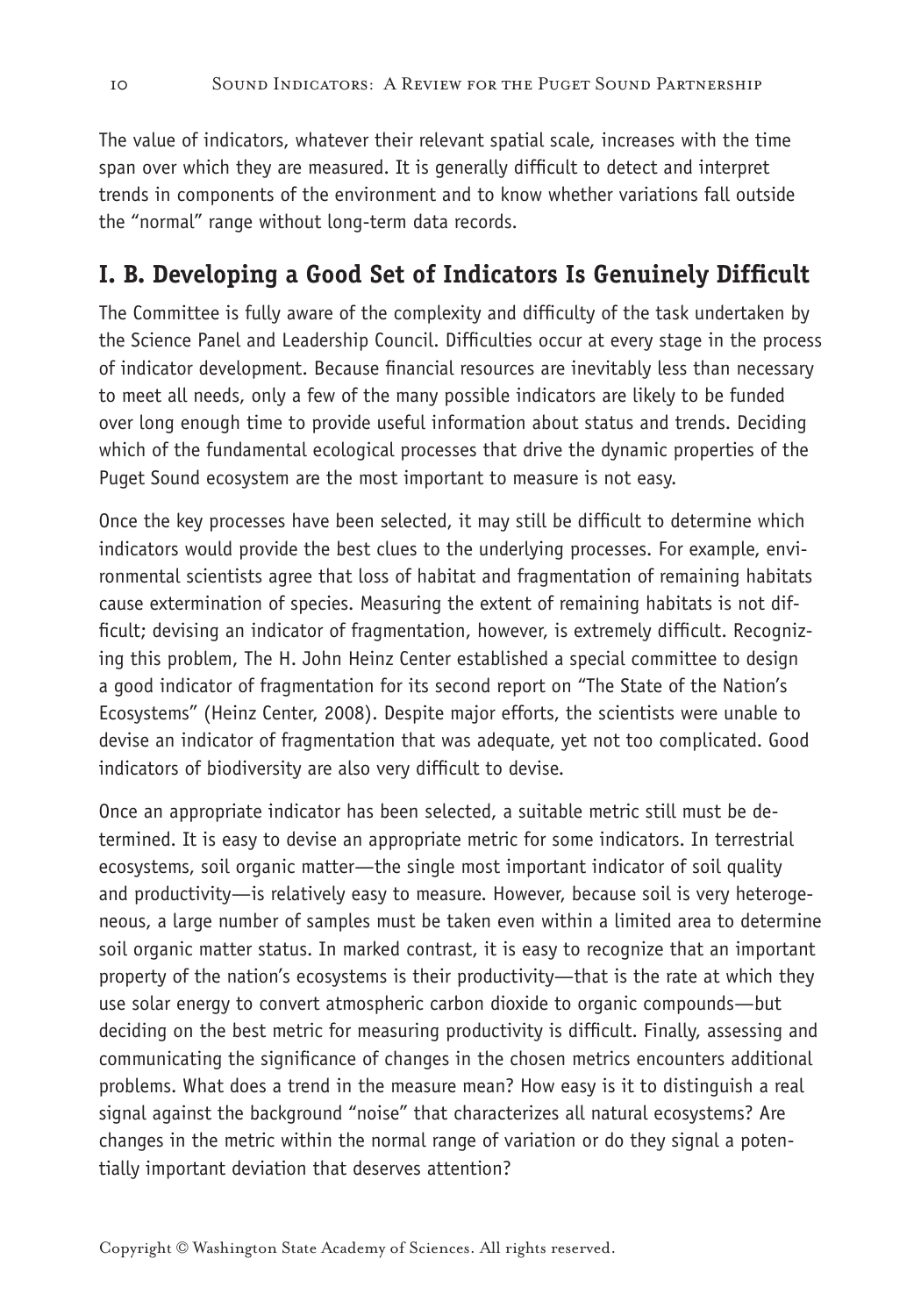The value of indicators, whatever their relevant spatial scale, increases with the time span over which they are measured. It is generally difficult to detect and interpret trends in components of the environment and to know whether variations fall outside the "normal" range without long-term data records.

## I. B. Developing a Good Set of Indicators Is Genuinely Difficult

The Committee is fully aware of the complexity and difficulty of the task undertaken by the Science Panel and Leadership Council. Difficulties occur at every stage in the process of indicator development. Because financial resources are inevitably less than necessary to meet all needs, only a few of the many possible indicators are likely to be funded over long enough time to provide useful information about status and trends. Deciding which of the fundamental ecological processes that drive the dynamic properties of the Puget Sound ecosystem are the most important to measure is not easy.

Once the key processes have been selected, it may still be difficult to determine which indicators would provide the best clues to the underlying processes. For example, environmental scientists agree that loss of habitat and fragmentation of remaining habitats cause extermination of species. Measuring the extent of remaining habitats is not difficult; devising an indicator of fragmentation, however, is extremely difficult. Recognizing this problem, The H. John Heinz Center established a special committee to design a good indicator of fragmentation for its second report on "The State of the Nation's Ecosystems" (Heinz Center, 2008). Despite major efforts, the scientists were unable to devise an indicator of fragmentation that was adequate, yet not too complicated. Good indicators of biodiversity are also very difficult to devise.

Once an appropriate indicator has been selected, a suitable metric still must be determined. It is easy to devise an appropriate metric for some indicators. In terrestrial ecosystems, soil organic matter—the single most important indicator of soil quality and productivity—is relatively easy to measure. However, because soil is very heterogeneous, a large number of samples must be taken even within a limited area to determine soil organic matter status. In marked contrast, it is easy to recognize that an important property of the nation's ecosystems is their productivity—that is the rate at which they use solar energy to convert atmospheric carbon dioxide to organic compounds—but deciding on the best metric for measuring productivity is difficult. Finally, assessing and communicating the significance of changes in the chosen metrics encounters additional problems. What does a trend in the measure mean? How easy is it to distinguish a real signal against the background "noise" that characterizes all natural ecosystems? Are changes in the metric within the normal range of variation or do they signal a potentially important deviation that deserves attention?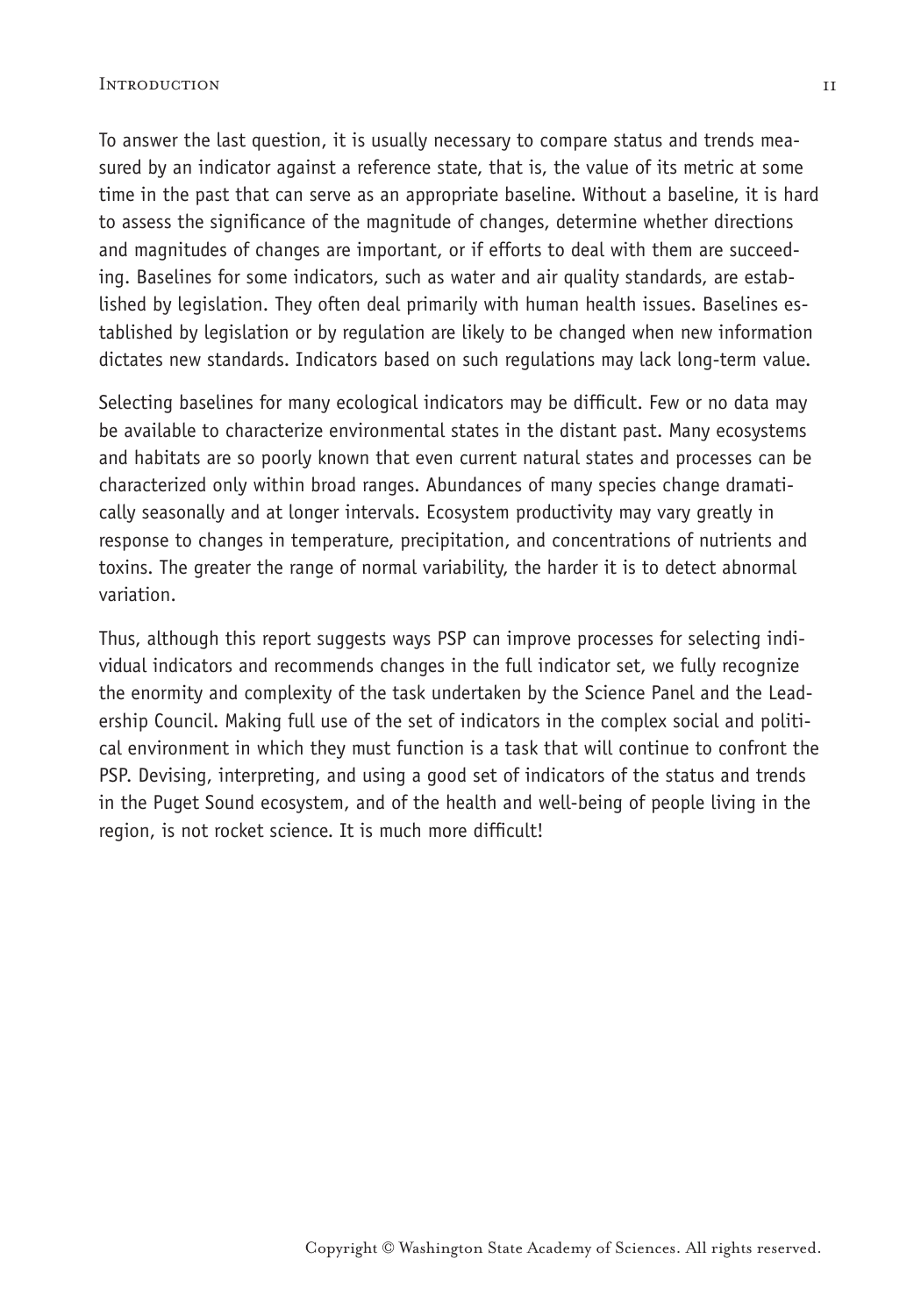To answer the last question, it is usually necessary to compare status and trends measured by an indicator against a reference state, that is, the value of its metric at some time in the past that can serve as an appropriate baseline. Without a baseline, it is hard to assess the significance of the magnitude of changes, determine whether directions and magnitudes of changes are important, or if efforts to deal with them are succeeding. Baselines for some indicators, such as water and air quality standards, are established by legislation. They often deal primarily with human health issues. Baselines established by legislation or by regulation are likely to be changed when new information dictates new standards. Indicators based on such regulations may lack long-term value.

Selecting baselines for many ecological indicators may be difficult. Few or no data may be available to characterize environmental states in the distant past. Many ecosystems and habitats are so poorly known that even current natural states and processes can be characterized only within broad ranges. Abundances of many species change dramatically seasonally and at longer intervals. Ecosystem productivity may vary greatly in response to changes in temperature, precipitation, and concentrations of nutrients and toxins. The greater the range of normal variability, the harder it is to detect abnormal variation.

Thus, although this report suggests ways PSP can improve processes for selecting individual indicators and recommends changes in the full indicator set, we fully recognize the enormity and complexity of the task undertaken by the Science Panel and the Leadership Council. Making full use of the set of indicators in the complex social and political environment in which they must function is a task that will continue to confront the PSP. Devising, interpreting, and using a good set of indicators of the status and trends in the Puget Sound ecosystem, and of the health and well-being of people living in the region, is not rocket science. It is much more difficult!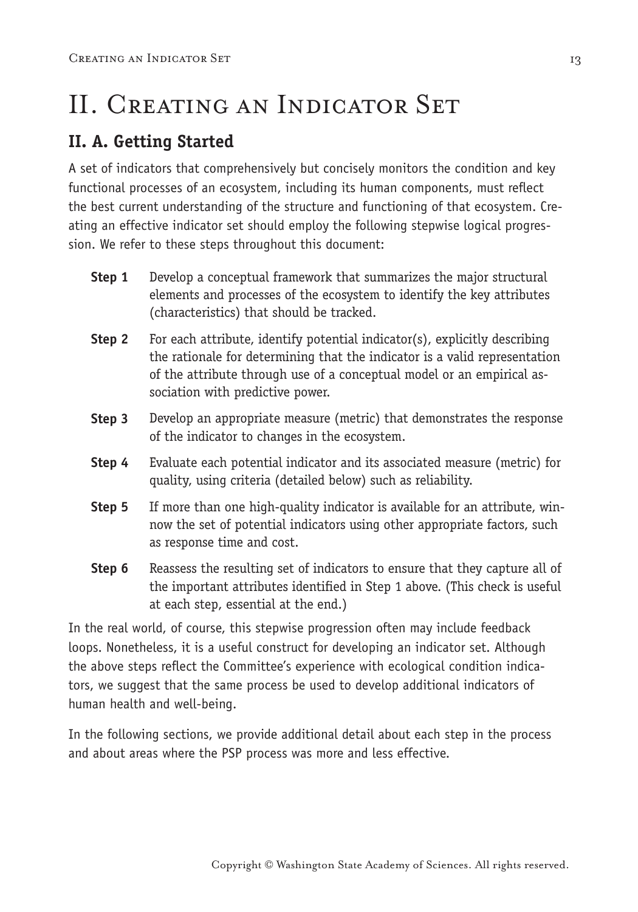# II. Creating an Indicator Set

## II. A. Getting Started

A set of indicators that comprehensively but concisely monitors the condition and key functional processes of an ecosystem, including its human components, must reflect the best current understanding of the structure and functioning of that ecosystem. Creating an effective indicator set should employ the following stepwise logical progression. We refer to these steps throughout this document:

**Step 1** Develop a conceptual framework that summarizes the major structural elements and processes of the ecosystem to identify the key attributes (characteristics) that should be tracked.

**Step 2** For each attribute, identify potential indicator(s), explicitly describing the rationale for determining that the indicator is a valid representation of the attribute through use of a conceptual model or an empirical association with predictive power.

**Step 3** Develop an appropriate measure (metric) that demonstrates the response of the indicator to changes in the ecosystem.

**Step 4** Evaluate each potential indicator and its associated measure (metric) for quality, using criteria (detailed below) such as reliability.

**Step 5** If more than one high-quality indicator is available for an attribute, winnow the set of potential indicators using other appropriate factors, such as response time and cost.

**Step 6** Reassess the resulting set of indicators to ensure that they capture all of the important attributes identified in Step 1 above. (This check is useful at each step, essential at the end.)

In the real world, of course, this stepwise progression often may include feedback loops. Nonetheless, it is a useful construct for developing an indicator set. Although the above steps reflect the Committee's experience with ecological condition indicators, we suggest that the same process be used to develop additional indicators of human health and well-being.

In the following sections, we provide additional detail about each step in the process and about areas where the PSP process was more and less effective.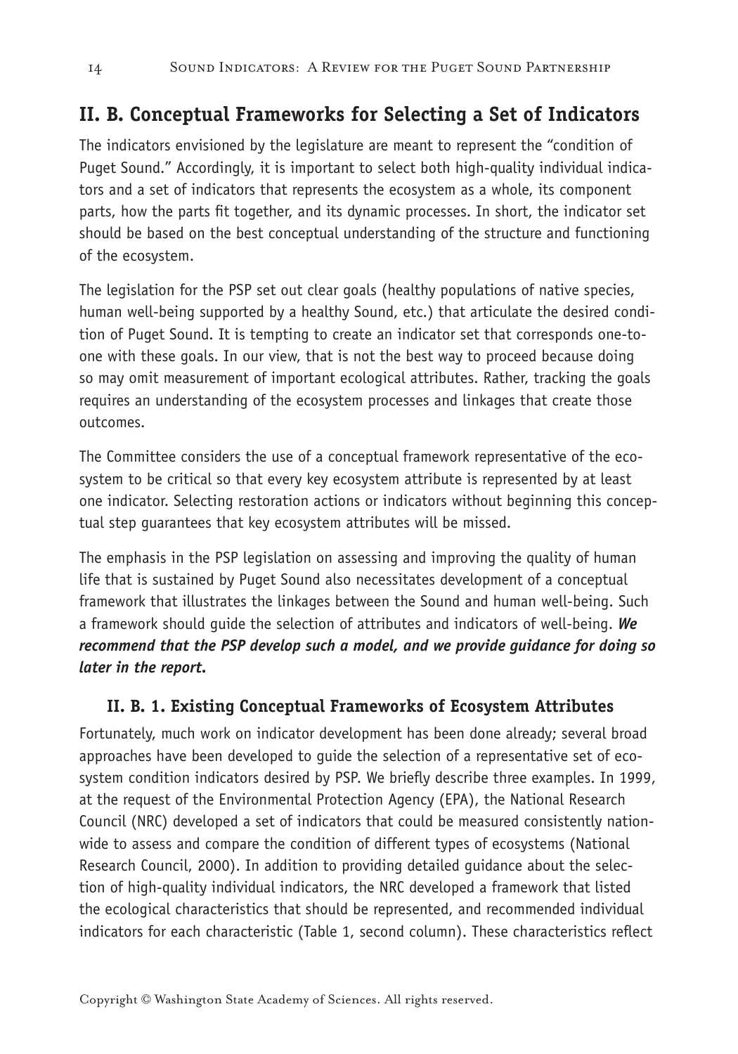## II. B. Conceptual Frameworks for Selecting a Set of Indicators

The indicators envisioned by the legislature are meant to represent the "condition of Puget Sound." Accordingly, it is important to select both high-quality individual indicators and a set of indicators that represents the ecosystem as a whole, its component parts, how the parts fit together, and its dynamic processes. In short, the indicator set should be based on the best conceptual understanding of the structure and functioning of the ecosystem.

The legislation for the PSP set out clear goals (healthy populations of native species, human well-being supported by a healthy Sound, etc.) that articulate the desired condition of Puget Sound. It is tempting to create an indicator set that corresponds one-to-one with these goals. In our view, that is not the best way to proceed because doing so may omit measurement of important ecological attributes. Rather, tracking the goals requires an understanding of the ecosystem processes and linkages that create those outcomes.

The Committee considers the use of a conceptual framework representative of the ecosystem to be critical so that every key ecosystem attribute is represented by at least one indicator. Selecting restoration actions or indicators without beginning this conceptual step guarantees that key ecosystem attributes will be missed.

The emphasis in the PSP legislation on assessing and improving the quality of human life that is sustained by Puget Sound also necessitates development of a conceptual framework that illustrates the linkages between the Sound and human well-being. Such a framework should guide the selection of attributes and indicators of well-being. ***We recommend that the PSP develop such a model, and we provide guidance for doing so later in the report.***

### II. B. 1. Existing Conceptual Frameworks of Ecosystem Attributes

Fortunately, much work on indicator development has been done already; several broad approaches have been developed to guide the selection of a representative set of ecosystem condition indicators desired by PSP. We briefly describe three examples. In 1999, at the request of the Environmental Protection Agency (EPA), the National Research Council (NRC) developed a set of indicators that could be measured consistently nationwide to assess and compare the condition of different types of ecosystems (National Research Council, 2000). In addition to providing detailed guidance about the selection of high-quality individual indicators, the NRC developed a framework that listed the ecological characteristics that should be represented, and recommended individual indicators for each characteristic (Table 1, second column). These characteristics reflect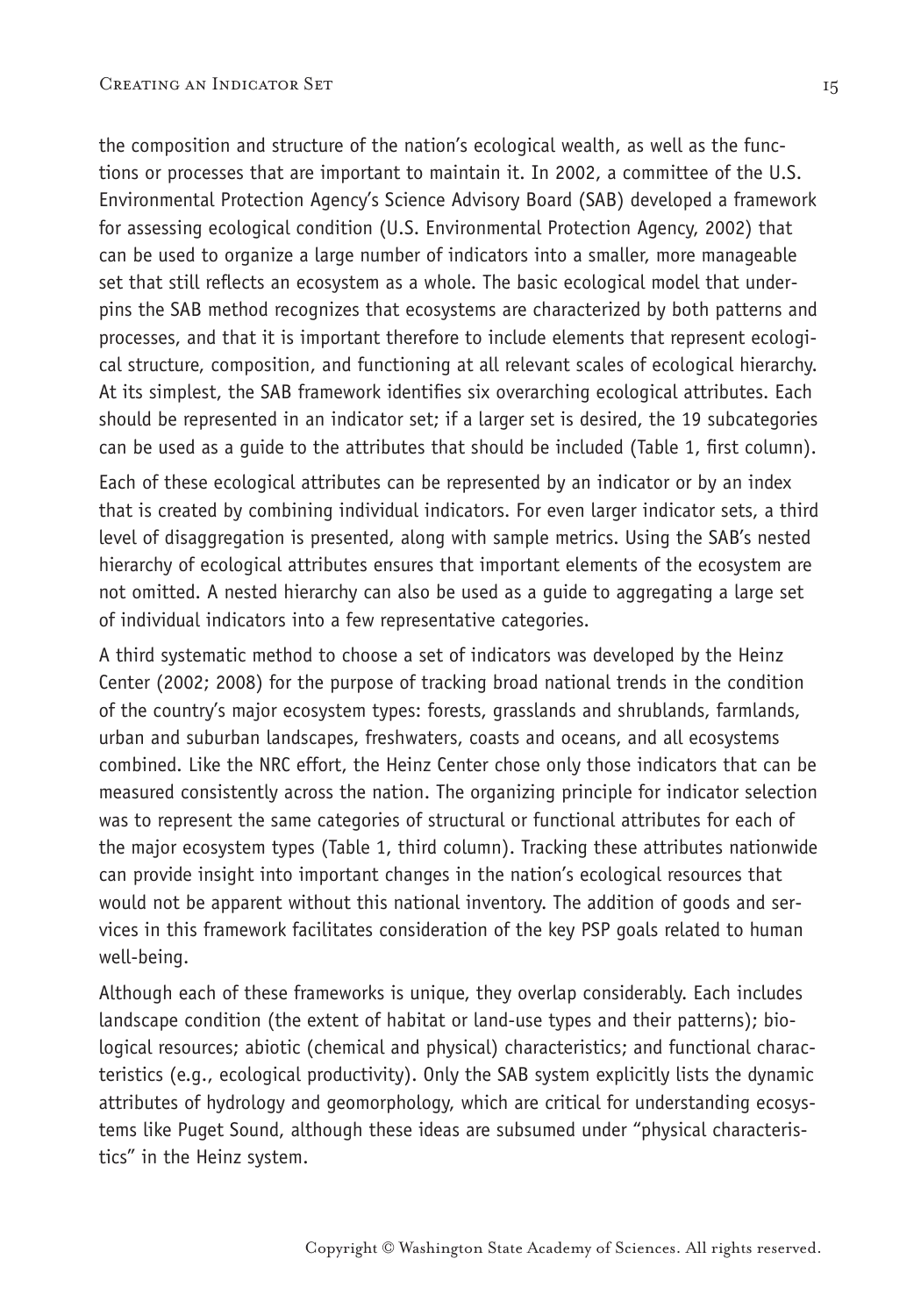the composition and structure of the nation's ecological wealth, as well as the functions or processes that are important to maintain it. In 2002, a committee of the U.S. Environmental Protection Agency's Science Advisory Board (SAB) developed a framework for assessing ecological condition (U.S. Environmental Protection Agency, 2002) that can be used to organize a large number of indicators into a smaller, more manageable set that still reflects an ecosystem as a whole. The basic ecological model that underpins the SAB method recognizes that ecosystems are characterized by both patterns and processes, and that it is important therefore to include elements that represent ecological structure, composition, and functioning at all relevant scales of ecological hierarchy. At its simplest, the SAB framework identifies six overarching ecological attributes. Each should be represented in an indicator set; if a larger set is desired, the 19 subcategories can be used as a guide to the attributes that should be included (Table 1, first column).

Each of these ecological attributes can be represented by an indicator or by an index that is created by combining individual indicators. For even larger indicator sets, a third level of disaggregation is presented, along with sample metrics. Using the SAB's nested hierarchy of ecological attributes ensures that important elements of the ecosystem are not omitted. A nested hierarchy can also be used as a guide to aggregating a large set of individual indicators into a few representative categories.

A third systematic method to choose a set of indicators was developed by the Heinz Center (2002; 2008) for the purpose of tracking broad national trends in the condition of the country's major ecosystem types: forests, grasslands and shrublands, farmlands, urban and suburban landscapes, freshwaters, coasts and oceans, and all ecosystems combined. Like the NRC effort, the Heinz Center chose only those indicators that can be measured consistently across the nation. The organizing principle for indicator selection was to represent the same categories of structural or functional attributes for each of the major ecosystem types (Table 1, third column). Tracking these attributes nationwide can provide insight into important changes in the nation's ecological resources that would not be apparent without this national inventory. The addition of goods and services in this framework facilitates consideration of the key PSP goals related to human well-being.

Although each of these frameworks is unique, they overlap considerably. Each includes landscape condition (the extent of habitat or land-use types and their patterns); biological resources; abiotic (chemical and physical) characteristics; and functional characteristics (e.g., ecological productivity). Only the SAB system explicitly lists the dynamic attributes of hydrology and geomorphology, which are critical for understanding ecosystems like Puget Sound, although these ideas are subsumed under "physical characteristics" in the Heinz system.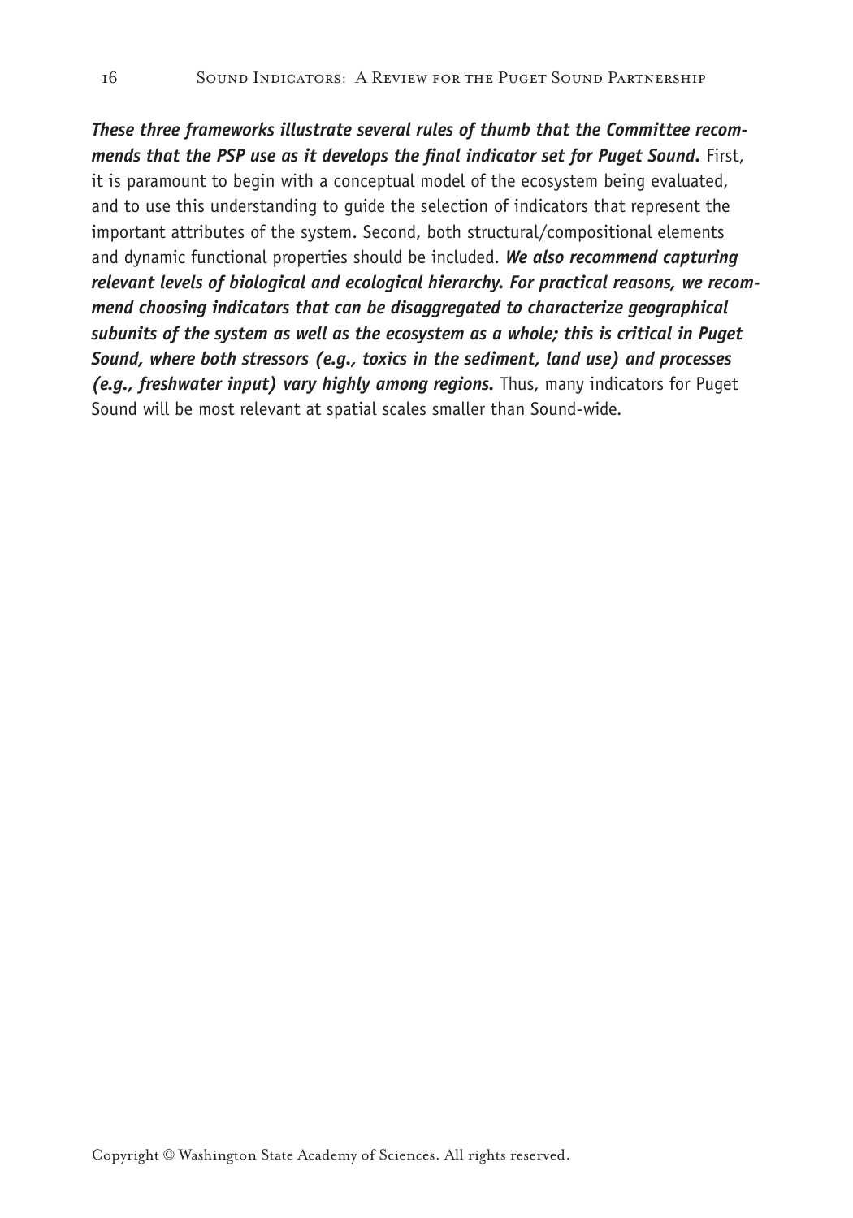***These three frameworks illustrate several rules of thumb that the Committee recommends that the PSP use as it develops the final indicator set for Puget Sound.*** First, it is paramount to begin with a conceptual model of the ecosystem being evaluated, and to use this understanding to guide the selection of indicators that represent the important attributes of the system. Second, both structural/compositional elements and dynamic functional properties should be included. ***We also recommend capturing relevant levels of biological and ecological hierarchy. For practical reasons, we recommend choosing indicators that can be disaggregated to characterize geographical subunits of the system as well as the ecosystem as a whole; this is critical in Puget Sound, where both stressors (e.g., toxics in the sediment, land use) and processes (e.g., freshwater input) vary highly among regions.*** Thus, many indicators for Puget Sound will be most relevant at spatial scales smaller than Sound-wide.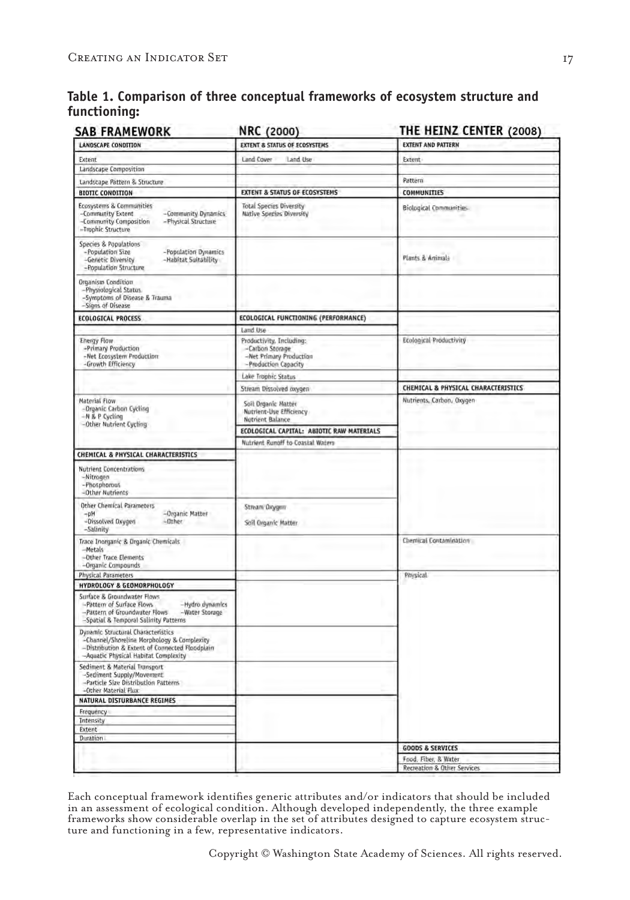**Table 1. Comparison of three conceptual frameworks of ecosystem structure and functioning:**

| SAB FRAMEWORK | NRC (2000) | THE HEINZ CENTER (2008) |
|---|---|---|
| **LANDSCAPE CONDITION** | **EXTENT & STATUS OF ECOSYSTEMS** | **EXTENT AND PATTERN** |
| Extent | Land Cover Land Use | Extent |
| Landscape Composition | | |
| Landscape Pattern & Structure | | Pattern |
| **BIOTIC CONDITION** | **EXTENT & STATUS OF ECOSYSTEMS** | **COMMUNITIES** |
| Ecosystems & Communities<br>–Community Extent<br>–Community Composition<br>–Trophic Structure<br>–Community Dynamics<br>–Physical Structure | Total Species Diversity<br>Native Species Diversity | Biological Communities |
| Species & Populations<br>–Population Size<br>–Genetic Diversity<br>–Population Structure<br>–Population Dynamics<br>–Habitat Suitability | | Plants & Animals |
| Organism Condition<br>–Physiological Status<br>–Symptoms of Disease & Trauma<br>–Signs of Disease | | |
| **ECOLOGICAL PROCESS** | **ECOLOGICAL FUNCTIONING (PERFORMANCE)** | |
| | Land Use | |
| Energy Flow<br>–Primary Production<br>–Net Ecosystem Production<br>–Growth Efficiency | Productivity, Including:<br>–Carbon Storage<br>–Net Primary Production<br>–Production Capacity | Ecological Productivity |
| | Lake Trophic Status | |
| | Stream Dissolved oxygen | **CHEMICAL & PHYSICAL CHARACTERISTICS** |
| Material Flow<br>–Organic Carbon Cycling<br>–N & P Cycling<br>–Other Nutrient Cycling | Soil Organic Matter<br>Nutrient-Use Efficiency<br>Nutrient Balance | Nutrients, Carbon, Oxygen |
| | **ECOLOGICAL CAPITAL: ABIOTIC RAW MATERIALS** | |
| | Nutrient Runoff to Coastal Waters | |
| **CHEMICAL & PHYSICAL CHARACTERISTICS** | | |
| Nutrient Concentrations<br>–Nitrogen<br>–Phosphorous<br>–Other Nutrients | | |
| Other Chemical Parameters<br>–pH<br>–Dissolved Oxygen<br>–Salinity<br>–Organic Matter<br>–Other | Stream Oxygen<br>Soil Organic Matter | |
| Trace Inorganic & Organic Chemicals<br>–Metals<br>–Other Trace Elements<br>–Organic Compounds | | Chemical Contamination |
| Physical Parameters | | Physical |
| **HYDROLOGY & GEOMORPHOLOGY** | | |
| Surface & Groundwater Flows<br>–Pattern of Surface Flows<br>–Pattern of Groundwater Flows<br>–Spatial & Temporal Salinity Patterns<br>–Hydro dynamics<br>–Water Storage | | |
| Dynamic Structural Characteristics<br>–Channel/Shoreline Morphology & Complexity<br>–Distribution & Extent of Connected Floodplain<br>–Aquatic Physical Habitat Complexity | | |
| Sediment & Material Transport<br>–Sediment Supply/Movement<br>–Particle Size Distribution Patterns<br>–Other Material Flux | | |
| **NATURAL DISTURBANCE REGIMES** | | |
| Frequency | | |
| Intensity | | |
| Extent | | |
| Duration | | |
| | | **GOODS & SERVICES** |
| | | Food, Fiber, & Water |
| | | Recreation & Other Services |

Each conceptual framework identifies generic attributes and/or indicators that should be included in an assessment of ecological condition. Although developed independently, the three example frameworks show considerable overlap in the set of attributes designed to capture ecosystem structure and functioning in a few, representative indicators.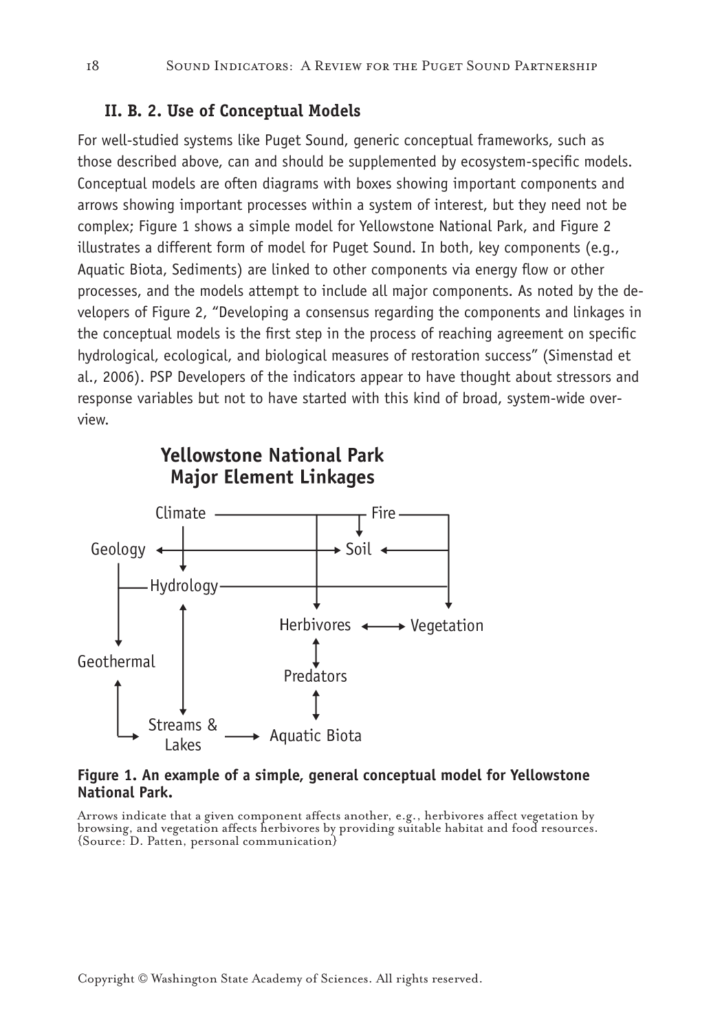### II. B. 2. Use of Conceptual Models

For well-studied systems like Puget Sound, generic conceptual frameworks, such as those described above, can and should be supplemented by ecosystem-specific models. Conceptual models are often diagrams with boxes showing important components and arrows showing important processes within a system of interest, but they need not be complex; Figure 1 shows a simple model for Yellowstone National Park, and Figure 2 illustrates a different form of model for Puget Sound. In both, key components (e.g., Aquatic Biota, Sediments) are linked to other components via energy flow or other processes, and the models attempt to include all major components. As noted by the developers of Figure 2, "Developing a consensus regarding the components and linkages in the conceptual models is the first step in the process of reaching agreement on specific hydrological, ecological, and biological measures of restoration success" (Simenstad et al., 2006). PSP Developers of the indicators appear to have thought about stressors and response variables but not to have started with this kind of broad, system-wide overview.

**Yellowstone National Park Major Element Linkages**

Climate, Fire, Geology, Soil, Hydrology, Herbivores, Vegetation, Geothermal, Predators, Streams & Lakes, Aquatic Biota

**Figure 1. An example of a simple, general conceptual model for Yellowstone National Park.**

Arrows indicate that a given component affects another, e.g., herbivores affect vegetation by browsing, and vegetation affects herbivores by providing suitable habitat and food resources. (Source: D. Patten, personal communication)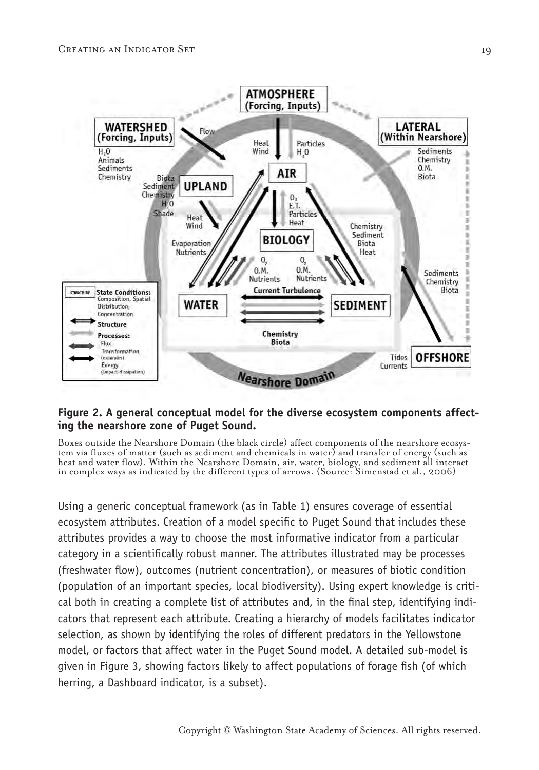**Figure 2. A general conceptual model for the diverse ecosystem components affecting the nearshore zone of Puget Sound.**

Boxes outside the Nearshore Domain (the black circle) affect components of the nearshore ecosystem via fluxes of matter (such as sediment and chemicals in water) and transfer of energy (such as heat and water flow). Within the Nearshore Domain, air, water, biology, and sediment all interact in complex ways as indicated by the different types of arrows. (Source: Simenstad et al., 2006)

Using a generic conceptual framework (as in Table 1) ensures coverage of essential ecosystem attributes. Creation of a model specific to Puget Sound that includes these attributes provides a way to choose the most informative indicator from a particular category in a scientifically robust manner. The attributes illustrated may be processes (freshwater flow), outcomes (nutrient concentration), or measures of biotic condition (population of an important species, local biodiversity). Using expert knowledge is critical both in creating a complete list of attributes and, in the final step, identifying indicators that represent each attribute. Creating a hierarchy of models facilitates indicator selection, as shown by identifying the roles of different predators in the Yellowstone model, or factors that affect water in the Puget Sound model. A detailed sub-model is given in Figure 3, showing factors likely to affect populations of forage fish (of which herring, a Dashboard indicator, is a subset).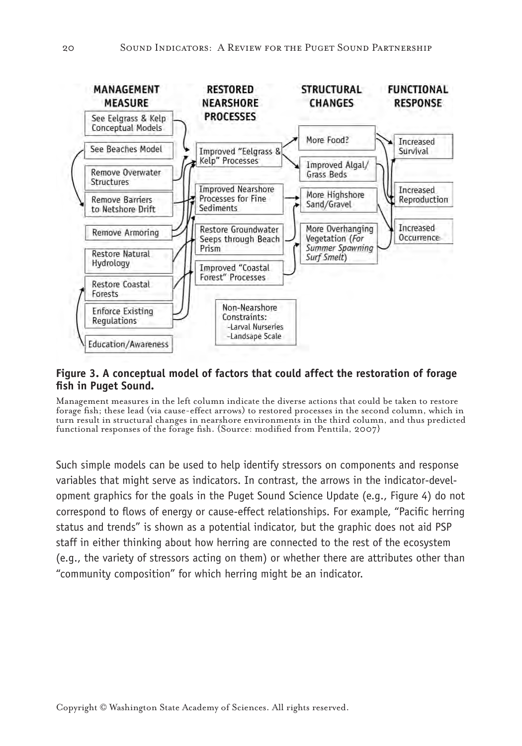**Figure 3. A conceptual model of factors that could affect the restoration of forage fish in Puget Sound.**

Management measures in the left column indicate the diverse actions that could be taken to restore forage fish; these lead (via cause-effect arrows) to restored processes in the second column, which in turn result in structural changes in nearshore environments in the third column, and thus predicted functional responses of the forage fish. (Source: modified from Penttila, 2007)

Such simple models can be used to help identify stressors on components and response variables that might serve as indicators. In contrast, the arrows in the indicator-development graphics for the goals in the Puget Sound Science Update (e.g., Figure 4) do not correspond to flows of energy or cause-effect relationships. For example, "Pacific herring status and trends" is shown as a potential indicator, but the graphic does not aid PSP staff in either thinking about how herring are connected to the rest of the ecosystem (e.g., the variety of stressors acting on them) or whether there are attributes other than "community composition" for which herring might be an indicator.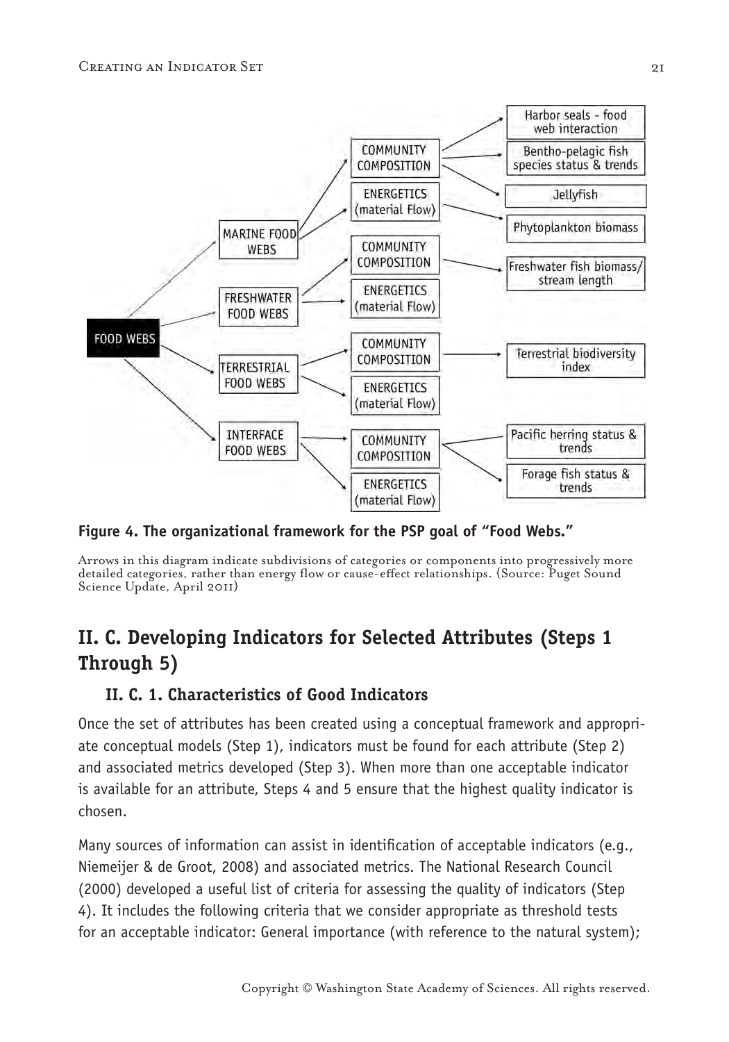**Figure 4. The organizational framework for the PSP goal of "Food Webs."**

Arrows in this diagram indicate subdivisions of categories or components into progressively more detailed categories, rather than energy flow or cause-effect relationships. (Source: Puget Sound Science Update, April 2011)

## II. C. Developing Indicators for Selected Attributes (Steps 1 Through 5)

### II. C. 1. Characteristics of Good Indicators

Once the set of attributes has been created using a conceptual framework and appropriate conceptual models (Step 1), indicators must be found for each attribute (Step 2) and associated metrics developed (Step 3). When more than one acceptable indicator is available for an attribute, Steps 4 and 5 ensure that the highest quality indicator is chosen.

Many sources of information can assist in identification of acceptable indicators (e.g., Niemeijer & de Groot, 2008) and associated metrics. The National Research Council (2000) developed a useful list of criteria for assessing the quality of indicators (Step 4). It includes the following criteria that we consider appropriate as threshold tests for an acceptable indicator: General importance (with reference to the natural system);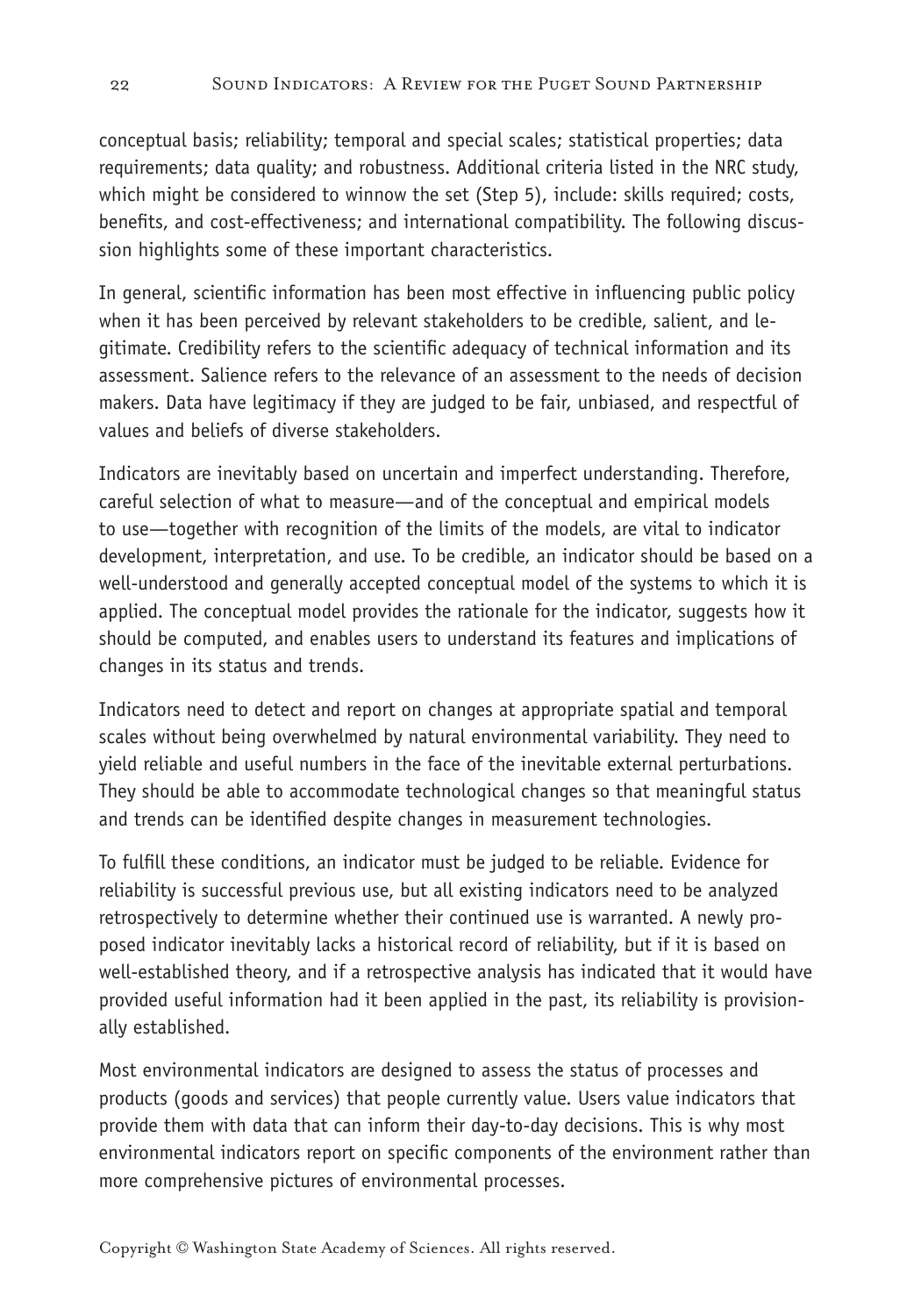conceptual basis; reliability; temporal and special scales; statistical properties; data requirements; data quality; and robustness. Additional criteria listed in the NRC study, which might be considered to winnow the set (Step 5), include: skills required; costs, benefits, and cost-effectiveness; and international compatibility. The following discussion highlights some of these important characteristics.

In general, scientific information has been most effective in influencing public policy when it has been perceived by relevant stakeholders to be credible, salient, and legitimate. Credibility refers to the scientific adequacy of technical information and its assessment. Salience refers to the relevance of an assessment to the needs of decision makers. Data have legitimacy if they are judged to be fair, unbiased, and respectful of values and beliefs of diverse stakeholders.

Indicators are inevitably based on uncertain and imperfect understanding. Therefore, careful selection of what to measure—and of the conceptual and empirical models to use—together with recognition of the limits of the models, are vital to indicator development, interpretation, and use. To be credible, an indicator should be based on a well-understood and generally accepted conceptual model of the systems to which it is applied. The conceptual model provides the rationale for the indicator, suggests how it should be computed, and enables users to understand its features and implications of changes in its status and trends.

Indicators need to detect and report on changes at appropriate spatial and temporal scales without being overwhelmed by natural environmental variability. They need to yield reliable and useful numbers in the face of the inevitable external perturbations. They should be able to accommodate technological changes so that meaningful status and trends can be identified despite changes in measurement technologies.

To fulfill these conditions, an indicator must be judged to be reliable. Evidence for reliability is successful previous use, but all existing indicators need to be analyzed retrospectively to determine whether their continued use is warranted. A newly proposed indicator inevitably lacks a historical record of reliability, but if it is based on well-established theory, and if a retrospective analysis has indicated that it would have provided useful information had it been applied in the past, its reliability is provisionally established.

Most environmental indicators are designed to assess the status of processes and products (goods and services) that people currently value. Users value indicators that provide them with data that can inform their day-to-day decisions. This is why most environmental indicators report on specific components of the environment rather than more comprehensive pictures of environmental processes.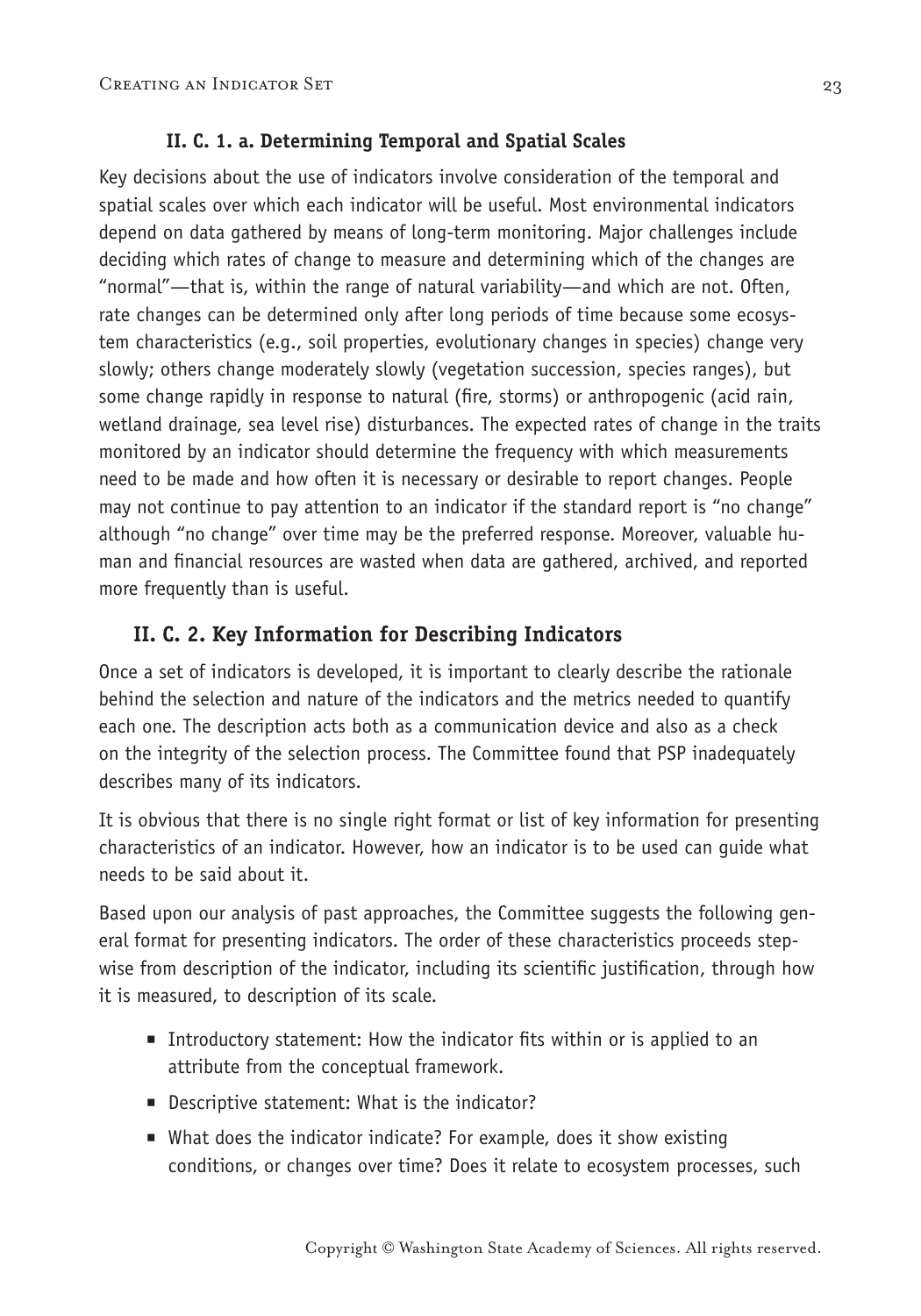#### II. C. 1. a. Determining Temporal and Spatial Scales

Key decisions about the use of indicators involve consideration of the temporal and spatial scales over which each indicator will be useful. Most environmental indicators depend on data gathered by means of long-term monitoring. Major challenges include deciding which rates of change to measure and determining which of the changes are "normal"—that is, within the range of natural variability—and which are not. Often, rate changes can be determined only after long periods of time because some ecosystem characteristics (e.g., soil properties, evolutionary changes in species) change very slowly; others change moderately slowly (vegetation succession, species ranges), but some change rapidly in response to natural (fire, storms) or anthropogenic (acid rain, wetland drainage, sea level rise) disturbances. The expected rates of change in the traits monitored by an indicator should determine the frequency with which measurements need to be made and how often it is necessary or desirable to report changes. People may not continue to pay attention to an indicator if the standard report is "no change" although "no change" over time may be the preferred response. Moreover, valuable human and financial resources are wasted when data are gathered, archived, and reported more frequently than is useful.

### II. C. 2. Key Information for Describing Indicators

Once a set of indicators is developed, it is important to clearly describe the rationale behind the selection and nature of the indicators and the metrics needed to quantify each one. The description acts both as a communication device and also as a check on the integrity of the selection process. The Committee found that PSP inadequately describes many of its indicators.

It is obvious that there is no single right format or list of key information for presenting characteristics of an indicator. However, how an indicator is to be used can guide what needs to be said about it.

Based upon our analysis of past approaches, the Committee suggests the following general format for presenting indicators. The order of these characteristics proceeds stepwise from description of the indicator, including its scientific justification, through how it is measured, to description of its scale.

- Introductory statement: How the indicator fits within or is applied to an attribute from the conceptual framework.
- Descriptive statement: What is the indicator?
- What does the indicator indicate? For example, does it show existing conditions, or changes over time? Does it relate to ecosystem processes, such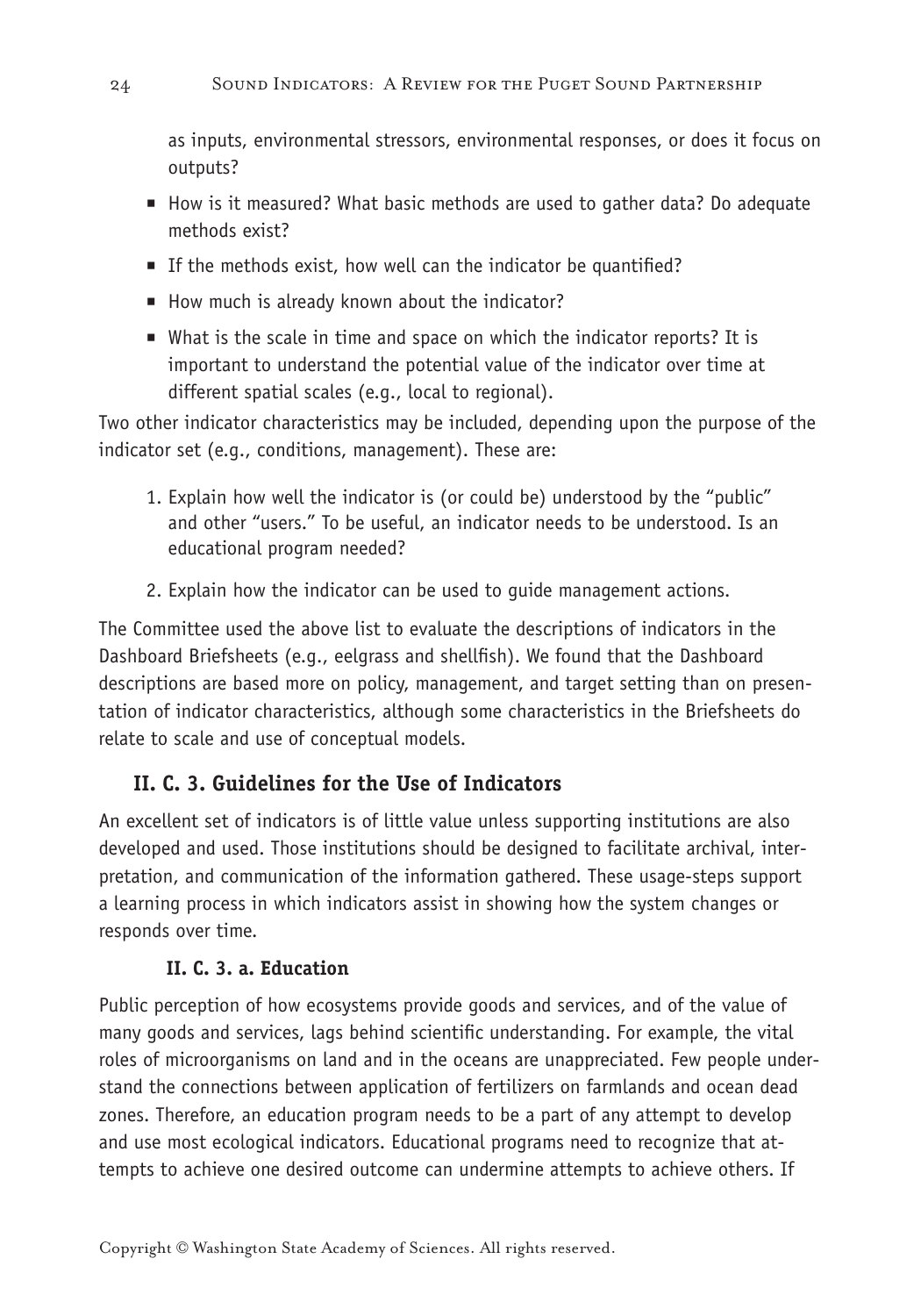as inputs, environmental stressors, environmental responses, or does it focus on outputs?

- How is it measured? What basic methods are used to gather data? Do adequate methods exist?
- If the methods exist, how well can the indicator be quantified?
- How much is already known about the indicator?
- What is the scale in time and space on which the indicator reports? It is important to understand the potential value of the indicator over time at different spatial scales (e.g., local to regional).

Two other indicator characteristics may be included, depending upon the purpose of the indicator set (e.g., conditions, management). These are:

1. Explain how well the indicator is (or could be) understood by the "public" and other "users." To be useful, an indicator needs to be understood. Is an educational program needed?
2. Explain how the indicator can be used to guide management actions.

The Committee used the above list to evaluate the descriptions of indicators in the Dashboard Briefsheets (e.g., eelgrass and shellfish). We found that the Dashboard descriptions are based more on policy, management, and target setting than on presentation of indicator characteristics, although some characteristics in the Briefsheets do relate to scale and use of conceptual models.

### II. C. 3. Guidelines for the Use of Indicators

An excellent set of indicators is of little value unless supporting institutions are also developed and used. Those institutions should be designed to facilitate archival, interpretation, and communication of the information gathered. These usage-steps support a learning process in which indicators assist in showing how the system changes or responds over time.

#### II. C. 3. a. Education

Public perception of how ecosystems provide goods and services, and of the value of many goods and services, lags behind scientific understanding. For example, the vital roles of microorganisms on land and in the oceans are unappreciated. Few people understand the connections between application of fertilizers on farmlands and ocean dead zones. Therefore, an education program needs to be a part of any attempt to develop and use most ecological indicators. Educational programs need to recognize that attempts to achieve one desired outcome can undermine attempts to achieve others. If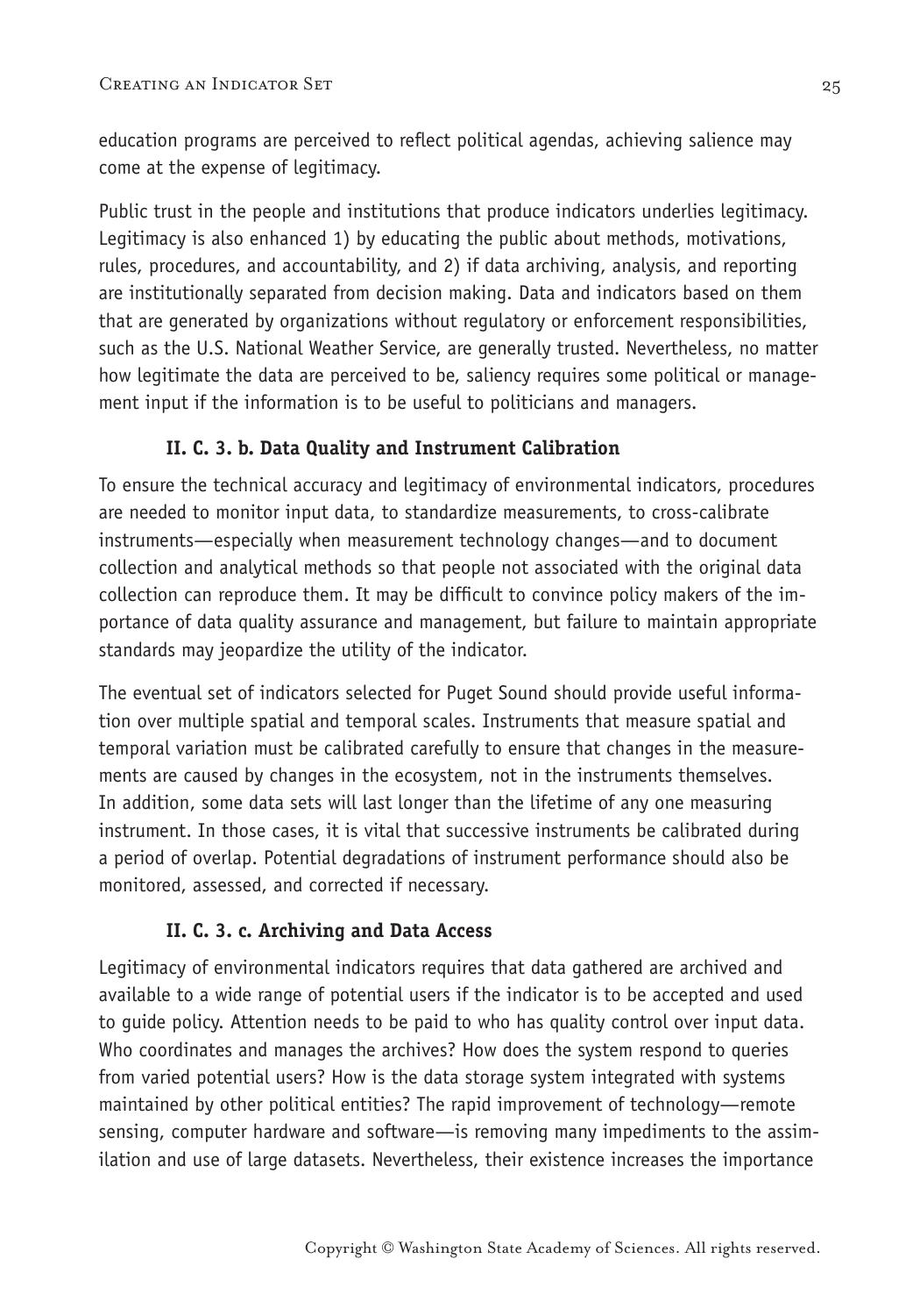education programs are perceived to reflect political agendas, achieving salience may come at the expense of legitimacy.

Public trust in the people and institutions that produce indicators underlies legitimacy. Legitimacy is also enhanced 1) by educating the public about methods, motivations, rules, procedures, and accountability, and 2) if data archiving, analysis, and reporting are institutionally separated from decision making. Data and indicators based on them that are generated by organizations without regulatory or enforcement responsibilities, such as the U.S. National Weather Service, are generally trusted. Nevertheless, no matter how legitimate the data are perceived to be, saliency requires some political or management input if the information is to be useful to politicians and managers.

### II. C. 3. b. Data Quality and Instrument Calibration

To ensure the technical accuracy and legitimacy of environmental indicators, procedures are needed to monitor input data, to standardize measurements, to cross-calibrate instruments—especially when measurement technology changes—and to document collection and analytical methods so that people not associated with the original data collection can reproduce them. It may be difficult to convince policy makers of the importance of data quality assurance and management, but failure to maintain appropriate standards may jeopardize the utility of the indicator.

The eventual set of indicators selected for Puget Sound should provide useful information over multiple spatial and temporal scales. Instruments that measure spatial and temporal variation must be calibrated carefully to ensure that changes in the measurements are caused by changes in the ecosystem, not in the instruments themselves. In addition, some data sets will last longer than the lifetime of any one measuring instrument. In those cases, it is vital that successive instruments be calibrated during a period of overlap. Potential degradations of instrument performance should also be monitored, assessed, and corrected if necessary.

### II. C. 3. c. Archiving and Data Access

Legitimacy of environmental indicators requires that data gathered are archived and available to a wide range of potential users if the indicator is to be accepted and used to guide policy. Attention needs to be paid to who has quality control over input data. Who coordinates and manages the archives? How does the system respond to queries from varied potential users? How is the data storage system integrated with systems maintained by other political entities? The rapid improvement of technology—remote sensing, computer hardware and software—is removing many impediments to the assimilation and use of large datasets. Nevertheless, their existence increases the importance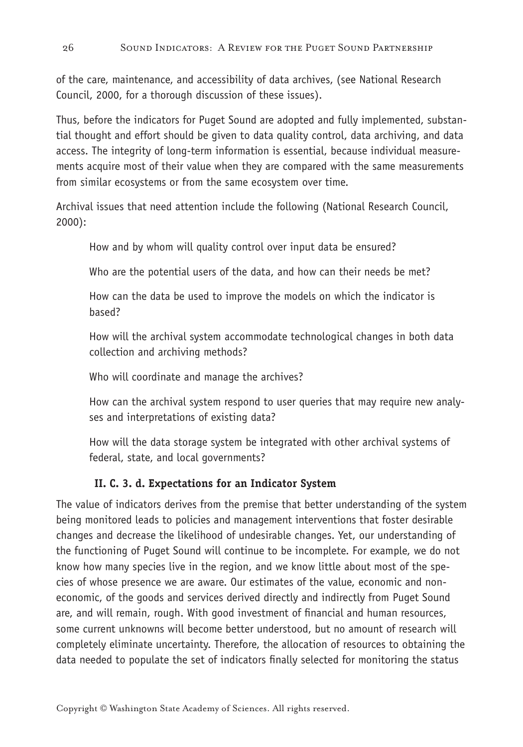of the care, maintenance, and accessibility of data archives, (see National Research Council, 2000, for a thorough discussion of these issues).

Thus, before the indicators for Puget Sound are adopted and fully implemented, substantial thought and effort should be given to data quality control, data archiving, and data access. The integrity of long-term information is essential, because individual measurements acquire most of their value when they are compared with the same measurements from similar ecosystems or from the same ecosystem over time.

Archival issues that need attention include the following (National Research Council, 2000):

> How and by whom will quality control over input data be ensured?
>
> Who are the potential users of the data, and how can their needs be met?
>
> How can the data be used to improve the models on which the indicator is based?
>
> How will the archival system accommodate technological changes in both data collection and archiving methods?
>
> Who will coordinate and manage the archives?
>
> How can the archival system respond to user queries that may require new analyses and interpretations of existing data?
>
> How will the data storage system be integrated with other archival systems of federal, state, and local governments?

### II. C. 3. d. Expectations for an Indicator System

The value of indicators derives from the premise that better understanding of the system being monitored leads to policies and management interventions that foster desirable changes and decrease the likelihood of undesirable changes. Yet, our understanding of the functioning of Puget Sound will continue to be incomplete. For example, we do not know how many species live in the region, and we know little about most of the species of whose presence we are aware. Our estimates of the value, economic and non-economic, of the goods and services derived directly and indirectly from Puget Sound are, and will remain, rough. With good investment of financial and human resources, some current unknowns will become better understood, but no amount of research will completely eliminate uncertainty. Therefore, the allocation of resources to obtaining the data needed to populate the set of indicators finally selected for monitoring the status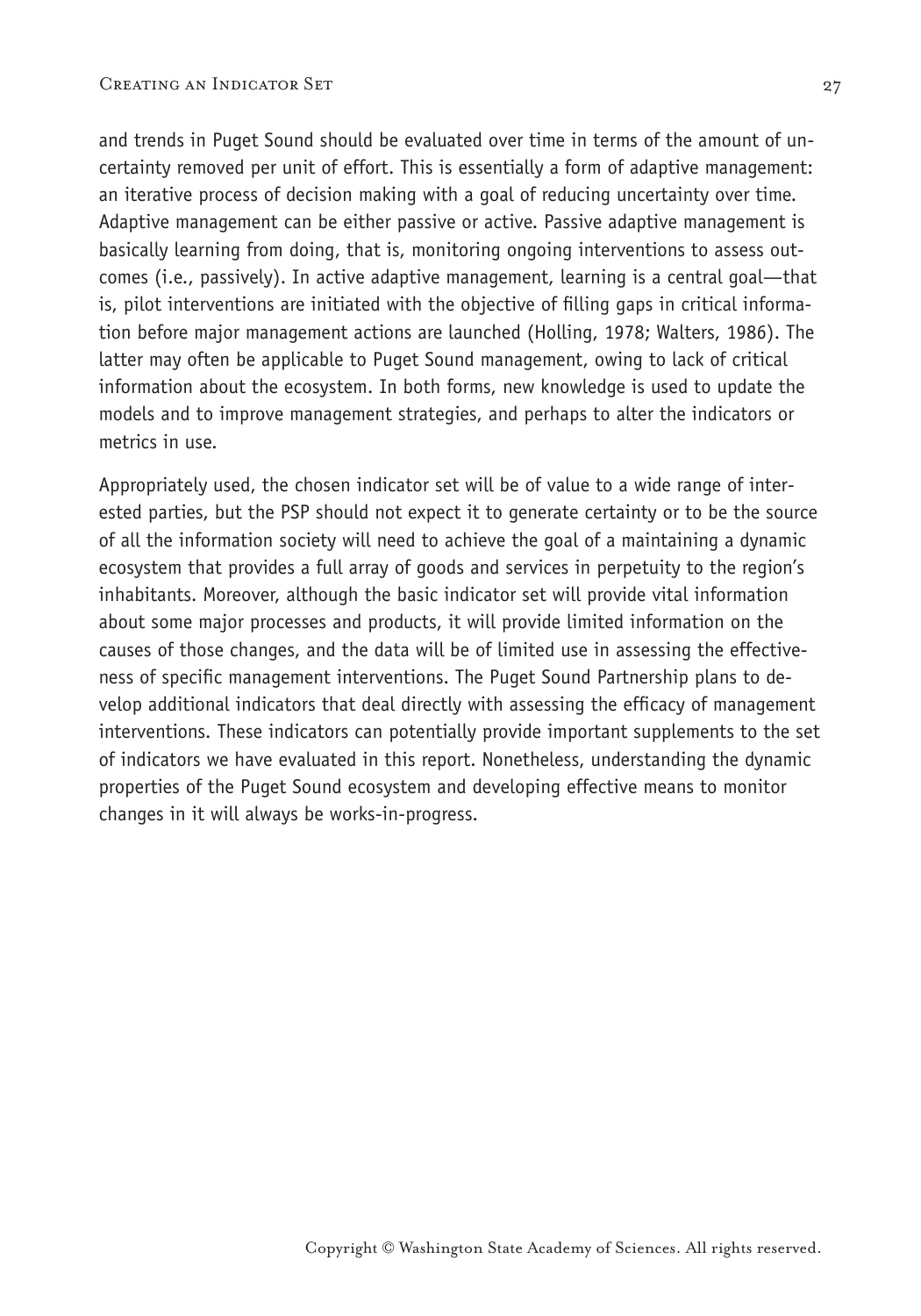and trends in Puget Sound should be evaluated over time in terms of the amount of uncertainty removed per unit of effort. This is essentially a form of adaptive management: an iterative process of decision making with a goal of reducing uncertainty over time. Adaptive management can be either passive or active. Passive adaptive management is basically learning from doing, that is, monitoring ongoing interventions to assess outcomes (i.e., passively). In active adaptive management, learning is a central goal—that is, pilot interventions are initiated with the objective of filling gaps in critical information before major management actions are launched (Holling, 1978; Walters, 1986). The latter may often be applicable to Puget Sound management, owing to lack of critical information about the ecosystem. In both forms, new knowledge is used to update the models and to improve management strategies, and perhaps to alter the indicators or metrics in use.

Appropriately used, the chosen indicator set will be of value to a wide range of interested parties, but the PSP should not expect it to generate certainty or to be the source of all the information society will need to achieve the goal of a maintaining a dynamic ecosystem that provides a full array of goods and services in perpetuity to the region's inhabitants. Moreover, although the basic indicator set will provide vital information about some major processes and products, it will provide limited information on the causes of those changes, and the data will be of limited use in assessing the effectiveness of specific management interventions. The Puget Sound Partnership plans to develop additional indicators that deal directly with assessing the efficacy of management interventions. These indicators can potentially provide important supplements to the set of indicators we have evaluated in this report. Nonetheless, understanding the dynamic properties of the Puget Sound ecosystem and developing effective means to monitor changes in it will always be works-in-progress.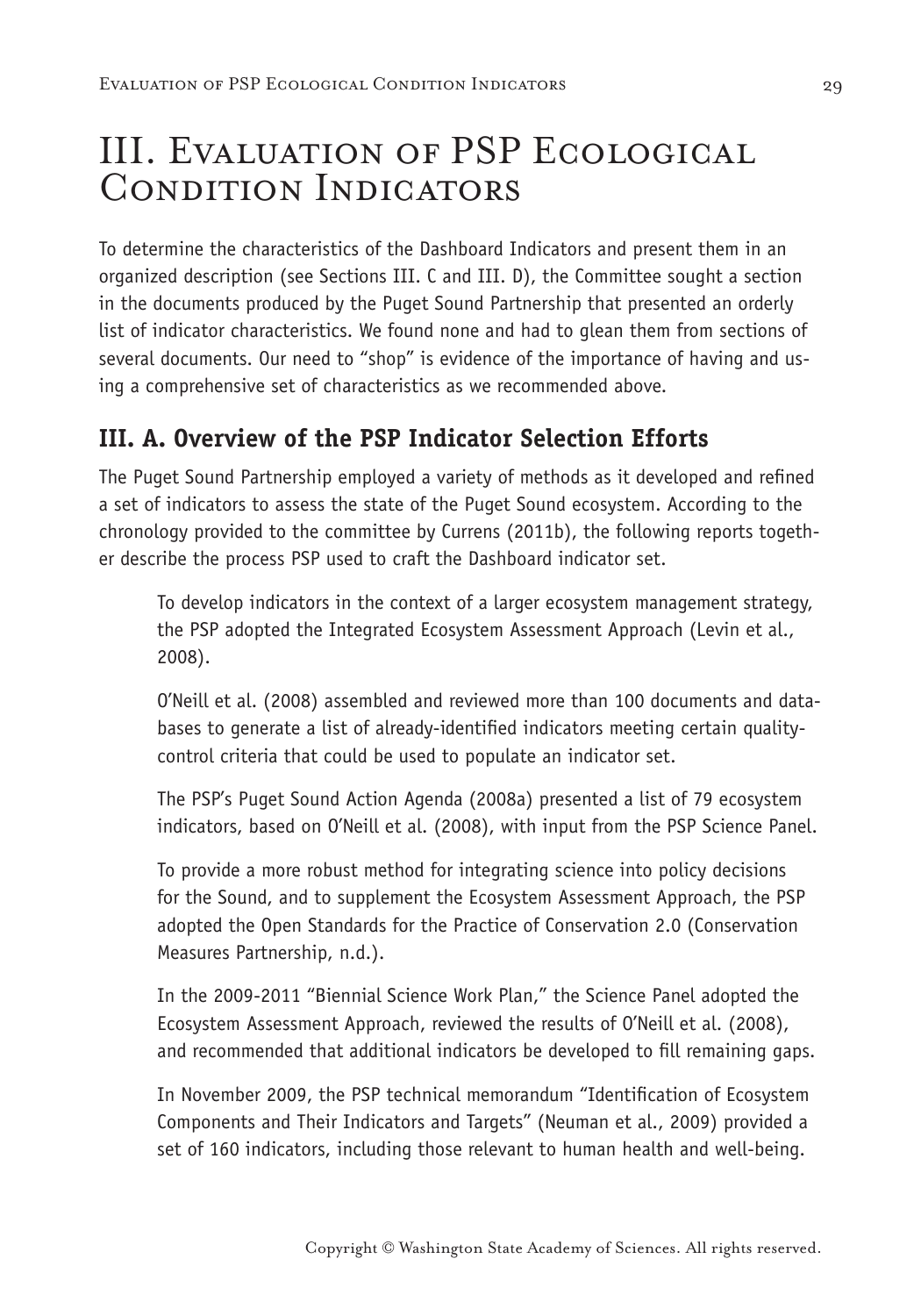# III. Evaluation of PSP Ecological Condition Indicators

To determine the characteristics of the Dashboard Indicators and present them in an organized description (see Sections III. C and III. D), the Committee sought a section in the documents produced by the Puget Sound Partnership that presented an orderly list of indicator characteristics. We found none and had to glean them from sections of several documents. Our need to "shop" is evidence of the importance of having and using a comprehensive set of characteristics as we recommended above.

## III. A. Overview of the PSP Indicator Selection Efforts

The Puget Sound Partnership employed a variety of methods as it developed and refined a set of indicators to assess the state of the Puget Sound ecosystem. According to the chronology provided to the committee by Currens (2011b), the following reports together describe the process PSP used to craft the Dashboard indicator set.

> To develop indicators in the context of a larger ecosystem management strategy, the PSP adopted the Integrated Ecosystem Assessment Approach (Levin et al., 2008).
>
> O'Neill et al. (2008) assembled and reviewed more than 100 documents and databases to generate a list of already-identified indicators meeting certain quality-control criteria that could be used to populate an indicator set.
>
> The PSP's Puget Sound Action Agenda (2008a) presented a list of 79 ecosystem indicators, based on O'Neill et al. (2008), with input from the PSP Science Panel.
>
> To provide a more robust method for integrating science into policy decisions for the Sound, and to supplement the Ecosystem Assessment Approach, the PSP adopted the Open Standards for the Practice of Conservation 2.0 (Conservation Measures Partnership, n.d.).
>
> In the 2009-2011 "Biennial Science Work Plan," the Science Panel adopted the Ecosystem Assessment Approach, reviewed the results of O'Neill et al. (2008), and recommended that additional indicators be developed to fill remaining gaps.
>
> In November 2009, the PSP technical memorandum "Identification of Ecosystem Components and Their Indicators and Targets" (Neuman et al., 2009) provided a set of 160 indicators, including those relevant to human health and well-being.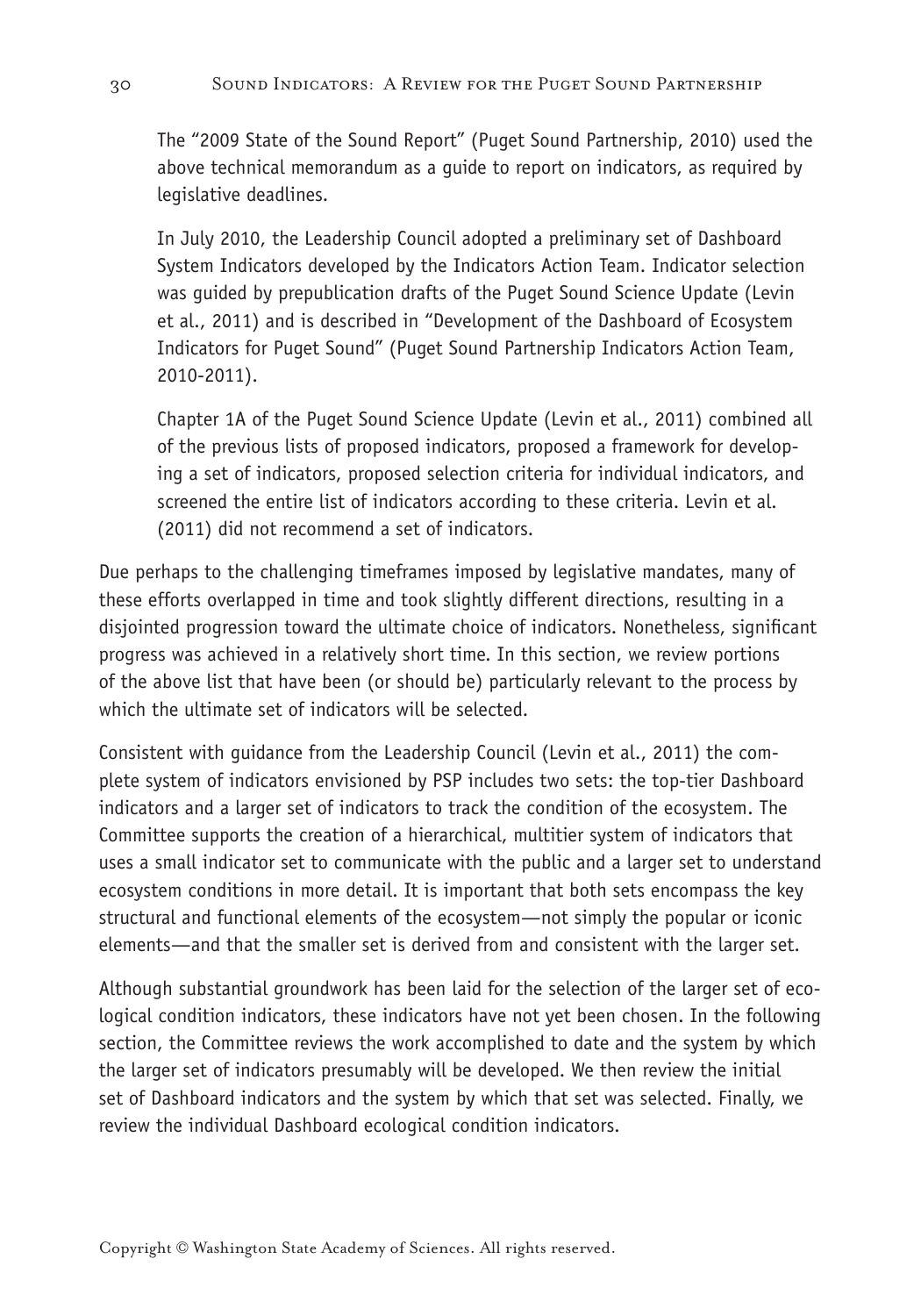The "2009 State of the Sound Report" (Puget Sound Partnership, 2010) used the above technical memorandum as a guide to report on indicators, as required by legislative deadlines.

In July 2010, the Leadership Council adopted a preliminary set of Dashboard System Indicators developed by the Indicators Action Team. Indicator selection was guided by prepublication drafts of the Puget Sound Science Update (Levin et al., 2011) and is described in "Development of the Dashboard of Ecosystem Indicators for Puget Sound" (Puget Sound Partnership Indicators Action Team, 2010-2011).

Chapter 1A of the Puget Sound Science Update (Levin et al., 2011) combined all of the previous lists of proposed indicators, proposed a framework for developing a set of indicators, proposed selection criteria for individual indicators, and screened the entire list of indicators according to these criteria. Levin et al. (2011) did not recommend a set of indicators.

Due perhaps to the challenging timeframes imposed by legislative mandates, many of these efforts overlapped in time and took slightly different directions, resulting in a disjointed progression toward the ultimate choice of indicators. Nonetheless, significant progress was achieved in a relatively short time. In this section, we review portions of the above list that have been (or should be) particularly relevant to the process by which the ultimate set of indicators will be selected.

Consistent with guidance from the Leadership Council (Levin et al., 2011) the complete system of indicators envisioned by PSP includes two sets: the top-tier Dashboard indicators and a larger set of indicators to track the condition of the ecosystem. The Committee supports the creation of a hierarchical, multitier system of indicators that uses a small indicator set to communicate with the public and a larger set to understand ecosystem conditions in more detail. It is important that both sets encompass the key structural and functional elements of the ecosystem—not simply the popular or iconic elements—and that the smaller set is derived from and consistent with the larger set.

Although substantial groundwork has been laid for the selection of the larger set of ecological condition indicators, these indicators have not yet been chosen. In the following section, the Committee reviews the work accomplished to date and the system by which the larger set of indicators presumably will be developed. We then review the initial set of Dashboard indicators and the system by which that set was selected. Finally, we review the individual Dashboard ecological condition indicators.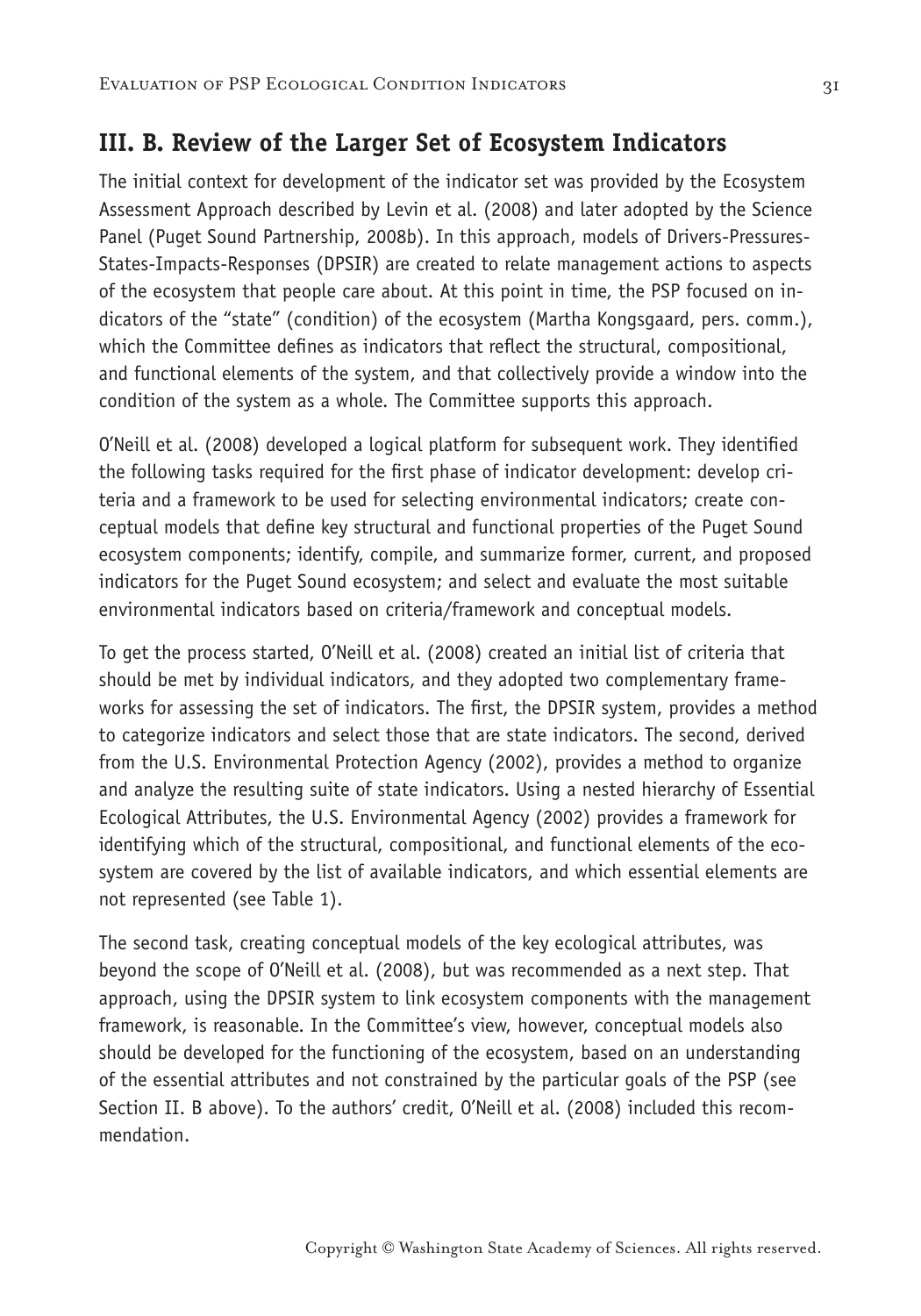## III. B. Review of the Larger Set of Ecosystem Indicators

The initial context for development of the indicator set was provided by the Ecosystem Assessment Approach described by Levin et al. (2008) and later adopted by the Science Panel (Puget Sound Partnership, 2008b). In this approach, models of Drivers-Pressures-States-Impacts-Responses (DPSIR) are created to relate management actions to aspects of the ecosystem that people care about. At this point in time, the PSP focused on indicators of the "state" (condition) of the ecosystem (Martha Kongsgaard, pers. comm.), which the Committee defines as indicators that reflect the structural, compositional, and functional elements of the system, and that collectively provide a window into the condition of the system as a whole. The Committee supports this approach.

O'Neill et al. (2008) developed a logical platform for subsequent work. They identified the following tasks required for the first phase of indicator development: develop criteria and a framework to be used for selecting environmental indicators; create conceptual models that define key structural and functional properties of the Puget Sound ecosystem components; identify, compile, and summarize former, current, and proposed indicators for the Puget Sound ecosystem; and select and evaluate the most suitable environmental indicators based on criteria/framework and conceptual models.

To get the process started, O'Neill et al. (2008) created an initial list of criteria that should be met by individual indicators, and they adopted two complementary frameworks for assessing the set of indicators. The first, the DPSIR system, provides a method to categorize indicators and select those that are state indicators. The second, derived from the U.S. Environmental Protection Agency (2002), provides a method to organize and analyze the resulting suite of state indicators. Using a nested hierarchy of Essential Ecological Attributes, the U.S. Environmental Agency (2002) provides a framework for identifying which of the structural, compositional, and functional elements of the ecosystem are covered by the list of available indicators, and which essential elements are not represented (see Table 1).

The second task, creating conceptual models of the key ecological attributes, was beyond the scope of O'Neill et al. (2008), but was recommended as a next step. That approach, using the DPSIR system to link ecosystem components with the management framework, is reasonable. In the Committee's view, however, conceptual models also should be developed for the functioning of the ecosystem, based on an understanding of the essential attributes and not constrained by the particular goals of the PSP (see Section II. B above). To the authors' credit, O'Neill et al. (2008) included this recommendation.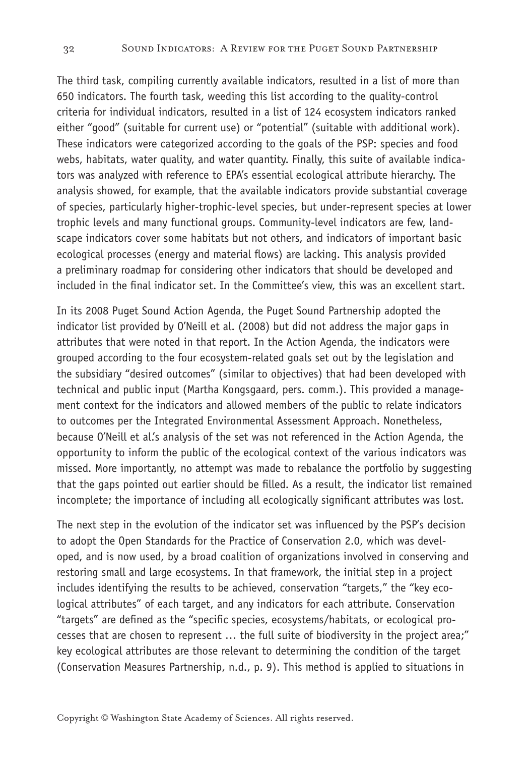The third task, compiling currently available indicators, resulted in a list of more than 650 indicators. The fourth task, weeding this list according to the quality-control criteria for individual indicators, resulted in a list of 124 ecosystem indicators ranked either "good" (suitable for current use) or "potential" (suitable with additional work). These indicators were categorized according to the goals of the PSP: species and food webs, habitats, water quality, and water quantity. Finally, this suite of available indicators was analyzed with reference to EPA's essential ecological attribute hierarchy. The analysis showed, for example, that the available indicators provide substantial coverage of species, particularly higher-trophic-level species, but under-represent species at lower trophic levels and many functional groups. Community-level indicators are few, landscape indicators cover some habitats but not others, and indicators of important basic ecological processes (energy and material flows) are lacking. This analysis provided a preliminary roadmap for considering other indicators that should be developed and included in the final indicator set. In the Committee's view, this was an excellent start.

In its 2008 Puget Sound Action Agenda, the Puget Sound Partnership adopted the indicator list provided by O'Neill et al. (2008) but did not address the major gaps in attributes that were noted in that report. In the Action Agenda, the indicators were grouped according to the four ecosystem-related goals set out by the legislation and the subsidiary "desired outcomes" (similar to objectives) that had been developed with technical and public input (Martha Kongsgaard, pers. comm.). This provided a management context for the indicators and allowed members of the public to relate indicators to outcomes per the Integrated Environmental Assessment Approach. Nonetheless, because O'Neill et al.'s analysis of the set was not referenced in the Action Agenda, the opportunity to inform the public of the ecological context of the various indicators was missed. More importantly, no attempt was made to rebalance the portfolio by suggesting that the gaps pointed out earlier should be filled. As a result, the indicator list remained incomplete; the importance of including all ecologically significant attributes was lost.

The next step in the evolution of the indicator set was influenced by the PSP's decision to adopt the Open Standards for the Practice of Conservation 2.0, which was developed, and is now used, by a broad coalition of organizations involved in conserving and restoring small and large ecosystems. In that framework, the initial step in a project includes identifying the results to be achieved, conservation "targets," the "key ecological attributes" of each target, and any indicators for each attribute. Conservation "targets" are defined as the "specific species, ecosystems/habitats, or ecological processes that are chosen to represent … the full suite of biodiversity in the project area;" key ecological attributes are those relevant to determining the condition of the target (Conservation Measures Partnership, n.d., p. 9). This method is applied to situations in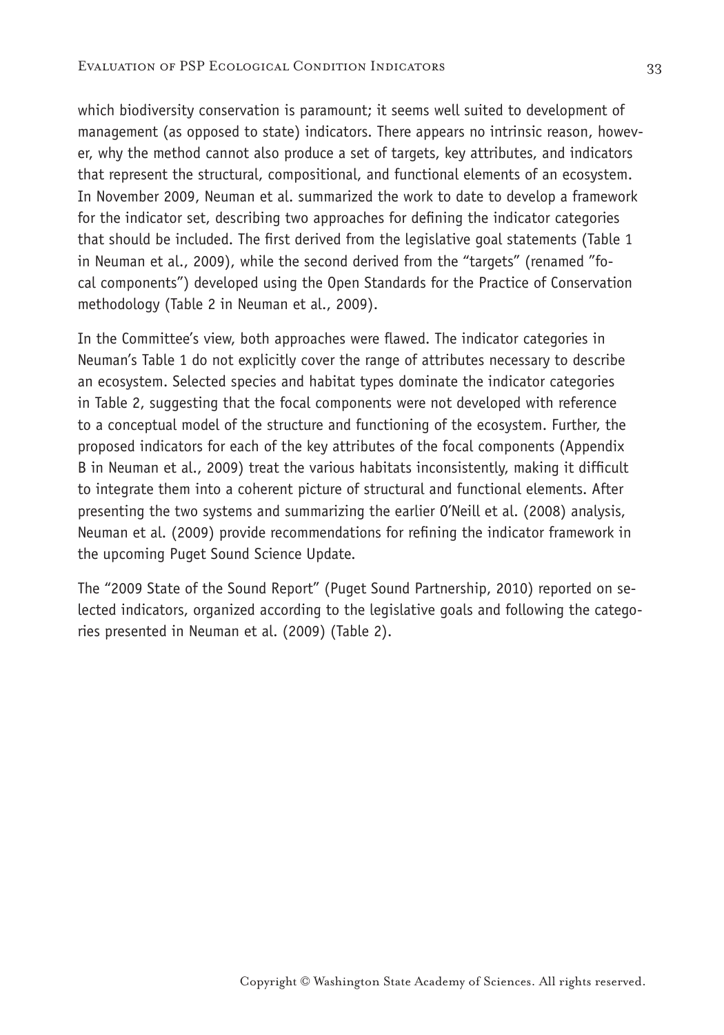which biodiversity conservation is paramount; it seems well suited to development of management (as opposed to state) indicators. There appears no intrinsic reason, however, why the method cannot also produce a set of targets, key attributes, and indicators that represent the structural, compositional, and functional elements of an ecosystem. In November 2009, Neuman et al. summarized the work to date to develop a framework for the indicator set, describing two approaches for defining the indicator categories that should be included. The first derived from the legislative goal statements (Table 1 in Neuman et al., 2009), while the second derived from the "targets" (renamed "focal components") developed using the Open Standards for the Practice of Conservation methodology (Table 2 in Neuman et al., 2009).

In the Committee's view, both approaches were flawed. The indicator categories in Neuman's Table 1 do not explicitly cover the range of attributes necessary to describe an ecosystem. Selected species and habitat types dominate the indicator categories in Table 2, suggesting that the focal components were not developed with reference to a conceptual model of the structure and functioning of the ecosystem. Further, the proposed indicators for each of the key attributes of the focal components (Appendix B in Neuman et al., 2009) treat the various habitats inconsistently, making it difficult to integrate them into a coherent picture of structural and functional elements. After presenting the two systems and summarizing the earlier O'Neill et al. (2008) analysis, Neuman et al. (2009) provide recommendations for refining the indicator framework in the upcoming Puget Sound Science Update.

The "2009 State of the Sound Report" (Puget Sound Partnership, 2010) reported on selected indicators, organized according to the legislative goals and following the categories presented in Neuman et al. (2009) (Table 2).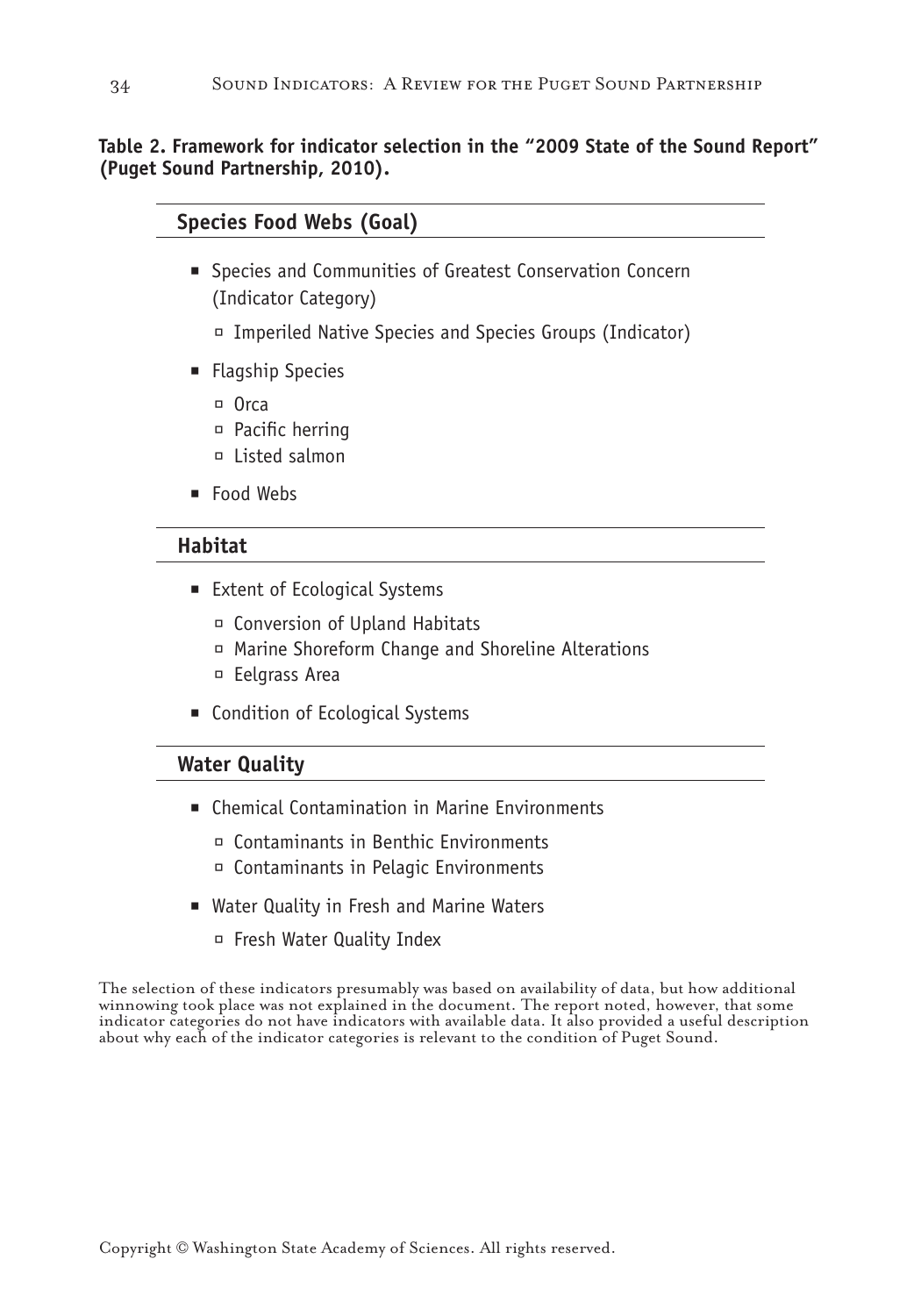**Table 2. Framework for indicator selection in the "2009 State of the Sound Report" (Puget Sound Partnership, 2010).**

### Species Food Webs (Goal)

- Species and Communities of Greatest Conservation Concern (Indicator Category)
  - Imperiled Native Species and Species Groups (Indicator)
- Flagship Species
  - Orca
  - Pacific herring
  - Listed salmon
- Food Webs

### Habitat

- Extent of Ecological Systems
  - Conversion of Upland Habitats
  - Marine Shoreform Change and Shoreline Alterations
  - Eelgrass Area
- Condition of Ecological Systems

### Water Quality

- Chemical Contamination in Marine Environments
  - Contaminants in Benthic Environments
  - Contaminants in Pelagic Environments
- Water Quality in Fresh and Marine Waters
  - Fresh Water Quality Index

The selection of these indicators presumably was based on availability of data, but how additional winnowing took place was not explained in the document. The report noted, however, that some indicator categories do not have indicators with available data. It also provided a useful description about why each of the indicator categories is relevant to the condition of Puget Sound.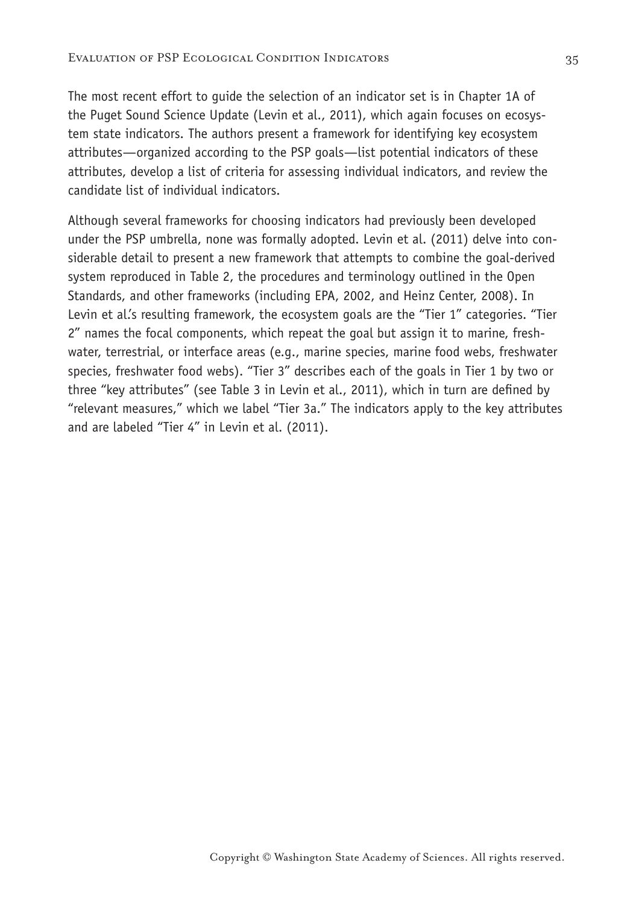The most recent effort to guide the selection of an indicator set is in Chapter 1A of the Puget Sound Science Update (Levin et al., 2011), which again focuses on ecosystem state indicators. The authors present a framework for identifying key ecosystem attributes—organized according to the PSP goals—list potential indicators of these attributes, develop a list of criteria for assessing individual indicators, and review the candidate list of individual indicators.

Although several frameworks for choosing indicators had previously been developed under the PSP umbrella, none was formally adopted. Levin et al. (2011) delve into considerable detail to present a new framework that attempts to combine the goal-derived system reproduced in Table 2, the procedures and terminology outlined in the Open Standards, and other frameworks (including EPA, 2002, and Heinz Center, 2008). In Levin et al.'s resulting framework, the ecosystem goals are the "Tier 1" categories. "Tier 2" names the focal components, which repeat the goal but assign it to marine, freshwater, terrestrial, or interface areas (e.g., marine species, marine food webs, freshwater species, freshwater food webs). "Tier 3" describes each of the goals in Tier 1 by two or three "key attributes" (see Table 3 in Levin et al., 2011), which in turn are defined by "relevant measures," which we label "Tier 3a." The indicators apply to the key attributes and are labeled "Tier 4" in Levin et al. (2011).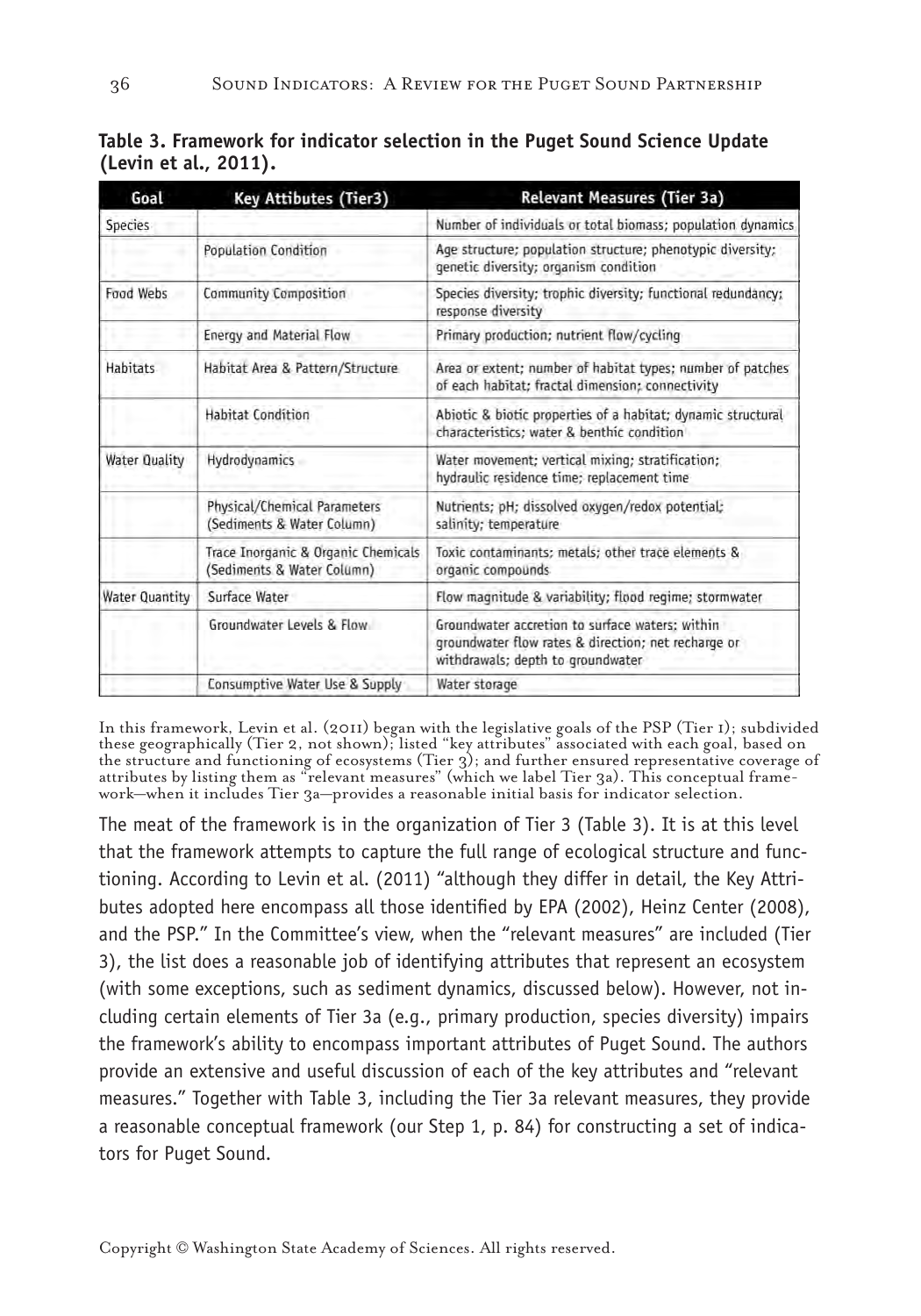**Table 3. Framework for indicator selection in the Puget Sound Science Update (Levin et al., 2011).**

| Goal | Key Attibutes (Tier3) | Relevant Measures (Tier 3a) |
|---|---|---|
| Species | | Number of individuals or total biomass; population dynamics |
| | Population Condition | Age structure; population structure; phenotypic diversity; genetic diversity; organism condition |
| Food Webs | Community Composition | Species diversity; trophic diversity; functional redundancy; response diversity |
| | Energy and Material Flow | Primary production; nutrient flow/cycling |
| Habitats | Habitat Area & Pattern/Structure | Area or extent; number of habitat types; number of patches of each habitat; fractal dimension; connectivity |
| | Habitat Condition | Abiotic & biotic properties of a habitat; dynamic structural characteristics; water & benthic condition |
| Water Quality | Hydrodynamics | Water movement; vertical mixing; stratification; hydraulic residence time; replacement time |
| | Physical/Chemical Parameters (Sediments & Water Column) | Nutrients; pH; dissolved oxygen/redox potential; salinity; temperature |
| | Trace Inorganic & Organic Chemicals (Sediments & Water Column) | Toxic contaminants; metals; other trace elements & organic compounds |
| Water Quantity | Surface Water | Flow magnitude & variability; flood regime; stormwater |
| | Groundwater Levels & Flow | Groundwater accretion to surface waters; within groundwater flow rates & direction; net recharge or withdrawals; depth to groundwater |
| | Consumptive Water Use & Supply | Water storage |

In this framework, Levin et al. (2011) began with the legislative goals of the PSP (Tier 1); subdivided these geographically (Tier 2, not shown); listed "key attributes" associated with each goal, based on the structure and functioning of ecosystems (Tier 3); and further ensured representative coverage of attributes by listing them as "relevant measures" (which we label Tier 3a). This conceptual framework—when it includes Tier 3a—provides a reasonable initial basis for indicator selection.

The meat of the framework is in the organization of Tier 3 (Table 3). It is at this level that the framework attempts to capture the full range of ecological structure and functioning. According to Levin et al. (2011) "although they differ in detail, the Key Attributes adopted here encompass all those identified by EPA (2002), Heinz Center (2008), and the PSP." In the Committee's view, when the "relevant measures" are included (Tier 3), the list does a reasonable job of identifying attributes that represent an ecosystem (with some exceptions, such as sediment dynamics, discussed below). However, not including certain elements of Tier 3a (e.g., primary production, species diversity) impairs the framework's ability to encompass important attributes of Puget Sound. The authors provide an extensive and useful discussion of each of the key attributes and "relevant measures." Together with Table 3, including the Tier 3a relevant measures, they provide a reasonable conceptual framework (our Step 1, p. 84) for constructing a set of indicators for Puget Sound.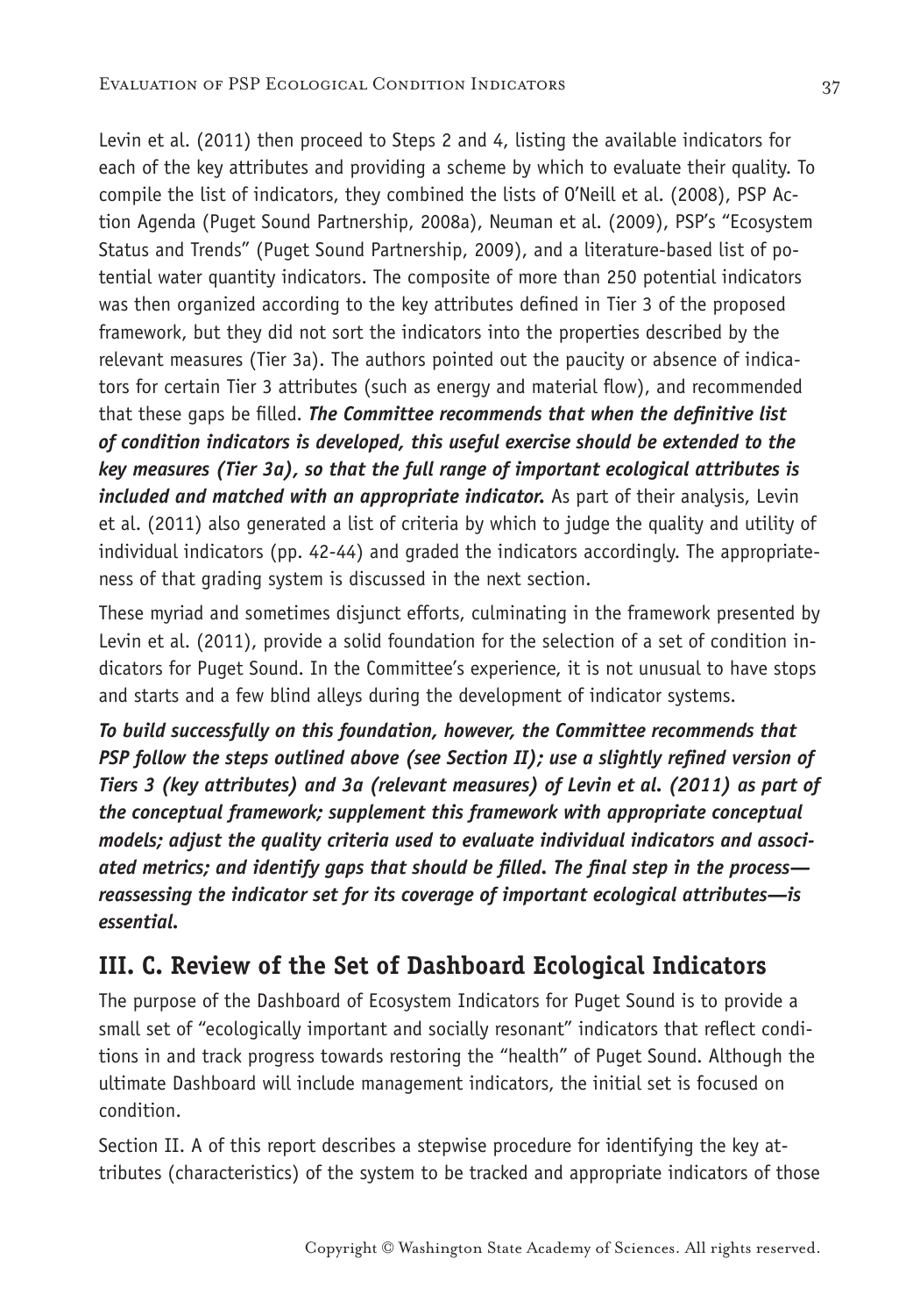Levin et al. (2011) then proceed to Steps 2 and 4, listing the available indicators for each of the key attributes and providing a scheme by which to evaluate their quality. To compile the list of indicators, they combined the lists of O'Neill et al. (2008), PSP Action Agenda (Puget Sound Partnership, 2008a), Neuman et al. (2009), PSP's "Ecosystem Status and Trends" (Puget Sound Partnership, 2009), and a literature-based list of potential water quantity indicators. The composite of more than 250 potential indicators was then organized according to the key attributes defined in Tier 3 of the proposed framework, but they did not sort the indicators into the properties described by the relevant measures (Tier 3a). The authors pointed out the paucity or absence of indicators for certain Tier 3 attributes (such as energy and material flow), and recommended that these gaps be filled. ***The Committee recommends that when the definitive list of condition indicators is developed, this useful exercise should be extended to the key measures (Tier 3a), so that the full range of important ecological attributes is included and matched with an appropriate indicator.*** As part of their analysis, Levin et al. (2011) also generated a list of criteria by which to judge the quality and utility of individual indicators (pp. 42-44) and graded the indicators accordingly. The appropriateness of that grading system is discussed in the next section.

These myriad and sometimes disjunct efforts, culminating in the framework presented by Levin et al. (2011), provide a solid foundation for the selection of a set of condition indicators for Puget Sound. In the Committee's experience, it is not unusual to have stops and starts and a few blind alleys during the development of indicator systems.

***To build successfully on this foundation, however, the Committee recommends that PSP follow the steps outlined above (see Section II); use a slightly refined version of Tiers 3 (key attributes) and 3a (relevant measures) of Levin et al. (2011) as part of the conceptual framework; supplement this framework with appropriate conceptual models; adjust the quality criteria used to evaluate individual indicators and associated metrics; and identify gaps that should be filled. The final step in the process—reassessing the indicator set for its coverage of important ecological attributes—is essential.***

## III. C. Review of the Set of Dashboard Ecological Indicators

The purpose of the Dashboard of Ecosystem Indicators for Puget Sound is to provide a small set of "ecologically important and socially resonant" indicators that reflect conditions in and track progress towards restoring the "health" of Puget Sound. Although the ultimate Dashboard will include management indicators, the initial set is focused on condition.

Section II. A of this report describes a stepwise procedure for identifying the key attributes (characteristics) of the system to be tracked and appropriate indicators of those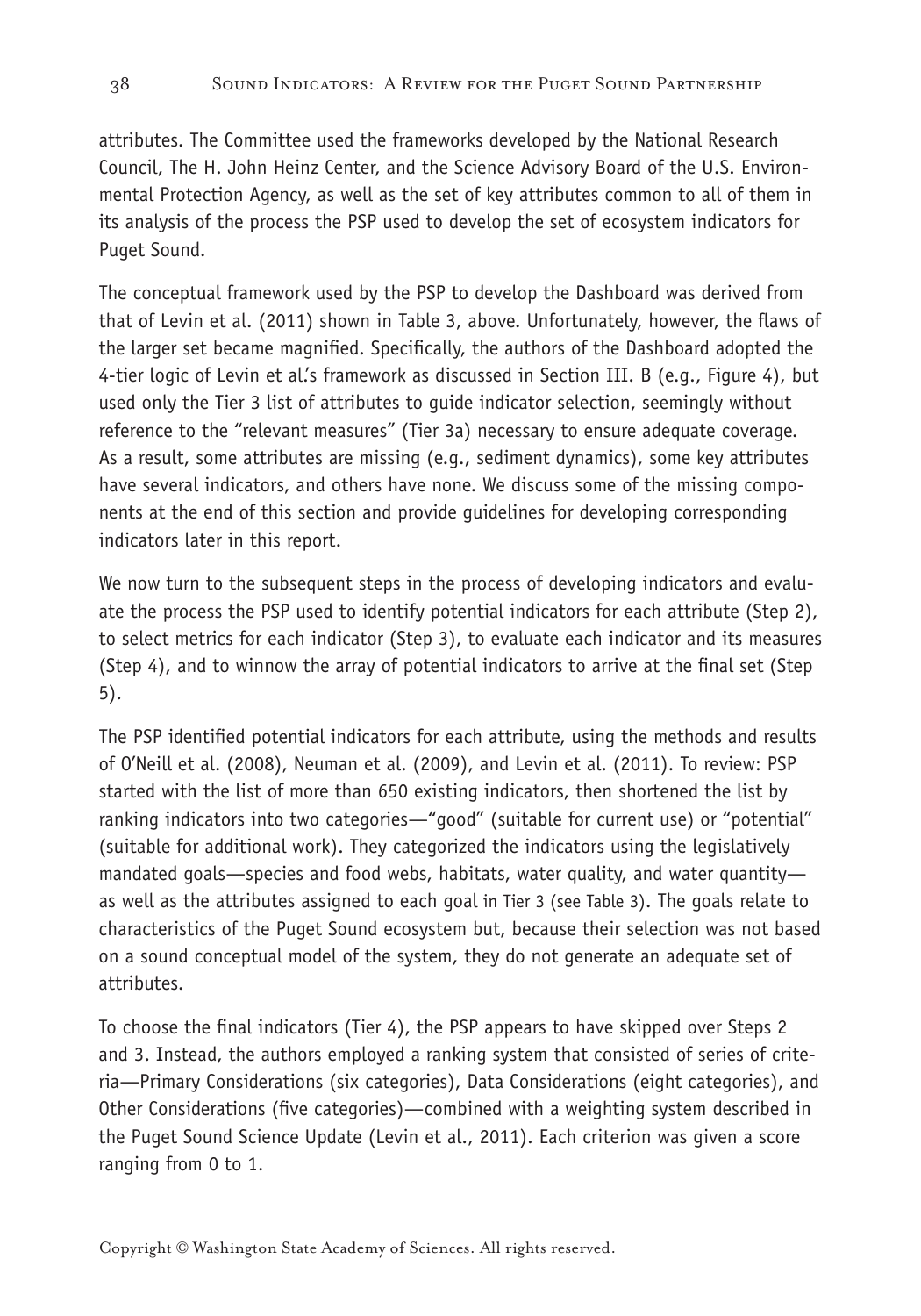attributes. The Committee used the frameworks developed by the National Research Council, The H. John Heinz Center, and the Science Advisory Board of the U.S. Environmental Protection Agency, as well as the set of key attributes common to all of them in its analysis of the process the PSP used to develop the set of ecosystem indicators for Puget Sound.

The conceptual framework used by the PSP to develop the Dashboard was derived from that of Levin et al. (2011) shown in Table 3, above. Unfortunately, however, the flaws of the larger set became magnified. Specifically, the authors of the Dashboard adopted the 4-tier logic of Levin et al.'s framework as discussed in Section III. B (e.g., Figure 4), but used only the Tier 3 list of attributes to guide indicator selection, seemingly without reference to the "relevant measures" (Tier 3a) necessary to ensure adequate coverage. As a result, some attributes are missing (e.g., sediment dynamics), some key attributes have several indicators, and others have none. We discuss some of the missing components at the end of this section and provide guidelines for developing corresponding indicators later in this report.

We now turn to the subsequent steps in the process of developing indicators and evaluate the process the PSP used to identify potential indicators for each attribute (Step 2), to select metrics for each indicator (Step 3), to evaluate each indicator and its measures (Step 4), and to winnow the array of potential indicators to arrive at the final set (Step 5).

The PSP identified potential indicators for each attribute, using the methods and results of O'Neill et al. (2008), Neuman et al. (2009), and Levin et al. (2011). To review: PSP started with the list of more than 650 existing indicators, then shortened the list by ranking indicators into two categories—"good" (suitable for current use) or "potential" (suitable for additional work). They categorized the indicators using the legislatively mandated goals—species and food webs, habitats, water quality, and water quantity—as well as the attributes assigned to each goal in Tier 3 (see Table 3). The goals relate to characteristics of the Puget Sound ecosystem but, because their selection was not based on a sound conceptual model of the system, they do not generate an adequate set of attributes.

To choose the final indicators (Tier 4), the PSP appears to have skipped over Steps 2 and 3. Instead, the authors employed a ranking system that consisted of series of criteria—Primary Considerations (six categories), Data Considerations (eight categories), and Other Considerations (five categories)—combined with a weighting system described in the Puget Sound Science Update (Levin et al., 2011). Each criterion was given a score ranging from 0 to 1.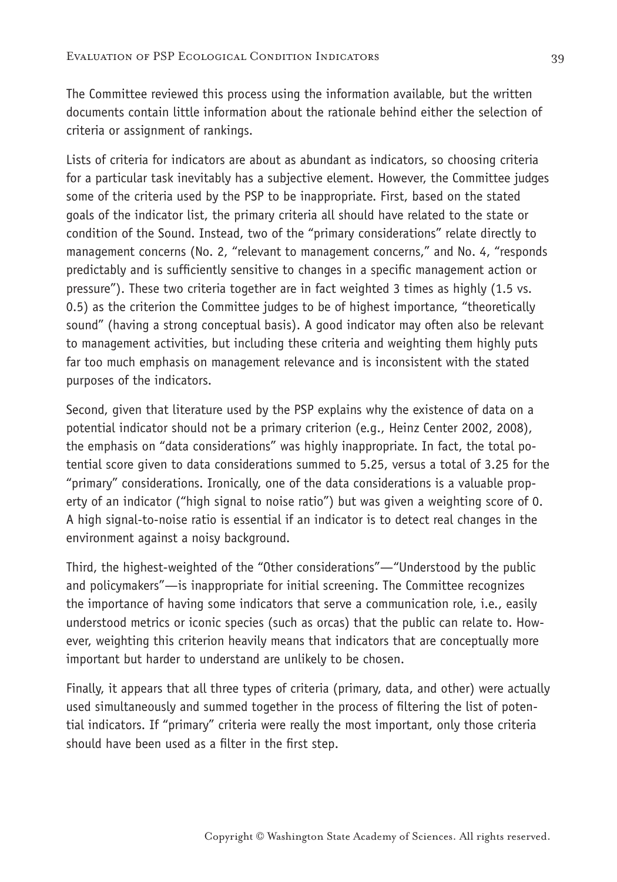The Committee reviewed this process using the information available, but the written documents contain little information about the rationale behind either the selection of criteria or assignment of rankings.

Lists of criteria for indicators are about as abundant as indicators, so choosing criteria for a particular task inevitably has a subjective element. However, the Committee judges some of the criteria used by the PSP to be inappropriate. First, based on the stated goals of the indicator list, the primary criteria all should have related to the state or condition of the Sound. Instead, two of the "primary considerations" relate directly to management concerns (No. 2, "relevant to management concerns," and No. 4, "responds predictably and is sufficiently sensitive to changes in a specific management action or pressure"). These two criteria together are in fact weighted 3 times as highly (1.5 vs. 0.5) as the criterion the Committee judges to be of highest importance, "theoretically sound" (having a strong conceptual basis). A good indicator may often also be relevant to management activities, but including these criteria and weighting them highly puts far too much emphasis on management relevance and is inconsistent with the stated purposes of the indicators.

Second, given that literature used by the PSP explains why the existence of data on a potential indicator should not be a primary criterion (e.g., Heinz Center 2002, 2008), the emphasis on "data considerations" was highly inappropriate. In fact, the total potential score given to data considerations summed to 5.25, versus a total of 3.25 for the "primary" considerations. Ironically, one of the data considerations is a valuable property of an indicator ("high signal to noise ratio") but was given a weighting score of 0. A high signal-to-noise ratio is essential if an indicator is to detect real changes in the environment against a noisy background.

Third, the highest-weighted of the "Other considerations"—"Understood by the public and policymakers"—is inappropriate for initial screening. The Committee recognizes the importance of having some indicators that serve a communication role, i.e., easily understood metrics or iconic species (such as orcas) that the public can relate to. However, weighting this criterion heavily means that indicators that are conceptually more important but harder to understand are unlikely to be chosen.

Finally, it appears that all three types of criteria (primary, data, and other) were actually used simultaneously and summed together in the process of filtering the list of potential indicators. If "primary" criteria were really the most important, only those criteria should have been used as a filter in the first step.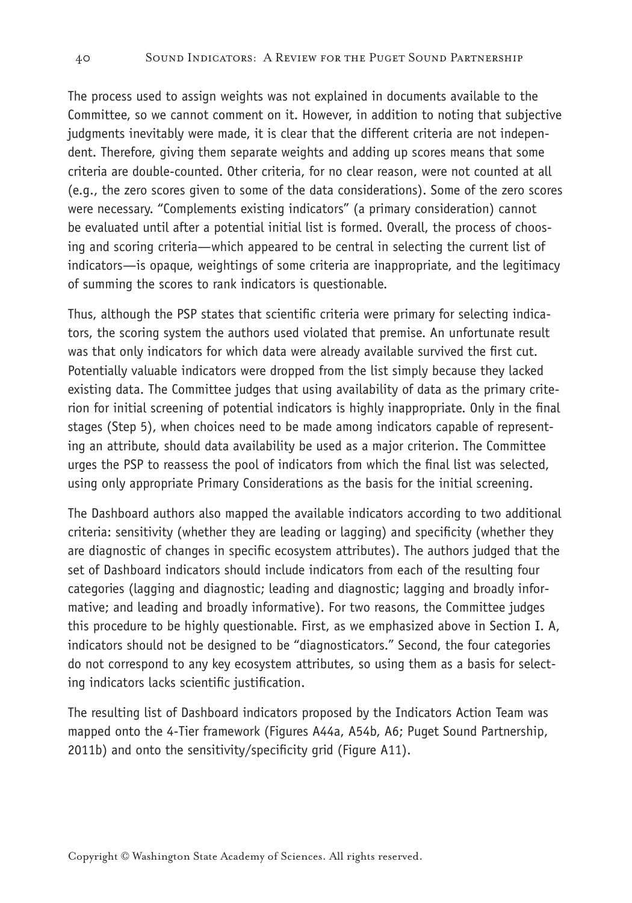The process used to assign weights was not explained in documents available to the Committee, so we cannot comment on it. However, in addition to noting that subjective judgments inevitably were made, it is clear that the different criteria are not independent. Therefore, giving them separate weights and adding up scores means that some criteria are double-counted. Other criteria, for no clear reason, were not counted at all (e.g., the zero scores given to some of the data considerations). Some of the zero scores were necessary. "Complements existing indicators" (a primary consideration) cannot be evaluated until after a potential initial list is formed. Overall, the process of choosing and scoring criteria—which appeared to be central in selecting the current list of indicators—is opaque, weightings of some criteria are inappropriate, and the legitimacy of summing the scores to rank indicators is questionable.

Thus, although the PSP states that scientific criteria were primary for selecting indicators, the scoring system the authors used violated that premise. An unfortunate result was that only indicators for which data were already available survived the first cut. Potentially valuable indicators were dropped from the list simply because they lacked existing data. The Committee judges that using availability of data as the primary criterion for initial screening of potential indicators is highly inappropriate. Only in the final stages (Step 5), when choices need to be made among indicators capable of representing an attribute, should data availability be used as a major criterion. The Committee urges the PSP to reassess the pool of indicators from which the final list was selected, using only appropriate Primary Considerations as the basis for the initial screening.

The Dashboard authors also mapped the available indicators according to two additional criteria: sensitivity (whether they are leading or lagging) and specificity (whether they are diagnostic of changes in specific ecosystem attributes). The authors judged that the set of Dashboard indicators should include indicators from each of the resulting four categories (lagging and diagnostic; leading and diagnostic; lagging and broadly informative; and leading and broadly informative). For two reasons, the Committee judges this procedure to be highly questionable. First, as we emphasized above in Section I. A, indicators should not be designed to be "diagnosticators." Second, the four categories do not correspond to any key ecosystem attributes, so using them as a basis for selecting indicators lacks scientific justification.

The resulting list of Dashboard indicators proposed by the Indicators Action Team was mapped onto the 4-Tier framework (Figures A44a, A54b, A6; Puget Sound Partnership, 2011b) and onto the sensitivity/specificity grid (Figure A11).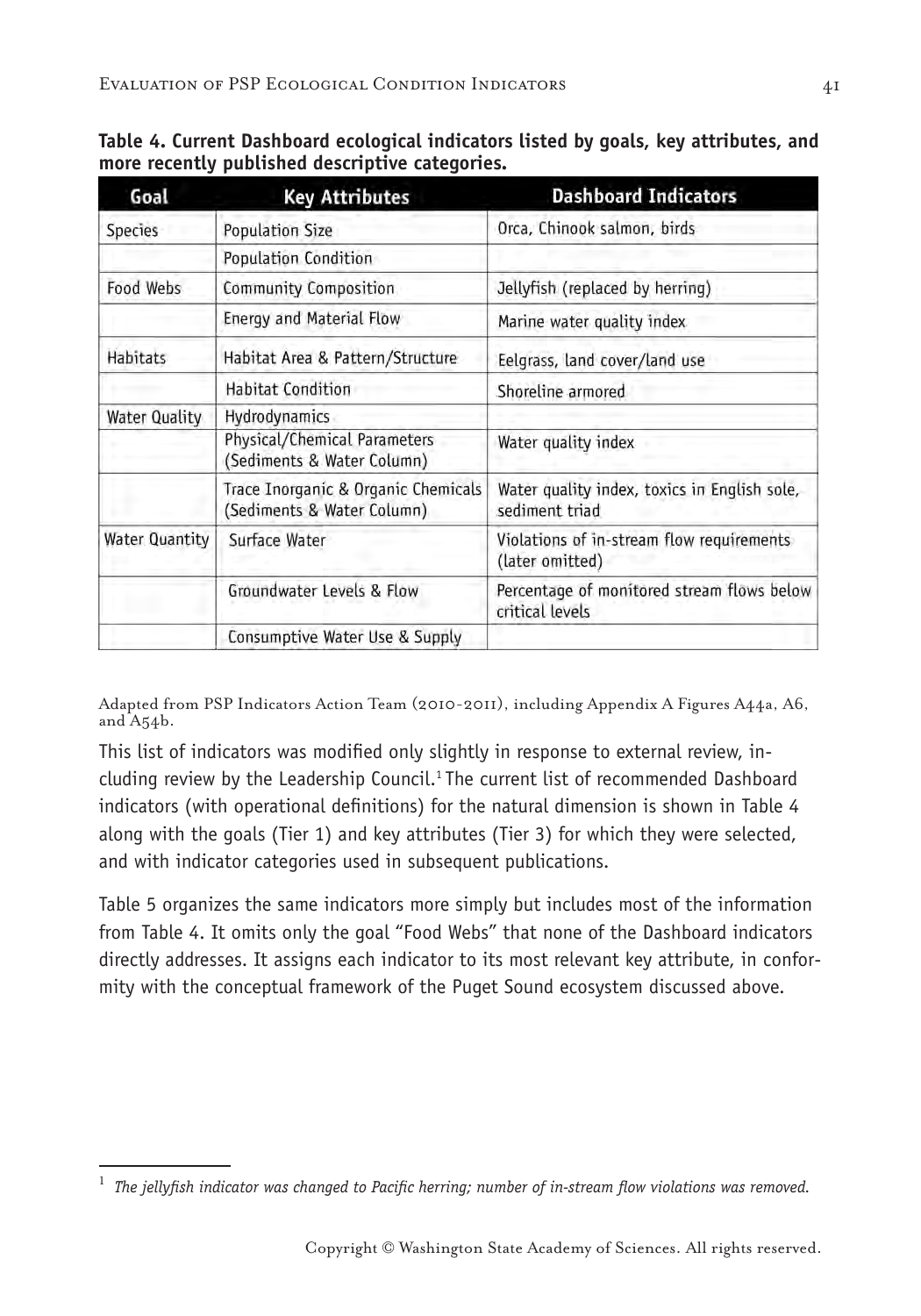**Table 4. Current Dashboard ecological indicators listed by goals, key attributes, and more recently published descriptive categories.**

| Goal | Key Attributes | Dashboard Indicators |
|---|---|---|
| Species | Population Size | Orca, Chinook salmon, birds |
| | Population Condition | |
| Food Webs | Community Composition | Jellyfish (replaced by herring) |
| | Energy and Material Flow | Marine water quality index |
| Habitats | Habitat Area & Pattern/Structure | Eelgrass, land cover/land use |
| | Habitat Condition | Shoreline armored |
| Water Quality | Hydrodynamics | |
| | Physical/Chemical Parameters (Sediments & Water Column) | Water quality index |
| | Trace Inorganic & Organic Chemicals (Sediments & Water Column) | Water quality index, toxics in English sole, sediment triad |
| Water Quantity | Surface Water | Violations of in-stream flow requirements (later omitted) |
| | Groundwater Levels & Flow | Percentage of monitored stream flows below critical levels |
| | Consumptive Water Use & Supply | |

Adapted from PSP Indicators Action Team (2010-2011), including Appendix A Figures A44a, A6, and A54b.

This list of indicators was modified only slightly in response to external review, including review by the Leadership Council.[1] The current list of recommended Dashboard indicators (with operational definitions) for the natural dimension is shown in Table 4 along with the goals (Tier 1) and key attributes (Tier 3) for which they were selected, and with indicator categories used in subsequent publications.

Table 5 organizes the same indicators more simply but includes most of the information from Table 4. It omits only the goal "Food Webs" that none of the Dashboard indicators directly addresses. It assigns each indicator to its most relevant key attribute, in conformity with the conceptual framework of the Puget Sound ecosystem discussed above.

[1] *The jellyfish indicator was changed to Pacific herring; number of in-stream flow violations was removed.*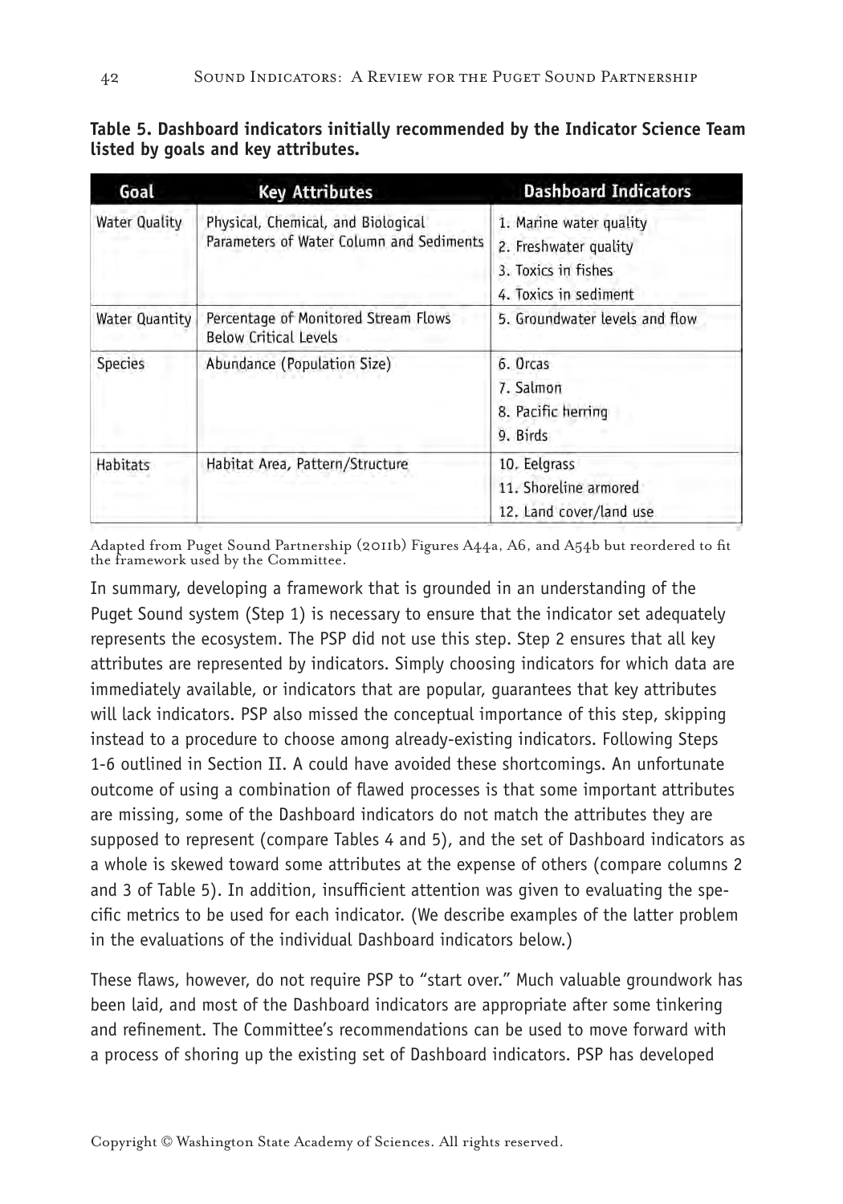**Table 5. Dashboard indicators initially recommended by the Indicator Science Team listed by goals and key attributes.**

| Goal | Key Attributes | Dashboard Indicators |
|---|---|---|
| Water Quality | Physical, Chemical, and Biological Parameters of Water Column and Sediments | 1. Marine water quality<br>2. Freshwater quality<br>3. Toxics in fishes<br>4. Toxics in sediment |
| Water Quantity | Percentage of Monitored Stream Flows Below Critical Levels | 5. Groundwater levels and flow |
| Species | Abundance (Population Size) | 6. Orcas<br>7. Salmon<br>8. Pacific herring<br>9. Birds |
| Habitats | Habitat Area, Pattern/Structure | 10. Eelgrass<br>11. Shoreline armored<br>12. Land cover/land use |

Adapted from Puget Sound Partnership (2011b) Figures A44a, A6, and A54b but reordered to fit the framework used by the Committee.

In summary, developing a framework that is grounded in an understanding of the Puget Sound system (Step 1) is necessary to ensure that the indicator set adequately represents the ecosystem. The PSP did not use this step. Step 2 ensures that all key attributes are represented by indicators. Simply choosing indicators for which data are immediately available, or indicators that are popular, guarantees that key attributes will lack indicators. PSP also missed the conceptual importance of this step, skipping instead to a procedure to choose among already-existing indicators. Following Steps 1-6 outlined in Section II. A could have avoided these shortcomings. An unfortunate outcome of using a combination of flawed processes is that some important attributes are missing, some of the Dashboard indicators do not match the attributes they are supposed to represent (compare Tables 4 and 5), and the set of Dashboard indicators as a whole is skewed toward some attributes at the expense of others (compare columns 2 and 3 of Table 5). In addition, insufficient attention was given to evaluating the specific metrics to be used for each indicator. (We describe examples of the latter problem in the evaluations of the individual Dashboard indicators below.)

These flaws, however, do not require PSP to "start over." Much valuable groundwork has been laid, and most of the Dashboard indicators are appropriate after some tinkering and refinement. The Committee's recommendations can be used to move forward with a process of shoring up the existing set of Dashboard indicators. PSP has developed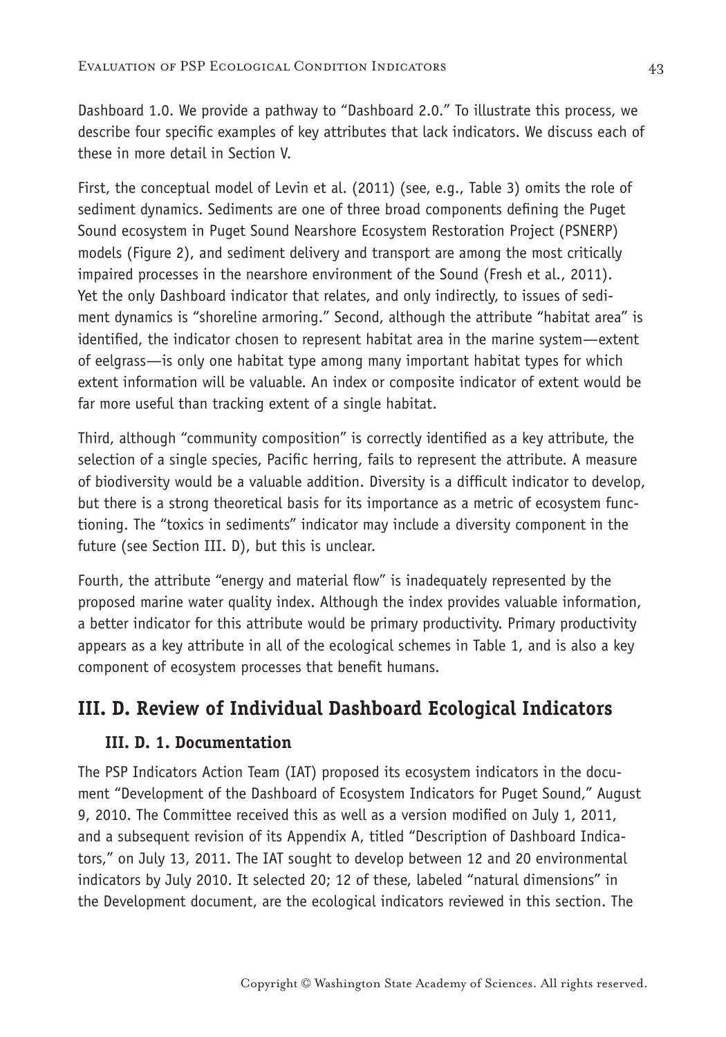Dashboard 1.0. We provide a pathway to "Dashboard 2.0." To illustrate this process, we describe four specific examples of key attributes that lack indicators. We discuss each of these in more detail in Section V.

First, the conceptual model of Levin et al. (2011) (see, e.g., Table 3) omits the role of sediment dynamics. Sediments are one of three broad components defining the Puget Sound ecosystem in Puget Sound Nearshore Ecosystem Restoration Project (PSNERP) models (Figure 2), and sediment delivery and transport are among the most critically impaired processes in the nearshore environment of the Sound (Fresh et al., 2011). Yet the only Dashboard indicator that relates, and only indirectly, to issues of sediment dynamics is "shoreline armoring." Second, although the attribute "habitat area" is identified, the indicator chosen to represent habitat area in the marine system—extent of eelgrass—is only one habitat type among many important habitat types for which extent information will be valuable. An index or composite indicator of extent would be far more useful than tracking extent of a single habitat.

Third, although "community composition" is correctly identified as a key attribute, the selection of a single species, Pacific herring, fails to represent the attribute. A measure of biodiversity would be a valuable addition. Diversity is a difficult indicator to develop, but there is a strong theoretical basis for its importance as a metric of ecosystem functioning. The "toxics in sediments" indicator may include a diversity component in the future (see Section III. D), but this is unclear.

Fourth, the attribute "energy and material flow" is inadequately represented by the proposed marine water quality index. Although the index provides valuable information, a better indicator for this attribute would be primary productivity. Primary productivity appears as a key attribute in all of the ecological schemes in Table 1, and is also a key component of ecosystem processes that benefit humans.

## III. D. Review of Individual Dashboard Ecological Indicators

### III. D. 1. Documentation

The PSP Indicators Action Team (IAT) proposed its ecosystem indicators in the document "Development of the Dashboard of Ecosystem Indicators for Puget Sound," August 9, 2010. The Committee received this as well as a version modified on July 1, 2011, and a subsequent revision of its Appendix A, titled "Description of Dashboard Indicators," on July 13, 2011. The IAT sought to develop between 12 and 20 environmental indicators by July 2010. It selected 20; 12 of these, labeled "natural dimensions" in the Development document, are the ecological indicators reviewed in this section. The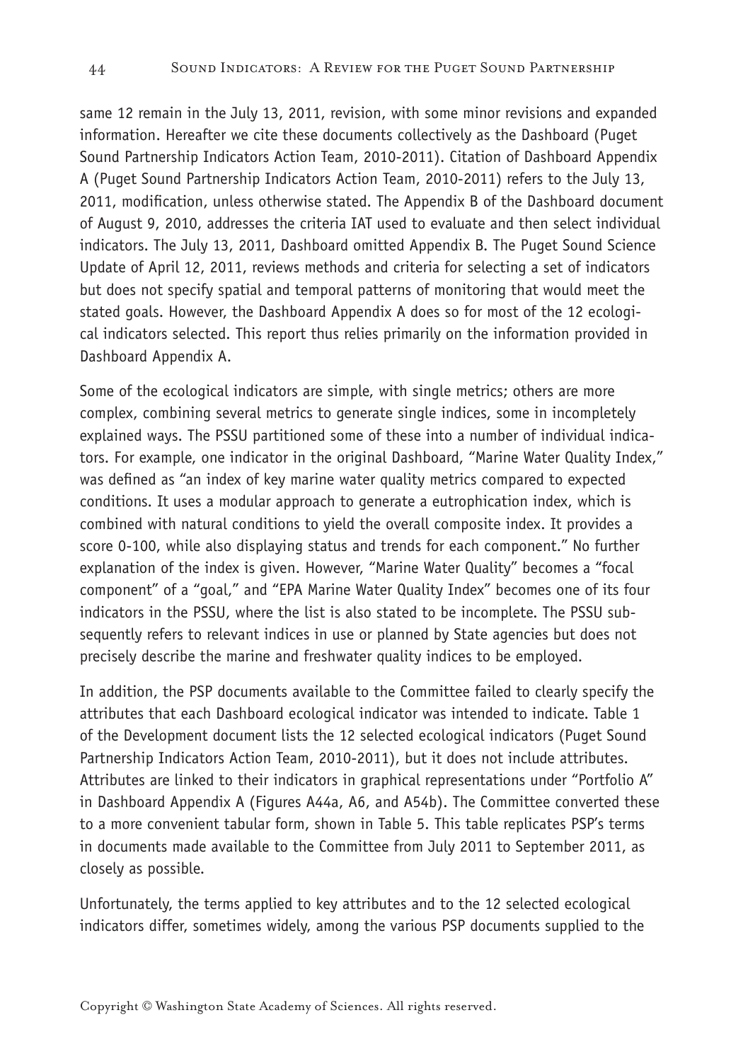same 12 remain in the July 13, 2011, revision, with some minor revisions and expanded information. Hereafter we cite these documents collectively as the Dashboard (Puget Sound Partnership Indicators Action Team, 2010-2011). Citation of Dashboard Appendix A (Puget Sound Partnership Indicators Action Team, 2010-2011) refers to the July 13, 2011, modification, unless otherwise stated. The Appendix B of the Dashboard document of August 9, 2010, addresses the criteria IAT used to evaluate and then select individual indicators. The July 13, 2011, Dashboard omitted Appendix B. The Puget Sound Science Update of April 12, 2011, reviews methods and criteria for selecting a set of indicators but does not specify spatial and temporal patterns of monitoring that would meet the stated goals. However, the Dashboard Appendix A does so for most of the 12 ecological indicators selected. This report thus relies primarily on the information provided in Dashboard Appendix A.

Some of the ecological indicators are simple, with single metrics; others are more complex, combining several metrics to generate single indices, some in incompletely explained ways. The PSSU partitioned some of these into a number of individual indicators. For example, one indicator in the original Dashboard, "Marine Water Quality Index," was defined as "an index of key marine water quality metrics compared to expected conditions. It uses a modular approach to generate a eutrophication index, which is combined with natural conditions to yield the overall composite index. It provides a score 0-100, while also displaying status and trends for each component." No further explanation of the index is given. However, "Marine Water Quality" becomes a "focal component" of a "goal," and "EPA Marine Water Quality Index" becomes one of its four indicators in the PSSU, where the list is also stated to be incomplete. The PSSU subsequently refers to relevant indices in use or planned by State agencies but does not precisely describe the marine and freshwater quality indices to be employed.

In addition, the PSP documents available to the Committee failed to clearly specify the attributes that each Dashboard ecological indicator was intended to indicate. Table 1 of the Development document lists the 12 selected ecological indicators (Puget Sound Partnership Indicators Action Team, 2010-2011), but it does not include attributes. Attributes are linked to their indicators in graphical representations under "Portfolio A" in Dashboard Appendix A (Figures A44a, A6, and A54b). The Committee converted these to a more convenient tabular form, shown in Table 5. This table replicates PSP's terms in documents made available to the Committee from July 2011 to September 2011, as closely as possible.

Unfortunately, the terms applied to key attributes and to the 12 selected ecological indicators differ, sometimes widely, among the various PSP documents supplied to the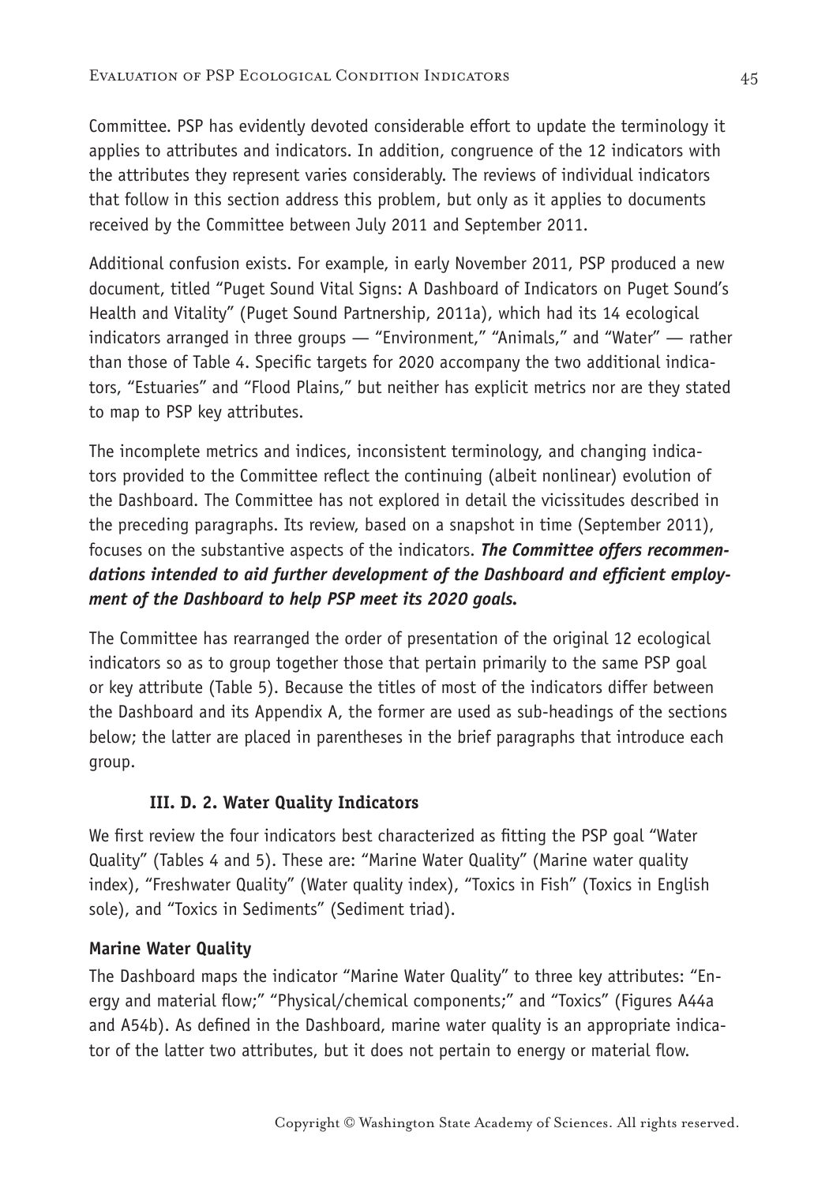Committee. PSP has evidently devoted considerable effort to update the terminology it applies to attributes and indicators. In addition, congruence of the 12 indicators with the attributes they represent varies considerably. The reviews of individual indicators that follow in this section address this problem, but only as it applies to documents received by the Committee between July 2011 and September 2011.

Additional confusion exists. For example, in early November 2011, PSP produced a new document, titled "Puget Sound Vital Signs: A Dashboard of Indicators on Puget Sound's Health and Vitality" (Puget Sound Partnership, 2011a), which had its 14 ecological indicators arranged in three groups — "Environment," "Animals," and "Water" — rather than those of Table 4. Specific targets for 2020 accompany the two additional indicators, "Estuaries" and "Flood Plains," but neither has explicit metrics nor are they stated to map to PSP key attributes.

The incomplete metrics and indices, inconsistent terminology, and changing indicators provided to the Committee reflect the continuing (albeit nonlinear) evolution of the Dashboard. The Committee has not explored in detail the vicissitudes described in the preceding paragraphs. Its review, based on a snapshot in time (September 2011), focuses on the substantive aspects of the indicators. ***The Committee offers recommendations intended to aid further development of the Dashboard and efficient employment of the Dashboard to help PSP meet its 2020 goals.***

The Committee has rearranged the order of presentation of the original 12 ecological indicators so as to group together those that pertain primarily to the same PSP goal or key attribute (Table 5). Because the titles of most of the indicators differ between the Dashboard and its Appendix A, the former are used as sub-headings of the sections below; the latter are placed in parentheses in the brief paragraphs that introduce each group.

### III. D. 2. Water Quality Indicators

We first review the four indicators best characterized as fitting the PSP goal "Water Quality" (Tables 4 and 5). These are: "Marine Water Quality" (Marine water quality index), "Freshwater Quality" (Water quality index), "Toxics in Fish" (Toxics in English sole), and "Toxics in Sediments" (Sediment triad).

#### Marine Water Quality

The Dashboard maps the indicator "Marine Water Quality" to three key attributes: "Energy and material flow;" "Physical/chemical components;" and "Toxics" (Figures A44a and A54b). As defined in the Dashboard, marine water quality is an appropriate indicator of the latter two attributes, but it does not pertain to energy or material flow.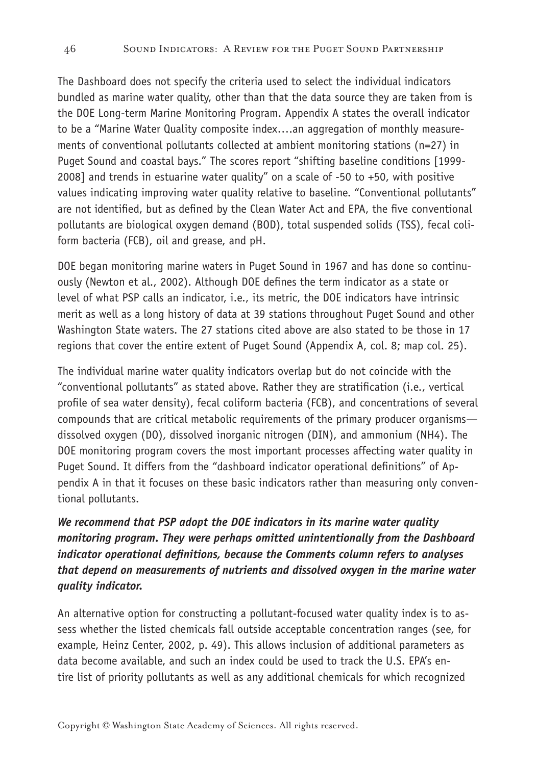The Dashboard does not specify the criteria used to select the individual indicators bundled as marine water quality, other than that the data source they are taken from is the DOE Long-term Marine Monitoring Program. Appendix A states the overall indicator to be a "Marine Water Quality composite index….an aggregation of monthly measurements of conventional pollutants collected at ambient monitoring stations (n=27) in Puget Sound and coastal bays." The scores report "shifting baseline conditions [1999-2008] and trends in estuarine water quality" on a scale of -50 to +50, with positive values indicating improving water quality relative to baseline. "Conventional pollutants" are not identified, but as defined by the Clean Water Act and EPA, the five conventional pollutants are biological oxygen demand (BOD), total suspended solids (TSS), fecal coliform bacteria (FCB), oil and grease, and pH.

DOE began monitoring marine waters in Puget Sound in 1967 and has done so continuously (Newton et al., 2002). Although DOE defines the term indicator as a state or level of what PSP calls an indicator, i.e., its metric, the DOE indicators have intrinsic merit as well as a long history of data at 39 stations throughout Puget Sound and other Washington State waters. The 27 stations cited above are also stated to be those in 17 regions that cover the entire extent of Puget Sound (Appendix A, col. 8; map col. 25).

The individual marine water quality indicators overlap but do not coincide with the "conventional pollutants" as stated above. Rather they are stratification (i.e., vertical profile of sea water density), fecal coliform bacteria (FCB), and concentrations of several compounds that are critical metabolic requirements of the primary producer organisms—dissolved oxygen (DO), dissolved inorganic nitrogen (DIN), and ammonium (NH4). The DOE monitoring program covers the most important processes affecting water quality in Puget Sound. It differs from the "dashboard indicator operational definitions" of Appendix A in that it focuses on these basic indicators rather than measuring only conventional pollutants.

***We recommend that PSP adopt the DOE indicators in its marine water quality monitoring program. They were perhaps omitted unintentionally from the Dashboard indicator operational definitions, because the Comments column refers to analyses that depend on measurements of nutrients and dissolved oxygen in the marine water quality indicator.***

An alternative option for constructing a pollutant-focused water quality index is to assess whether the listed chemicals fall outside acceptable concentration ranges (see, for example, Heinz Center, 2002, p. 49). This allows inclusion of additional parameters as data become available, and such an index could be used to track the U.S. EPA's entire list of priority pollutants as well as any additional chemicals for which recognized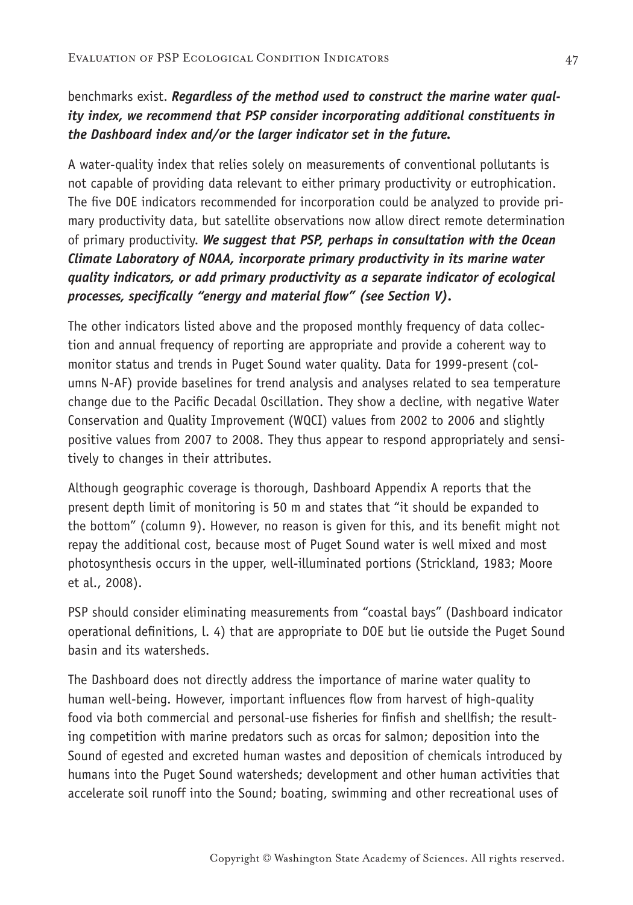benchmarks exist. ***Regardless of the method used to construct the marine water quality index, we recommend that PSP consider incorporating additional constituents in the Dashboard index and/or the larger indicator set in the future.***

A water-quality index that relies solely on measurements of conventional pollutants is not capable of providing data relevant to either primary productivity or eutrophication. The five DOE indicators recommended for incorporation could be analyzed to provide primary productivity data, but satellite observations now allow direct remote determination of primary productivity. ***We suggest that PSP, perhaps in consultation with the Ocean Climate Laboratory of NOAA, incorporate primary productivity in its marine water quality indicators, or add primary productivity as a separate indicator of ecological processes, specifically "energy and material flow" (see Section V).***

The other indicators listed above and the proposed monthly frequency of data collection and annual frequency of reporting are appropriate and provide a coherent way to monitor status and trends in Puget Sound water quality. Data for 1999-present (columns N-AF) provide baselines for trend analysis and analyses related to sea temperature change due to the Pacific Decadal Oscillation. They show a decline, with negative Water Conservation and Quality Improvement (WQCI) values from 2002 to 2006 and slightly positive values from 2007 to 2008. They thus appear to respond appropriately and sensitively to changes in their attributes.

Although geographic coverage is thorough, Dashboard Appendix A reports that the present depth limit of monitoring is 50 m and states that "it should be expanded to the bottom" (column 9). However, no reason is given for this, and its benefit might not repay the additional cost, because most of Puget Sound water is well mixed and most photosynthesis occurs in the upper, well-illuminated portions (Strickland, 1983; Moore et al., 2008).

PSP should consider eliminating measurements from "coastal bays" (Dashboard indicator operational definitions, l. 4) that are appropriate to DOE but lie outside the Puget Sound basin and its watersheds.

The Dashboard does not directly address the importance of marine water quality to human well-being. However, important influences flow from harvest of high-quality food via both commercial and personal-use fisheries for finfish and shellfish; the resulting competition with marine predators such as orcas for salmon; deposition into the Sound of egested and excreted human wastes and deposition of chemicals introduced by humans into the Puget Sound watersheds; development and other human activities that accelerate soil runoff into the Sound; boating, swimming and other recreational uses of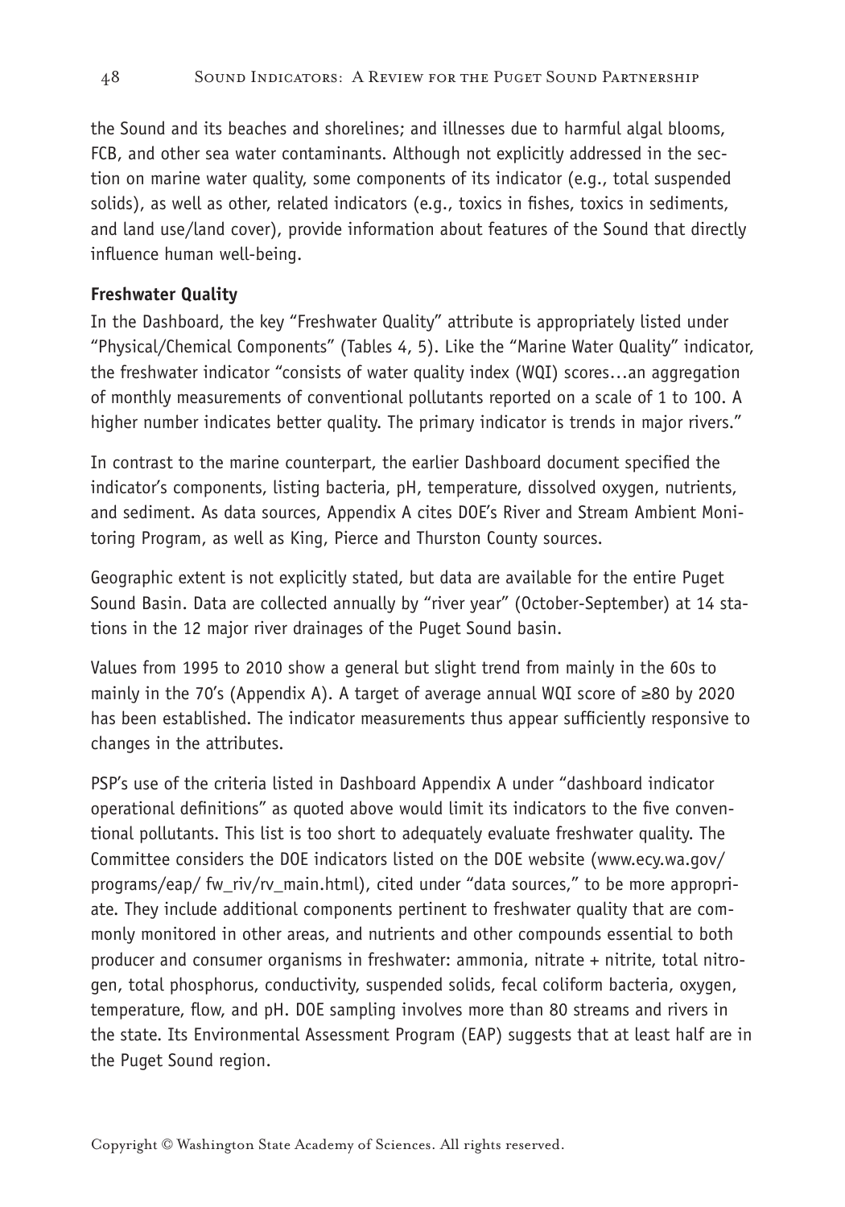the Sound and its beaches and shorelines; and illnesses due to harmful algal blooms, FCB, and other sea water contaminants. Although not explicitly addressed in the section on marine water quality, some components of its indicator (e.g., total suspended solids), as well as other, related indicators (e.g., toxics in fishes, toxics in sediments, and land use/land cover), provide information about features of the Sound that directly influence human well-being.

**Freshwater Quality**

In the Dashboard, the key "Freshwater Quality" attribute is appropriately listed under "Physical/Chemical Components" (Tables 4, 5). Like the "Marine Water Quality" indicator, the freshwater indicator "consists of water quality index (WQI) scores…an aggregation of monthly measurements of conventional pollutants reported on a scale of 1 to 100. A higher number indicates better quality. The primary indicator is trends in major rivers."

In contrast to the marine counterpart, the earlier Dashboard document specified the indicator's components, listing bacteria, pH, temperature, dissolved oxygen, nutrients, and sediment. As data sources, Appendix A cites DOE's River and Stream Ambient Monitoring Program, as well as King, Pierce and Thurston County sources.

Geographic extent is not explicitly stated, but data are available for the entire Puget Sound Basin. Data are collected annually by "river year" (October-September) at 14 stations in the 12 major river drainages of the Puget Sound basin.

Values from 1995 to 2010 show a general but slight trend from mainly in the 60s to mainly in the 70's (Appendix A). A target of average annual WQI score of ≥80 by 2020 has been established. The indicator measurements thus appear sufficiently responsive to changes in the attributes.

PSP's use of the criteria listed in Dashboard Appendix A under "dashboard indicator operational definitions" as quoted above would limit its indicators to the five conventional pollutants. This list is too short to adequately evaluate freshwater quality. The Committee considers the DOE indicators listed on the DOE website (www.ecy.wa.gov/programs/eap/ fw_riv/rv_main.html), cited under "data sources," to be more appropriate. They include additional components pertinent to freshwater quality that are commonly monitored in other areas, and nutrients and other compounds essential to both producer and consumer organisms in freshwater: ammonia, nitrate + nitrite, total nitrogen, total phosphorus, conductivity, suspended solids, fecal coliform bacteria, oxygen, temperature, flow, and pH. DOE sampling involves more than 80 streams and rivers in the state. Its Environmental Assessment Program (EAP) suggests that at least half are in the Puget Sound region.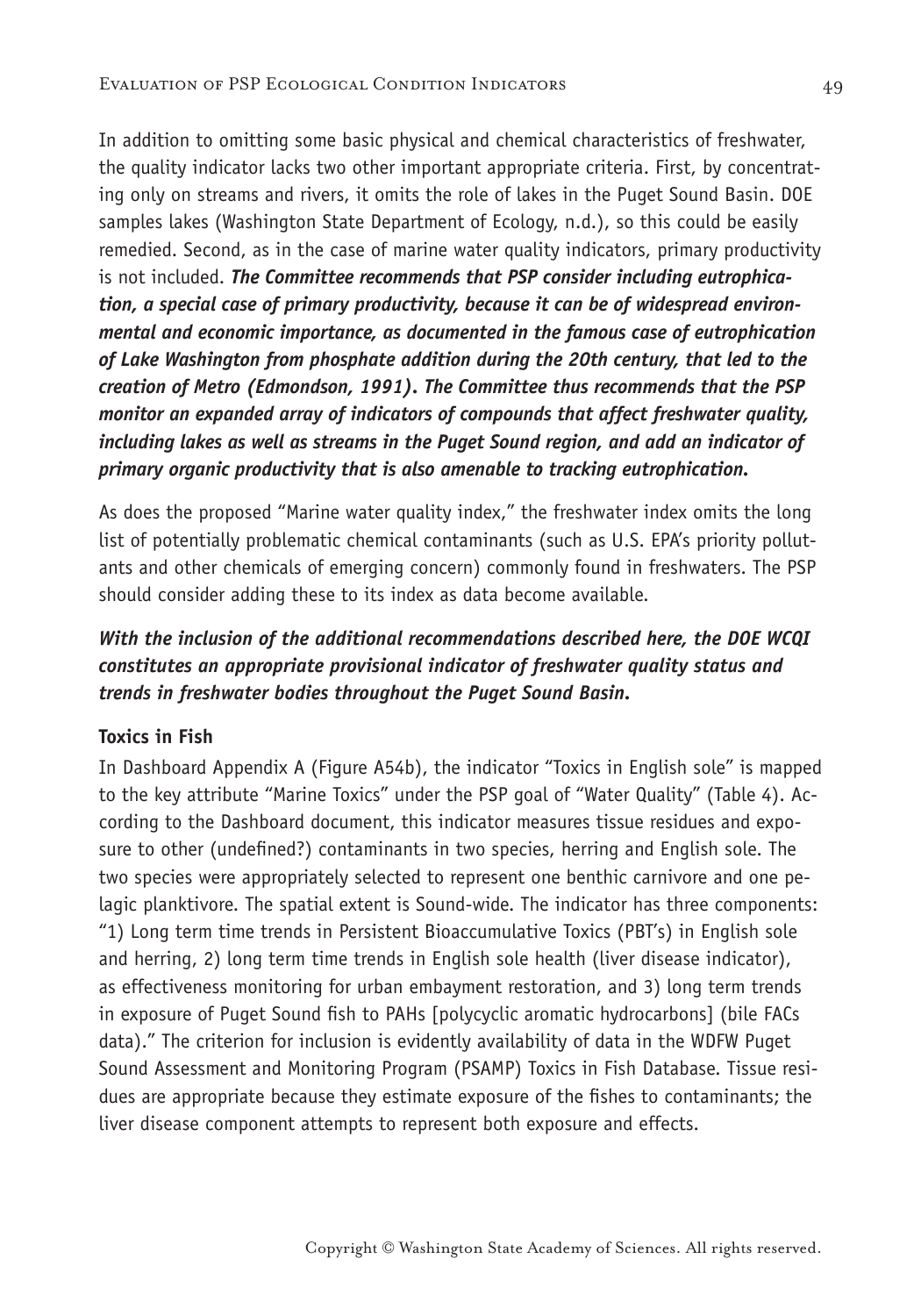In addition to omitting some basic physical and chemical characteristics of freshwater, the quality indicator lacks two other important appropriate criteria. First, by concentrating only on streams and rivers, it omits the role of lakes in the Puget Sound Basin. DOE samples lakes (Washington State Department of Ecology, n.d.), so this could be easily remedied. Second, as in the case of marine water quality indicators, primary productivity is not included. ***The Committee recommends that PSP consider including eutrophication, a special case of primary productivity, because it can be of widespread environmental and economic importance, as documented in the famous case of eutrophication of Lake Washington from phosphate addition during the 20th century, that led to the creation of Metro (Edmondson, 1991). The Committee thus recommends that the PSP monitor an expanded array of indicators of compounds that affect freshwater quality, including lakes as well as streams in the Puget Sound region, and add an indicator of primary organic productivity that is also amenable to tracking eutrophication.***

As does the proposed "Marine water quality index," the freshwater index omits the long list of potentially problematic chemical contaminants (such as U.S. EPA's priority pollutants and other chemicals of emerging concern) commonly found in freshwaters. The PSP should consider adding these to its index as data become available.

***With the inclusion of the additional recommendations described here, the DOE WCQI constitutes an appropriate provisional indicator of freshwater quality status and trends in freshwater bodies throughout the Puget Sound Basin.***

**Toxics in Fish**

In Dashboard Appendix A (Figure A54b), the indicator "Toxics in English sole" is mapped to the key attribute "Marine Toxics" under the PSP goal of "Water Quality" (Table 4). According to the Dashboard document, this indicator measures tissue residues and exposure to other (undefined?) contaminants in two species, herring and English sole. The two species were appropriately selected to represent one benthic carnivore and one pelagic planktivore. The spatial extent is Sound-wide. The indicator has three components: "1) Long term time trends in Persistent Bioaccumulative Toxics (PBT's) in English sole and herring, 2) long term time trends in English sole health (liver disease indicator), as effectiveness monitoring for urban embayment restoration, and 3) long term trends in exposure of Puget Sound fish to PAHs [polycyclic aromatic hydrocarbons] (bile FACs data)." The criterion for inclusion is evidently availability of data in the WDFW Puget Sound Assessment and Monitoring Program (PSAMP) Toxics in Fish Database. Tissue residues are appropriate because they estimate exposure of the fishes to contaminants; the liver disease component attempts to represent both exposure and effects.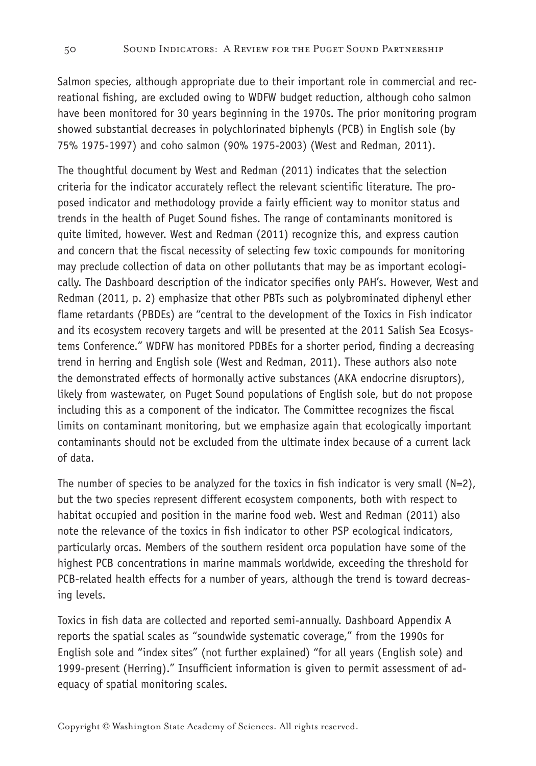Salmon species, although appropriate due to their important role in commercial and recreational fishing, are excluded owing to WDFW budget reduction, although coho salmon have been monitored for 30 years beginning in the 1970s. The prior monitoring program showed substantial decreases in polychlorinated biphenyls (PCB) in English sole (by 75% 1975-1997) and coho salmon (90% 1975-2003) (West and Redman, 2011).

The thoughtful document by West and Redman (2011) indicates that the selection criteria for the indicator accurately reflect the relevant scientific literature. The proposed indicator and methodology provide a fairly efficient way to monitor status and trends in the health of Puget Sound fishes. The range of contaminants monitored is quite limited, however. West and Redman (2011) recognize this, and express caution and concern that the fiscal necessity of selecting few toxic compounds for monitoring may preclude collection of data on other pollutants that may be as important ecologically. The Dashboard description of the indicator specifies only PAH's. However, West and Redman (2011, p. 2) emphasize that other PBTs such as polybrominated diphenyl ether flame retardants (PBDEs) are "central to the development of the Toxics in Fish indicator and its ecosystem recovery targets and will be presented at the 2011 Salish Sea Ecosystems Conference." WDFW has monitored PDBEs for a shorter period, finding a decreasing trend in herring and English sole (West and Redman, 2011). These authors also note the demonstrated effects of hormonally active substances (AKA endocrine disruptors), likely from wastewater, on Puget Sound populations of English sole, but do not propose including this as a component of the indicator. The Committee recognizes the fiscal limits on contaminant monitoring, but we emphasize again that ecologically important contaminants should not be excluded from the ultimate index because of a current lack of data.

The number of species to be analyzed for the toxics in fish indicator is very small (N=2), but the two species represent different ecosystem components, both with respect to habitat occupied and position in the marine food web. West and Redman (2011) also note the relevance of the toxics in fish indicator to other PSP ecological indicators, particularly orcas. Members of the southern resident orca population have some of the highest PCB concentrations in marine mammals worldwide, exceeding the threshold for PCB-related health effects for a number of years, although the trend is toward decreasing levels.

Toxics in fish data are collected and reported semi-annually. Dashboard Appendix A reports the spatial scales as "soundwide systematic coverage," from the 1990s for English sole and "index sites" (not further explained) "for all years (English sole) and 1999-present (Herring)." Insufficient information is given to permit assessment of adequacy of spatial monitoring scales.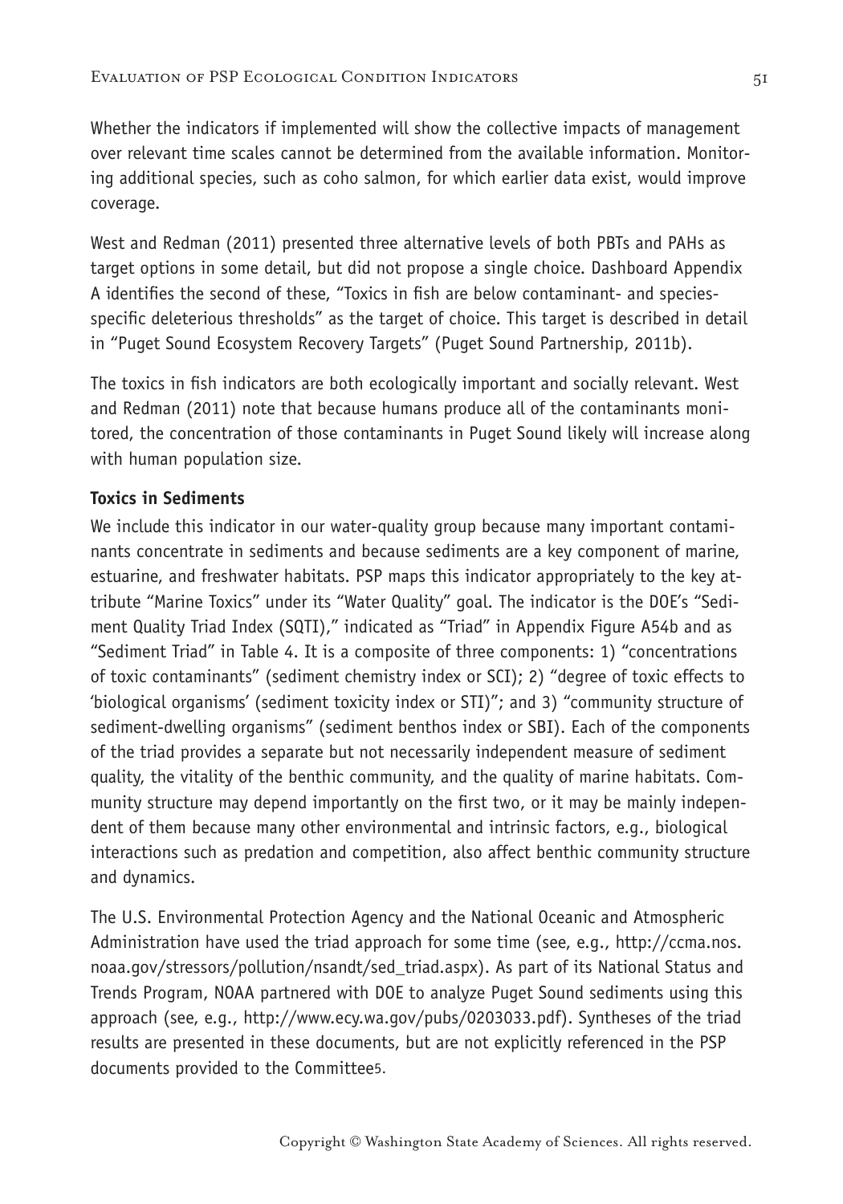Whether the indicators if implemented will show the collective impacts of management over relevant time scales cannot be determined from the available information. Monitoring additional species, such as coho salmon, for which earlier data exist, would improve coverage.

West and Redman (2011) presented three alternative levels of both PBTs and PAHs as target options in some detail, but did not propose a single choice. Dashboard Appendix A identifies the second of these, "Toxics in fish are below contaminant- and species-specific deleterious thresholds" as the target of choice. This target is described in detail in "Puget Sound Ecosystem Recovery Targets" (Puget Sound Partnership, 2011b).

The toxics in fish indicators are both ecologically important and socially relevant. West and Redman (2011) note that because humans produce all of the contaminants monitored, the concentration of those contaminants in Puget Sound likely will increase along with human population size.

**Toxics in Sediments**

We include this indicator in our water-quality group because many important contaminants concentrate in sediments and because sediments are a key component of marine, estuarine, and freshwater habitats. PSP maps this indicator appropriately to the key attribute "Marine Toxics" under its "Water Quality" goal. The indicator is the DOE's "Sediment Quality Triad Index (SQTI)," indicated as "Triad" in Appendix Figure A54b and as "Sediment Triad" in Table 4. It is a composite of three components: 1) "concentrations of toxic contaminants" (sediment chemistry index or SCI); 2) "degree of toxic effects to 'biological organisms' (sediment toxicity index or STI)"; and 3) "community structure of sediment-dwelling organisms" (sediment benthos index or SBI). Each of the components of the triad provides a separate but not necessarily independent measure of sediment quality, the vitality of the benthic community, and the quality of marine habitats. Community structure may depend importantly on the first two, or it may be mainly independent of them because many other environmental and intrinsic factors, e.g., biological interactions such as predation and competition, also affect benthic community structure and dynamics.

The U.S. Environmental Protection Agency and the National Oceanic and Atmospheric Administration have used the triad approach for some time (see, e.g., http://ccma.nos.noaa.gov/stressors/pollution/nsandt/sed_triad.aspx). As part of its National Status and Trends Program, NOAA partnered with DOE to analyze Puget Sound sediments using this approach (see, e.g., http://www.ecy.wa.gov/pubs/0203033.pdf). Syntheses of the triad results are presented in these documents, but are not explicitly referenced in the PSP documents provided to the Committee[5].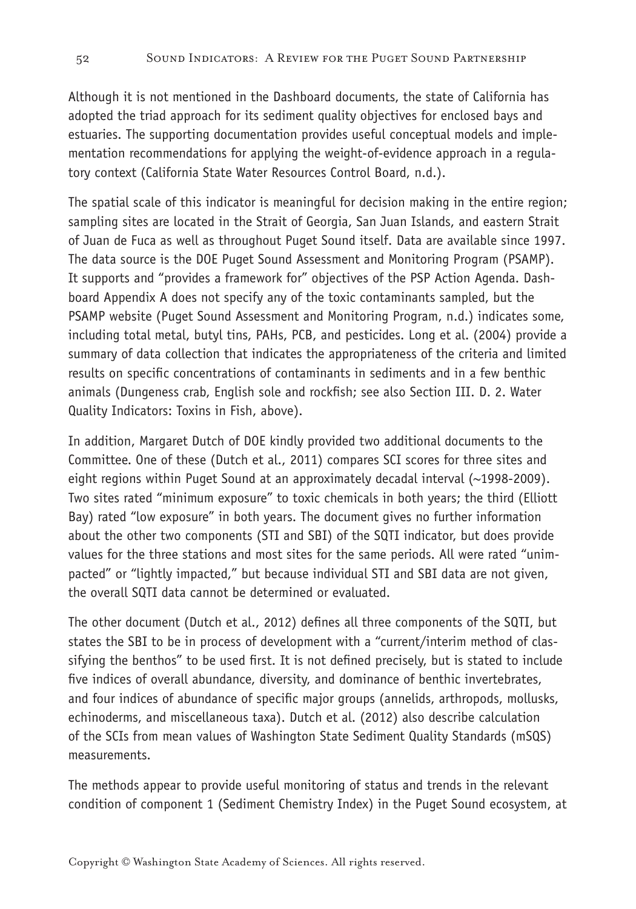Although it is not mentioned in the Dashboard documents, the state of California has adopted the triad approach for its sediment quality objectives for enclosed bays and estuaries. The supporting documentation provides useful conceptual models and implementation recommendations for applying the weight-of-evidence approach in a regulatory context (California State Water Resources Control Board, n.d.).

The spatial scale of this indicator is meaningful for decision making in the entire region; sampling sites are located in the Strait of Georgia, San Juan Islands, and eastern Strait of Juan de Fuca as well as throughout Puget Sound itself. Data are available since 1997. The data source is the DOE Puget Sound Assessment and Monitoring Program (PSAMP). It supports and "provides a framework for" objectives of the PSP Action Agenda. Dashboard Appendix A does not specify any of the toxic contaminants sampled, but the PSAMP website (Puget Sound Assessment and Monitoring Program, n.d.) indicates some, including total metal, butyl tins, PAHs, PCB, and pesticides. Long et al. (2004) provide a summary of data collection that indicates the appropriateness of the criteria and limited results on specific concentrations of contaminants in sediments and in a few benthic animals (Dungeness crab, English sole and rockfish; see also Section III. D. 2. Water Quality Indicators: Toxins in Fish, above).

In addition, Margaret Dutch of DOE kindly provided two additional documents to the Committee. One of these (Dutch et al., 2011) compares SCI scores for three sites and eight regions within Puget Sound at an approximately decadal interval (~1998-2009). Two sites rated "minimum exposure" to toxic chemicals in both years; the third (Elliott Bay) rated "low exposure" in both years. The document gives no further information about the other two components (STI and SBI) of the SQTI indicator, but does provide values for the three stations and most sites for the same periods. All were rated "unimpacted" or "lightly impacted," but because individual STI and SBI data are not given, the overall SQTI data cannot be determined or evaluated.

The other document (Dutch et al., 2012) defines all three components of the SQTI, but states the SBI to be in process of development with a "current/interim method of classifying the benthos" to be used first. It is not defined precisely, but is stated to include five indices of overall abundance, diversity, and dominance of benthic invertebrates, and four indices of abundance of specific major groups (annelids, arthropods, mollusks, echinoderms, and miscellaneous taxa). Dutch et al. (2012) also describe calculation of the SCIs from mean values of Washington State Sediment Quality Standards (mSQS) measurements.

The methods appear to provide useful monitoring of status and trends in the relevant condition of component 1 (Sediment Chemistry Index) in the Puget Sound ecosystem, at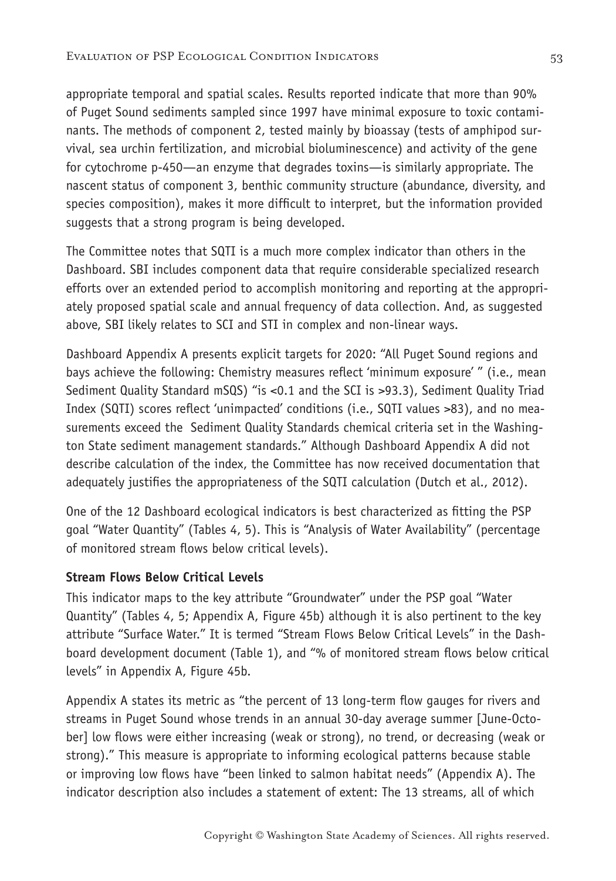appropriate temporal and spatial scales. Results reported indicate that more than 90% of Puget Sound sediments sampled since 1997 have minimal exposure to toxic contaminants. The methods of component 2, tested mainly by bioassay (tests of amphipod survival, sea urchin fertilization, and microbial bioluminescence) and activity of the gene for cytochrome p-450—an enzyme that degrades toxins—is similarly appropriate. The nascent status of component 3, benthic community structure (abundance, diversity, and species composition), makes it more difficult to interpret, but the information provided suggests that a strong program is being developed.

The Committee notes that SQTI is a much more complex indicator than others in the Dashboard. SBI includes component data that require considerable specialized research efforts over an extended period to accomplish monitoring and reporting at the appropriately proposed spatial scale and annual frequency of data collection. And, as suggested above, SBI likely relates to SCI and STI in complex and non-linear ways.

Dashboard Appendix A presents explicit targets for 2020: "All Puget Sound regions and bays achieve the following: Chemistry measures reflect 'minimum exposure' " (i.e., mean Sediment Quality Standard mSQS) "is <0.1 and the SCI is >93.3), Sediment Quality Triad Index (SQTI) scores reflect 'unimpacted' conditions (i.e., SQTI values >83), and no measurements exceed the Sediment Quality Standards chemical criteria set in the Washington State sediment management standards." Although Dashboard Appendix A did not describe calculation of the index, the Committee has now received documentation that adequately justifies the appropriateness of the SQTI calculation (Dutch et al., 2012).

One of the 12 Dashboard ecological indicators is best characterized as fitting the PSP goal "Water Quantity" (Tables 4, 5). This is "Analysis of Water Availability" (percentage of monitored stream flows below critical levels).

**Stream Flows Below Critical Levels**

This indicator maps to the key attribute "Groundwater" under the PSP goal "Water Quantity" (Tables 4, 5; Appendix A, Figure 45b) although it is also pertinent to the key attribute "Surface Water." It is termed "Stream Flows Below Critical Levels" in the Dashboard development document (Table 1), and "% of monitored stream flows below critical levels" in Appendix A, Figure 45b.

Appendix A states its metric as "the percent of 13 long-term flow gauges for rivers and streams in Puget Sound whose trends in an annual 30-day average summer [June-October] low flows were either increasing (weak or strong), no trend, or decreasing (weak or strong)." This measure is appropriate to informing ecological patterns because stable or improving low flows have "been linked to salmon habitat needs" (Appendix A). The indicator description also includes a statement of extent: The 13 streams, all of which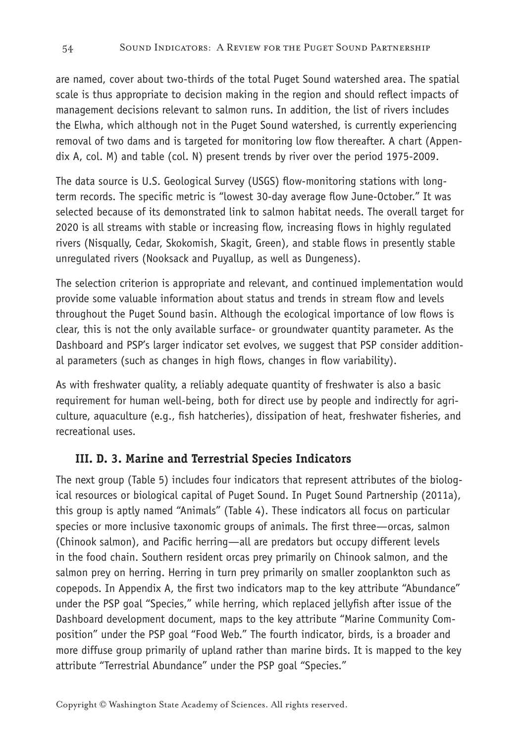are named, cover about two-thirds of the total Puget Sound watershed area. The spatial scale is thus appropriate to decision making in the region and should reflect impacts of management decisions relevant to salmon runs. In addition, the list of rivers includes the Elwha, which although not in the Puget Sound watershed, is currently experiencing removal of two dams and is targeted for monitoring low flow thereafter. A chart (Appendix A, col. M) and table (col. N) present trends by river over the period 1975-2009.

The data source is U.S. Geological Survey (USGS) flow-monitoring stations with long-term records. The specific metric is "lowest 30-day average flow June-October." It was selected because of its demonstrated link to salmon habitat needs. The overall target for 2020 is all streams with stable or increasing flow, increasing flows in highly regulated rivers (Nisqually, Cedar, Skokomish, Skagit, Green), and stable flows in presently stable unregulated rivers (Nooksack and Puyallup, as well as Dungeness).

The selection criterion is appropriate and relevant, and continued implementation would provide some valuable information about status and trends in stream flow and levels throughout the Puget Sound basin. Although the ecological importance of low flows is clear, this is not the only available surface- or groundwater quantity parameter. As the Dashboard and PSP's larger indicator set evolves, we suggest that PSP consider additional parameters (such as changes in high flows, changes in flow variability).

As with freshwater quality, a reliably adequate quantity of freshwater is also a basic requirement for human well-being, both for direct use by people and indirectly for agriculture, aquaculture (e.g., fish hatcheries), dissipation of heat, freshwater fisheries, and recreational uses.

### III. D. 3. Marine and Terrestrial Species Indicators

The next group (Table 5) includes four indicators that represent attributes of the biological resources or biological capital of Puget Sound. In Puget Sound Partnership (2011a), this group is aptly named "Animals" (Table 4). These indicators all focus on particular species or more inclusive taxonomic groups of animals. The first three—orcas, salmon (Chinook salmon), and Pacific herring—all are predators but occupy different levels in the food chain. Southern resident orcas prey primarily on Chinook salmon, and the salmon prey on herring. Herring in turn prey primarily on smaller zooplankton such as copepods. In Appendix A, the first two indicators map to the key attribute "Abundance" under the PSP goal "Species," while herring, which replaced jellyfish after issue of the Dashboard development document, maps to the key attribute "Marine Community Composition" under the PSP goal "Food Web." The fourth indicator, birds, is a broader and more diffuse group primarily of upland rather than marine birds. It is mapped to the key attribute "Terrestrial Abundance" under the PSP goal "Species."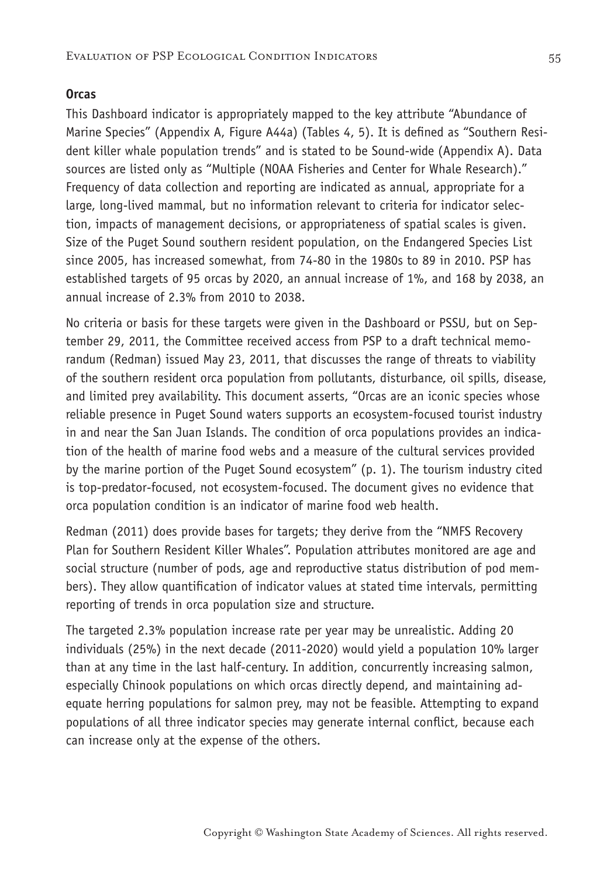**Orcas**

This Dashboard indicator is appropriately mapped to the key attribute "Abundance of Marine Species" (Appendix A, Figure A44a) (Tables 4, 5). It is defined as "Southern Resident killer whale population trends" and is stated to be Sound-wide (Appendix A). Data sources are listed only as "Multiple (NOAA Fisheries and Center for Whale Research)." Frequency of data collection and reporting are indicated as annual, appropriate for a large, long-lived mammal, but no information relevant to criteria for indicator selection, impacts of management decisions, or appropriateness of spatial scales is given. Size of the Puget Sound southern resident population, on the Endangered Species List since 2005, has increased somewhat, from 74-80 in the 1980s to 89 in 2010. PSP has established targets of 95 orcas by 2020, an annual increase of 1%, and 168 by 2038, an annual increase of 2.3% from 2010 to 2038.

No criteria or basis for these targets were given in the Dashboard or PSSU, but on September 29, 2011, the Committee received access from PSP to a draft technical memorandum (Redman) issued May 23, 2011, that discusses the range of threats to viability of the southern resident orca population from pollutants, disturbance, oil spills, disease, and limited prey availability. This document asserts, "Orcas are an iconic species whose reliable presence in Puget Sound waters supports an ecosystem-focused tourist industry in and near the San Juan Islands. The condition of orca populations provides an indication of the health of marine food webs and a measure of the cultural services provided by the marine portion of the Puget Sound ecosystem" (p. 1). The tourism industry cited is top-predator-focused, not ecosystem-focused. The document gives no evidence that orca population condition is an indicator of marine food web health.

Redman (2011) does provide bases for targets; they derive from the "NMFS Recovery Plan for Southern Resident Killer Whales". Population attributes monitored are age and social structure (number of pods, age and reproductive status distribution of pod members). They allow quantification of indicator values at stated time intervals, permitting reporting of trends in orca population size and structure.

The targeted 2.3% population increase rate per year may be unrealistic. Adding 20 individuals (25%) in the next decade (2011-2020) would yield a population 10% larger than at any time in the last half-century. In addition, concurrently increasing salmon, especially Chinook populations on which orcas directly depend, and maintaining adequate herring populations for salmon prey, may not be feasible. Attempting to expand populations of all three indicator species may generate internal conflict, because each can increase only at the expense of the others.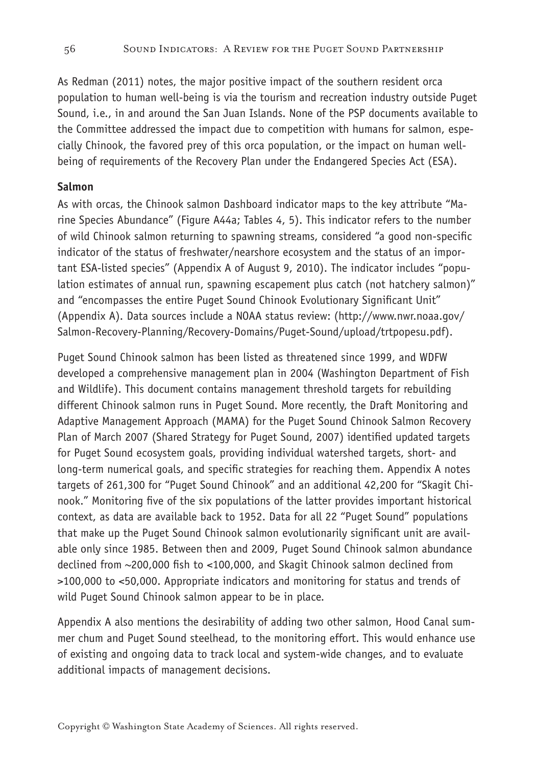As Redman (2011) notes, the major positive impact of the southern resident orca population to human well-being is via the tourism and recreation industry outside Puget Sound, i.e., in and around the San Juan Islands. None of the PSP documents available to the Committee addressed the impact due to competition with humans for salmon, especially Chinook, the favored prey of this orca population, or the impact on human well-being of requirements of the Recovery Plan under the Endangered Species Act (ESA).

**Salmon**

As with orcas, the Chinook salmon Dashboard indicator maps to the key attribute "Marine Species Abundance" (Figure A44a; Tables 4, 5). This indicator refers to the number of wild Chinook salmon returning to spawning streams, considered "a good non-specific indicator of the status of freshwater/nearshore ecosystem and the status of an important ESA-listed species" (Appendix A of August 9, 2010). The indicator includes "population estimates of annual run, spawning escapement plus catch (not hatchery salmon)" and "encompasses the entire Puget Sound Chinook Evolutionary Significant Unit" (Appendix A). Data sources include a NOAA status review: (http://www.nwr.noaa.gov/Salmon-Recovery-Planning/Recovery-Domains/Puget-Sound/upload/trtpopesu.pdf).

Puget Sound Chinook salmon has been listed as threatened since 1999, and WDFW developed a comprehensive management plan in 2004 (Washington Department of Fish and Wildlife). This document contains management threshold targets for rebuilding different Chinook salmon runs in Puget Sound. More recently, the Draft Monitoring and Adaptive Management Approach (MAMA) for the Puget Sound Chinook Salmon Recovery Plan of March 2007 (Shared Strategy for Puget Sound, 2007) identified updated targets for Puget Sound ecosystem goals, providing individual watershed targets, short- and long-term numerical goals, and specific strategies for reaching them. Appendix A notes targets of 261,300 for "Puget Sound Chinook" and an additional 42,200 for "Skagit Chinook." Monitoring five of the six populations of the latter provides important historical context, as data are available back to 1952. Data for all 22 "Puget Sound" populations that make up the Puget Sound Chinook salmon evolutionarily significant unit are available only since 1985. Between then and 2009, Puget Sound Chinook salmon abundance declined from ~200,000 fish to <100,000, and Skagit Chinook salmon declined from >100,000 to <50,000. Appropriate indicators and monitoring for status and trends of wild Puget Sound Chinook salmon appear to be in place.

Appendix A also mentions the desirability of adding two other salmon, Hood Canal summer chum and Puget Sound steelhead, to the monitoring effort. This would enhance use of existing and ongoing data to track local and system-wide changes, and to evaluate additional impacts of management decisions.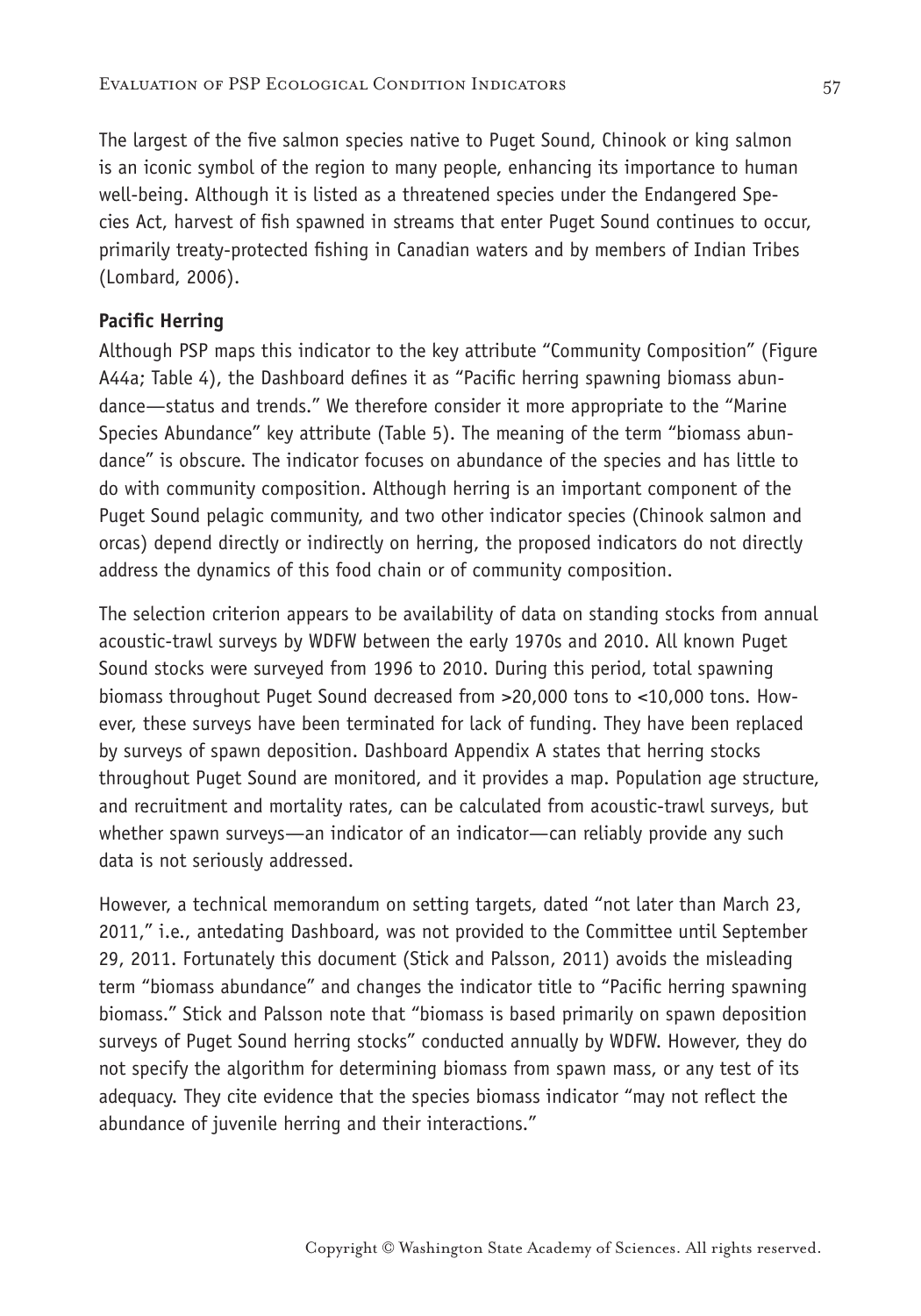The largest of the five salmon species native to Puget Sound, Chinook or king salmon is an iconic symbol of the region to many people, enhancing its importance to human well-being. Although it is listed as a threatened species under the Endangered Species Act, harvest of fish spawned in streams that enter Puget Sound continues to occur, primarily treaty-protected fishing in Canadian waters and by members of Indian Tribes (Lombard, 2006).

**Pacific Herring**

Although PSP maps this indicator to the key attribute "Community Composition" (Figure A44a; Table 4), the Dashboard defines it as "Pacific herring spawning biomass abundance—status and trends." We therefore consider it more appropriate to the "Marine Species Abundance" key attribute (Table 5). The meaning of the term "biomass abundance" is obscure. The indicator focuses on abundance of the species and has little to do with community composition. Although herring is an important component of the Puget Sound pelagic community, and two other indicator species (Chinook salmon and orcas) depend directly or indirectly on herring, the proposed indicators do not directly address the dynamics of this food chain or of community composition.

The selection criterion appears to be availability of data on standing stocks from annual acoustic-trawl surveys by WDFW between the early 1970s and 2010. All known Puget Sound stocks were surveyed from 1996 to 2010. During this period, total spawning biomass throughout Puget Sound decreased from >20,000 tons to <10,000 tons. However, these surveys have been terminated for lack of funding. They have been replaced by surveys of spawn deposition. Dashboard Appendix A states that herring stocks throughout Puget Sound are monitored, and it provides a map. Population age structure, and recruitment and mortality rates, can be calculated from acoustic-trawl surveys, but whether spawn surveys—an indicator of an indicator—can reliably provide any such data is not seriously addressed.

However, a technical memorandum on setting targets, dated "not later than March 23, 2011," i.e., antedating Dashboard, was not provided to the Committee until September 29, 2011. Fortunately this document (Stick and Palsson, 2011) avoids the misleading term "biomass abundance" and changes the indicator title to "Pacific herring spawning biomass." Stick and Palsson note that "biomass is based primarily on spawn deposition surveys of Puget Sound herring stocks" conducted annually by WDFW. However, they do not specify the algorithm for determining biomass from spawn mass, or any test of its adequacy. They cite evidence that the species biomass indicator "may not reflect the abundance of juvenile herring and their interactions."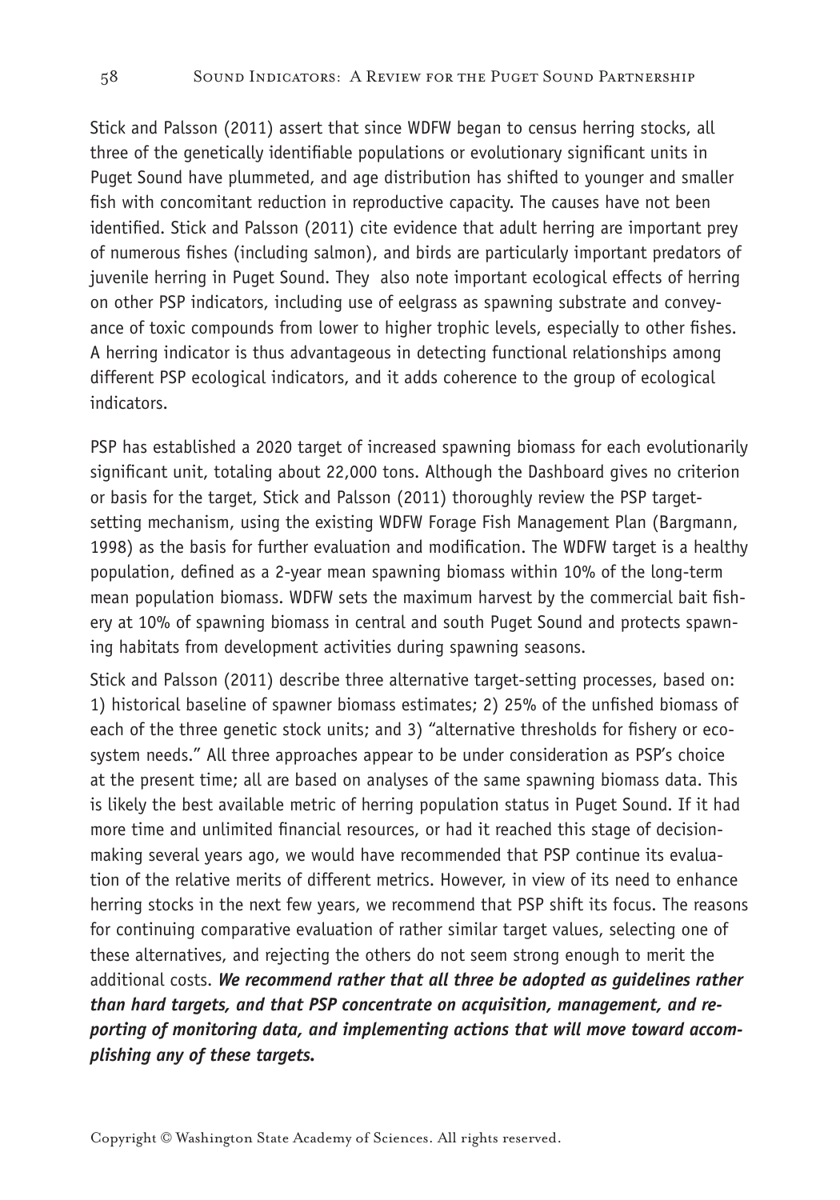Stick and Palsson (2011) assert that since WDFW began to census herring stocks, all three of the genetically identifiable populations or evolutionary significant units in Puget Sound have plummeted, and age distribution has shifted to younger and smaller fish with concomitant reduction in reproductive capacity. The causes have not been identified. Stick and Palsson (2011) cite evidence that adult herring are important prey of numerous fishes (including salmon), and birds are particularly important predators of juvenile herring in Puget Sound. They also note important ecological effects of herring on other PSP indicators, including use of eelgrass as spawning substrate and conveyance of toxic compounds from lower to higher trophic levels, especially to other fishes. A herring indicator is thus advantageous in detecting functional relationships among different PSP ecological indicators, and it adds coherence to the group of ecological indicators.

PSP has established a 2020 target of increased spawning biomass for each evolutionarily significant unit, totaling about 22,000 tons. Although the Dashboard gives no criterion or basis for the target, Stick and Palsson (2011) thoroughly review the PSP target-setting mechanism, using the existing WDFW Forage Fish Management Plan (Bargmann, 1998) as the basis for further evaluation and modification. The WDFW target is a healthy population, defined as a 2-year mean spawning biomass within 10% of the long-term mean population biomass. WDFW sets the maximum harvest by the commercial bait fishery at 10% of spawning biomass in central and south Puget Sound and protects spawning habitats from development activities during spawning seasons.

Stick and Palsson (2011) describe three alternative target-setting processes, based on: 1) historical baseline of spawner biomass estimates; 2) 25% of the unfished biomass of each of the three genetic stock units; and 3) "alternative thresholds for fishery or ecosystem needs." All three approaches appear to be under consideration as PSP's choice at the present time; all are based on analyses of the same spawning biomass data. This is likely the best available metric of herring population status in Puget Sound. If it had more time and unlimited financial resources, or had it reached this stage of decision-making several years ago, we would have recommended that PSP continue its evaluation of the relative merits of different metrics. However, in view of its need to enhance herring stocks in the next few years, we recommend that PSP shift its focus. The reasons for continuing comparative evaluation of rather similar target values, selecting one of these alternatives, and rejecting the others do not seem strong enough to merit the additional costs. ***We recommend rather that all three be adopted as guidelines rather than hard targets, and that PSP concentrate on acquisition, management, and reporting of monitoring data, and implementing actions that will move toward accomplishing any of these targets.***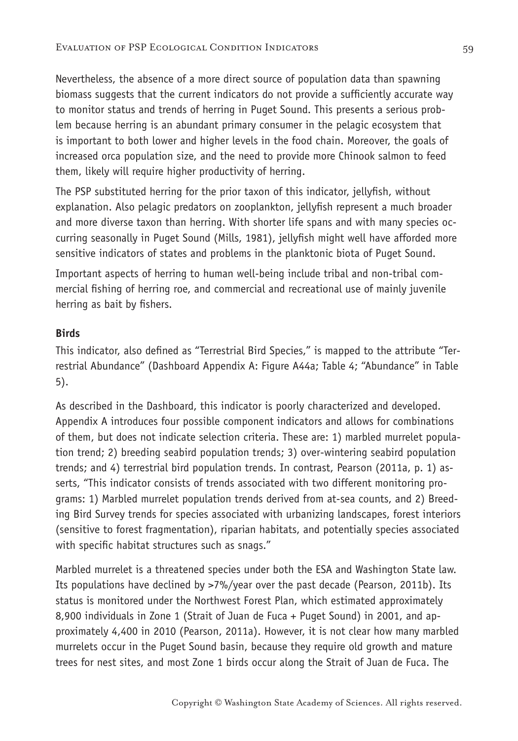Nevertheless, the absence of a more direct source of population data than spawning biomass suggests that the current indicators do not provide a sufficiently accurate way to monitor status and trends of herring in Puget Sound. This presents a serious problem because herring is an abundant primary consumer in the pelagic ecosystem that is important to both lower and higher levels in the food chain. Moreover, the goals of increased orca population size, and the need to provide more Chinook salmon to feed them, likely will require higher productivity of herring.

The PSP substituted herring for the prior taxon of this indicator, jellyfish, without explanation. Also pelagic predators on zooplankton, jellyfish represent a much broader and more diverse taxon than herring. With shorter life spans and with many species occurring seasonally in Puget Sound (Mills, 1981), jellyfish might well have afforded more sensitive indicators of states and problems in the planktonic biota of Puget Sound.

Important aspects of herring to human well-being include tribal and non-tribal commercial fishing of herring roe, and commercial and recreational use of mainly juvenile herring as bait by fishers.

**Birds**

This indicator, also defined as "Terrestrial Bird Species," is mapped to the attribute "Terrestrial Abundance" (Dashboard Appendix A: Figure A44a; Table 4; "Abundance" in Table 5).

As described in the Dashboard, this indicator is poorly characterized and developed. Appendix A introduces four possible component indicators and allows for combinations of them, but does not indicate selection criteria. These are: 1) marbled murrelet population trend; 2) breeding seabird population trends; 3) over-wintering seabird population trends; and 4) terrestrial bird population trends. In contrast, Pearson (2011a, p. 1) asserts, "This indicator consists of trends associated with two different monitoring programs: 1) Marbled murrelet population trends derived from at-sea counts, and 2) Breeding Bird Survey trends for species associated with urbanizing landscapes, forest interiors (sensitive to forest fragmentation), riparian habitats, and potentially species associated with specific habitat structures such as snags."

Marbled murrelet is a threatened species under both the ESA and Washington State law. Its populations have declined by >7%/year over the past decade (Pearson, 2011b). Its status is monitored under the Northwest Forest Plan, which estimated approximately 8,900 individuals in Zone 1 (Strait of Juan de Fuca + Puget Sound) in 2001, and approximately 4,400 in 2010 (Pearson, 2011a). However, it is not clear how many marbled murrelets occur in the Puget Sound basin, because they require old growth and mature trees for nest sites, and most Zone 1 birds occur along the Strait of Juan de Fuca. The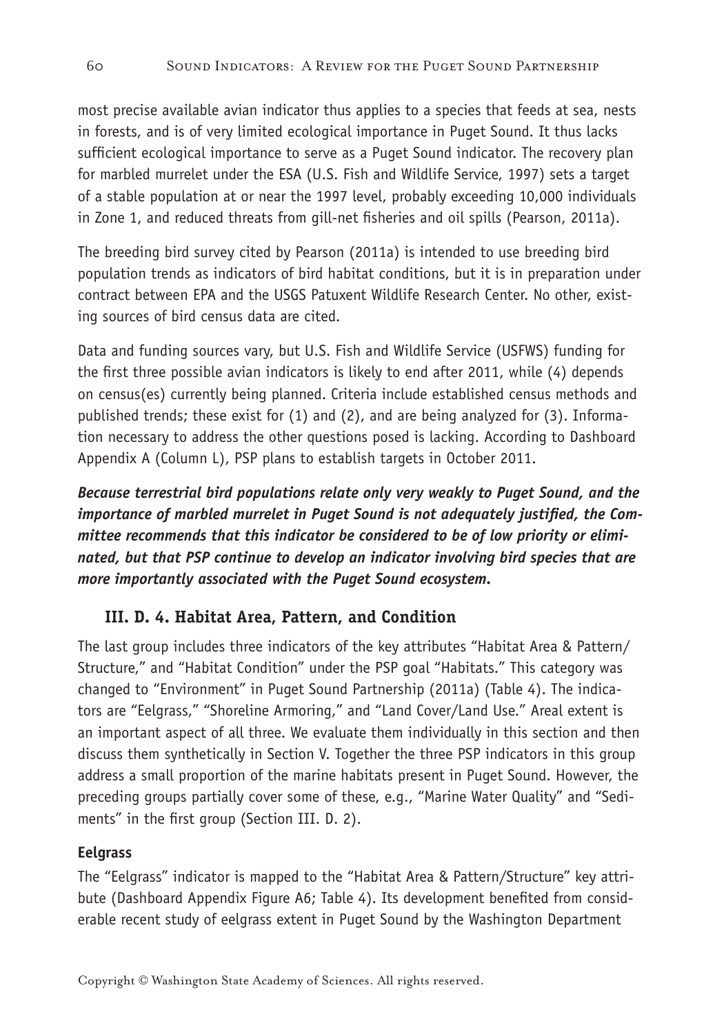most precise available avian indicator thus applies to a species that feeds at sea, nests in forests, and is of very limited ecological importance in Puget Sound. It thus lacks sufficient ecological importance to serve as a Puget Sound indicator. The recovery plan for marbled murrelet under the ESA (U.S. Fish and Wildlife Service, 1997) sets a target of a stable population at or near the 1997 level, probably exceeding 10,000 individuals in Zone 1, and reduced threats from gill-net fisheries and oil spills (Pearson, 2011a).

The breeding bird survey cited by Pearson (2011a) is intended to use breeding bird population trends as indicators of bird habitat conditions, but it is in preparation under contract between EPA and the USGS Patuxent Wildlife Research Center. No other, existing sources of bird census data are cited.

Data and funding sources vary, but U.S. Fish and Wildlife Service (USFWS) funding for the first three possible avian indicators is likely to end after 2011, while (4) depends on census(es) currently being planned. Criteria include established census methods and published trends; these exist for (1) and (2), and are being analyzed for (3). Information necessary to address the other questions posed is lacking. According to Dashboard Appendix A (Column L), PSP plans to establish targets in October 2011.

***Because terrestrial bird populations relate only very weakly to Puget Sound, and the importance of marbled murrelet in Puget Sound is not adequately justified, the Committee recommends that this indicator be considered to be of low priority or eliminated, but that PSP continue to develop an indicator involving bird species that are more importantly associated with the Puget Sound ecosystem.***

### III. D. 4. Habitat Area, Pattern, and Condition

The last group includes three indicators of the key attributes "Habitat Area & Pattern/ Structure," and "Habitat Condition" under the PSP goal "Habitats." This category was changed to "Environment" in Puget Sound Partnership (2011a) (Table 4). The indicators are "Eelgrass," "Shoreline Armoring," and "Land Cover/Land Use." Areal extent is an important aspect of all three. We evaluate them individually in this section and then discuss them synthetically in Section V. Together the three PSP indicators in this group address a small proportion of the marine habitats present in Puget Sound. However, the preceding groups partially cover some of these, e.g., "Marine Water Quality" and "Sediments" in the first group (Section III. D. 2).

#### Eelgrass

The "Eelgrass" indicator is mapped to the "Habitat Area & Pattern/Structure" key attribute (Dashboard Appendix Figure A6; Table 4). Its development benefited from considerable recent study of eelgrass extent in Puget Sound by the Washington Department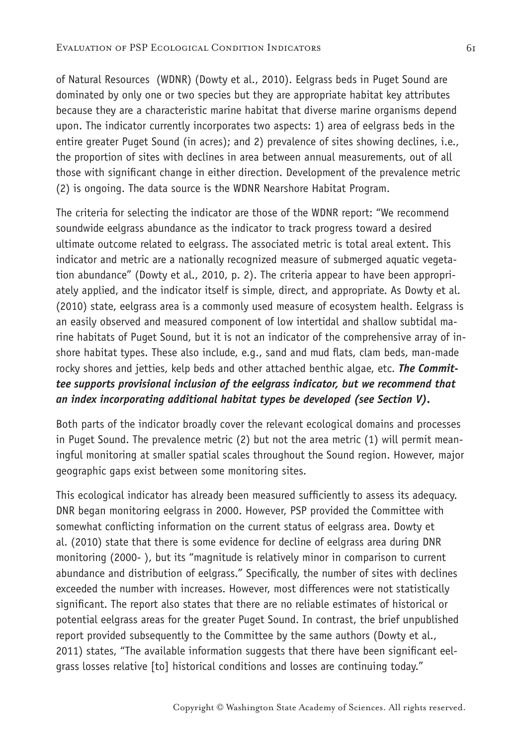of Natural Resources (WDNR) (Dowty et al., 2010). Eelgrass beds in Puget Sound are dominated by only one or two species but they are appropriate habitat key attributes because they are a characteristic marine habitat that diverse marine organisms depend upon. The indicator currently incorporates two aspects: 1) area of eelgrass beds in the entire greater Puget Sound (in acres); and 2) prevalence of sites showing declines, i.e., the proportion of sites with declines in area between annual measurements, out of all those with significant change in either direction. Development of the prevalence metric (2) is ongoing. The data source is the WDNR Nearshore Habitat Program.

The criteria for selecting the indicator are those of the WDNR report: "We recommend soundwide eelgrass abundance as the indicator to track progress toward a desired ultimate outcome related to eelgrass. The associated metric is total areal extent. This indicator and metric are a nationally recognized measure of submerged aquatic vegetation abundance" (Dowty et al., 2010, p. 2). The criteria appear to have been appropriately applied, and the indicator itself is simple, direct, and appropriate. As Dowty et al. (2010) state, eelgrass area is a commonly used measure of ecosystem health. Eelgrass is an easily observed and measured component of low intertidal and shallow subtidal marine habitats of Puget Sound, but it is not an indicator of the comprehensive array of inshore habitat types. These also include, e.g., sand and mud flats, clam beds, man-made rocky shores and jetties, kelp beds and other attached benthic algae, etc. ***The Committee supports provisional inclusion of the eelgrass indicator, but we recommend that an index incorporating additional habitat types be developed (see Section V).***

Both parts of the indicator broadly cover the relevant ecological domains and processes in Puget Sound. The prevalence metric (2) but not the area metric (1) will permit meaningful monitoring at smaller spatial scales throughout the Sound region. However, major geographic gaps exist between some monitoring sites.

This ecological indicator has already been measured sufficiently to assess its adequacy. DNR began monitoring eelgrass in 2000. However, PSP provided the Committee with somewhat conflicting information on the current status of eelgrass area. Dowty et al. (2010) state that there is some evidence for decline of eelgrass area during DNR monitoring (2000- ), but its "magnitude is relatively minor in comparison to current abundance and distribution of eelgrass." Specifically, the number of sites with declines exceeded the number with increases. However, most differences were not statistically significant. The report also states that there are no reliable estimates of historical or potential eelgrass areas for the greater Puget Sound. In contrast, the brief unpublished report provided subsequently to the Committee by the same authors (Dowty et al., 2011) states, "The available information suggests that there have been significant eelgrass losses relative [to] historical conditions and losses are continuing today."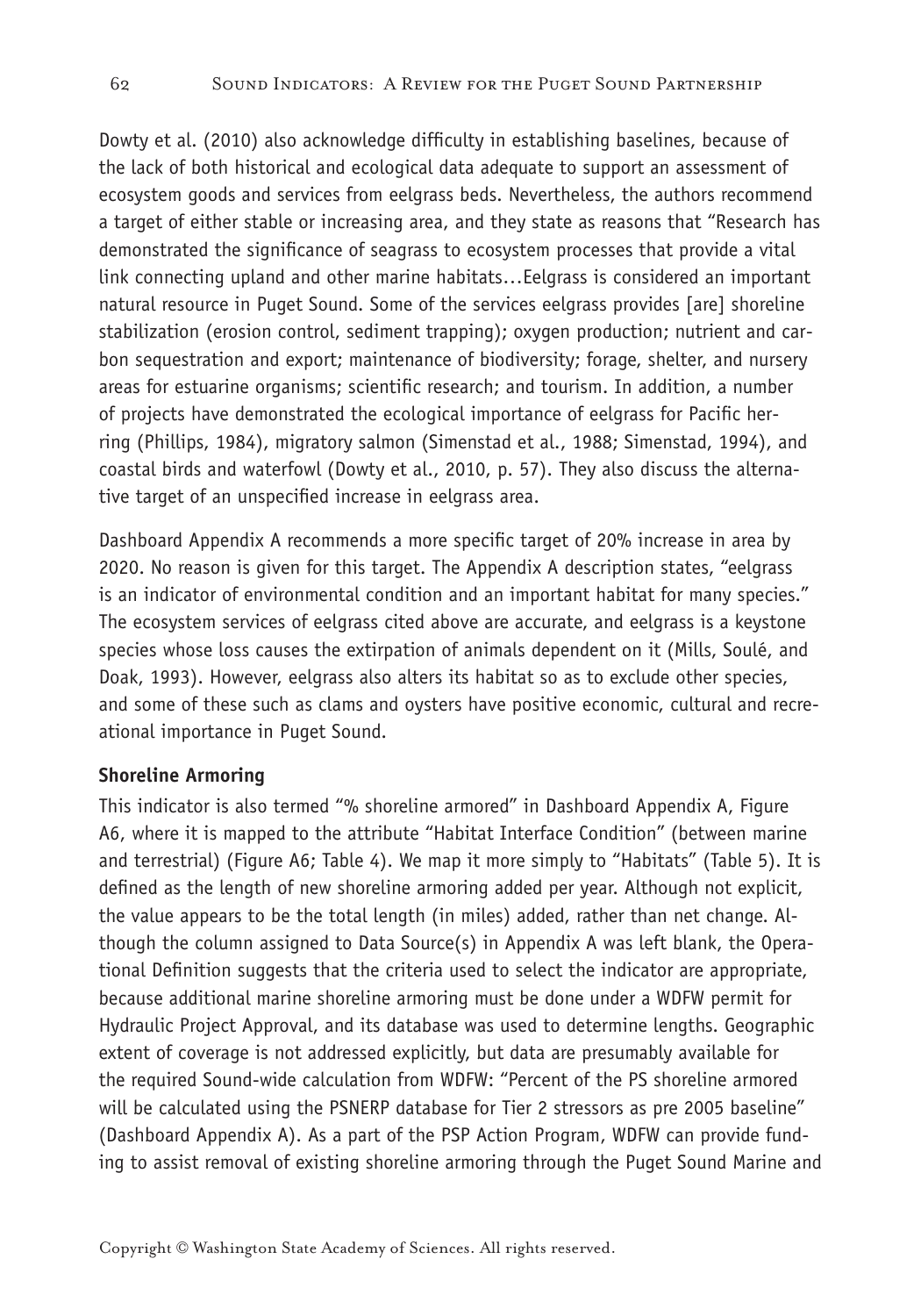Dowty et al. (2010) also acknowledge difficulty in establishing baselines, because of the lack of both historical and ecological data adequate to support an assessment of ecosystem goods and services from eelgrass beds. Nevertheless, the authors recommend a target of either stable or increasing area, and they state as reasons that "Research has demonstrated the significance of seagrass to ecosystem processes that provide a vital link connecting upland and other marine habitats…Eelgrass is considered an important natural resource in Puget Sound. Some of the services eelgrass provides [are] shoreline stabilization (erosion control, sediment trapping); oxygen production; nutrient and carbon sequestration and export; maintenance of biodiversity; forage, shelter, and nursery areas for estuarine organisms; scientific research; and tourism. In addition, a number of projects have demonstrated the ecological importance of eelgrass for Pacific herring (Phillips, 1984), migratory salmon (Simenstad et al., 1988; Simenstad, 1994), and coastal birds and waterfowl (Dowty et al., 2010, p. 57). They also discuss the alternative target of an unspecified increase in eelgrass area.

Dashboard Appendix A recommends a more specific target of 20% increase in area by 2020. No reason is given for this target. The Appendix A description states, "eelgrass is an indicator of environmental condition and an important habitat for many species." The ecosystem services of eelgrass cited above are accurate, and eelgrass is a keystone species whose loss causes the extirpation of animals dependent on it (Mills, Soulé, and Doak, 1993). However, eelgrass also alters its habitat so as to exclude other species, and some of these such as clams and oysters have positive economic, cultural and recreational importance in Puget Sound.

**Shoreline Armoring**

This indicator is also termed "% shoreline armored" in Dashboard Appendix A, Figure A6, where it is mapped to the attribute "Habitat Interface Condition" (between marine and terrestrial) (Figure A6; Table 4). We map it more simply to "Habitats" (Table 5). It is defined as the length of new shoreline armoring added per year. Although not explicit, the value appears to be the total length (in miles) added, rather than net change. Although the column assigned to Data Source(s) in Appendix A was left blank, the Operational Definition suggests that the criteria used to select the indicator are appropriate, because additional marine shoreline armoring must be done under a WDFW permit for Hydraulic Project Approval, and its database was used to determine lengths. Geographic extent of coverage is not addressed explicitly, but data are presumably available for the required Sound-wide calculation from WDFW: "Percent of the PS shoreline armored will be calculated using the PSNERP database for Tier 2 stressors as pre 2005 baseline" (Dashboard Appendix A). As a part of the PSP Action Program, WDFW can provide funding to assist removal of existing shoreline armoring through the Puget Sound Marine and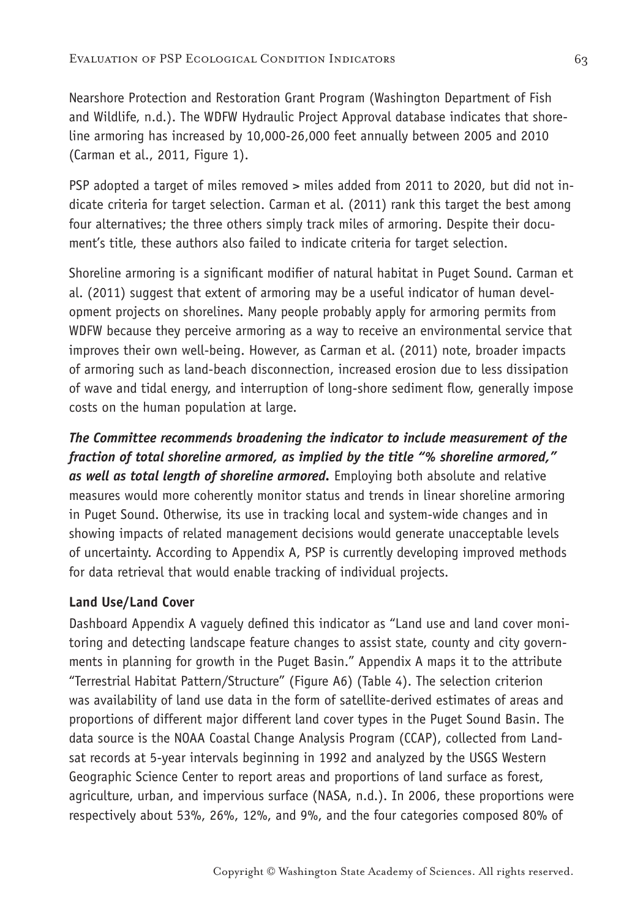Nearshore Protection and Restoration Grant Program (Washington Department of Fish and Wildlife, n.d.). The WDFW Hydraulic Project Approval database indicates that shoreline armoring has increased by 10,000-26,000 feet annually between 2005 and 2010 (Carman et al., 2011, Figure 1).

PSP adopted a target of miles removed > miles added from 2011 to 2020, but did not indicate criteria for target selection. Carman et al. (2011) rank this target the best among four alternatives; the three others simply track miles of armoring. Despite their document's title, these authors also failed to indicate criteria for target selection.

Shoreline armoring is a significant modifier of natural habitat in Puget Sound. Carman et al. (2011) suggest that extent of armoring may be a useful indicator of human development projects on shorelines. Many people probably apply for armoring permits from WDFW because they perceive armoring as a way to receive an environmental service that improves their own well-being. However, as Carman et al. (2011) note, broader impacts of armoring such as land-beach disconnection, increased erosion due to less dissipation of wave and tidal energy, and interruption of long-shore sediment flow, generally impose costs on the human population at large.

***The Committee recommends broadening the indicator to include measurement of the fraction of total shoreline armored, as implied by the title "% shoreline armored," as well as total length of shoreline armored.*** Employing both absolute and relative measures would more coherently monitor status and trends in linear shoreline armoring in Puget Sound. Otherwise, its use in tracking local and system-wide changes and in showing impacts of related management decisions would generate unacceptable levels of uncertainty. According to Appendix A, PSP is currently developing improved methods for data retrieval that would enable tracking of individual projects.

**Land Use/Land Cover**

Dashboard Appendix A vaguely defined this indicator as "Land use and land cover monitoring and detecting landscape feature changes to assist state, county and city governments in planning for growth in the Puget Basin." Appendix A maps it to the attribute "Terrestrial Habitat Pattern/Structure" (Figure A6) (Table 4). The selection criterion was availability of land use data in the form of satellite-derived estimates of areas and proportions of different major different land cover types in the Puget Sound Basin. The data source is the NOAA Coastal Change Analysis Program (CCAP), collected from Landsat records at 5-year intervals beginning in 1992 and analyzed by the USGS Western Geographic Science Center to report areas and proportions of land surface as forest, agriculture, urban, and impervious surface (NASA, n.d.). In 2006, these proportions were respectively about 53%, 26%, 12%, and 9%, and the four categories composed 80% of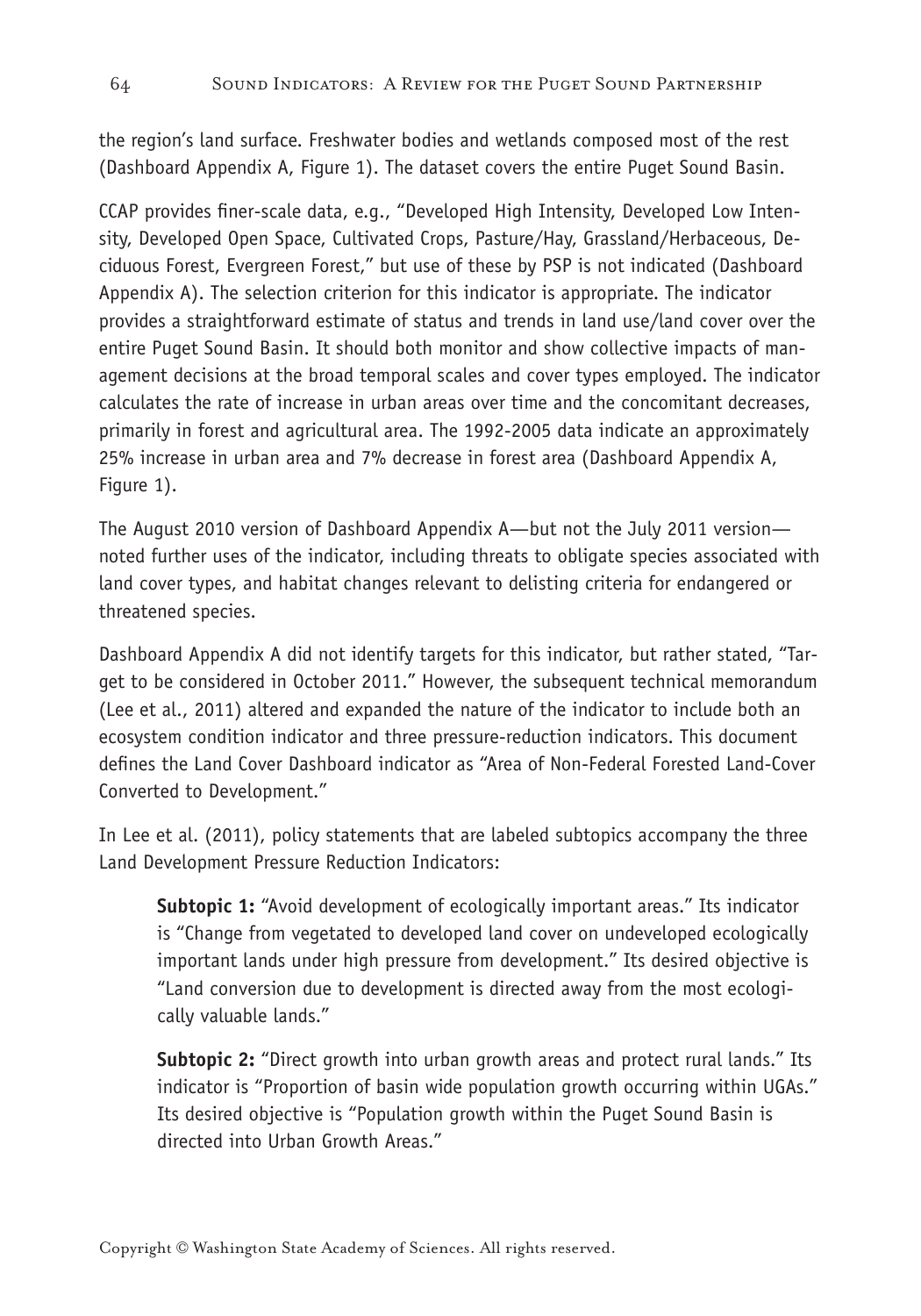the region's land surface. Freshwater bodies and wetlands composed most of the rest (Dashboard Appendix A, Figure 1). The dataset covers the entire Puget Sound Basin.

CCAP provides finer-scale data, e.g., "Developed High Intensity, Developed Low Intensity, Developed Open Space, Cultivated Crops, Pasture/Hay, Grassland/Herbaceous, Deciduous Forest, Evergreen Forest," but use of these by PSP is not indicated (Dashboard Appendix A). The selection criterion for this indicator is appropriate. The indicator provides a straightforward estimate of status and trends in land use/land cover over the entire Puget Sound Basin. It should both monitor and show collective impacts of management decisions at the broad temporal scales and cover types employed. The indicator calculates the rate of increase in urban areas over time and the concomitant decreases, primarily in forest and agricultural area. The 1992-2005 data indicate an approximately 25% increase in urban area and 7% decrease in forest area (Dashboard Appendix A, Figure 1).

The August 2010 version of Dashboard Appendix A—but not the July 2011 version—noted further uses of the indicator, including threats to obligate species associated with land cover types, and habitat changes relevant to delisting criteria for endangered or threatened species.

Dashboard Appendix A did not identify targets for this indicator, but rather stated, "Target to be considered in October 2011." However, the subsequent technical memorandum (Lee et al., 2011) altered and expanded the nature of the indicator to include both an ecosystem condition indicator and three pressure-reduction indicators. This document defines the Land Cover Dashboard indicator as "Area of Non-Federal Forested Land-Cover Converted to Development."

In Lee et al. (2011), policy statements that are labeled subtopics accompany the three Land Development Pressure Reduction Indicators:

> **Subtopic 1:** "Avoid development of ecologically important areas." Its indicator is "Change from vegetated to developed land cover on undeveloped ecologically important lands under high pressure from development." Its desired objective is "Land conversion due to development is directed away from the most ecologically valuable lands."
>
> **Subtopic 2:** "Direct growth into urban growth areas and protect rural lands." Its indicator is "Proportion of basin wide population growth occurring within UGAs." Its desired objective is "Population growth within the Puget Sound Basin is directed into Urban Growth Areas."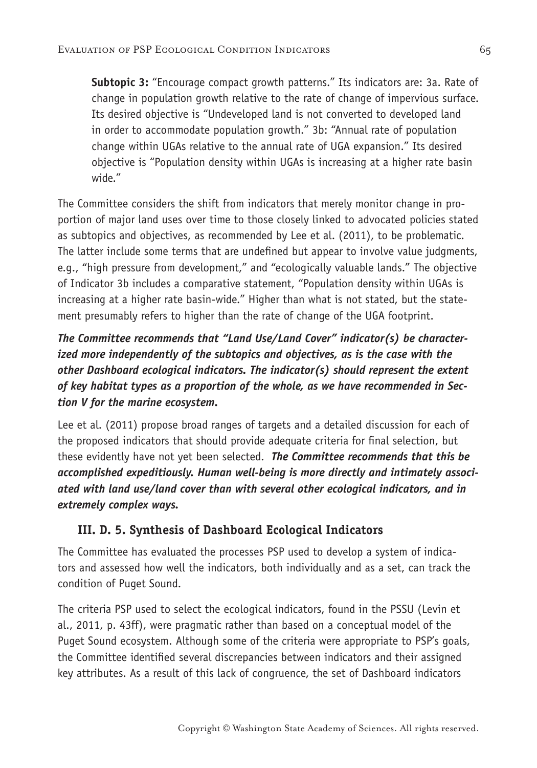**Subtopic 3:** "Encourage compact growth patterns." Its indicators are: 3a. Rate of change in population growth relative to the rate of change of impervious surface. Its desired objective is "Undeveloped land is not converted to developed land in order to accommodate population growth." 3b: "Annual rate of population change within UGAs relative to the annual rate of UGA expansion." Its desired objective is "Population density within UGAs is increasing at a higher rate basin wide."

The Committee considers the shift from indicators that merely monitor change in proportion of major land uses over time to those closely linked to advocated policies stated as subtopics and objectives, as recommended by Lee et al. (2011), to be problematic. The latter include some terms that are undefined but appear to involve value judgments, e.g., "high pressure from development," and "ecologically valuable lands." The objective of Indicator 3b includes a comparative statement, "Population density within UGAs is increasing at a higher rate basin-wide." Higher than what is not stated, but the statement presumably refers to higher than the rate of change of the UGA footprint.

***The Committee recommends that "Land Use/Land Cover" indicator(s) be characterized more independently of the subtopics and objectives, as is the case with the other Dashboard ecological indicators. The indicator(s) should represent the extent of key habitat types as a proportion of the whole, as we have recommended in Section V for the marine ecosystem.***

Lee et al. (2011) propose broad ranges of targets and a detailed discussion for each of the proposed indicators that should provide adequate criteria for final selection, but these evidently have not yet been selected. ***The Committee recommends that this be accomplished expeditiously. Human well-being is more directly and intimately associated with land use/land cover than with several other ecological indicators, and in extremely complex ways.***

### III. D. 5. Synthesis of Dashboard Ecological Indicators

The Committee has evaluated the processes PSP used to develop a system of indicators and assessed how well the indicators, both individually and as a set, can track the condition of Puget Sound.

The criteria PSP used to select the ecological indicators, found in the PSSU (Levin et al., 2011, p. 43ff), were pragmatic rather than based on a conceptual model of the Puget Sound ecosystem. Although some of the criteria were appropriate to PSP's goals, the Committee identified several discrepancies between indicators and their assigned key attributes. As a result of this lack of congruence, the set of Dashboard indicators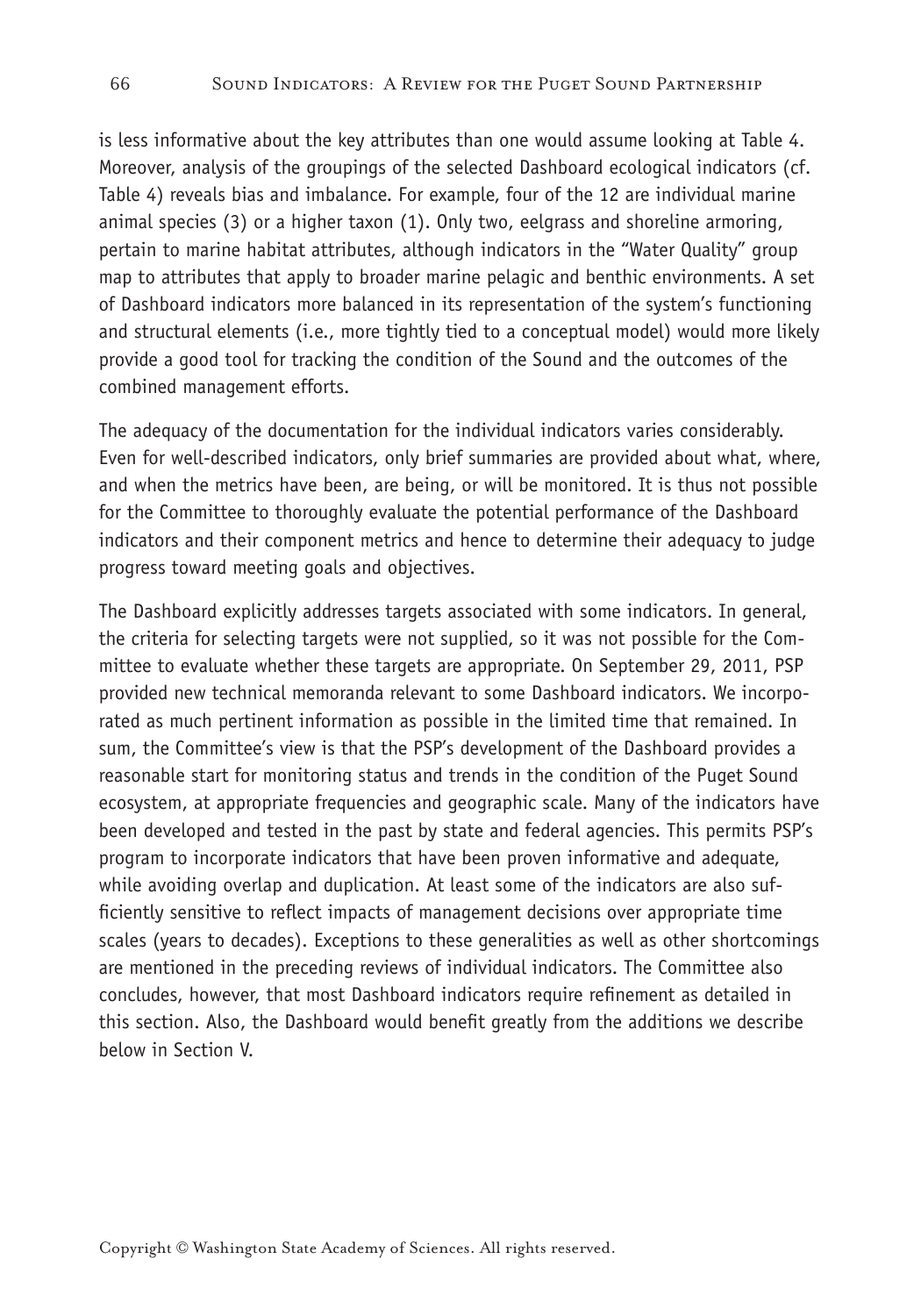is less informative about the key attributes than one would assume looking at Table 4. Moreover, analysis of the groupings of the selected Dashboard ecological indicators (cf. Table 4) reveals bias and imbalance. For example, four of the 12 are individual marine animal species (3) or a higher taxon (1). Only two, eelgrass and shoreline armoring, pertain to marine habitat attributes, although indicators in the "Water Quality" group map to attributes that apply to broader marine pelagic and benthic environments. A set of Dashboard indicators more balanced in its representation of the system's functioning and structural elements (i.e., more tightly tied to a conceptual model) would more likely provide a good tool for tracking the condition of the Sound and the outcomes of the combined management efforts.

The adequacy of the documentation for the individual indicators varies considerably. Even for well-described indicators, only brief summaries are provided about what, where, and when the metrics have been, are being, or will be monitored. It is thus not possible for the Committee to thoroughly evaluate the potential performance of the Dashboard indicators and their component metrics and hence to determine their adequacy to judge progress toward meeting goals and objectives.

The Dashboard explicitly addresses targets associated with some indicators. In general, the criteria for selecting targets were not supplied, so it was not possible for the Committee to evaluate whether these targets are appropriate. On September 29, 2011, PSP provided new technical memoranda relevant to some Dashboard indicators. We incorporated as much pertinent information as possible in the limited time that remained. In sum, the Committee's view is that the PSP's development of the Dashboard provides a reasonable start for monitoring status and trends in the condition of the Puget Sound ecosystem, at appropriate frequencies and geographic scale. Many of the indicators have been developed and tested in the past by state and federal agencies. This permits PSP's program to incorporate indicators that have been proven informative and adequate, while avoiding overlap and duplication. At least some of the indicators are also sufficiently sensitive to reflect impacts of management decisions over appropriate time scales (years to decades). Exceptions to these generalities as well as other shortcomings are mentioned in the preceding reviews of individual indicators. The Committee also concludes, however, that most Dashboard indicators require refinement as detailed in this section. Also, the Dashboard would benefit greatly from the additions we describe below in Section V.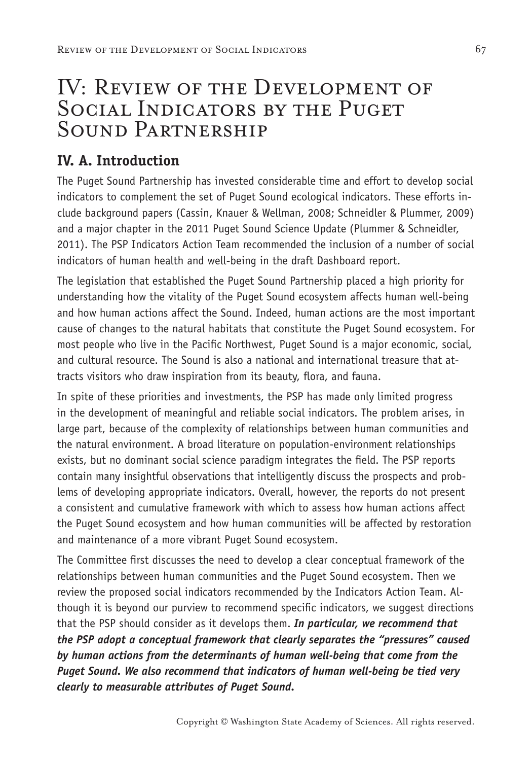# IV: Review of the Development of Social Indicators by the Puget Sound Partnership

## IV. A. Introduction

The Puget Sound Partnership has invested considerable time and effort to develop social indicators to complement the set of Puget Sound ecological indicators. These efforts include background papers (Cassin, Knauer & Wellman, 2008; Schneidler & Plummer, 2009) and a major chapter in the 2011 Puget Sound Science Update (Plummer & Schneidler, 2011). The PSP Indicators Action Team recommended the inclusion of a number of social indicators of human health and well-being in the draft Dashboard report.

The legislation that established the Puget Sound Partnership placed a high priority for understanding how the vitality of the Puget Sound ecosystem affects human well-being and how human actions affect the Sound. Indeed, human actions are the most important cause of changes to the natural habitats that constitute the Puget Sound ecosystem. For most people who live in the Pacific Northwest, Puget Sound is a major economic, social, and cultural resource. The Sound is also a national and international treasure that attracts visitors who draw inspiration from its beauty, flora, and fauna.

In spite of these priorities and investments, the PSP has made only limited progress in the development of meaningful and reliable social indicators. The problem arises, in large part, because of the complexity of relationships between human communities and the natural environment. A broad literature on population-environment relationships exists, but no dominant social science paradigm integrates the field. The PSP reports contain many insightful observations that intelligently discuss the prospects and problems of developing appropriate indicators. Overall, however, the reports do not present a consistent and cumulative framework with which to assess how human actions affect the Puget Sound ecosystem and how human communities will be affected by restoration and maintenance of a more vibrant Puget Sound ecosystem.

The Committee first discusses the need to develop a clear conceptual framework of the relationships between human communities and the Puget Sound ecosystem. Then we review the proposed social indicators recommended by the Indicators Action Team. Although it is beyond our purview to recommend specific indicators, we suggest directions that the PSP should consider as it develops them. ***In particular, we recommend that the PSP adopt a conceptual framework that clearly separates the "pressures" caused by human actions from the determinants of human well-being that come from the Puget Sound. We also recommend that indicators of human well-being be tied very clearly to measurable attributes of Puget Sound.***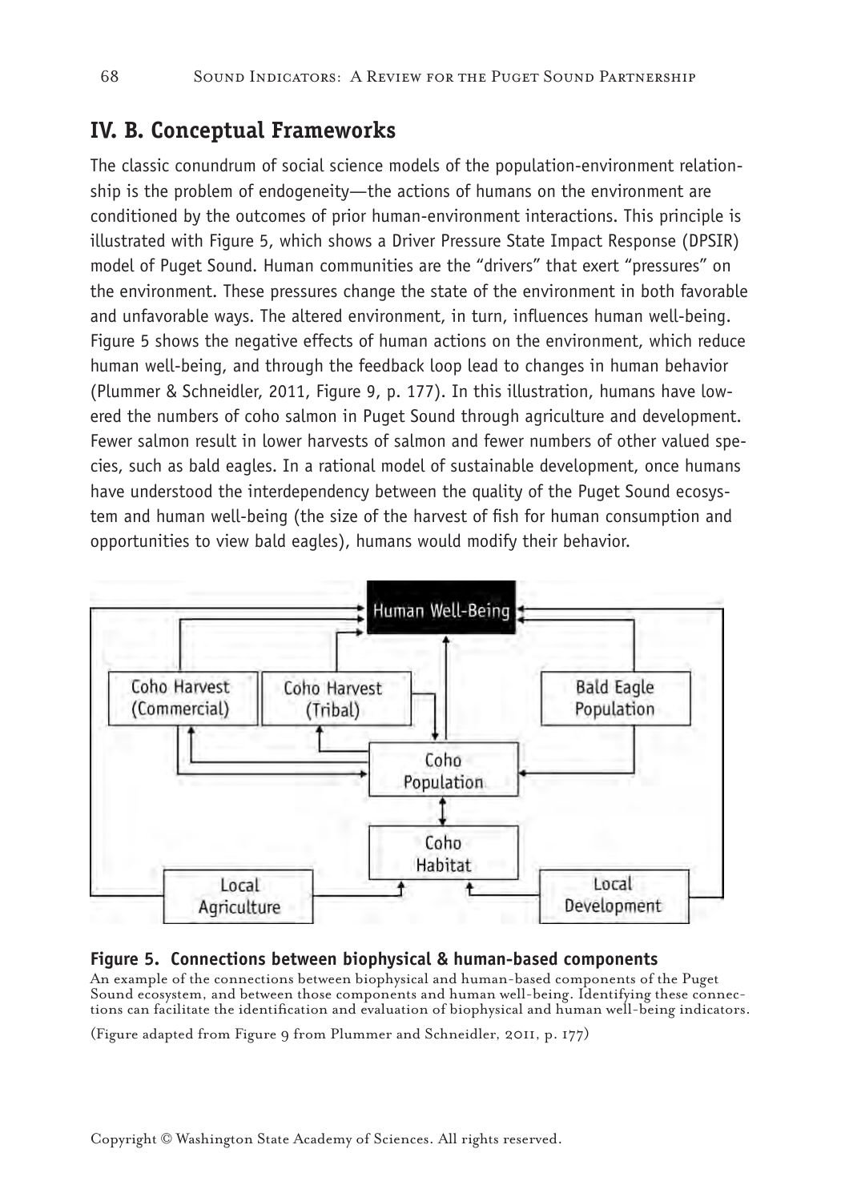## IV. B. Conceptual Frameworks

The classic conundrum of social science models of the population-environment relationship is the problem of endogeneity—the actions of humans on the environment are conditioned by the outcomes of prior human-environment interactions. This principle is illustrated with Figure 5, which shows a Driver Pressure State Impact Response (DPSIR) model of Puget Sound. Human communities are the "drivers" that exert "pressures" on the environment. These pressures change the state of the environment in both favorable and unfavorable ways. The altered environment, in turn, influences human well-being. Figure 5 shows the negative effects of human actions on the environment, which reduce human well-being, and through the feedback loop lead to changes in human behavior (Plummer & Schneidler, 2011, Figure 9, p. 177). In this illustration, humans have lowered the numbers of coho salmon in Puget Sound through agriculture and development. Fewer salmon result in lower harvests of salmon and fewer numbers of other valued species, such as bald eagles. In a rational model of sustainable development, once humans have understood the interdependency between the quality of the Puget Sound ecosystem and human well-being (the size of the harvest of fish for human consumption and opportunities to view bald eagles), humans would modify their behavior.

**Figure 5. Connections between biophysical & human-based components**

An example of the connections between biophysical and human-based components of the Puget Sound ecosystem, and between those components and human well-being. Identifying these connections can facilitate the identification and evaluation of biophysical and human well-being indicators.

(Figure adapted from Figure 9 from Plummer and Schneidler, 2011, p. 177)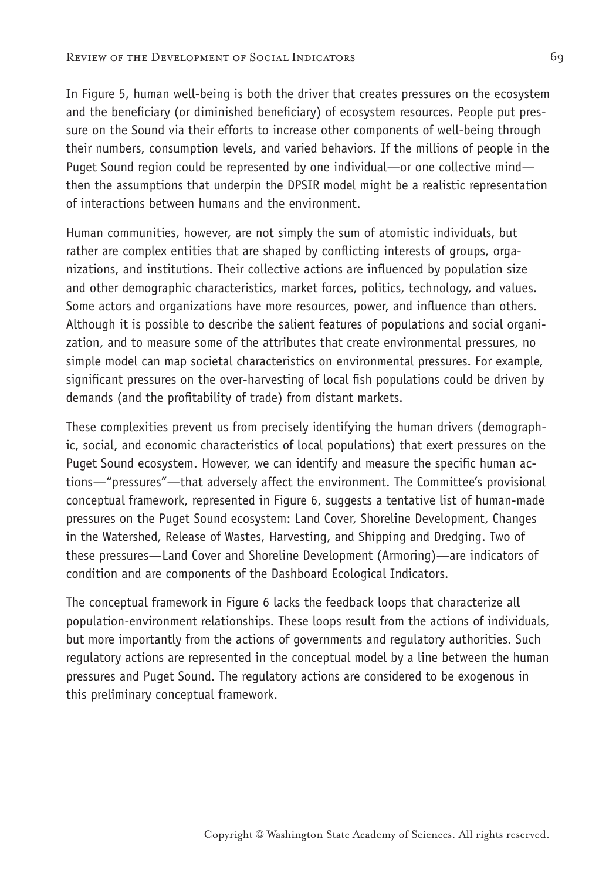In Figure 5, human well-being is both the driver that creates pressures on the ecosystem and the beneficiary (or diminished beneficiary) of ecosystem resources. People put pressure on the Sound via their efforts to increase other components of well-being through their numbers, consumption levels, and varied behaviors. If the millions of people in the Puget Sound region could be represented by one individual—or one collective mind—then the assumptions that underpin the DPSIR model might be a realistic representation of interactions between humans and the environment.

Human communities, however, are not simply the sum of atomistic individuals, but rather are complex entities that are shaped by conflicting interests of groups, organizations, and institutions. Their collective actions are influenced by population size and other demographic characteristics, market forces, politics, technology, and values. Some actors and organizations have more resources, power, and influence than others. Although it is possible to describe the salient features of populations and social organization, and to measure some of the attributes that create environmental pressures, no simple model can map societal characteristics on environmental pressures. For example, significant pressures on the over-harvesting of local fish populations could be driven by demands (and the profitability of trade) from distant markets.

These complexities prevent us from precisely identifying the human drivers (demographic, social, and economic characteristics of local populations) that exert pressures on the Puget Sound ecosystem. However, we can identify and measure the specific human actions—"pressures"—that adversely affect the environment. The Committee's provisional conceptual framework, represented in Figure 6, suggests a tentative list of human-made pressures on the Puget Sound ecosystem: Land Cover, Shoreline Development, Changes in the Watershed, Release of Wastes, Harvesting, and Shipping and Dredging. Two of these pressures—Land Cover and Shoreline Development (Armoring)—are indicators of condition and are components of the Dashboard Ecological Indicators.

The conceptual framework in Figure 6 lacks the feedback loops that characterize all population-environment relationships. These loops result from the actions of individuals, but more importantly from the actions of governments and regulatory authorities. Such regulatory actions are represented in the conceptual model by a line between the human pressures and Puget Sound. The regulatory actions are considered to be exogenous in this preliminary conceptual framework.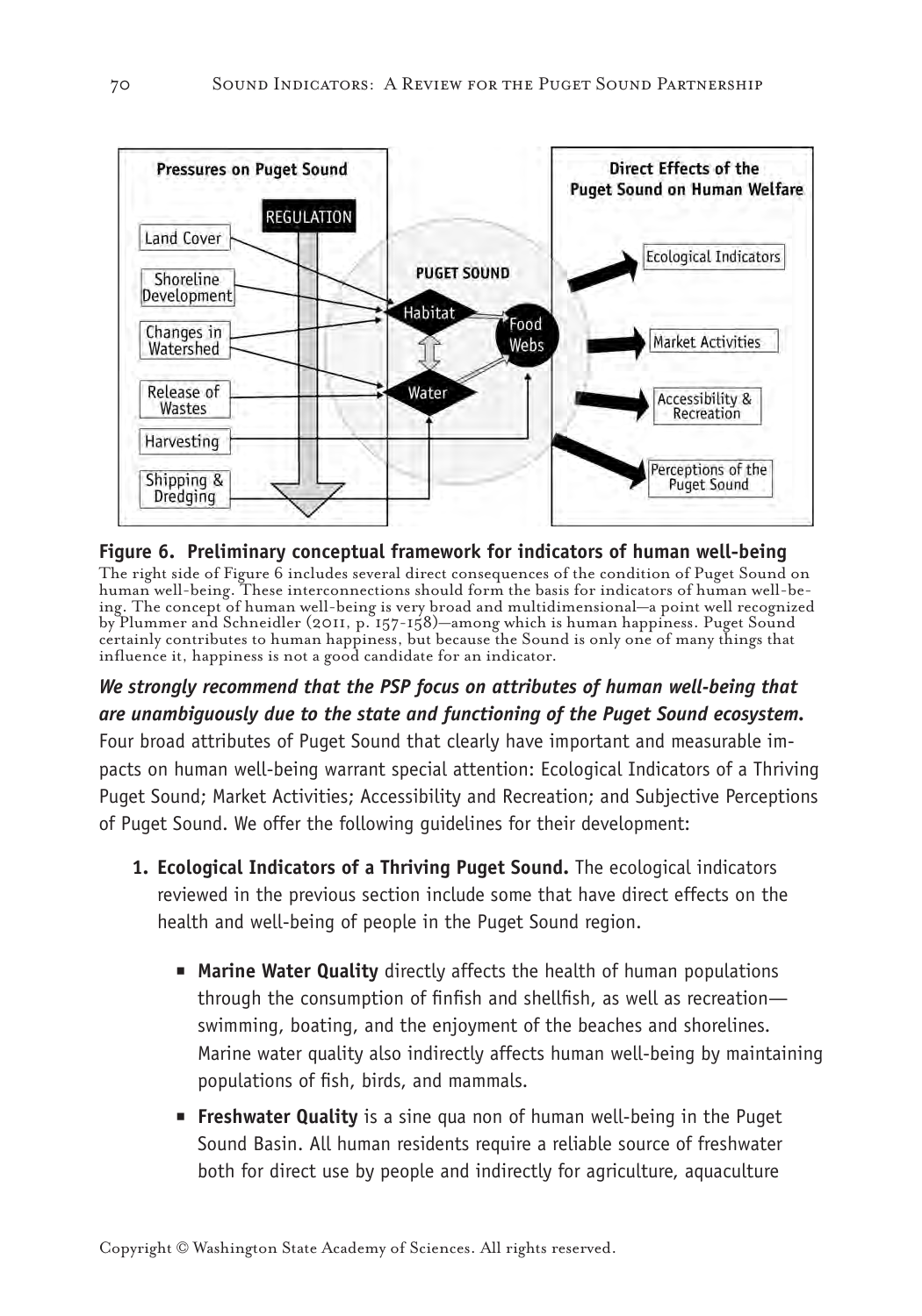**Figure 6. Preliminary conceptual framework for indicators of human well-being**

The right side of Figure 6 includes several direct consequences of the condition of Puget Sound on human well-being. These interconnections should form the basis for indicators of human well-being. The concept of human well-being is very broad and multidimensional—a point well recognized by Plummer and Schneidler (2011, p. 157-158)—among which is human happiness. Puget Sound certainly contributes to human happiness, but because the Sound is only one of many things that influence it, happiness is not a good candidate for an indicator.

***We strongly recommend that the PSP focus on attributes of human well-being that are unambiguously due to the state and functioning of the Puget Sound ecosystem.*** Four broad attributes of Puget Sound that clearly have important and measurable impacts on human well-being warrant special attention: Ecological Indicators of a Thriving Puget Sound; Market Activities; Accessibility and Recreation; and Subjective Perceptions of Puget Sound. We offer the following guidelines for their development:

1. **Ecological Indicators of a Thriving Puget Sound.** The ecological indicators reviewed in the previous section include some that have direct effects on the health and well-being of people in the Puget Sound region.

   - **Marine Water Quality** directly affects the health of human populations through the consumption of finfish and shellfish, as well as recreation—swimming, boating, and the enjoyment of the beaches and shorelines. Marine water quality also indirectly affects human well-being by maintaining populations of fish, birds, and mammals.

   - **Freshwater Quality** is a sine qua non of human well-being in the Puget Sound Basin. All human residents require a reliable source of freshwater both for direct use by people and indirectly for agriculture, aquaculture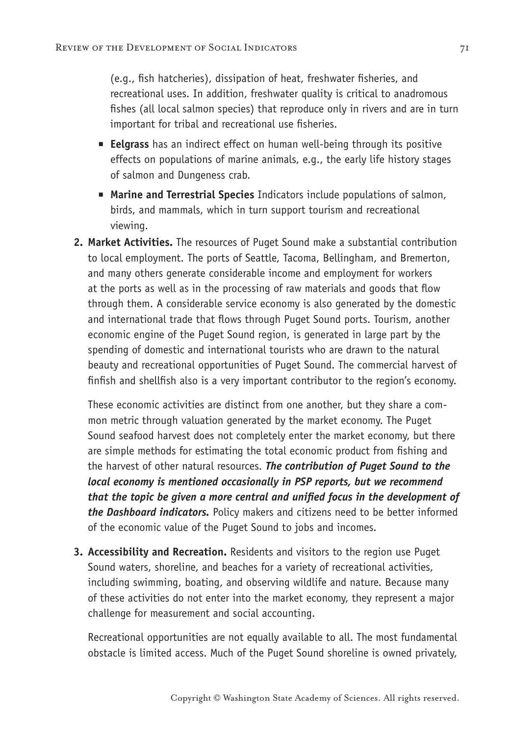(e.g., fish hatcheries), dissipation of heat, freshwater fisheries, and recreational uses. In addition, freshwater quality is critical to anadromous fishes (all local salmon species) that reproduce only in rivers and are in turn important for tribal and recreational use fisheries.

- **Eelgrass** has an indirect effect on human well-being through its positive effects on populations of marine animals, e.g., the early life history stages of salmon and Dungeness crab.
- **Marine and Terrestrial Species** Indicators include populations of salmon, birds, and mammals, which in turn support tourism and recreational viewing.

2. **Market Activities.** The resources of Puget Sound make a substantial contribution to local employment. The ports of Seattle, Tacoma, Bellingham, and Bremerton, and many others generate considerable income and employment for workers at the ports as well as in the processing of raw materials and goods that flow through them. A considerable service economy is also generated by the domestic and international trade that flows through Puget Sound ports. Tourism, another economic engine of the Puget Sound region, is generated in large part by the spending of domestic and international tourists who are drawn to the natural beauty and recreational opportunities of Puget Sound. The commercial harvest of finfish and shellfish also is a very important contributor to the region's economy.

   These economic activities are distinct from one another, but they share a common metric through valuation generated by the market economy. The Puget Sound seafood harvest does not completely enter the market economy, but there are simple methods for estimating the total economic product from fishing and the harvest of other natural resources. ***The contribution of Puget Sound to the local economy is mentioned occasionally in PSP reports, but we recommend that the topic be given a more central and unified focus in the development of the Dashboard indicators.*** Policy makers and citizens need to be better informed of the economic value of the Puget Sound to jobs and incomes.

3. **Accessibility and Recreation.** Residents and visitors to the region use Puget Sound waters, shoreline, and beaches for a variety of recreational activities, including swimming, boating, and observing wildlife and nature. Because many of these activities do not enter into the market economy, they represent a major challenge for measurement and social accounting.

   Recreational opportunities are not equally available to all. The most fundamental obstacle is limited access. Much of the Puget Sound shoreline is owned privately,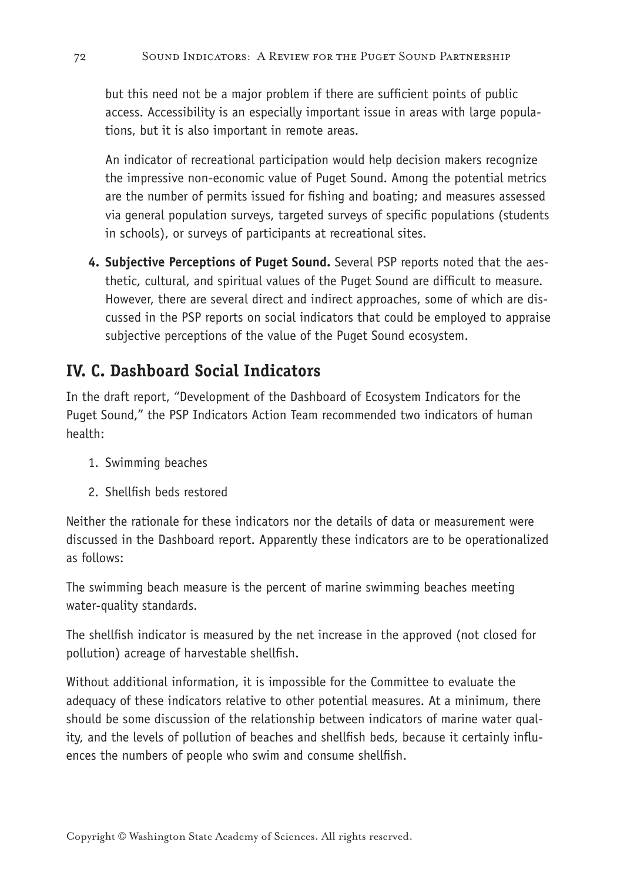but this need not be a major problem if there are sufficient points of public access. Accessibility is an especially important issue in areas with large populations, but it is also important in remote areas.

An indicator of recreational participation would help decision makers recognize the impressive non-economic value of Puget Sound. Among the potential metrics are the number of permits issued for fishing and boating; and measures assessed via general population surveys, targeted surveys of specific populations (students in schools), or surveys of participants at recreational sites.

4. **Subjective Perceptions of Puget Sound.** Several PSP reports noted that the aesthetic, cultural, and spiritual values of the Puget Sound are difficult to measure. However, there are several direct and indirect approaches, some of which are discussed in the PSP reports on social indicators that could be employed to appraise subjective perceptions of the value of the Puget Sound ecosystem.

## IV. C. Dashboard Social Indicators

In the draft report, "Development of the Dashboard of Ecosystem Indicators for the Puget Sound," the PSP Indicators Action Team recommended two indicators of human health:

1. Swimming beaches
2. Shellfish beds restored

Neither the rationale for these indicators nor the details of data or measurement were discussed in the Dashboard report. Apparently these indicators are to be operationalized as follows:

The swimming beach measure is the percent of marine swimming beaches meeting water-quality standards.

The shellfish indicator is measured by the net increase in the approved (not closed for pollution) acreage of harvestable shellfish.

Without additional information, it is impossible for the Committee to evaluate the adequacy of these indicators relative to other potential measures. At a minimum, there should be some discussion of the relationship between indicators of marine water quality, and the levels of pollution of beaches and shellfish beds, because it certainly influences the numbers of people who swim and consume shellfish.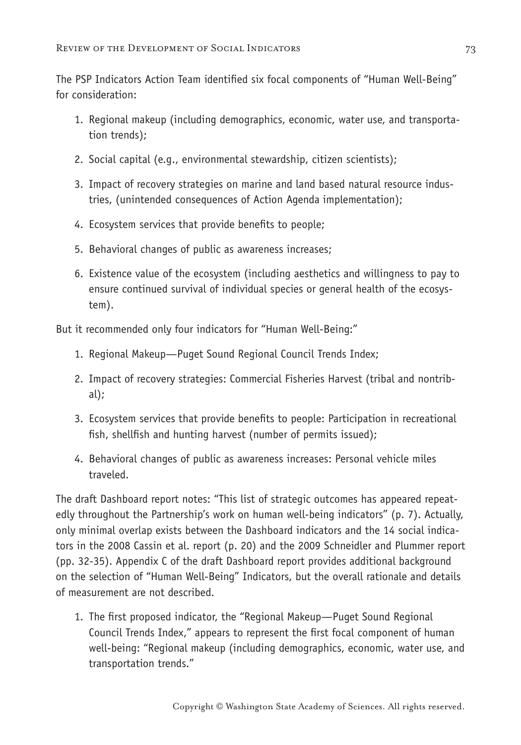The PSP Indicators Action Team identified six focal components of "Human Well-Being" for consideration:

1. Regional makeup (including demographics, economic, water use, and transportation trends);
2. Social capital (e.g., environmental stewardship, citizen scientists);
3. Impact of recovery strategies on marine and land based natural resource industries, (unintended consequences of Action Agenda implementation);
4. Ecosystem services that provide benefits to people;
5. Behavioral changes of public as awareness increases;
6. Existence value of the ecosystem (including aesthetics and willingness to pay to ensure continued survival of individual species or general health of the ecosystem).

But it recommended only four indicators for "Human Well-Being:"

1. Regional Makeup—Puget Sound Regional Council Trends Index;
2. Impact of recovery strategies: Commercial Fisheries Harvest (tribal and nontribal);
3. Ecosystem services that provide benefits to people: Participation in recreational fish, shellfish and hunting harvest (number of permits issued);
4. Behavioral changes of public as awareness increases: Personal vehicle miles traveled.

The draft Dashboard report notes: "This list of strategic outcomes has appeared repeatedly throughout the Partnership's work on human well-being indicators" (p. 7). Actually, only minimal overlap exists between the Dashboard indicators and the 14 social indicators in the 2008 Cassin et al. report (p. 20) and the 2009 Schneidler and Plummer report (pp. 32-35). Appendix C of the draft Dashboard report provides additional background on the selection of "Human Well-Being" Indicators, but the overall rationale and details of measurement are not described.

1. The first proposed indicator, the "Regional Makeup—Puget Sound Regional Council Trends Index," appears to represent the first focal component of human well-being: "Regional makeup (including demographics, economic, water use, and transportation trends."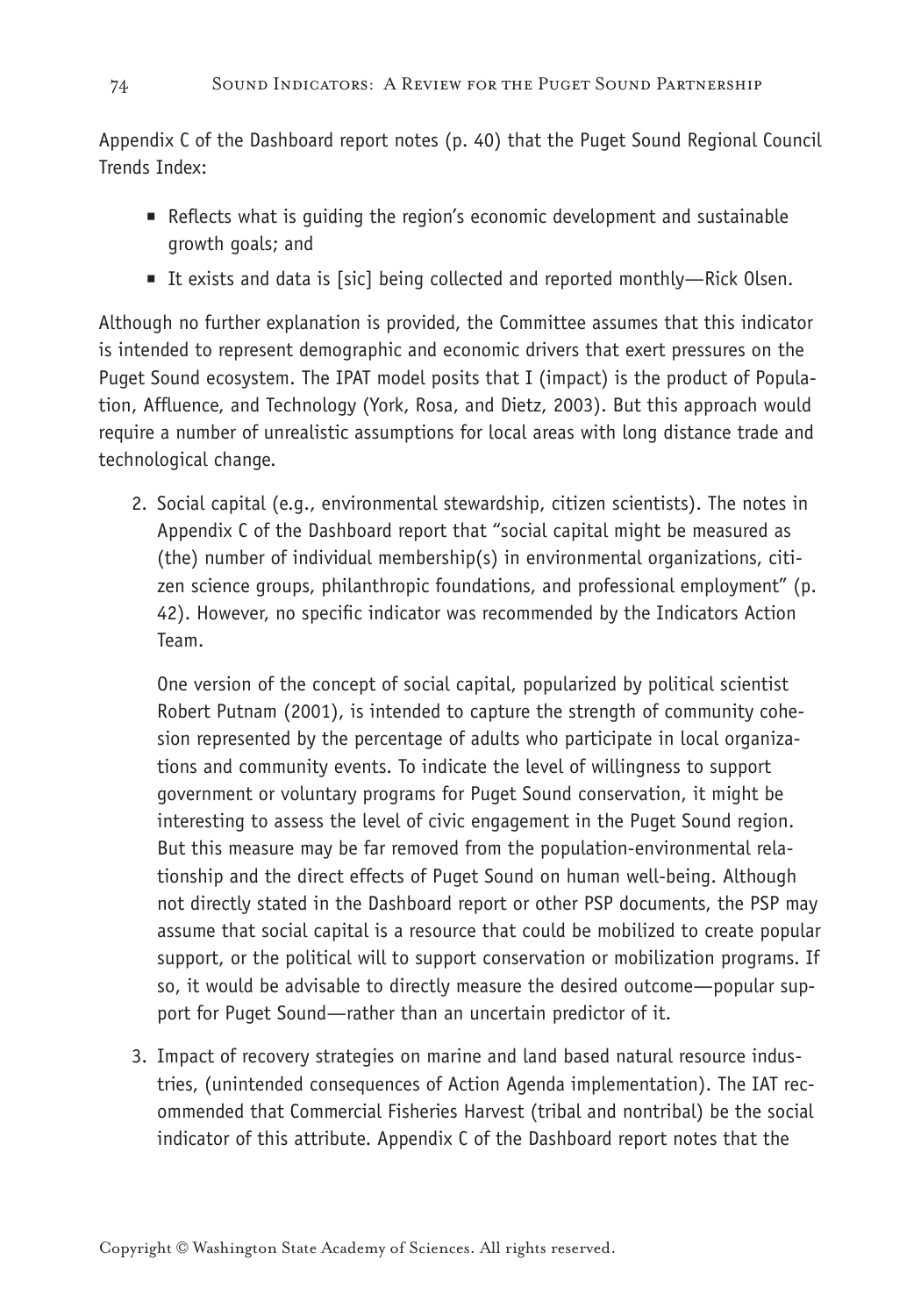Appendix C of the Dashboard report notes (p. 40) that the Puget Sound Regional Council Trends Index:

- Reflects what is guiding the region's economic development and sustainable growth goals; and
- It exists and data is [sic] being collected and reported monthly—Rick Olsen.

Although no further explanation is provided, the Committee assumes that this indicator is intended to represent demographic and economic drivers that exert pressures on the Puget Sound ecosystem. The IPAT model posits that I (impact) is the product of Population, Affluence, and Technology (York, Rosa, and Dietz, 2003). But this approach would require a number of unrealistic assumptions for local areas with long distance trade and technological change.

2. Social capital (e.g., environmental stewardship, citizen scientists). The notes in Appendix C of the Dashboard report that "social capital might be measured as (the) number of individual membership(s) in environmental organizations, citizen science groups, philanthropic foundations, and professional employment" (p. 42). However, no specific indicator was recommended by the Indicators Action Team.

   One version of the concept of social capital, popularized by political scientist Robert Putnam (2001), is intended to capture the strength of community cohesion represented by the percentage of adults who participate in local organizations and community events. To indicate the level of willingness to support government or voluntary programs for Puget Sound conservation, it might be interesting to assess the level of civic engagement in the Puget Sound region. But this measure may be far removed from the population-environmental relationship and the direct effects of Puget Sound on human well-being. Although not directly stated in the Dashboard report or other PSP documents, the PSP may assume that social capital is a resource that could be mobilized to create popular support, or the political will to support conservation or mobilization programs. If so, it would be advisable to directly measure the desired outcome—popular support for Puget Sound—rather than an uncertain predictor of it.

3. Impact of recovery strategies on marine and land based natural resource industries, (unintended consequences of Action Agenda implementation). The IAT recommended that Commercial Fisheries Harvest (tribal and nontribal) be the social indicator of this attribute. Appendix C of the Dashboard report notes that the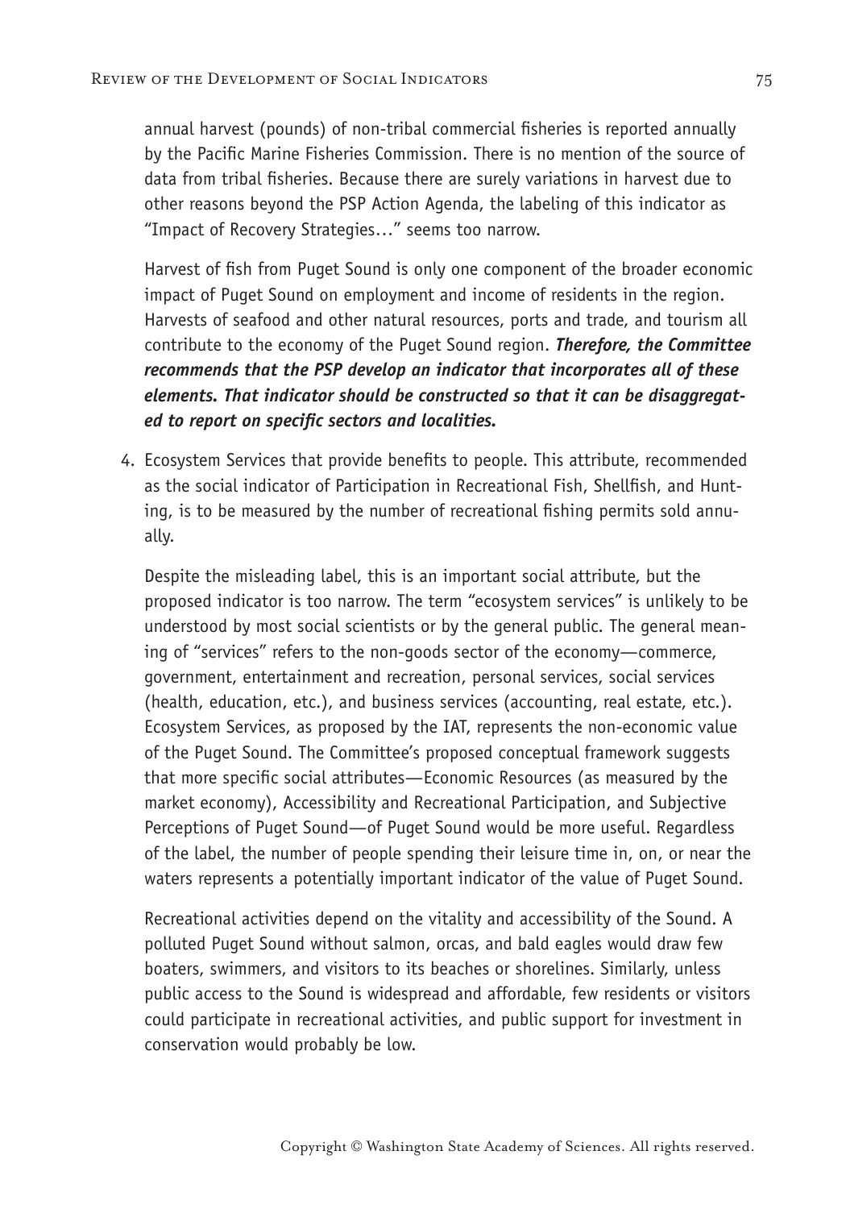annual harvest (pounds) of non-tribal commercial fisheries is reported annually by the Pacific Marine Fisheries Commission. There is no mention of the source of data from tribal fisheries. Because there are surely variations in harvest due to other reasons beyond the PSP Action Agenda, the labeling of this indicator as "Impact of Recovery Strategies…" seems too narrow.

Harvest of fish from Puget Sound is only one component of the broader economic impact of Puget Sound on employment and income of residents in the region. Harvests of seafood and other natural resources, ports and trade, and tourism all contribute to the economy of the Puget Sound region. ***Therefore, the Committee recommends that the PSP develop an indicator that incorporates all of these elements. That indicator should be constructed so that it can be disaggregated to report on specific sectors and localities.***

4. Ecosystem Services that provide benefits to people. This attribute, recommended as the social indicator of Participation in Recreational Fish, Shellfish, and Hunting, is to be measured by the number of recreational fishing permits sold annually.

   Despite the misleading label, this is an important social attribute, but the proposed indicator is too narrow. The term "ecosystem services" is unlikely to be understood by most social scientists or by the general public. The general meaning of "services" refers to the non-goods sector of the economy—commerce, government, entertainment and recreation, personal services, social services (health, education, etc.), and business services (accounting, real estate, etc.). Ecosystem Services, as proposed by the IAT, represents the non-economic value of the Puget Sound. The Committee's proposed conceptual framework suggests that more specific social attributes—Economic Resources (as measured by the market economy), Accessibility and Recreational Participation, and Subjective Perceptions of Puget Sound—of Puget Sound would be more useful. Regardless of the label, the number of people spending their leisure time in, on, or near the waters represents a potentially important indicator of the value of Puget Sound.

   Recreational activities depend on the vitality and accessibility of the Sound. A polluted Puget Sound without salmon, orcas, and bald eagles would draw few boaters, swimmers, and visitors to its beaches or shorelines. Similarly, unless public access to the Sound is widespread and affordable, few residents or visitors could participate in recreational activities, and public support for investment in conservation would probably be low.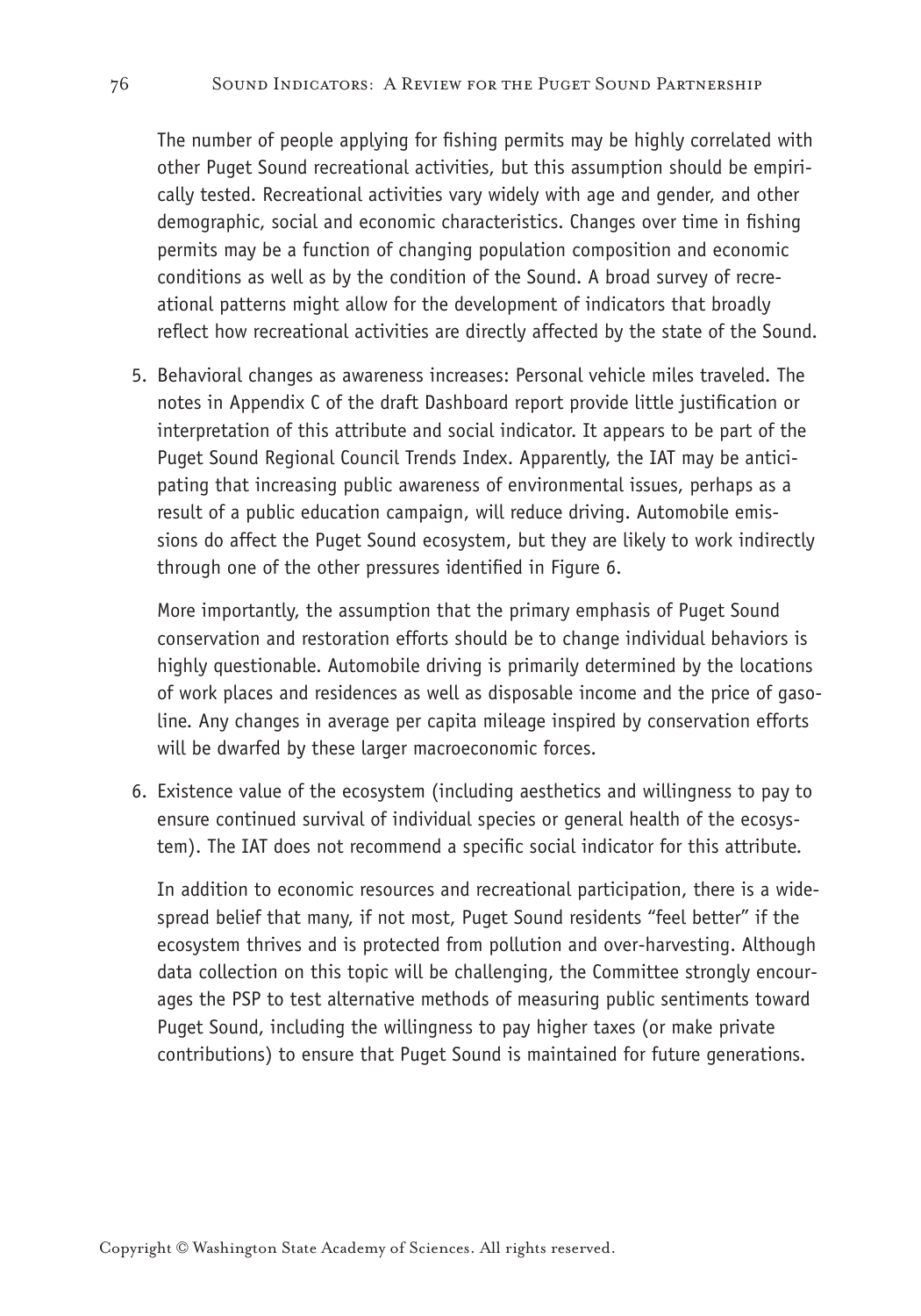The number of people applying for fishing permits may be highly correlated with other Puget Sound recreational activities, but this assumption should be empirically tested. Recreational activities vary widely with age and gender, and other demographic, social and economic characteristics. Changes over time in fishing permits may be a function of changing population composition and economic conditions as well as by the condition of the Sound. A broad survey of recreational patterns might allow for the development of indicators that broadly reflect how recreational activities are directly affected by the state of the Sound.

5. Behavioral changes as awareness increases: Personal vehicle miles traveled. The notes in Appendix C of the draft Dashboard report provide little justification or interpretation of this attribute and social indicator. It appears to be part of the Puget Sound Regional Council Trends Index. Apparently, the IAT may be anticipating that increasing public awareness of environmental issues, perhaps as a result of a public education campaign, will reduce driving. Automobile emissions do affect the Puget Sound ecosystem, but they are likely to work indirectly through one of the other pressures identified in Figure 6.

   More importantly, the assumption that the primary emphasis of Puget Sound conservation and restoration efforts should be to change individual behaviors is highly questionable. Automobile driving is primarily determined by the locations of work places and residences as well as disposable income and the price of gasoline. Any changes in average per capita mileage inspired by conservation efforts will be dwarfed by these larger macroeconomic forces.

6. Existence value of the ecosystem (including aesthetics and willingness to pay to ensure continued survival of individual species or general health of the ecosystem). The IAT does not recommend a specific social indicator for this attribute.

   In addition to economic resources and recreational participation, there is a widespread belief that many, if not most, Puget Sound residents "feel better" if the ecosystem thrives and is protected from pollution and over-harvesting. Although data collection on this topic will be challenging, the Committee strongly encourages the PSP to test alternative methods of measuring public sentiments toward Puget Sound, including the willingness to pay higher taxes (or make private contributions) to ensure that Puget Sound is maintained for future generations.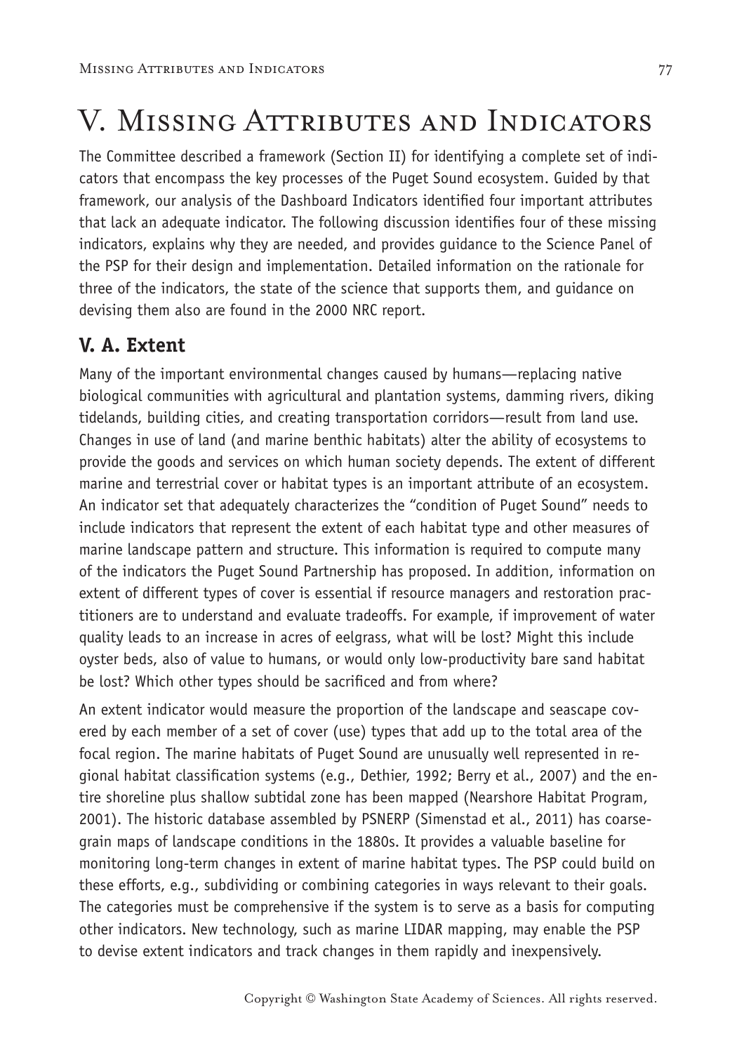# V. Missing Attributes and Indicators

The Committee described a framework (Section II) for identifying a complete set of indicators that encompass the key processes of the Puget Sound ecosystem. Guided by that framework, our analysis of the Dashboard Indicators identified four important attributes that lack an adequate indicator. The following discussion identifies four of these missing indicators, explains why they are needed, and provides guidance to the Science Panel of the PSP for their design and implementation. Detailed information on the rationale for three of the indicators, the state of the science that supports them, and guidance on devising them also are found in the 2000 NRC report.

## V. A. Extent

Many of the important environmental changes caused by humans—replacing native biological communities with agricultural and plantation systems, damming rivers, diking tidelands, building cities, and creating transportation corridors—result from land use. Changes in use of land (and marine benthic habitats) alter the ability of ecosystems to provide the goods and services on which human society depends. The extent of different marine and terrestrial cover or habitat types is an important attribute of an ecosystem. An indicator set that adequately characterizes the "condition of Puget Sound" needs to include indicators that represent the extent of each habitat type and other measures of marine landscape pattern and structure. This information is required to compute many of the indicators the Puget Sound Partnership has proposed. In addition, information on extent of different types of cover is essential if resource managers and restoration practitioners are to understand and evaluate tradeoffs. For example, if improvement of water quality leads to an increase in acres of eelgrass, what will be lost? Might this include oyster beds, also of value to humans, or would only low-productivity bare sand habitat be lost? Which other types should be sacrificed and from where?

An extent indicator would measure the proportion of the landscape and seascape covered by each member of a set of cover (use) types that add up to the total area of the focal region. The marine habitats of Puget Sound are unusually well represented in regional habitat classification systems (e.g., Dethier, 1992; Berry et al., 2007) and the entire shoreline plus shallow subtidal zone has been mapped (Nearshore Habitat Program, 2001). The historic database assembled by PSNERP (Simenstad et al., 2011) has coarse-grain maps of landscape conditions in the 1880s. It provides a valuable baseline for monitoring long-term changes in extent of marine habitat types. The PSP could build on these efforts, e.g., subdividing or combining categories in ways relevant to their goals. The categories must be comprehensive if the system is to serve as a basis for computing other indicators. New technology, such as marine LIDAR mapping, may enable the PSP to devise extent indicators and track changes in them rapidly and inexpensively.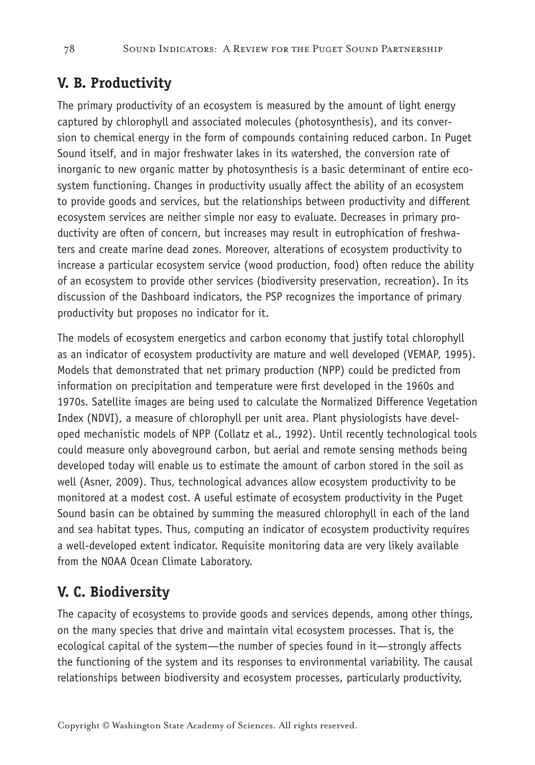## V. B. Productivity

The primary productivity of an ecosystem is measured by the amount of light energy captured by chlorophyll and associated molecules (photosynthesis), and its conversion to chemical energy in the form of compounds containing reduced carbon. In Puget Sound itself, and in major freshwater lakes in its watershed, the conversion rate of inorganic to new organic matter by photosynthesis is a basic determinant of entire ecosystem functioning. Changes in productivity usually affect the ability of an ecosystem to provide goods and services, but the relationships between productivity and different ecosystem services are neither simple nor easy to evaluate. Decreases in primary productivity are often of concern, but increases may result in eutrophication of freshwaters and create marine dead zones. Moreover, alterations of ecosystem productivity to increase a particular ecosystem service (wood production, food) often reduce the ability of an ecosystem to provide other services (biodiversity preservation, recreation). In its discussion of the Dashboard indicators, the PSP recognizes the importance of primary productivity but proposes no indicator for it.

The models of ecosystem energetics and carbon economy that justify total chlorophyll as an indicator of ecosystem productivity are mature and well developed (VEMAP, 1995). Models that demonstrated that net primary production (NPP) could be predicted from information on precipitation and temperature were first developed in the 1960s and 1970s. Satellite images are being used to calculate the Normalized Difference Vegetation Index (NDVI), a measure of chlorophyll per unit area. Plant physiologists have developed mechanistic models of NPP (Collatz et al., 1992). Until recently technological tools could measure only aboveground carbon, but aerial and remote sensing methods being developed today will enable us to estimate the amount of carbon stored in the soil as well (Asner, 2009). Thus, technological advances allow ecosystem productivity to be monitored at a modest cost. A useful estimate of ecosystem productivity in the Puget Sound basin can be obtained by summing the measured chlorophyll in each of the land and sea habitat types. Thus, computing an indicator of ecosystem productivity requires a well-developed extent indicator. Requisite monitoring data are very likely available from the NOAA Ocean Climate Laboratory.

## V. C. Biodiversity

The capacity of ecosystems to provide goods and services depends, among other things, on the many species that drive and maintain vital ecosystem processes. That is, the ecological capital of the system—the number of species found in it—strongly affects the functioning of the system and its responses to environmental variability. The causal relationships between biodiversity and ecosystem processes, particularly productivity,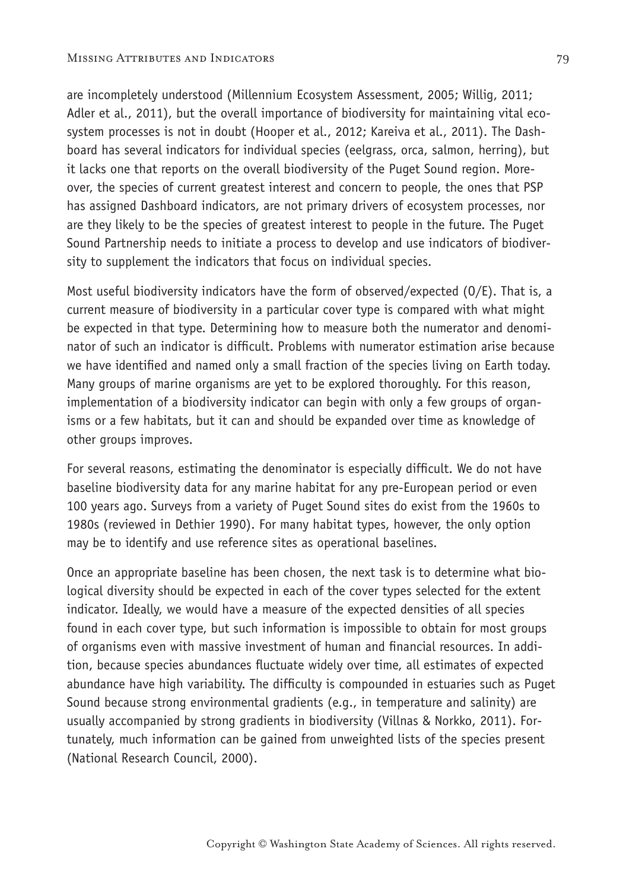are incompletely understood (Millennium Ecosystem Assessment, 2005; Willig, 2011; Adler et al., 2011), but the overall importance of biodiversity for maintaining vital ecosystem processes is not in doubt (Hooper et al., 2012; Kareiva et al., 2011). The Dashboard has several indicators for individual species (eelgrass, orca, salmon, herring), but it lacks one that reports on the overall biodiversity of the Puget Sound region. Moreover, the species of current greatest interest and concern to people, the ones that PSP has assigned Dashboard indicators, are not primary drivers of ecosystem processes, nor are they likely to be the species of greatest interest to people in the future. The Puget Sound Partnership needs to initiate a process to develop and use indicators of biodiversity to supplement the indicators that focus on individual species.

Most useful biodiversity indicators have the form of observed/expected (O/E). That is, a current measure of biodiversity in a particular cover type is compared with what might be expected in that type. Determining how to measure both the numerator and denominator of such an indicator is difficult. Problems with numerator estimation arise because we have identified and named only a small fraction of the species living on Earth today. Many groups of marine organisms are yet to be explored thoroughly. For this reason, implementation of a biodiversity indicator can begin with only a few groups of organisms or a few habitats, but it can and should be expanded over time as knowledge of other groups improves.

For several reasons, estimating the denominator is especially difficult. We do not have baseline biodiversity data for any marine habitat for any pre-European period or even 100 years ago. Surveys from a variety of Puget Sound sites do exist from the 1960s to 1980s (reviewed in Dethier 1990). For many habitat types, however, the only option may be to identify and use reference sites as operational baselines.

Once an appropriate baseline has been chosen, the next task is to determine what biological diversity should be expected in each of the cover types selected for the extent indicator. Ideally, we would have a measure of the expected densities of all species found in each cover type, but such information is impossible to obtain for most groups of organisms even with massive investment of human and financial resources. In addition, because species abundances fluctuate widely over time, all estimates of expected abundance have high variability. The difficulty is compounded in estuaries such as Puget Sound because strong environmental gradients (e.g., in temperature and salinity) are usually accompanied by strong gradients in biodiversity (Villnas & Norkko, 2011). Fortunately, much information can be gained from unweighted lists of the species present (National Research Council, 2000).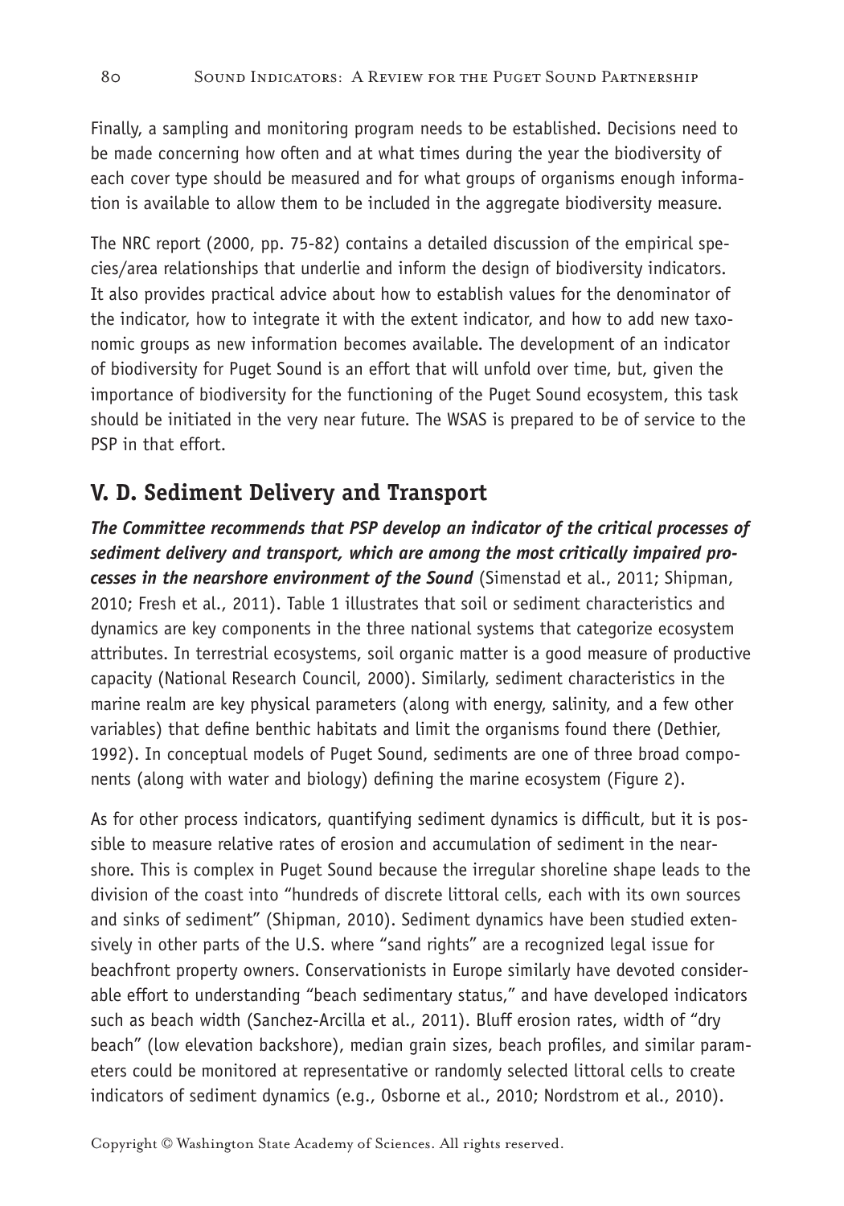Finally, a sampling and monitoring program needs to be established. Decisions need to be made concerning how often and at what times during the year the biodiversity of each cover type should be measured and for what groups of organisms enough information is available to allow them to be included in the aggregate biodiversity measure.

The NRC report (2000, pp. 75-82) contains a detailed discussion of the empirical species/area relationships that underlie and inform the design of biodiversity indicators. It also provides practical advice about how to establish values for the denominator of the indicator, how to integrate it with the extent indicator, and how to add new taxonomic groups as new information becomes available. The development of an indicator of biodiversity for Puget Sound is an effort that will unfold over time, but, given the importance of biodiversity for the functioning of the Puget Sound ecosystem, this task should be initiated in the very near future. The WSAS is prepared to be of service to the PSP in that effort.

## V. D. Sediment Delivery and Transport

***The Committee recommends that PSP develop an indicator of the critical processes of sediment delivery and transport, which are among the most critically impaired processes in the nearshore environment of the Sound*** (Simenstad et al., 2011; Shipman, 2010; Fresh et al., 2011). Table 1 illustrates that soil or sediment characteristics and dynamics are key components in the three national systems that categorize ecosystem attributes. In terrestrial ecosystems, soil organic matter is a good measure of productive capacity (National Research Council, 2000). Similarly, sediment characteristics in the marine realm are key physical parameters (along with energy, salinity, and a few other variables) that define benthic habitats and limit the organisms found there (Dethier, 1992). In conceptual models of Puget Sound, sediments are one of three broad components (along with water and biology) defining the marine ecosystem (Figure 2).

As for other process indicators, quantifying sediment dynamics is difficult, but it is possible to measure relative rates of erosion and accumulation of sediment in the nearshore. This is complex in Puget Sound because the irregular shoreline shape leads to the division of the coast into "hundreds of discrete littoral cells, each with its own sources and sinks of sediment" (Shipman, 2010). Sediment dynamics have been studied extensively in other parts of the U.S. where "sand rights" are a recognized legal issue for beachfront property owners. Conservationists in Europe similarly have devoted considerable effort to understanding "beach sedimentary status," and have developed indicators such as beach width (Sanchez-Arcilla et al., 2011). Bluff erosion rates, width of "dry beach" (low elevation backshore), median grain sizes, beach profiles, and similar parameters could be monitored at representative or randomly selected littoral cells to create indicators of sediment dynamics (e.g., Osborne et al., 2010; Nordstrom et al., 2010).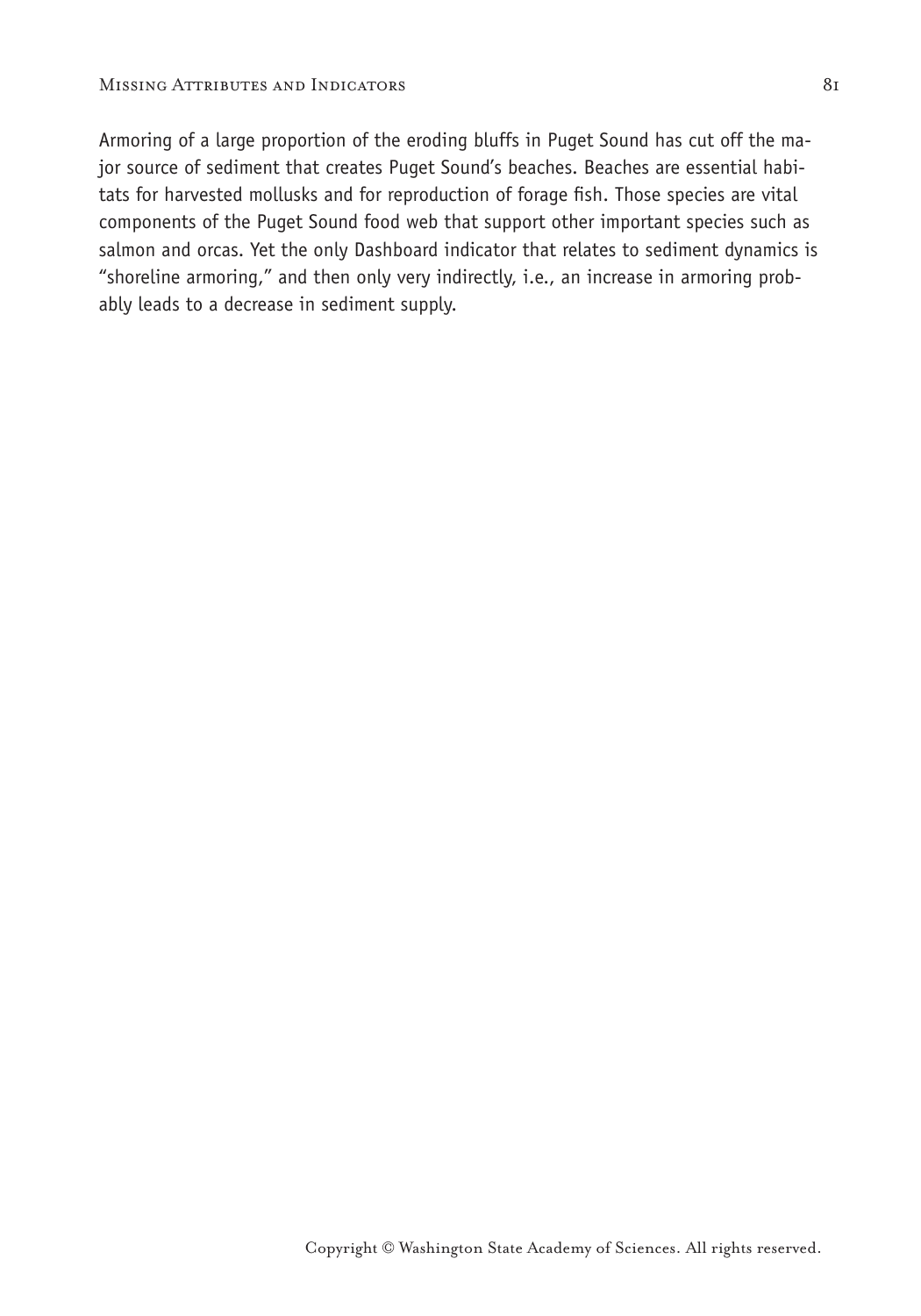Armoring of a large proportion of the eroding bluffs in Puget Sound has cut off the major source of sediment that creates Puget Sound's beaches. Beaches are essential habitats for harvested mollusks and for reproduction of forage fish. Those species are vital components of the Puget Sound food web that support other important species such as salmon and orcas. Yet the only Dashboard indicator that relates to sediment dynamics is "shoreline armoring," and then only very indirectly, i.e., an increase in armoring probably leads to a decrease in sediment supply.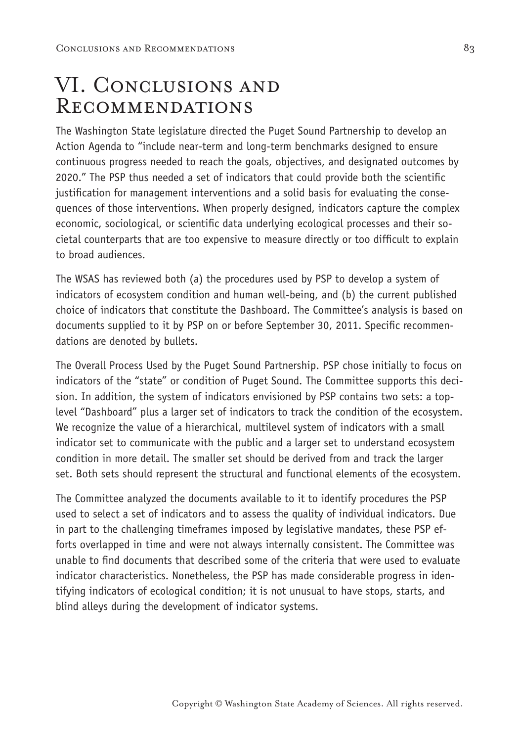# VI. Conclusions and Recommendations

The Washington State legislature directed the Puget Sound Partnership to develop an Action Agenda to "include near-term and long-term benchmarks designed to ensure continuous progress needed to reach the goals, objectives, and designated outcomes by 2020." The PSP thus needed a set of indicators that could provide both the scientific justification for management interventions and a solid basis for evaluating the consequences of those interventions. When properly designed, indicators capture the complex economic, sociological, or scientific data underlying ecological processes and their societal counterparts that are too expensive to measure directly or too difficult to explain to broad audiences.

The WSAS has reviewed both (a) the procedures used by PSP to develop a system of indicators of ecosystem condition and human well-being, and (b) the current published choice of indicators that constitute the Dashboard. The Committee's analysis is based on documents supplied to it by PSP on or before September 30, 2011. Specific recommendations are denoted by bullets.

The Overall Process Used by the Puget Sound Partnership. PSP chose initially to focus on indicators of the "state" or condition of Puget Sound. The Committee supports this decision. In addition, the system of indicators envisioned by PSP contains two sets: a top-level "Dashboard" plus a larger set of indicators to track the condition of the ecosystem. We recognize the value of a hierarchical, multilevel system of indicators with a small indicator set to communicate with the public and a larger set to understand ecosystem condition in more detail. The smaller set should be derived from and track the larger set. Both sets should represent the structural and functional elements of the ecosystem.

The Committee analyzed the documents available to it to identify procedures the PSP used to select a set of indicators and to assess the quality of individual indicators. Due in part to the challenging timeframes imposed by legislative mandates, these PSP efforts overlapped in time and were not always internally consistent. The Committee was unable to find documents that described some of the criteria that were used to evaluate indicator characteristics. Nonetheless, the PSP has made considerable progress in identifying indicators of ecological condition; it is not unusual to have stops, starts, and blind alleys during the development of indicator systems.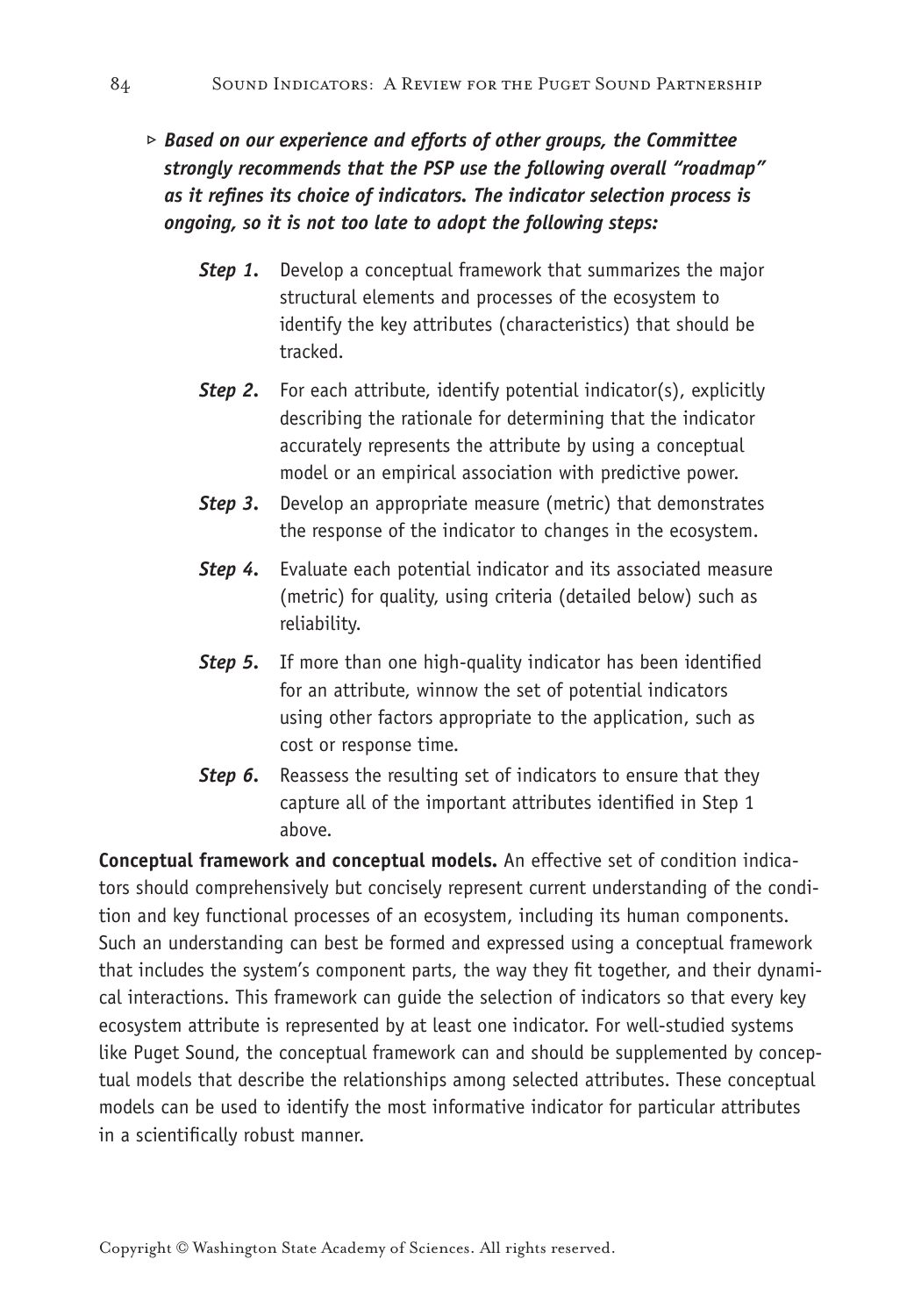▹ ***Based on our experience and efforts of other groups, the Committee strongly recommends that the PSP use the following overall "roadmap" as it refines its choice of indicators. The indicator selection process is ongoing, so it is not too late to adopt the following steps:***

- ***Step 1.*** Develop a conceptual framework that summarizes the major structural elements and processes of the ecosystem to identify the key attributes (characteristics) that should be tracked.
- ***Step 2.*** For each attribute, identify potential indicator(s), explicitly describing the rationale for determining that the indicator accurately represents the attribute by using a conceptual model or an empirical association with predictive power.
- ***Step 3.*** Develop an appropriate measure (metric) that demonstrates the response of the indicator to changes in the ecosystem.
- ***Step 4.*** Evaluate each potential indicator and its associated measure (metric) for quality, using criteria (detailed below) such as reliability.
- ***Step 5.*** If more than one high-quality indicator has been identified for an attribute, winnow the set of potential indicators using other factors appropriate to the application, such as cost or response time.
- ***Step 6.*** Reassess the resulting set of indicators to ensure that they capture all of the important attributes identified in Step 1 above.

**Conceptual framework and conceptual models.** An effective set of condition indicators should comprehensively but concisely represent current understanding of the condition and key functional processes of an ecosystem, including its human components. Such an understanding can best be formed and expressed using a conceptual framework that includes the system's component parts, the way they fit together, and their dynamical interactions. This framework can guide the selection of indicators so that every key ecosystem attribute is represented by at least one indicator. For well-studied systems like Puget Sound, the conceptual framework can and should be supplemented by conceptual models that describe the relationships among selected attributes. These conceptual models can be used to identify the most informative indicator for particular attributes in a scientifically robust manner.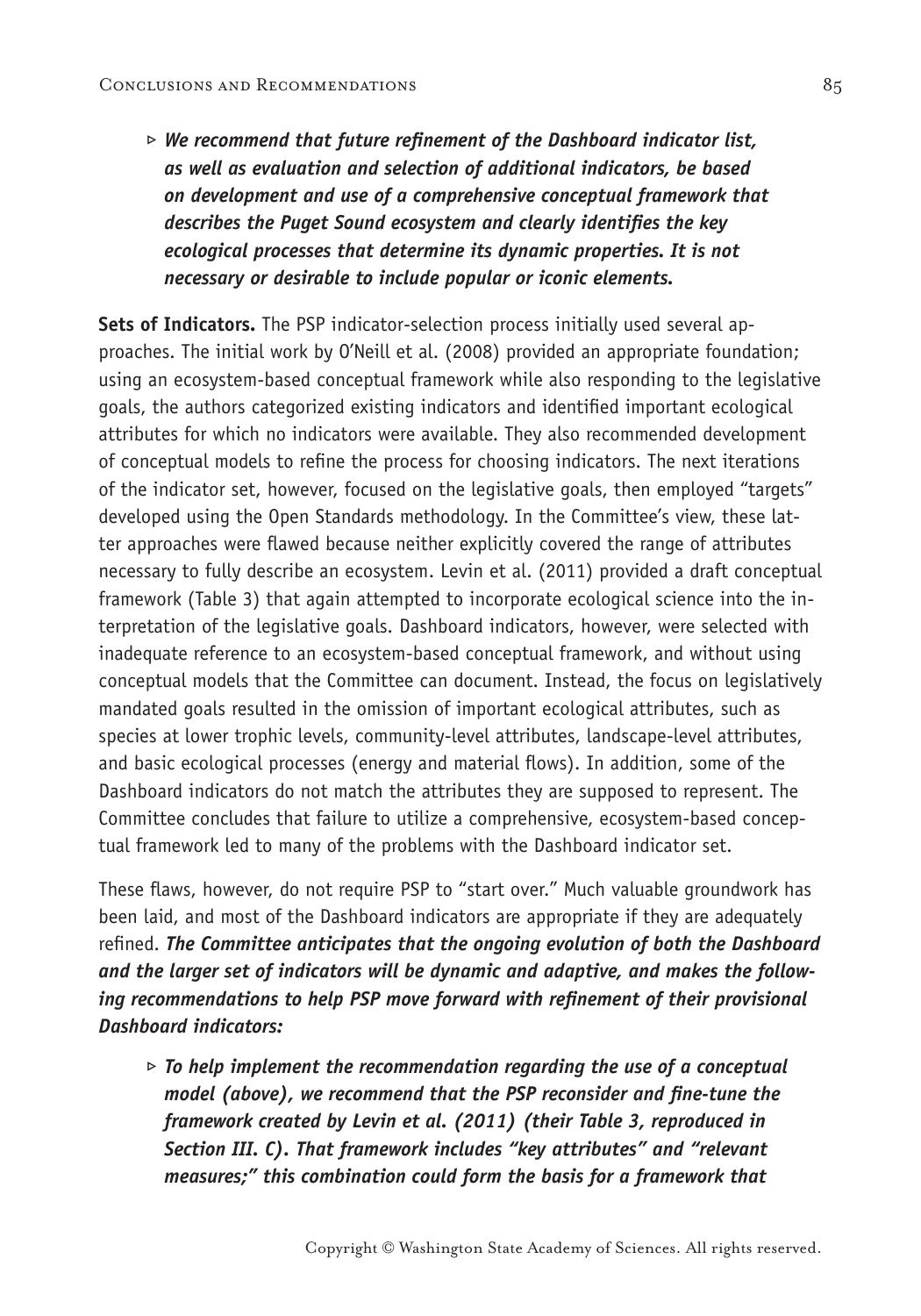▹ ***We recommend that future refinement of the Dashboard indicator list, as well as evaluation and selection of additional indicators, be based on development and use of a comprehensive conceptual framework that describes the Puget Sound ecosystem and clearly identifies the key ecological processes that determine its dynamic properties. It is not necessary or desirable to include popular or iconic elements.***

**Sets of Indicators.** The PSP indicator-selection process initially used several approaches. The initial work by O'Neill et al. (2008) provided an appropriate foundation; using an ecosystem-based conceptual framework while also responding to the legislative goals, the authors categorized existing indicators and identified important ecological attributes for which no indicators were available. They also recommended development of conceptual models to refine the process for choosing indicators. The next iterations of the indicator set, however, focused on the legislative goals, then employed "targets" developed using the Open Standards methodology. In the Committee's view, these latter approaches were flawed because neither explicitly covered the range of attributes necessary to fully describe an ecosystem. Levin et al. (2011) provided a draft conceptual framework (Table 3) that again attempted to incorporate ecological science into the interpretation of the legislative goals. Dashboard indicators, however, were selected with inadequate reference to an ecosystem-based conceptual framework, and without using conceptual models that the Committee can document. Instead, the focus on legislatively mandated goals resulted in the omission of important ecological attributes, such as species at lower trophic levels, community-level attributes, landscape-level attributes, and basic ecological processes (energy and material flows). In addition, some of the Dashboard indicators do not match the attributes they are supposed to represent. The Committee concludes that failure to utilize a comprehensive, ecosystem-based conceptual framework led to many of the problems with the Dashboard indicator set.

These flaws, however, do not require PSP to "start over." Much valuable groundwork has been laid, and most of the Dashboard indicators are appropriate if they are adequately refined. ***The Committee anticipates that the ongoing evolution of both the Dashboard and the larger set of indicators will be dynamic and adaptive, and makes the following recommendations to help PSP move forward with refinement of their provisional Dashboard indicators:***

▹ ***To help implement the recommendation regarding the use of a conceptual model (above), we recommend that the PSP reconsider and fine-tune the framework created by Levin et al. (2011) (their Table 3, reproduced in Section III. C). That framework includes "key attributes" and "relevant measures;" this combination could form the basis for a framework that***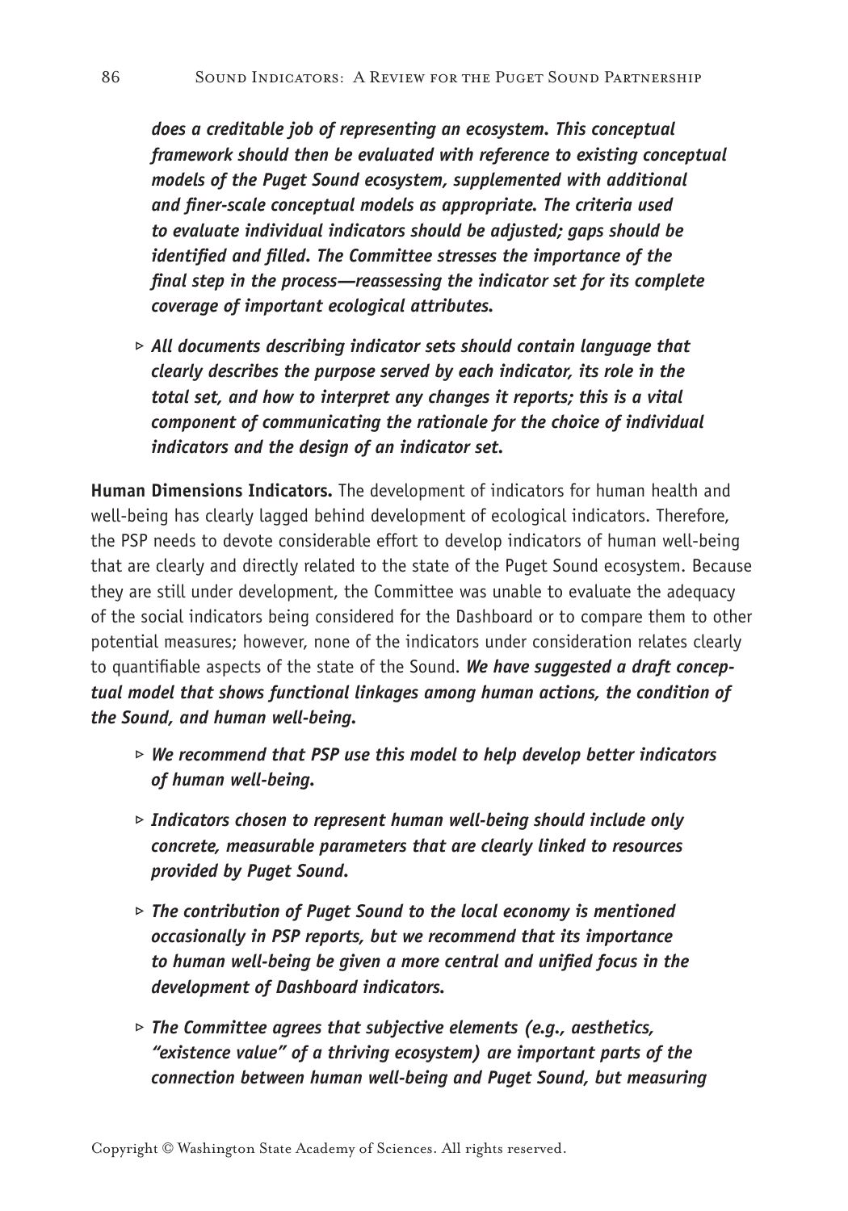***does a creditable job of representing an ecosystem. This conceptual framework should then be evaluated with reference to existing conceptual models of the Puget Sound ecosystem, supplemented with additional and finer-scale conceptual models as appropriate. The criteria used to evaluate individual indicators should be adjusted; gaps should be identified and filled. The Committee stresses the importance of the final step in the process—reassessing the indicator set for its complete coverage of important ecological attributes.***

- ***All documents describing indicator sets should contain language that clearly describes the purpose served by each indicator, its role in the total set, and how to interpret any changes it reports; this is a vital component of communicating the rationale for the choice of individual indicators and the design of an indicator set.***

**Human Dimensions Indicators.** The development of indicators for human health and well-being has clearly lagged behind development of ecological indicators. Therefore, the PSP needs to devote considerable effort to develop indicators of human well-being that are clearly and directly related to the state of the Puget Sound ecosystem. Because they are still under development, the Committee was unable to evaluate the adequacy of the social indicators being considered for the Dashboard or to compare them to other potential measures; however, none of the indicators under consideration relates clearly to quantifiable aspects of the state of the Sound. ***We have suggested a draft conceptual model that shows functional linkages among human actions, the condition of the Sound, and human well-being.***

- ***We recommend that PSP use this model to help develop better indicators of human well-being.***
- ***Indicators chosen to represent human well-being should include only concrete, measurable parameters that are clearly linked to resources provided by Puget Sound.***
- ***The contribution of Puget Sound to the local economy is mentioned occasionally in PSP reports, but we recommend that its importance to human well-being be given a more central and unified focus in the development of Dashboard indicators.***
- ***The Committee agrees that subjective elements (e.g., aesthetics, "existence value" of a thriving ecosystem) are important parts of the connection between human well-being and Puget Sound, but measuring***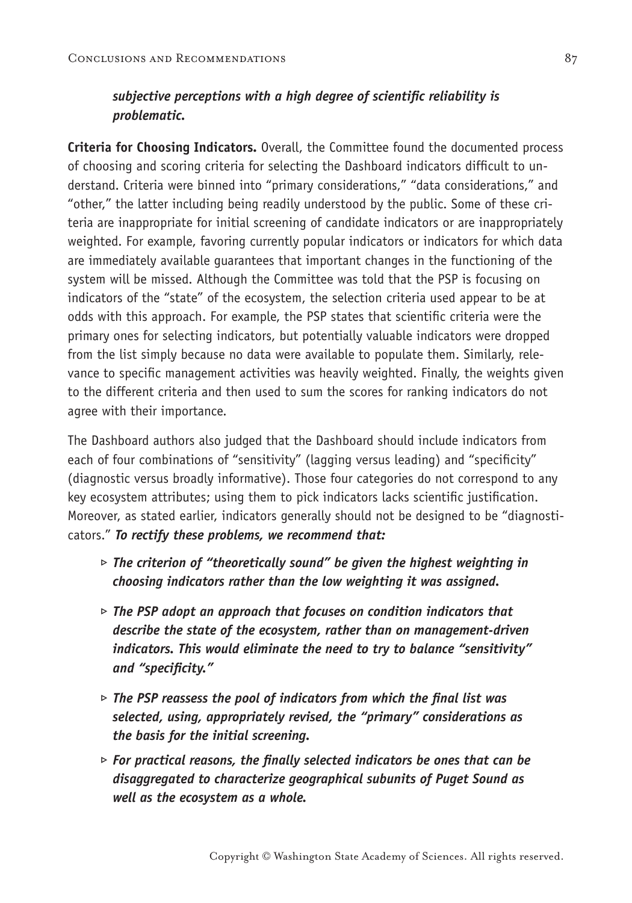***subjective perceptions with a high degree of scientific reliability is problematic.***

**Criteria for Choosing Indicators.** Overall, the Committee found the documented process of choosing and scoring criteria for selecting the Dashboard indicators difficult to understand. Criteria were binned into "primary considerations," "data considerations," and "other," the latter including being readily understood by the public. Some of these criteria are inappropriate for initial screening of candidate indicators or are inappropriately weighted. For example, favoring currently popular indicators or indicators for which data are immediately available guarantees that important changes in the functioning of the system will be missed. Although the Committee was told that the PSP is focusing on indicators of the "state" of the ecosystem, the selection criteria used appear to be at odds with this approach. For example, the PSP states that scientific criteria were the primary ones for selecting indicators, but potentially valuable indicators were dropped from the list simply because no data were available to populate them. Similarly, relevance to specific management activities was heavily weighted. Finally, the weights given to the different criteria and then used to sum the scores for ranking indicators do not agree with their importance.

The Dashboard authors also judged that the Dashboard should include indicators from each of four combinations of "sensitivity" (lagging versus leading) and "specificity" (diagnostic versus broadly informative). Those four categories do not correspond to any key ecosystem attributes; using them to pick indicators lacks scientific justification. Moreover, as stated earlier, indicators generally should not be designed to be "diagnosticators." ***To rectify these problems, we recommend that:***

- ***The criterion of "theoretically sound" be given the highest weighting in choosing indicators rather than the low weighting it was assigned.***
- ***The PSP adopt an approach that focuses on condition indicators that describe the state of the ecosystem, rather than on management-driven indicators. This would eliminate the need to try to balance "sensitivity" and "specificity."***
- ***The PSP reassess the pool of indicators from which the final list was selected, using, appropriately revised, the "primary" considerations as the basis for the initial screening.***
- ***For practical reasons, the finally selected indicators be ones that can be disaggregated to characterize geographical subunits of Puget Sound as well as the ecosystem as a whole.***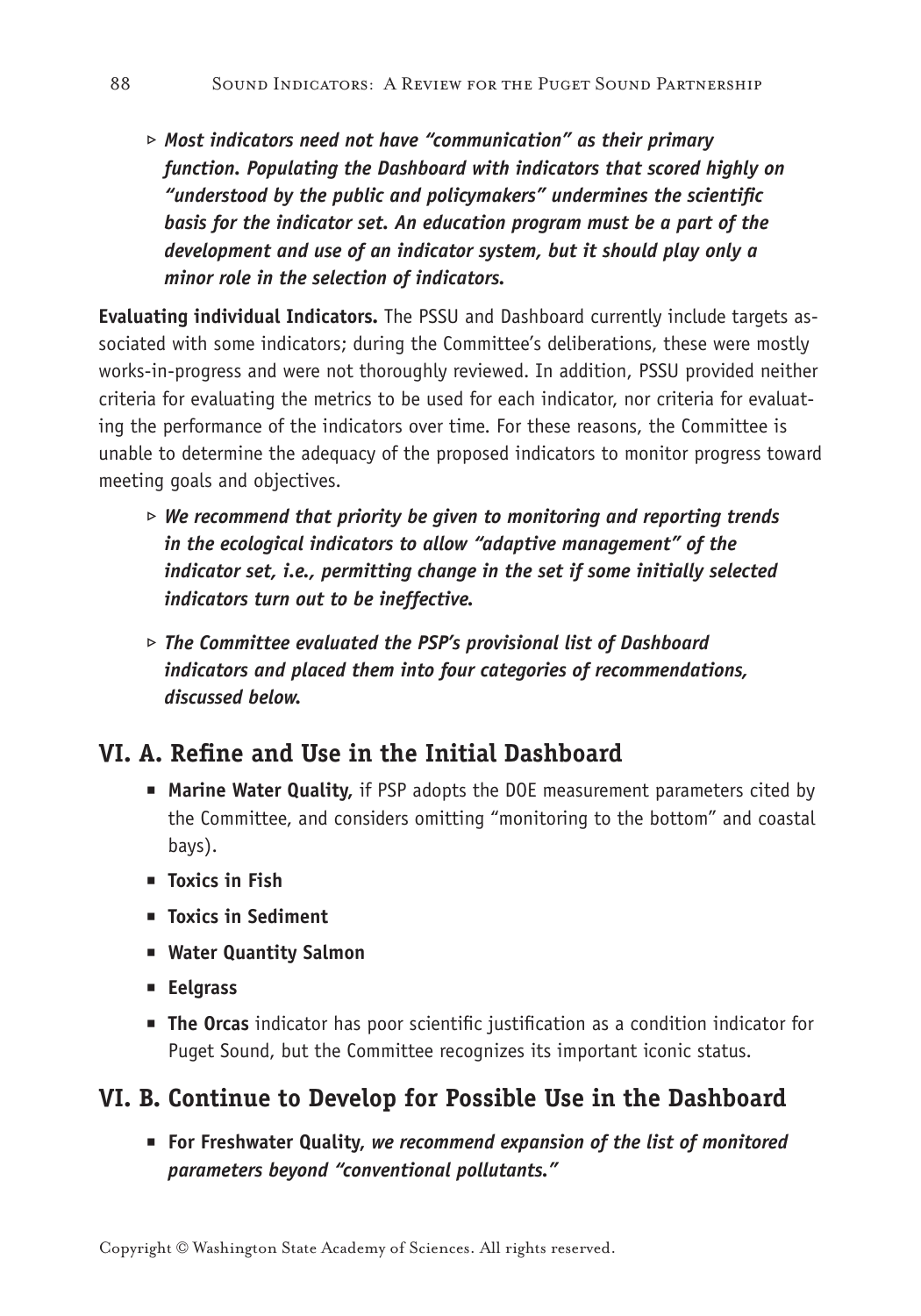- ▹ ***Most indicators need not have "communication" as their primary function. Populating the Dashboard with indicators that scored highly on "understood by the public and policymakers" undermines the scientific basis for the indicator set. An education program must be a part of the development and use of an indicator system, but it should play only a minor role in the selection of indicators.***

**Evaluating individual Indicators.** The PSSU and Dashboard currently include targets associated with some indicators; during the Committee's deliberations, these were mostly works-in-progress and were not thoroughly reviewed. In addition, PSSU provided neither criteria for evaluating the metrics to be used for each indicator, nor criteria for evaluating the performance of the indicators over time. For these reasons, the Committee is unable to determine the adequacy of the proposed indicators to monitor progress toward meeting goals and objectives.

- ▹ ***We recommend that priority be given to monitoring and reporting trends in the ecological indicators to allow "adaptive management" of the indicator set, i.e., permitting change in the set if some initially selected indicators turn out to be ineffective.***
- ▹ ***The Committee evaluated the PSP's provisional list of Dashboard indicators and placed them into four categories of recommendations, discussed below.***

## VI. A. Refine and Use in the Initial Dashboard

- **Marine Water Quality,** if PSP adopts the DOE measurement parameters cited by the Committee, and considers omitting "monitoring to the bottom" and coastal bays).
- **Toxics in Fish**
- **Toxics in Sediment**
- **Water Quantity Salmon**
- **Eelgrass**
- **The Orcas** indicator has poor scientific justification as a condition indicator for Puget Sound, but the Committee recognizes its important iconic status.

## VI. B. Continue to Develop for Possible Use in the Dashboard

- **For Freshwater Quality,** ***we recommend expansion of the list of monitored parameters beyond "conventional pollutants."***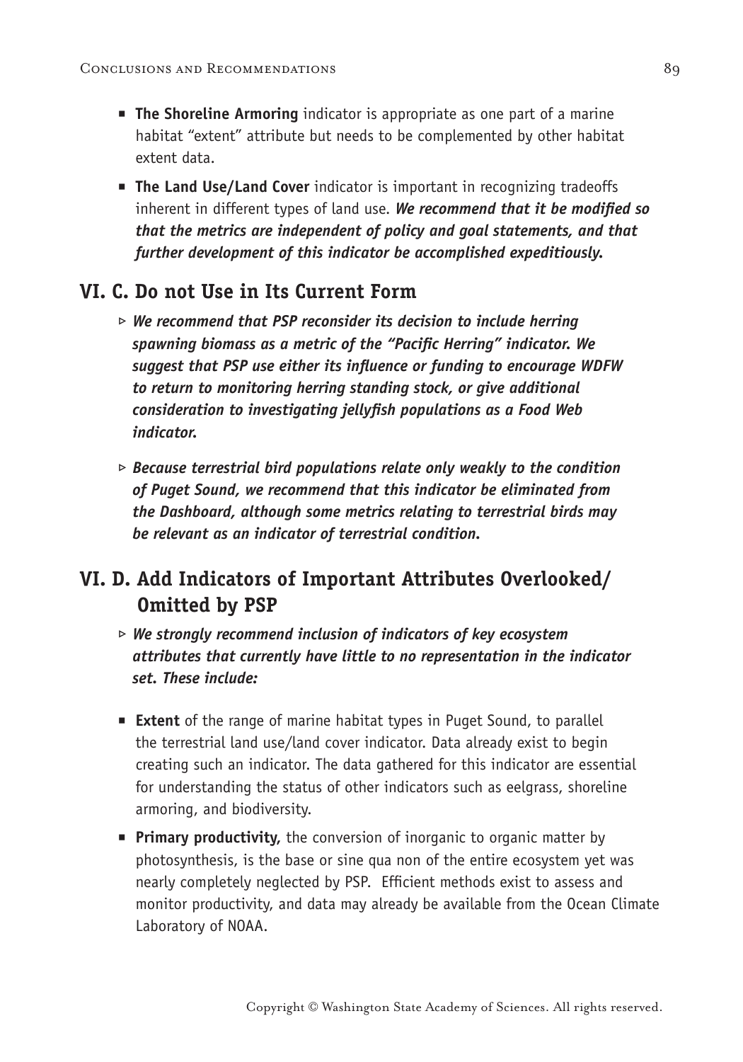- **The Shoreline Armoring** indicator is appropriate as one part of a marine habitat "extent" attribute but needs to be complemented by other habitat extent data.
- **The Land Use/Land Cover** indicator is important in recognizing tradeoffs inherent in different types of land use. ***We recommend that it be modified so that the metrics are independent of policy and goal statements, and that further development of this indicator be accomplished expeditiously.***

## VI. C. Do not Use in Its Current Form

- ***We recommend that PSP reconsider its decision to include herring spawning biomass as a metric of the "Pacific Herring" indicator. We suggest that PSP use either its influence or funding to encourage WDFW to return to monitoring herring standing stock, or give additional consideration to investigating jellyfish populations as a Food Web indicator.***
- ***Because terrestrial bird populations relate only weakly to the condition of Puget Sound, we recommend that this indicator be eliminated from the Dashboard, although some metrics relating to terrestrial birds may be relevant as an indicator of terrestrial condition.***

## VI. D. Add Indicators of Important Attributes Overlooked/ Omitted by PSP

- ***We strongly recommend inclusion of indicators of key ecosystem attributes that currently have little to no representation in the indicator set. These include:***

- **Extent** of the range of marine habitat types in Puget Sound, to parallel the terrestrial land use/land cover indicator. Data already exist to begin creating such an indicator. The data gathered for this indicator are essential for understanding the status of other indicators such as eelgrass, shoreline armoring, and biodiversity.
- **Primary productivity,** the conversion of inorganic to organic matter by photosynthesis, is the base or sine qua non of the entire ecosystem yet was nearly completely neglected by PSP. Efficient methods exist to assess and monitor productivity, and data may already be available from the Ocean Climate Laboratory of NOAA.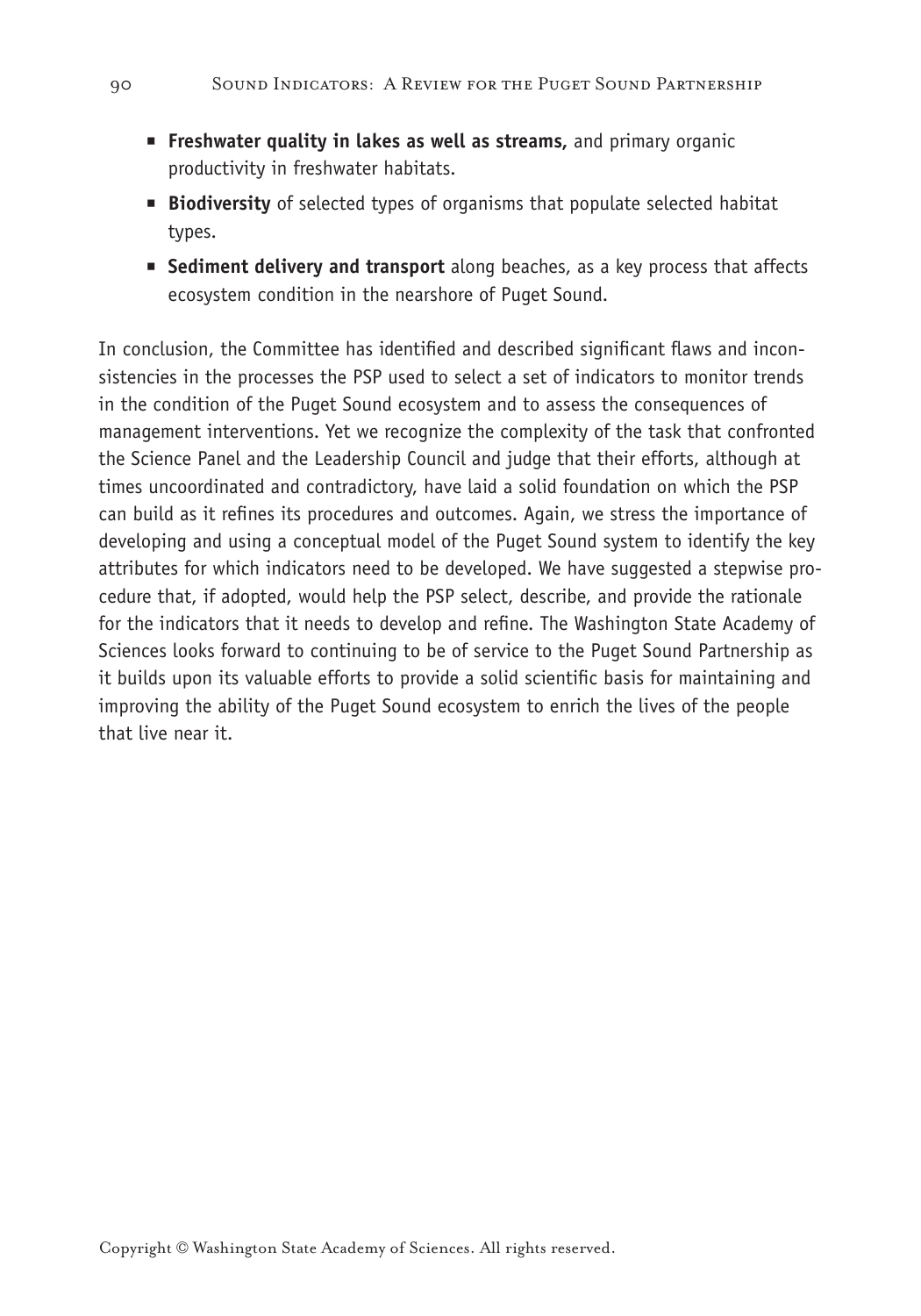- **Freshwater quality in lakes as well as streams,** and primary organic productivity in freshwater habitats.
- **Biodiversity** of selected types of organisms that populate selected habitat types.
- **Sediment delivery and transport** along beaches, as a key process that affects ecosystem condition in the nearshore of Puget Sound.

In conclusion, the Committee has identified and described significant flaws and inconsistencies in the processes the PSP used to select a set of indicators to monitor trends in the condition of the Puget Sound ecosystem and to assess the consequences of management interventions. Yet we recognize the complexity of the task that confronted the Science Panel and the Leadership Council and judge that their efforts, although at times uncoordinated and contradictory, have laid a solid foundation on which the PSP can build as it refines its procedures and outcomes. Again, we stress the importance of developing and using a conceptual model of the Puget Sound system to identify the key attributes for which indicators need to be developed. We have suggested a stepwise procedure that, if adopted, would help the PSP select, describe, and provide the rationale for the indicators that it needs to develop and refine. The Washington State Academy of Sciences looks forward to continuing to be of service to the Puget Sound Partnership as it builds upon its valuable efforts to provide a solid scientific basis for maintaining and improving the ability of the Puget Sound ecosystem to enrich the lives of the people that live near it.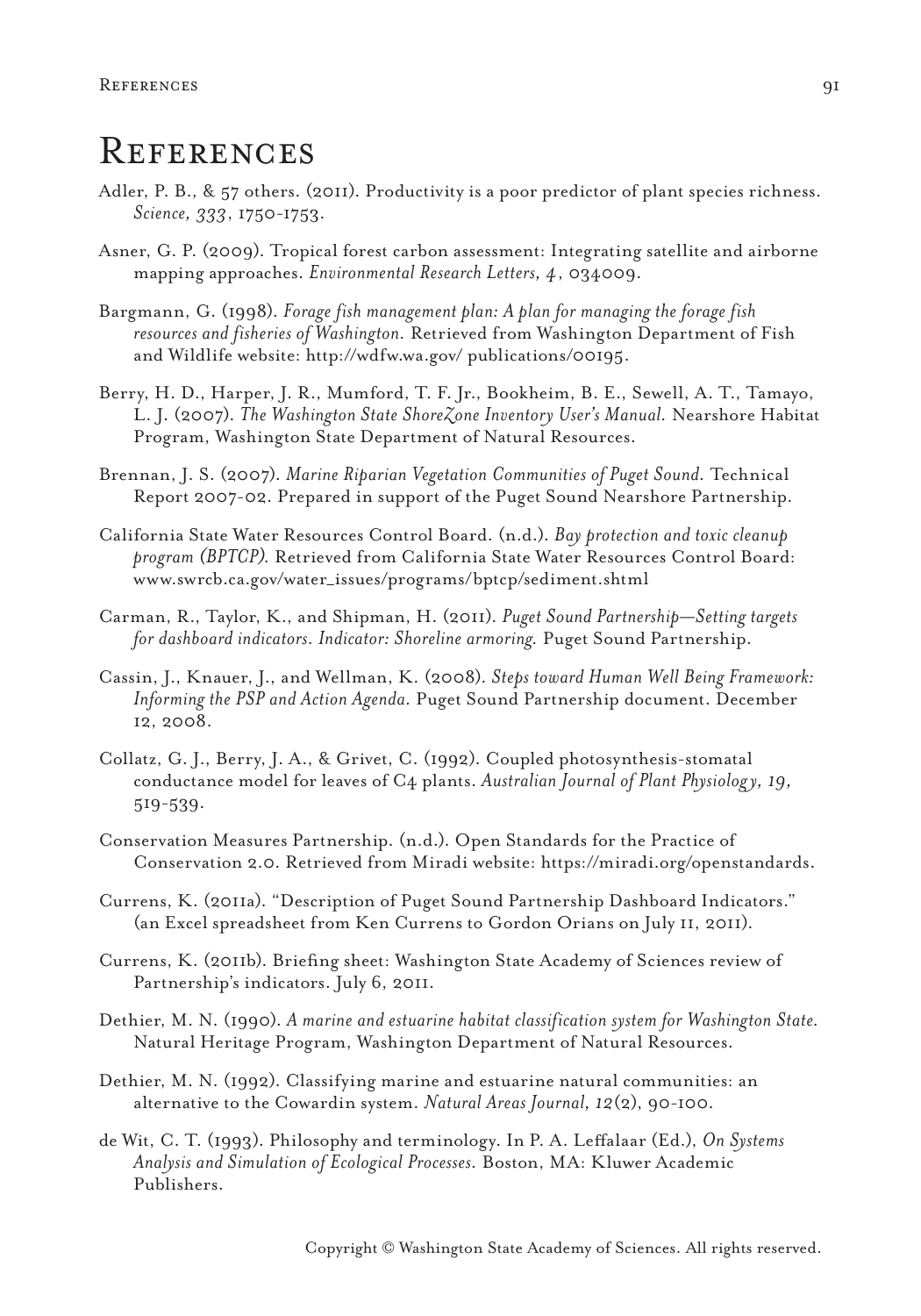# References

Adler, P. B., & 57 others. (2011). Productivity is a poor predictor of plant species richness. *Science, 333*, 1750-1753.

Asner, G. P. (2009). Tropical forest carbon assessment: Integrating satellite and airborne mapping approaches. *Environmental Research Letters, 4*, 034009.

Bargmann, G. (1998). *Forage fish management plan: A plan for managing the forage fish resources and fisheries of Washington.* Retrieved from Washington Department of Fish and Wildlife website: http://wdfw.wa.gov/ publications/00195.

Berry, H. D., Harper, J. R., Mumford, T. F. Jr., Bookheim, B. E., Sewell, A. T., Tamayo, L. J. (2007). *The Washington State ShoreZone Inventory User's Manual.* Nearshore Habitat Program, Washington State Department of Natural Resources.

Brennan, J. S. (2007). *Marine Riparian Vegetation Communities of Puget Sound.* Technical Report 2007-02. Prepared in support of the Puget Sound Nearshore Partnership.

California State Water Resources Control Board. (n.d.). *Bay protection and toxic cleanup program (BPTCP).* Retrieved from California State Water Resources Control Board: www.swrcb.ca.gov/water_issues/programs/bptcp/sediment.shtml

Carman, R., Taylor, K., and Shipman, H. (2011). *Puget Sound Partnership—Setting targets for dashboard indicators. Indicator: Shoreline armoring.* Puget Sound Partnership.

Cassin, J., Knauer, J., and Wellman, K. (2008). *Steps toward Human Well Being Framework: Informing the PSP and Action Agenda.* Puget Sound Partnership document. December 12, 2008.

Collatz, G. J., Berry, J. A., & Grivet, C. (1992). Coupled photosynthesis-stomatal conductance model for leaves of C4 plants. *Australian Journal of Plant Physiology, 19,* 519-539.

Conservation Measures Partnership. (n.d.). Open Standards for the Practice of Conservation 2.0. Retrieved from Miradi website: https://miradi.org/openstandards.

Currens, K. (2011a). "Description of Puget Sound Partnership Dashboard Indicators." (an Excel spreadsheet from Ken Currens to Gordon Orians on July 11, 2011).

Currens, K. (2011b). Briefing sheet: Washington State Academy of Sciences review of Partnership's indicators. July 6, 2011.

Dethier, M. N. (1990). *A marine and estuarine habitat classification system for Washington State.* Natural Heritage Program, Washington Department of Natural Resources.

Dethier, M. N. (1992). Classifying marine and estuarine natural communities: an alternative to the Cowardin system. *Natural Areas Journal, 12*(2), 90-100.

de Wit, C. T. (1993). Philosophy and terminology. In P. A. Leffalaar (Ed.), *On Systems Analysis and Simulation of Ecological Processes.* Boston, MA: Kluwer Academic Publishers.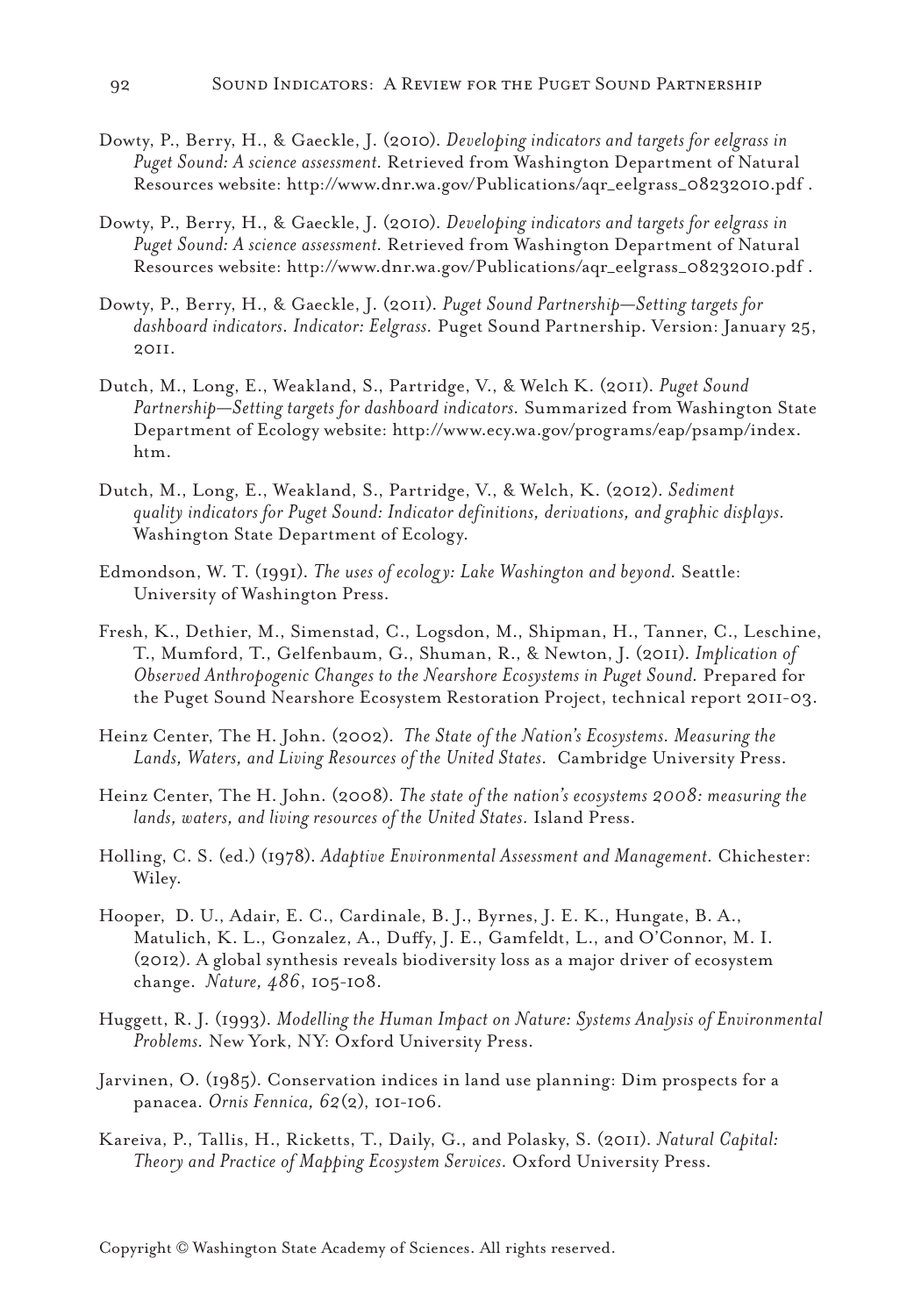Dowty, P., Berry, H., & Gaeckle, J. (2010). *Developing indicators and targets for eelgrass in Puget Sound: A science assessment.* Retrieved from Washington Department of Natural Resources website: http://www.dnr.wa.gov/Publications/aqr_eelgrass_08232010.pdf .

Dowty, P., Berry, H., & Gaeckle, J. (2010). *Developing indicators and targets for eelgrass in Puget Sound: A science assessment.* Retrieved from Washington Department of Natural Resources website: http://www.dnr.wa.gov/Publications/aqr_eelgrass_08232010.pdf .

Dowty, P., Berry, H., & Gaeckle, J. (2011). *Puget Sound Partnership—Setting targets for dashboard indicators. Indicator: Eelgrass.* Puget Sound Partnership. Version: January 25, 2011.

Dutch, M., Long, E., Weakland, S., Partridge, V., & Welch K. (2011). *Puget Sound Partnership—Setting targets for dashboard indicators.* Summarized from Washington State Department of Ecology website: http://www.ecy.wa.gov/programs/eap/psamp/index.htm.

Dutch, M., Long, E., Weakland, S., Partridge, V., & Welch, K. (2012). *Sediment quality indicators for Puget Sound: Indicator definitions, derivations, and graphic displays.* Washington State Department of Ecology.

Edmondson, W. T. (1991). *The uses of ecology: Lake Washington and beyond.* Seattle: University of Washington Press.

Fresh, K., Dethier, M., Simenstad, C., Logsdon, M., Shipman, H., Tanner, C., Leschine, T., Mumford, T., Gelfenbaum, G., Shuman, R., & Newton, J. (2011). *Implication of Observed Anthropogenic Changes to the Nearshore Ecosystems in Puget Sound.* Prepared for the Puget Sound Nearshore Ecosystem Restoration Project, technical report 2011-03.

Heinz Center, The H. John. (2002). *The State of the Nation's Ecosystems. Measuring the Lands, Waters, and Living Resources of the United States.* Cambridge University Press.

Heinz Center, The H. John. (2008). *The state of the nation's ecosystems 2008: measuring the lands, waters, and living resources of the United States.* Island Press.

Holling, C. S. (ed.) (1978). *Adaptive Environmental Assessment and Management.* Chichester: Wiley.

Hooper, D. U., Adair, E. C., Cardinale, B. J., Byrnes, J. E. K., Hungate, B. A., Matulich, K. L., Gonzalez, A., Duffy, J. E., Gamfeldt, L., and O'Connor, M. I. (2012). A global synthesis reveals biodiversity loss as a major driver of ecosystem change. *Nature, 486*, 105-108.

Huggett, R. J. (1993). *Modelling the Human Impact on Nature: Systems Analysis of Environmental Problems.* New York, NY: Oxford University Press.

Jarvinen, O. (1985). Conservation indices in land use planning: Dim prospects for a panacea. *Ornis Fennica, 62*(2), 101-106.

Kareiva, P., Tallis, H., Ricketts, T., Daily, G., and Polasky, S. (2011). *Natural Capital: Theory and Practice of Mapping Ecosystem Services.* Oxford University Press.

Copyright © Washington State Academy of Sciences. All rights reserved.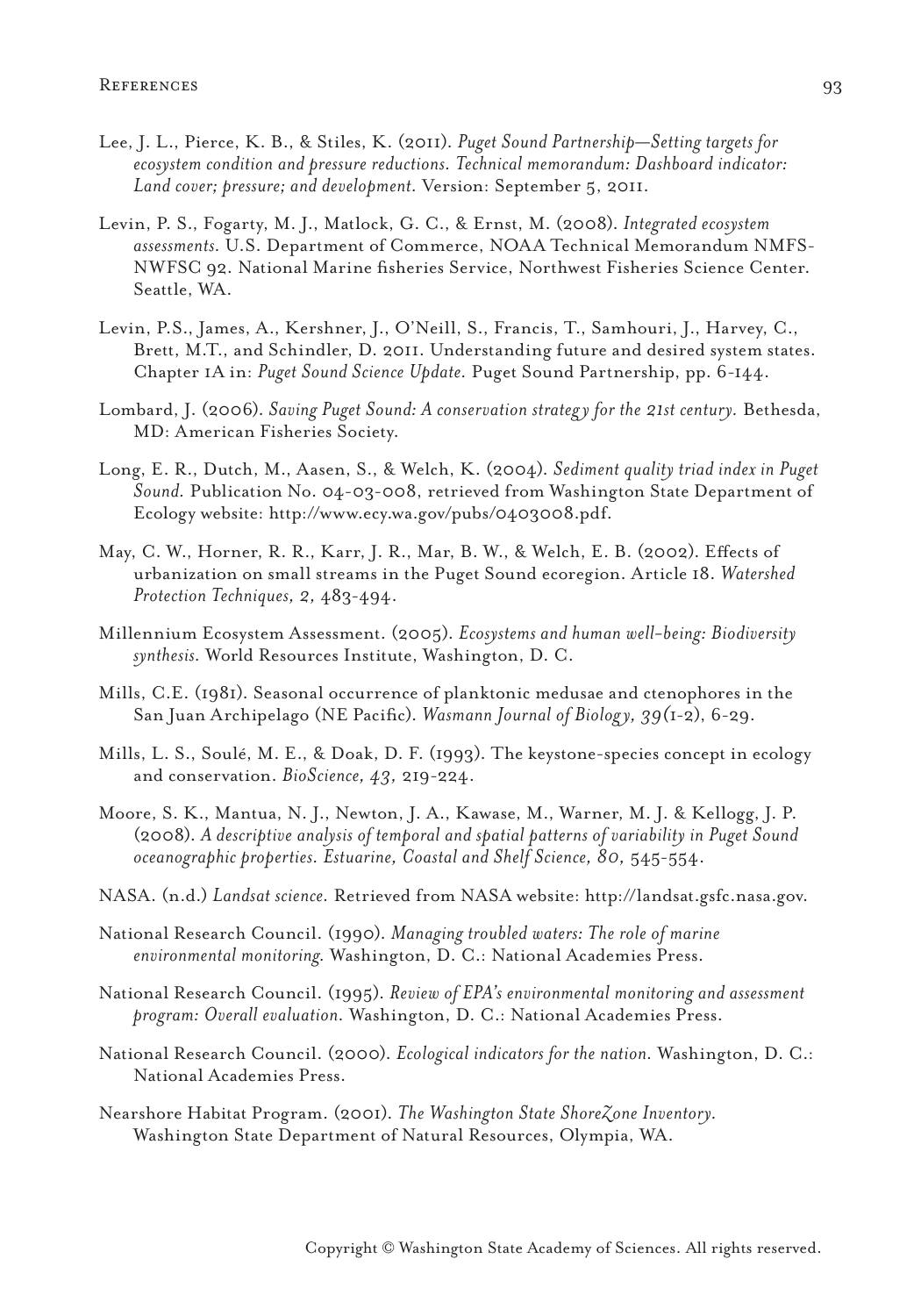Lee, J. L., Pierce, K. B., & Stiles, K. (2011). *Puget Sound Partnership—Setting targets for ecosystem condition and pressure reductions. Technical memorandum: Dashboard indicator: Land cover; pressure; and development.* Version: September 5, 2011.

Levin, P. S., Fogarty, M. J., Matlock, G. C., & Ernst, M. (2008). *Integrated ecosystem assessments.* U.S. Department of Commerce, NOAA Technical Memorandum NMFS-NWFSC 92. National Marine fisheries Service, Northwest Fisheries Science Center. Seattle, WA.

Levin, P.S., James, A., Kershner, J., O'Neill, S., Francis, T., Samhouri, J., Harvey, C., Brett, M.T., and Schindler, D. 2011. Understanding future and desired system states. Chapter 1A in: *Puget Sound Science Update.* Puget Sound Partnership, pp. 6-144.

Lombard, J. (2006). *Saving Puget Sound: A conservation strategy for the 21st century.* Bethesda, MD: American Fisheries Society.

Long, E. R., Dutch, M., Aasen, S., & Welch, K. (2004). *Sediment quality triad index in Puget Sound.* Publication No. 04-03-008, retrieved from Washington State Department of Ecology website: http://www.ecy.wa.gov/pubs/0403008.pdf.

May, C. W., Horner, R. R., Karr, J. R., Mar, B. W., & Welch, E. B. (2002). Effects of urbanization on small streams in the Puget Sound ecoregion. Article 18. *Watershed Protection Techniques, 2,* 483-494.

Millennium Ecosystem Assessment. (2005). *Ecosystems and human well-being: Biodiversity synthesis.* World Resources Institute, Washington, D. C.

Mills, C.E. (1981). Seasonal occurrence of planktonic medusae and ctenophores in the San Juan Archipelago (NE Pacific). *Wasmann Journal of Biology, 39*(1-2), 6-29.

Mills, L. S., Soulé, M. E., & Doak, D. F. (1993). The keystone-species concept in ecology and conservation. *BioScience, 43,* 219-224.

Moore, S. K., Mantua, N. J., Newton, J. A., Kawase, M., Warner, M. J. & Kellogg, J. P. (2008). *A descriptive analysis of temporal and spatial patterns of variability in Puget Sound oceanographic properties. Estuarine, Coastal and Shelf Science, 80,* 545-554.

NASA. (n.d.) *Landsat science.* Retrieved from NASA website: http://landsat.gsfc.nasa.gov.

National Research Council. (1990). *Managing troubled waters: The role of marine environmental monitoring.* Washington, D. C.: National Academies Press.

National Research Council. (1995). *Review of EPA's environmental monitoring and assessment program: Overall evaluation.* Washington, D. C.: National Academies Press.

National Research Council. (2000). *Ecological indicators for the nation.* Washington, D. C.: National Academies Press.

Nearshore Habitat Program. (2001). *The Washington State ShoreZone Inventory.* Washington State Department of Natural Resources, Olympia, WA.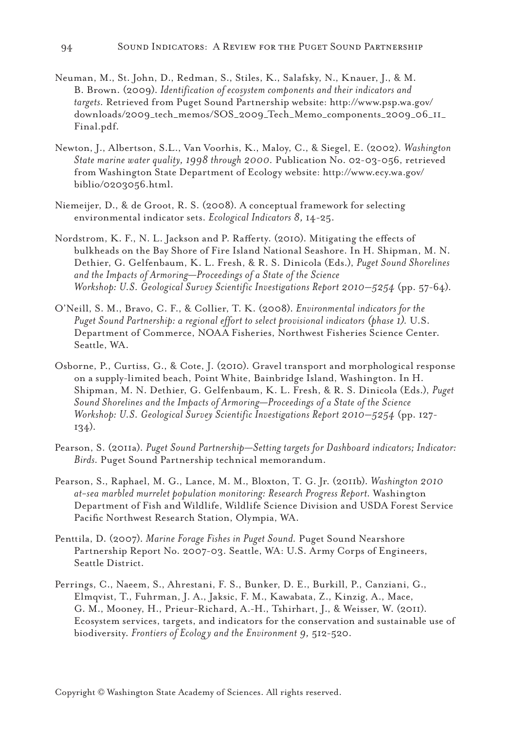Neuman, M., St. John, D., Redman, S., Stiles, K., Salafsky, N., Knauer, J., & M. B. Brown. (2009). *Identification of ecosystem components and their indicators and targets.* Retrieved from Puget Sound Partnership website: http://www.psp.wa.gov/downloads/2009_tech_memos/SOS_2009_Tech_Memo_components_2009_06_11_Final.pdf.

Newton, J., Albertson, S.L., Van Voorhis, K., Maloy, C., & Siegel, E. (2002). *Washington State marine water quality, 1998 through 2000.* Publication No. 02-03-056, retrieved from Washington State Department of Ecology website: http://www.ecy.wa.gov/biblio/0203056.html.

Niemeijer, D., & de Groot, R. S. (2008). A conceptual framework for selecting environmental indicator sets. *Ecological Indicators 8,* 14-25.

Nordstrom, K. F., N. L. Jackson and P. Rafferty. (2010). Mitigating the effects of bulkheads on the Bay Shore of Fire Island National Seashore. In H. Shipman, M. N. Dethier, G. Gelfenbaum, K. L. Fresh, & R. S. Dinicola (Eds.), *Puget Sound Shorelines and the Impacts of Armoring—Proceedings of a State of the Science Workshop: U.S. Geological Survey Scientific Investigations Report 2010–5254* (pp. 57-64).

O'Neill, S. M., Bravo, C. F., & Collier, T. K. (2008). *Environmental indicators for the Puget Sound Partnership: a regional effort to select provisional indicators (phase 1).* U.S. Department of Commerce, NOAA Fisheries, Northwest Fisheries Science Center. Seattle, WA.

Osborne, P., Curtiss, G., & Cote, J. (2010). Gravel transport and morphological response on a supply-limited beach, Point White, Bainbridge Island, Washington. In H. Shipman, M. N. Dethier, G. Gelfenbaum, K. L. Fresh, & R. S. Dinicola (Eds.), *Puget Sound Shorelines and the Impacts of Armoring—Proceedings of a State of the Science Workshop: U.S. Geological Survey Scientific Investigations Report 2010–5254* (pp. 127-134).

Pearson, S. (2011a). *Puget Sound Partnership—Setting targets for Dashboard indicators; Indicator: Birds.* Puget Sound Partnership technical memorandum.

Pearson, S., Raphael, M. G., Lance, M. M., Bloxton, T. G. Jr. (2011b). *Washington 2010 at-sea marbled murrelet population monitoring: Research Progress Report.* Washington Department of Fish and Wildlife, Wildlife Science Division and USDA Forest Service Pacific Northwest Research Station, Olympia, WA.

Penttila, D. (2007). *Marine Forage Fishes in Puget Sound.* Puget Sound Nearshore Partnership Report No. 2007-03. Seattle, WA: U.S. Army Corps of Engineers, Seattle District.

Perrings, C., Naeem, S., Ahrestani, F. S., Bunker, D. E., Burkill, P., Canziani, G., Elmqvist, T., Fuhrman, J. A., Jaksic, F. M., Kawabata, Z., Kinzig, A., Mace, G. M., Mooney, H., Prieur-Richard, A.-H., Tshirhart, J., & Weisser, W. (2011). Ecosystem services, targets, and indicators for the conservation and sustainable use of biodiversity. *Frontiers of Ecology and the Environment 9,* 512-520.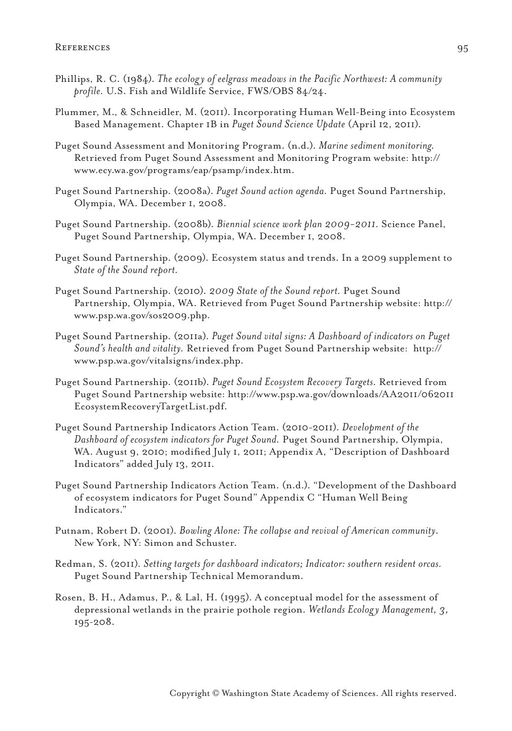Phillips, R. C. (1984). *The ecology of eelgrass meadows in the Pacific Northwest: A community profile*. U.S. Fish and Wildlife Service, FWS/OBS 84/24.

Plummer, M., & Schneidler, M. (2011). Incorporating Human Well-Being into Ecosystem Based Management. Chapter 1B in *Puget Sound Science Update* (April 12, 2011).

Puget Sound Assessment and Monitoring Program. (n.d.). *Marine sediment monitoring*. Retrieved from Puget Sound Assessment and Monitoring Program website: http://www.ecy.wa.gov/programs/eap/psamp/index.htm.

Puget Sound Partnership. (2008a). *Puget Sound action agenda*. Puget Sound Partnership, Olympia, WA. December 1, 2008.

Puget Sound Partnership. (2008b). *Biennial science work plan 2009–2011*. Science Panel, Puget Sound Partnership, Olympia, WA. December 1, 2008.

Puget Sound Partnership. (2009). Ecosystem status and trends. In a 2009 supplement to *State of the Sound report*.

Puget Sound Partnership. (2010). *2009 State of the Sound report*. Puget Sound Partnership, Olympia, WA. Retrieved from Puget Sound Partnership website: http://www.psp.wa.gov/sos2009.php.

Puget Sound Partnership. (2011a). *Puget Sound vital signs: A Dashboard of indicators on Puget Sound's health and vitality*. Retrieved from Puget Sound Partnership website: http://www.psp.wa.gov/vitalsigns/index.php.

Puget Sound Partnership. (2011b). *Puget Sound Ecosystem Recovery Targets*. Retrieved from Puget Sound Partnership website: http://www.psp.wa.gov/downloads/AA2011/062011EcosystemRecoveryTargetList.pdf.

Puget Sound Partnership Indicators Action Team. (2010-2011). *Development of the Dashboard of ecosystem indicators for Puget Sound*. Puget Sound Partnership, Olympia, WA. August 9, 2010; modified July 1, 2011; Appendix A, "Description of Dashboard Indicators" added July 13, 2011.

Puget Sound Partnership Indicators Action Team. (n.d.). "Development of the Dashboard of ecosystem indicators for Puget Sound" Appendix C "Human Well Being Indicators."

Putnam, Robert D. (2001). *Bowling Alone: The collapse and revival of American community*. New York, NY: Simon and Schuster.

Redman, S. (2011). *Setting targets for dashboard indicators; Indicator: southern resident orcas*. Puget Sound Partnership Technical Memorandum.

Rosen, B. H., Adamus, P., & Lal, H. (1995). A conceptual model for the assessment of depressional wetlands in the prairie pothole region. *Wetlands Ecology Management, 3,* 195-208.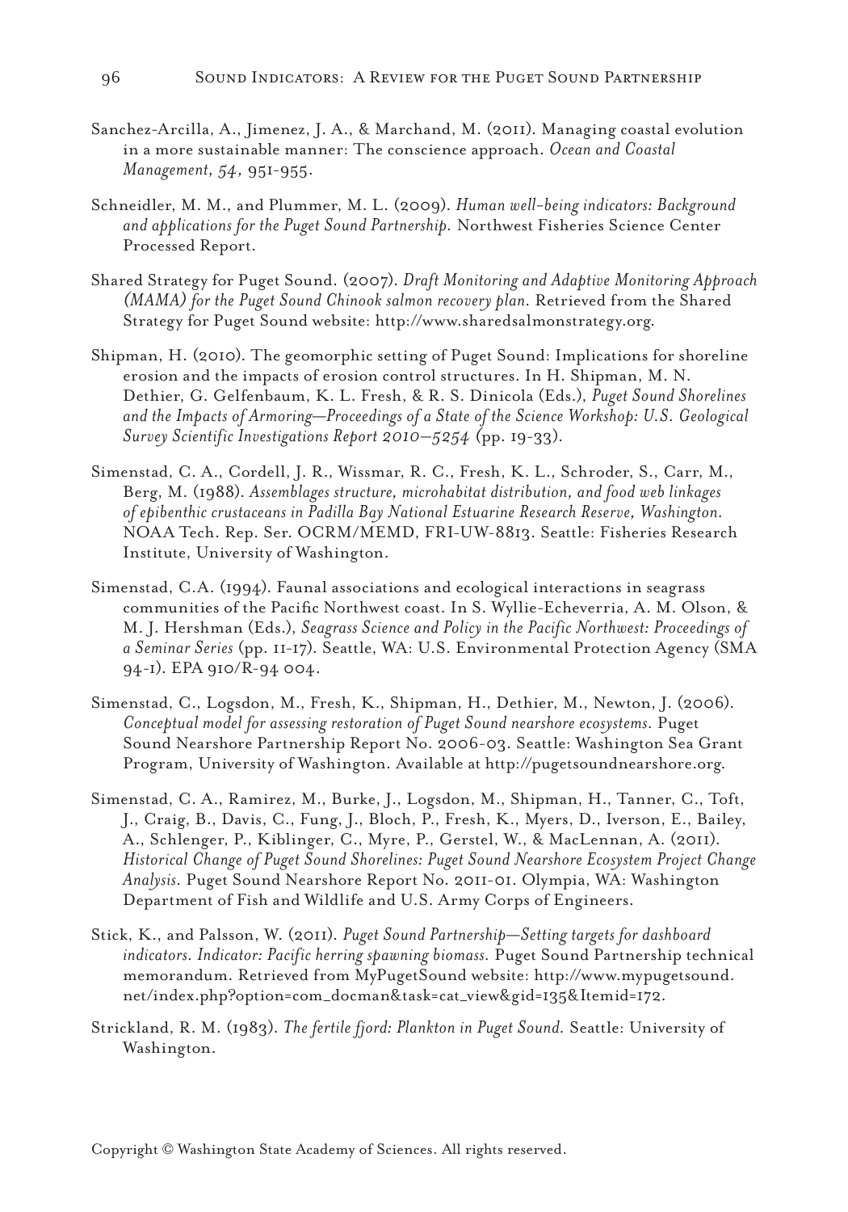Sanchez-Arcilla, A., Jimenez, J. A., & Marchand, M. (2011). Managing coastal evolution in a more sustainable manner: The conscience approach. *Ocean and Coastal Management, 54,* 951-955.

Schneidler, M. M., and Plummer, M. L. (2009). *Human well-being indicators: Background and applications for the Puget Sound Partnership.* Northwest Fisheries Science Center Processed Report.

Shared Strategy for Puget Sound. (2007). *Draft Monitoring and Adaptive Monitoring Approach (MAMA) for the Puget Sound Chinook salmon recovery plan.* Retrieved from the Shared Strategy for Puget Sound website: http://www.sharedsalmonstrategy.org.

Shipman, H. (2010). The geomorphic setting of Puget Sound: Implications for shoreline erosion and the impacts of erosion control structures. In H. Shipman, M. N. Dethier, G. Gelfenbaum, K. L. Fresh, & R. S. Dinicola (Eds.), *Puget Sound Shorelines and the Impacts of Armoring—Proceedings of a State of the Science Workshop: U.S. Geological Survey Scientific Investigations Report 2010–5254* (pp. 19-33).

Simenstad, C. A., Cordell, J. R., Wissmar, R. C., Fresh, K. L., Schroder, S., Carr, M., Berg, M. (1988). *Assemblages structure, microhabitat distribution, and food web linkages of epibenthic crustaceans in Padilla Bay National Estuarine Research Reserve, Washington.* NOAA Tech. Rep. Ser. OCRM/MEMD, FRI-UW-8813. Seattle: Fisheries Research Institute, University of Washington.

Simenstad, C.A. (1994). Faunal associations and ecological interactions in seagrass communities of the Pacific Northwest coast. In S. Wyllie-Echeverria, A. M. Olson, & M. J. Hershman (Eds.), *Seagrass Science and Policy in the Pacific Northwest: Proceedings of a Seminar Series* (pp. 11-17). Seattle, WA: U.S. Environmental Protection Agency (SMA 94-1). EPA 910/R-94 004.

Simenstad, C., Logsdon, M., Fresh, K., Shipman, H., Dethier, M., Newton, J. (2006). *Conceptual model for assessing restoration of Puget Sound nearshore ecosystems.* Puget Sound Nearshore Partnership Report No. 2006-03. Seattle: Washington Sea Grant Program, University of Washington. Available at http://pugetsoundnearshore.org.

Simenstad, C. A., Ramirez, M., Burke, J., Logsdon, M., Shipman, H., Tanner, C., Toft, J., Craig, B., Davis, C., Fung, J., Bloch, P., Fresh, K., Myers, D., Iverson, E., Bailey, A., Schlenger, P., Kiblinger, C., Myre, P., Gerstel, W., & MacLennan, A. (2011). *Historical Change of Puget Sound Shorelines: Puget Sound Nearshore Ecosystem Project Change Analysis.* Puget Sound Nearshore Report No. 2011-01. Olympia, WA: Washington Department of Fish and Wildlife and U.S. Army Corps of Engineers.

Stick, K., and Palsson, W. (2011). *Puget Sound Partnership—Setting targets for dashboard indicators. Indicator: Pacific herring spawning biomass.* Puget Sound Partnership technical memorandum. Retrieved from MyPugetSound website: http://www.mypugetsound.net/index.php?option=com_docman&task=cat_view&gid=135&Itemid=172.

Strickland, R. M. (1983). *The fertile fjord: Plankton in Puget Sound.* Seattle: University of Washington.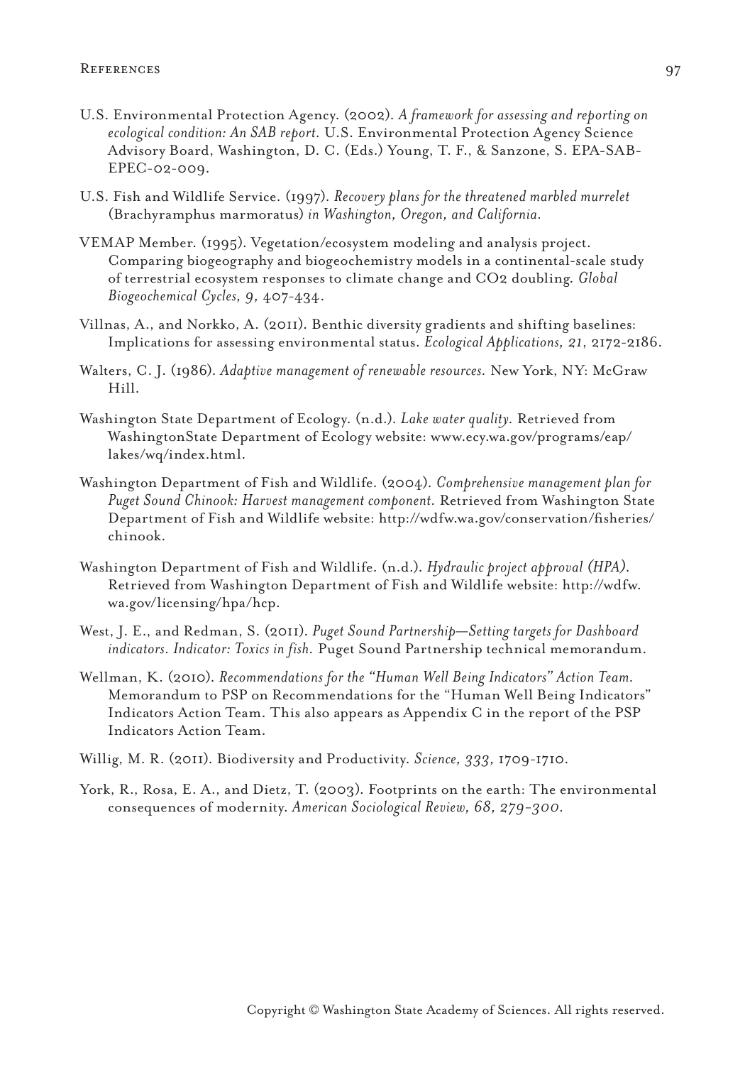U.S. Environmental Protection Agency. (2002). *A framework for assessing and reporting on ecological condition: An SAB report.* U.S. Environmental Protection Agency Science Advisory Board, Washington, D. C. (Eds.) Young, T. F., & Sanzone, S. EPA-SAB-EPEC-02-009.

U.S. Fish and Wildlife Service. (1997). *Recovery plans for the threatened marbled murrelet* (Brachyramphus marmoratus) *in Washington, Oregon, and California.*

VEMAP Member. (1995). Vegetation/ecosystem modeling and analysis project. Comparing biogeography and biogeochemistry models in a continental-scale study of terrestrial ecosystem responses to climate change and CO2 doubling. *Global Biogeochemical Cycles, 9,* 407-434.

Villnas, A., and Norkko, A. (2011). Benthic diversity gradients and shifting baselines: Implications for assessing environmental status. *Ecological Applications, 21*, 2172-2186.

Walters, C. J. (1986). *Adaptive management of renewable resources.* New York, NY: McGraw Hill.

Washington State Department of Ecology. (n.d.). *Lake water quality.* Retrieved from WashingtonState Department of Ecology website: www.ecy.wa.gov/programs/eap/lakes/wq/index.html.

Washington Department of Fish and Wildlife. (2004). *Comprehensive management plan for Puget Sound Chinook: Harvest management component.* Retrieved from Washington State Department of Fish and Wildlife website: http://wdfw.wa.gov/conservation/fisheries/chinook.

Washington Department of Fish and Wildlife. (n.d.). *Hydraulic project approval (HPA).* Retrieved from Washington Department of Fish and Wildlife website: http://wdfw.wa.gov/licensing/hpa/hcp.

West, J. E., and Redman, S. (2011). *Puget Sound Partnership—Setting targets for Dashboard indicators. Indicator: Toxics in fish.* Puget Sound Partnership technical memorandum.

Wellman, K. (2010). *Recommendations for the "Human Well Being Indicators" Action Team.* Memorandum to PSP on Recommendations for the "Human Well Being Indicators" Indicators Action Team. This also appears as Appendix C in the report of the PSP Indicators Action Team.

Willig, M. R. (2011). Biodiversity and Productivity. *Science, 333,* 1709-1710.

York, R., Rosa, E. A., and Dietz, T. (2003). Footprints on the earth: The environmental consequences of modernity. *American Sociological Review, 68, 279-300.*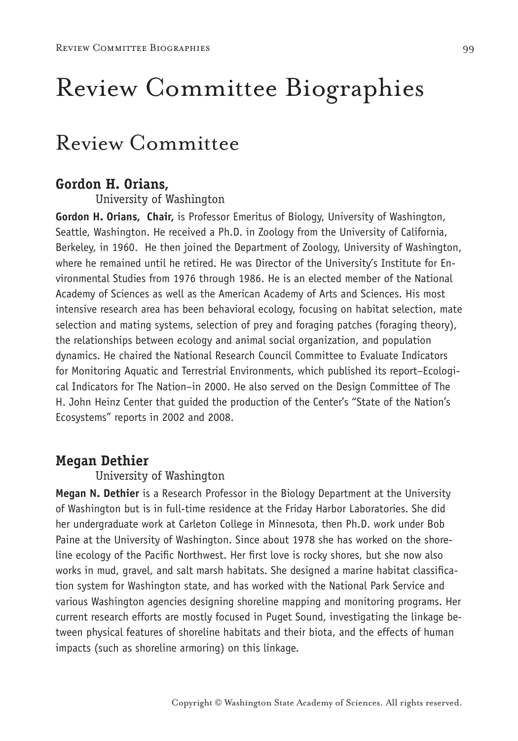# Review Committee Biographies

## Review Committee

### Gordon H. Orians,

University of Washington

**Gordon H. Orians, Chair,** is Professor Emeritus of Biology, University of Washington, Seattle, Washington. He received a Ph.D. in Zoology from the University of California, Berkeley, in 1960. He then joined the Department of Zoology, University of Washington, where he remained until he retired. He was Director of the University's Institute for Environmental Studies from 1976 through 1986. He is an elected member of the National Academy of Sciences as well as the American Academy of Arts and Sciences. His most intensive research area has been behavioral ecology, focusing on habitat selection, mate selection and mating systems, selection of prey and foraging patches (foraging theory), the relationships between ecology and animal social organization, and population dynamics. He chaired the National Research Council Committee to Evaluate Indicators for Monitoring Aquatic and Terrestrial Environments, which published its report–Ecological Indicators for The Nation–in 2000. He also served on the Design Committee of The H. John Heinz Center that guided the production of the Center's "State of the Nation's Ecosystems" reports in 2002 and 2008.

### Megan Dethier

University of Washington

**Megan N. Dethier** is a Research Professor in the Biology Department at the University of Washington but is in full-time residence at the Friday Harbor Laboratories. She did her undergraduate work at Carleton College in Minnesota, then Ph.D. work under Bob Paine at the University of Washington. Since about 1978 she has worked on the shoreline ecology of the Pacific Northwest. Her first love is rocky shores, but she now also works in mud, gravel, and salt marsh habitats. She designed a marine habitat classification system for Washington state, and has worked with the National Park Service and various Washington agencies designing shoreline mapping and monitoring programs. Her current research efforts are mostly focused in Puget Sound, investigating the linkage between physical features of shoreline habitats and their biota, and the effects of human impacts (such as shoreline armoring) on this linkage.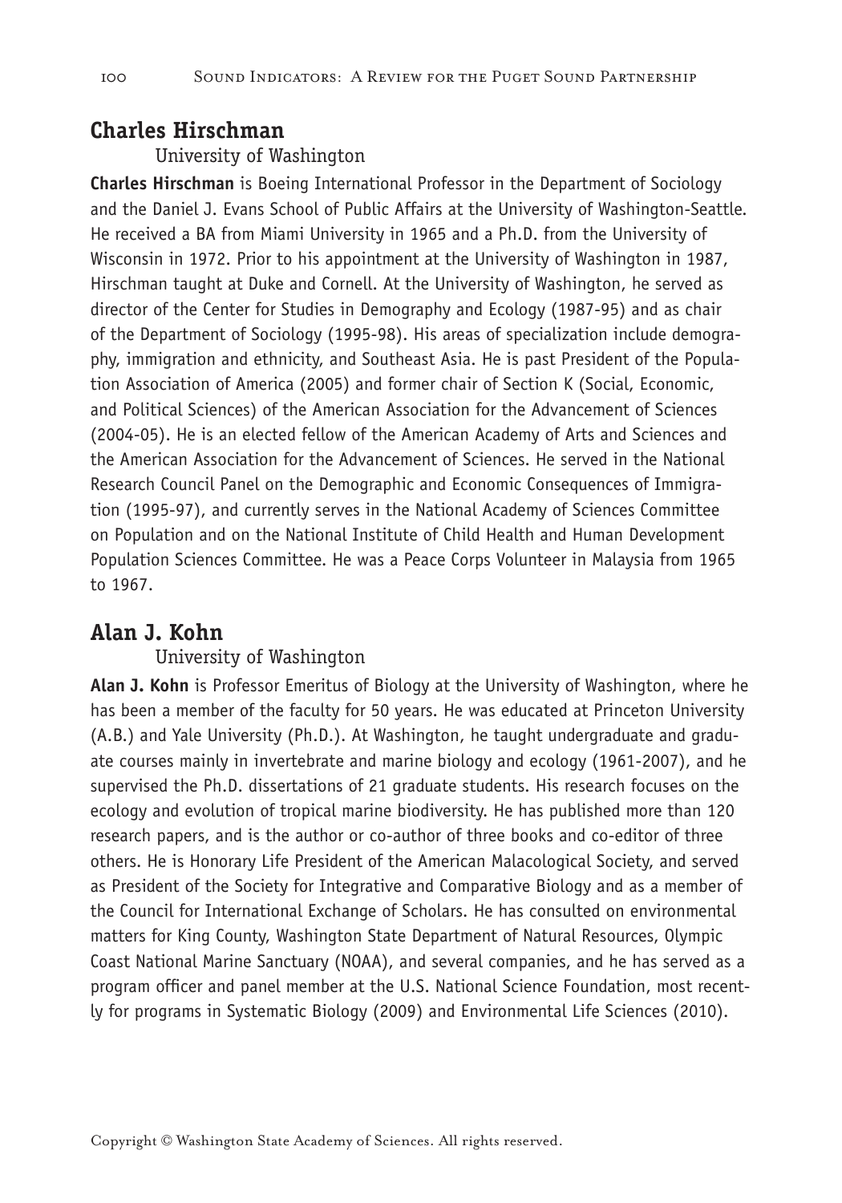## Charles Hirschman

University of Washington

**Charles Hirschman** is Boeing International Professor in the Department of Sociology and the Daniel J. Evans School of Public Affairs at the University of Washington-Seattle. He received a BA from Miami University in 1965 and a Ph.D. from the University of Wisconsin in 1972. Prior to his appointment at the University of Washington in 1987, Hirschman taught at Duke and Cornell. At the University of Washington, he served as director of the Center for Studies in Demography and Ecology (1987-95) and as chair of the Department of Sociology (1995-98). His areas of specialization include demography, immigration and ethnicity, and Southeast Asia. He is past President of the Population Association of America (2005) and former chair of Section K (Social, Economic, and Political Sciences) of the American Association for the Advancement of Sciences (2004-05). He is an elected fellow of the American Academy of Arts and Sciences and the American Association for the Advancement of Sciences. He served in the National Research Council Panel on the Demographic and Economic Consequences of Immigration (1995-97), and currently serves in the National Academy of Sciences Committee on Population and on the National Institute of Child Health and Human Development Population Sciences Committee. He was a Peace Corps Volunteer in Malaysia from 1965 to 1967.

## Alan J. Kohn

University of Washington

**Alan J. Kohn** is Professor Emeritus of Biology at the University of Washington, where he has been a member of the faculty for 50 years. He was educated at Princeton University (A.B.) and Yale University (Ph.D.). At Washington, he taught undergraduate and graduate courses mainly in invertebrate and marine biology and ecology (1961-2007), and he supervised the Ph.D. dissertations of 21 graduate students. His research focuses on the ecology and evolution of tropical marine biodiversity. He has published more than 120 research papers, and is the author or co-author of three books and co-editor of three others. He is Honorary Life President of the American Malacological Society, and served as President of the Society for Integrative and Comparative Biology and as a member of the Council for International Exchange of Scholars. He has consulted on environmental matters for King County, Washington State Department of Natural Resources, Olympic Coast National Marine Sanctuary (NOAA), and several companies, and he has served as a program officer and panel member at the U.S. National Science Foundation, most recently for programs in Systematic Biology (2009) and Environmental Life Sciences (2010).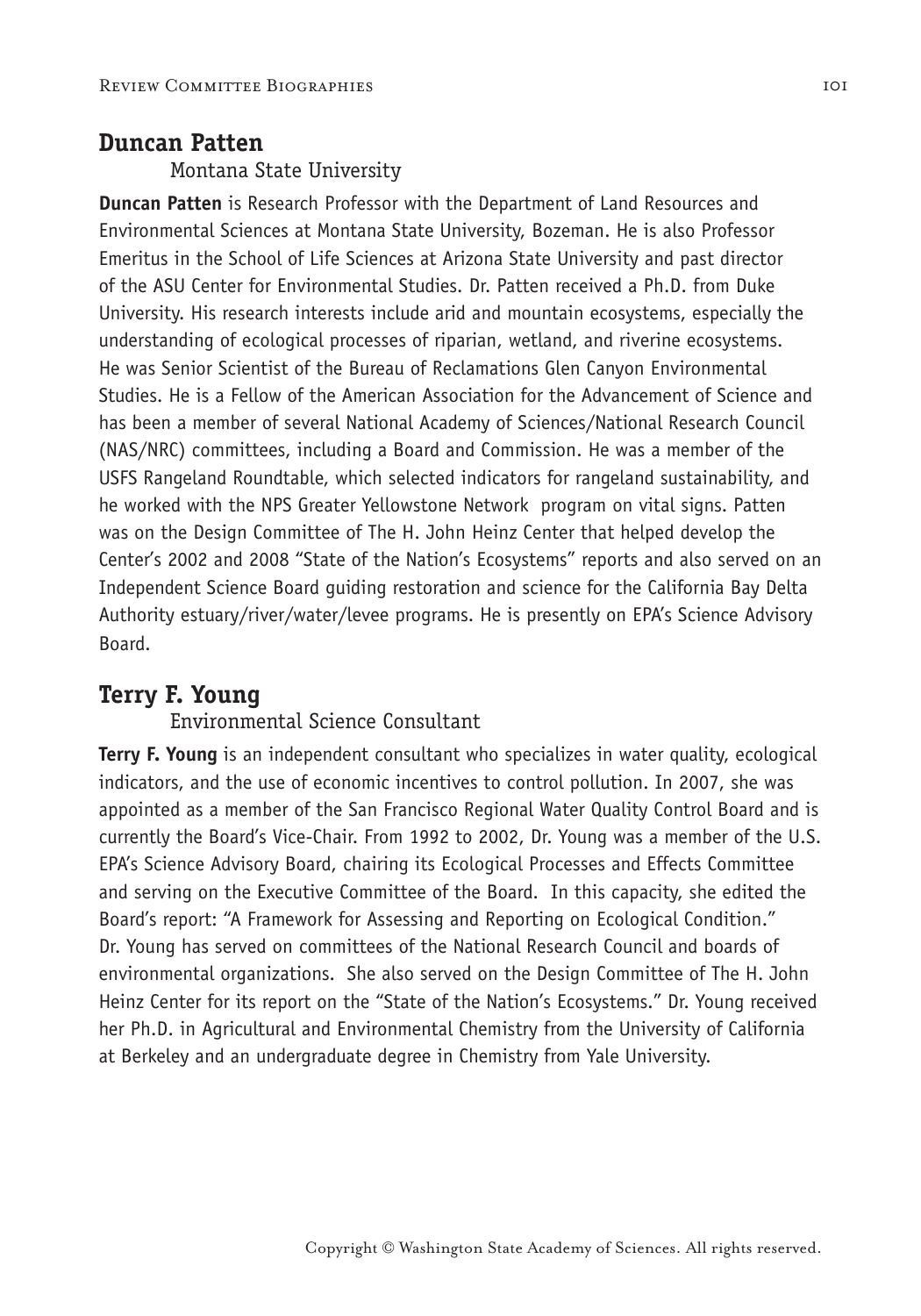## Duncan Patten

Montana State University

**Duncan Patten** is Research Professor with the Department of Land Resources and Environmental Sciences at Montana State University, Bozeman. He is also Professor Emeritus in the School of Life Sciences at Arizona State University and past director of the ASU Center for Environmental Studies. Dr. Patten received a Ph.D. from Duke University. His research interests include arid and mountain ecosystems, especially the understanding of ecological processes of riparian, wetland, and riverine ecosystems. He was Senior Scientist of the Bureau of Reclamations Glen Canyon Environmental Studies. He is a Fellow of the American Association for the Advancement of Science and has been a member of several National Academy of Sciences/National Research Council (NAS/NRC) committees, including a Board and Commission. He was a member of the USFS Rangeland Roundtable, which selected indicators for rangeland sustainability, and he worked with the NPS Greater Yellowstone Network program on vital signs. Patten was on the Design Committee of The H. John Heinz Center that helped develop the Center's 2002 and 2008 "State of the Nation's Ecosystems" reports and also served on an Independent Science Board guiding restoration and science for the California Bay Delta Authority estuary/river/water/levee programs. He is presently on EPA's Science Advisory Board.

## Terry F. Young

Environmental Science Consultant

**Terry F. Young** is an independent consultant who specializes in water quality, ecological indicators, and the use of economic incentives to control pollution. In 2007, she was appointed as a member of the San Francisco Regional Water Quality Control Board and is currently the Board's Vice-Chair. From 1992 to 2002, Dr. Young was a member of the U.S. EPA's Science Advisory Board, chairing its Ecological Processes and Effects Committee and serving on the Executive Committee of the Board. In this capacity, she edited the Board's report: "A Framework for Assessing and Reporting on Ecological Condition." Dr. Young has served on committees of the National Research Council and boards of environmental organizations. She also served on the Design Committee of The H. John Heinz Center for its report on the "State of the Nation's Ecosystems." Dr. Young received her Ph.D. in Agricultural and Environmental Chemistry from the University of California at Berkeley and an undergraduate degree in Chemistry from Yale University.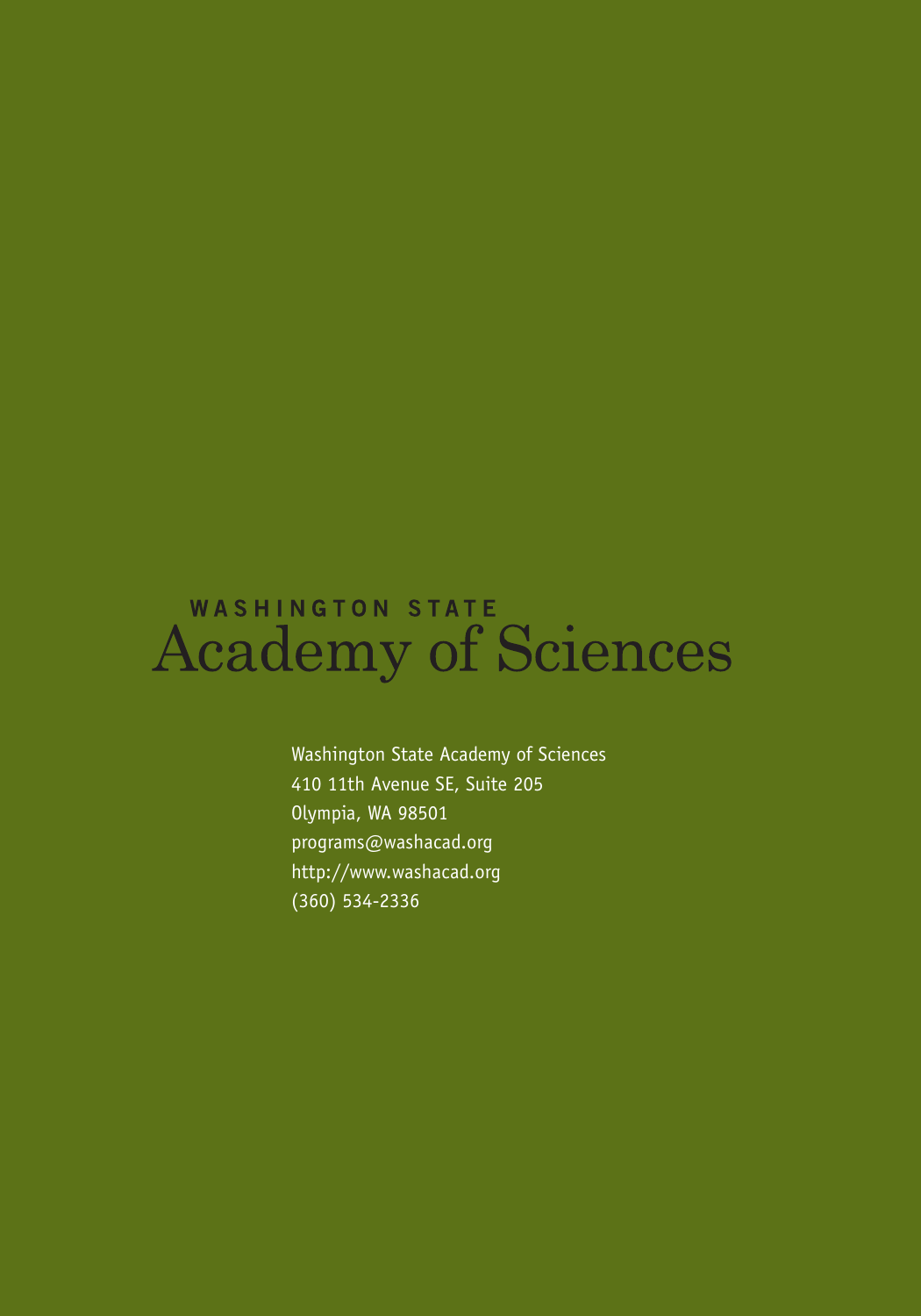WASHINGTON STATE
Academy of Sciences

Washington State Academy of Sciences
410 11th Avenue SE, Suite 205
Olympia, WA 98501
programs@washacad.org
http://www.washacad.org
(360) 534-2336